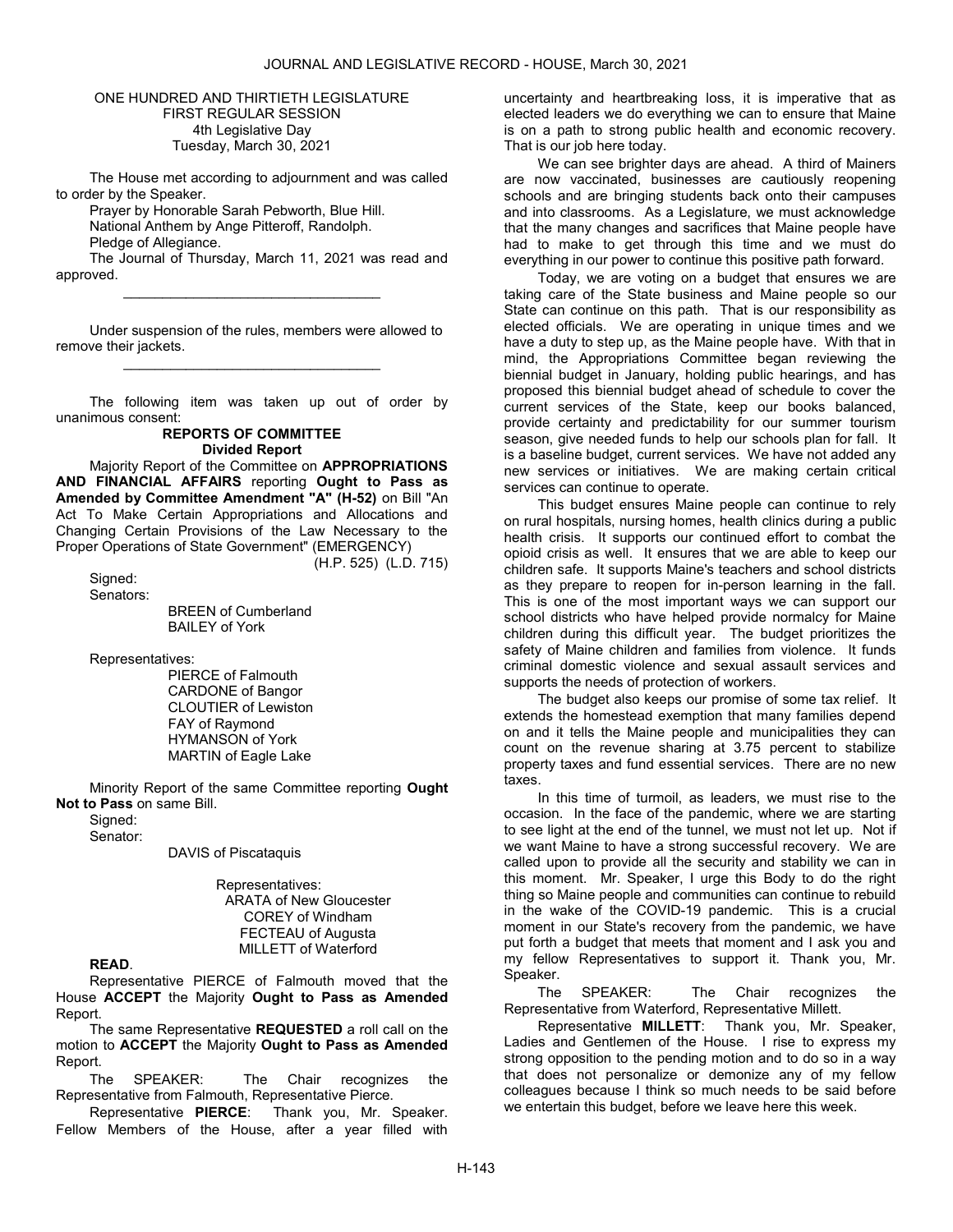ONE HUNDRED AND THIRTIETH LEGISLATURE
FIRST REGULAR SESSION
4th Legislative Day
Tuesday, March 30, 2021

The House met according to adjournment and was called to order by the Speaker.

Prayer by Honorable Sarah Pebworth, Blue Hill.

National Anthem by Ange Pitteroff, Randolph.

Pledge of Allegiance.

The Journal of Thursday, March 11, 2021 was read and approved.

_________________________________

Under suspension of the rules, members were allowed to remove their jackets.

_________________________________

The following item was taken up out of order by unanimous consent:

**REPORTS OF COMMITTEE**
**Divided Report**

Majority Report of the Committee on **APPROPRIATIONS AND FINANCIAL AFFAIRS** reporting **Ought to Pass as Amended by Committee Amendment "A" (H-52)** on Bill "An Act To Make Certain Appropriations and Allocations and Changing Certain Provisions of the Law Necessary to the Proper Operations of State Government" (EMERGENCY)
(H.P. 525) (L.D. 715)

Signed:
Senators:
BREEN of Cumberland
BAILEY of York

Representatives:
PIERCE of Falmouth
CARDONE of Bangor
CLOUTIER of Lewiston
FAY of Raymond
HYMANSON of York
MARTIN of Eagle Lake

Minority Report of the same Committee reporting **Ought Not to Pass** on same Bill.

Signed:
Senator:
DAVIS of Piscataquis

Representatives:
ARATA of New Gloucester
COREY of Windham
FECTEAU of Augusta
MILLETT of Waterford

**READ**.

Representative PIERCE of Falmouth moved that the House **ACCEPT** the Majority **Ought to Pass as Amended** Report.

The same Representative **REQUESTED** a roll call on the motion to **ACCEPT** the Majority **Ought to Pass as Amended** Report.

The SPEAKER: The Chair recognizes the Representative from Falmouth, Representative Pierce.

Representative **PIERCE**: Thank you, Mr. Speaker. Fellow Members of the House, after a year filled with uncertainty and heartbreaking loss, it is imperative that as elected leaders we do everything we can to ensure that Maine is on a path to strong public health and economic recovery. That is our job here today.

We can see brighter days are ahead. A third of Mainers are now vaccinated, businesses are cautiously reopening schools and are bringing students back onto their campuses and into classrooms. As a Legislature, we must acknowledge that the many changes and sacrifices that Maine people have had to make to get through this time and we must do everything in our power to continue this positive path forward.

Today, we are voting on a budget that ensures we are taking care of the State business and Maine people so our State can continue on this path. That is our responsibility as elected officials. We are operating in unique times and we have a duty to step up, as the Maine people have. With that in mind, the Appropriations Committee began reviewing the biennial budget in January, holding public hearings, and has proposed this biennial budget ahead of schedule to cover the current services of the State, keep our books balanced, provide certainty and predictability for our summer tourism season, give needed funds to help our schools plan for fall. It is a baseline budget, current services. We have not added any new services or initiatives. We are making certain critical services can continue to operate.

This budget ensures Maine people can continue to rely on rural hospitals, nursing homes, health clinics during a public health crisis. It supports our continued effort to combat the opioid crisis as well. It ensures that we are able to keep our children safe. It supports Maine's teachers and school districts as they prepare to reopen for in-person learning in the fall. This is one of the most important ways we can support our school districts who have helped provide normalcy for Maine children during this difficult year. The budget prioritizes the safety of Maine children and families from violence. It funds criminal domestic violence and sexual assault services and supports the needs of protection of workers.

The budget also keeps our promise of some tax relief. It extends the homestead exemption that many families depend on and it tells the Maine people and municipalities they can count on the revenue sharing at 3.75 percent to stabilize property taxes and fund essential services. There are no new taxes.

In this time of turmoil, as leaders, we must rise to the occasion. In the face of the pandemic, where we are starting to see light at the end of the tunnel, we must not let up. Not if we want Maine to have a strong successful recovery. We are called upon to provide all the security and stability we can in this moment. Mr. Speaker, I urge this Body to do the right thing so Maine people and communities can continue to rebuild in the wake of the COVID-19 pandemic. This is a crucial moment in our State's recovery from the pandemic, we have put forth a budget that meets that moment and I ask you and my fellow Representatives to support it. Thank you, Mr. Speaker.

The SPEAKER: The Chair recognizes the Representative from Waterford, Representative Millett.

Representative **MILLETT**: Thank you, Mr. Speaker, Ladies and Gentlemen of the House. I rise to express my strong opposition to the pending motion and to do so in a way that does not personalize or demonize any of my fellow colleagues because I think so much needs to be said before we entertain this budget, before we leave here this week.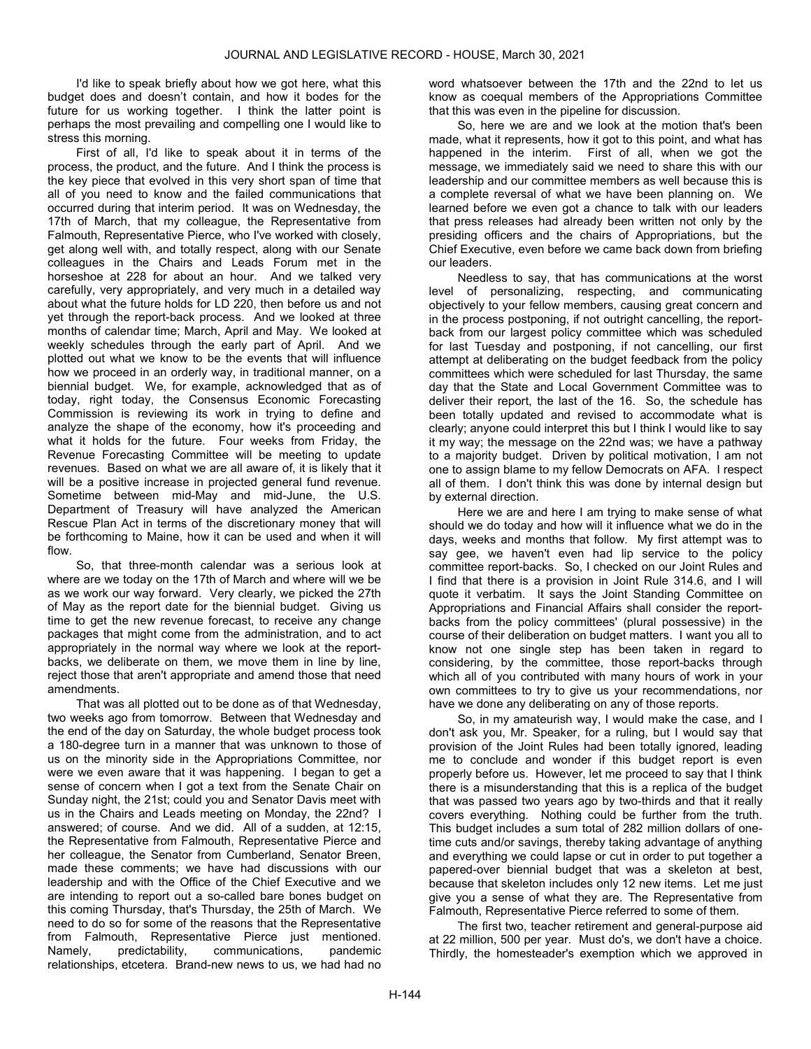I'd like to speak briefly about how we got here, what this budget does and doesn't contain, and how it bodes for the future for us working together. I think the latter point is perhaps the most prevailing and compelling one I would like to stress this morning.

First of all, I'd like to speak about it in terms of the process, the product, and the future. And I think the process is the key piece that evolved in this very short span of time that all of you need to know and the failed communications that occurred during that interim period. It was on Wednesday, the 17th of March, that my colleague, the Representative from Falmouth, Representative Pierce, who I've worked with closely, get along well with, and totally respect, along with our Senate colleagues in the Chairs and Leads Forum met in the horseshoe at 228 for about an hour. And we talked very carefully, very appropriately, and very much in a detailed way about what the future holds for LD 220, then before us and not yet through the report-back process. And we looked at three months of calendar time; March, April and May. We looked at weekly schedules through the early part of April. And we plotted out what we know to be the events that will influence how we proceed in an orderly way, in traditional manner, on a biennial budget. We, for example, acknowledged that as of today, right today, the Consensus Economic Forecasting Commission is reviewing its work in trying to define and analyze the shape of the economy, how it's proceeding and what it holds for the future. Four weeks from Friday, the Revenue Forecasting Committee will be meeting to update revenues. Based on what we are all aware of, it is likely that it will be a positive increase in projected general fund revenue. Sometime between mid-May and mid-June, the U.S. Department of Treasury will have analyzed the American Rescue Plan Act in terms of the discretionary money that will be forthcoming to Maine, how it can be used and when it will flow.

So, that three-month calendar was a serious look at where are we today on the 17th of March and where will we be as we work our way forward. Very clearly, we picked the 27th of May as the report date for the biennial budget. Giving us time to get the new revenue forecast, to receive any change packages that might come from the administration, and to act appropriately in the normal way where we look at the report-backs, we deliberate on them, we move them in line by line, reject those that aren't appropriate and amend those that need amendments.

That was all plotted out to be done as of that Wednesday, two weeks ago from tomorrow. Between that Wednesday and the end of the day on Saturday, the whole budget process took a 180-degree turn in a manner that was unknown to those of us on the minority side in the Appropriations Committee, nor were we even aware that it was happening. I began to get a sense of concern when I got a text from the Senate Chair on Sunday night, the 21st; could you and Senator Davis meet with us in the Chairs and Leads meeting on Monday, the 22nd? I answered; of course. And we did. All of a sudden, at 12:15, the Representative from Falmouth, Representative Pierce and her colleague, the Senator from Cumberland, Senator Breen, made these comments; we have had discussions with our leadership and with the Office of the Chief Executive and we are intending to report out a so-called bare bones budget on this coming Thursday, that's Thursday, the 25th of March. We need to do so for some of the reasons that the Representative from Falmouth, Representative Pierce just mentioned. Namely, predictability, communications, pandemic relationships, etcetera. Brand-new news to us, we had had no word whatsoever between the 17th and the 22nd to let us know as coequal members of the Appropriations Committee that this was even in the pipeline for discussion.

So, here we are and we look at the motion that's been made, what it represents, how it got to this point, and what has happened in the interim. First of all, when we got the message, we immediately said we need to share this with our leadership and our committee members as well because this is a complete reversal of what we have been planning on. We learned before we even got a chance to talk with our leaders that press releases had already been written not only by the presiding officers and the chairs of Appropriations, but the Chief Executive, even before we came back down from briefing our leaders.

Needless to say, that has communications at the worst level of personalizing, respecting, and communicating objectively to your fellow members, causing great concern and in the process postponing, if not outright cancelling, the report-back from our largest policy committee which was scheduled for last Tuesday and postponing, if not cancelling, our first attempt at deliberating on the budget feedback from the policy committees which were scheduled for last Thursday, the same day that the State and Local Government Committee was to deliver their report, the last of the 16. So, the schedule has been totally updated and revised to accommodate what is clearly; anyone could interpret this but I think I would like to say it my way; the message on the 22nd was; we have a pathway to a majority budget. Driven by political motivation, I am not one to assign blame to my fellow Democrats on AFA. I respect all of them. I don't think this was done by internal design but by external direction.

Here we are and here I am trying to make sense of what should we do today and how will it influence what we do in the days, weeks and months that follow. My first attempt was to say gee, we haven't even had lip service to the policy committee report-backs. So, I checked on our Joint Rules and I find that there is a provision in Joint Rule 314.6, and I will quote it verbatim. It says the Joint Standing Committee on Appropriations and Financial Affairs shall consider the report-backs from the policy committees' (plural possessive) in the course of their deliberation on budget matters. I want you all to know not one single step has been taken in regard to considering, by the committee, those report-backs through which all of you contributed with many hours of work in your own committees to try to give us your recommendations, nor have we done any deliberating on any of those reports.

So, in my amateurish way, I would make the case, and I don't ask you, Mr. Speaker, for a ruling, but I would say that provision of the Joint Rules had been totally ignored, leading me to conclude and wonder if this budget report is even properly before us. However, let me proceed to say that I think there is a misunderstanding that this is a replica of the budget that was passed two years ago by two-thirds and that it really covers everything. Nothing could be further from the truth. This budget includes a sum total of 282 million dollars of one-time cuts and/or savings, thereby taking advantage of anything and everything we could lapse or cut in order to put together a papered-over biennial budget that was a skeleton at best, because that skeleton includes only 12 new items. Let me just give you a sense of what they are. The Representative from Falmouth, Representative Pierce referred to some of them.

The first two, teacher retirement and general-purpose aid at 22 million, 500 per year. Must do's, we don't have a choice. Thirdly, the homesteader's exemption which we approved in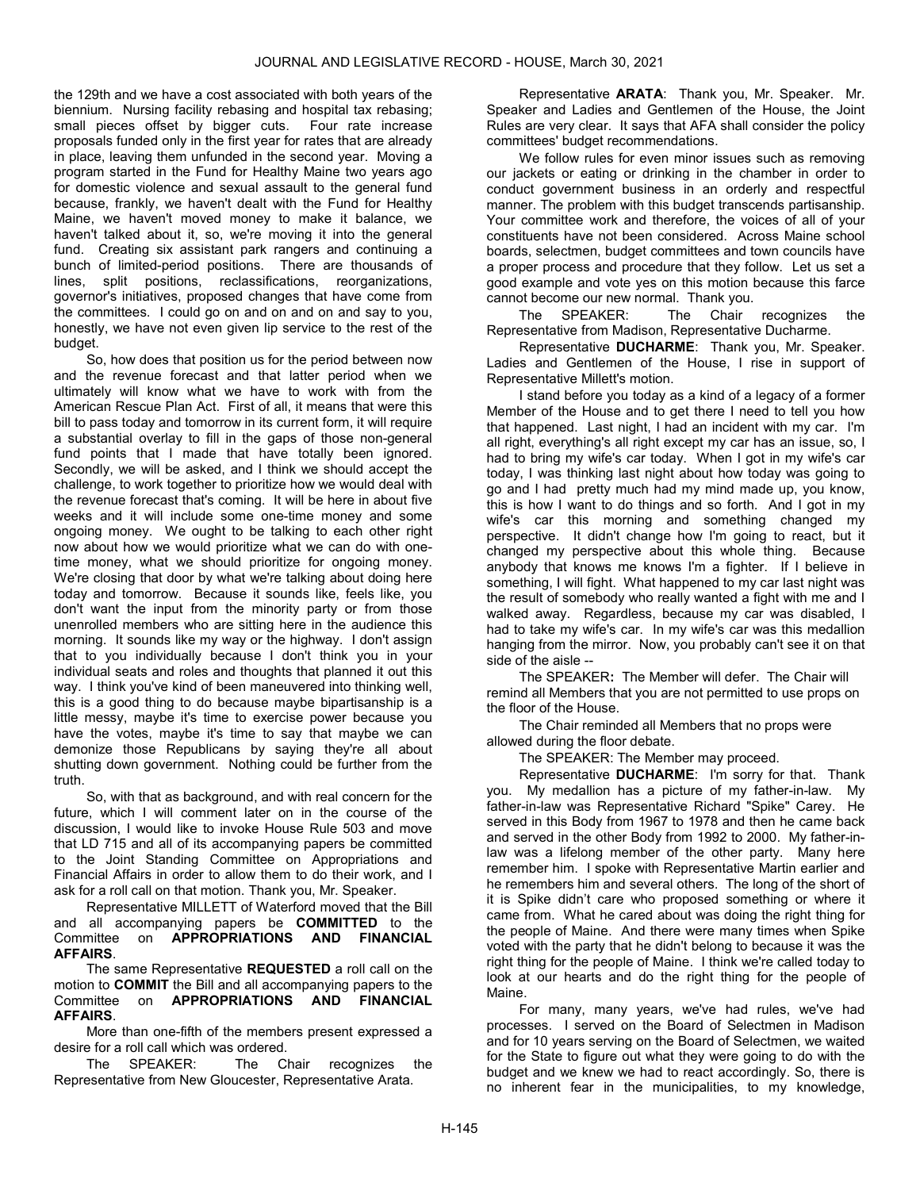the 129th and we have a cost associated with both years of the biennium. Nursing facility rebasing and hospital tax rebasing; small pieces offset by bigger cuts. Four rate increase proposals funded only in the first year for rates that are already in place, leaving them unfunded in the second year. Moving a program started in the Fund for Healthy Maine two years ago for domestic violence and sexual assault to the general fund because, frankly, we haven't dealt with the Fund for Healthy Maine, we haven't moved money to make it balance, we haven't talked about it, so, we're moving it into the general fund. Creating six assistant park rangers and continuing a bunch of limited-period positions. There are thousands of lines, split positions, reclassifications, reorganizations, governor's initiatives, proposed changes that have come from the committees. I could go on and on and on and say to you, honestly, we have not even given lip service to the rest of the budget.

So, how does that position us for the period between now and the revenue forecast and that latter period when we ultimately will know what we have to work with from the American Rescue Plan Act. First of all, it means that were this bill to pass today and tomorrow in its current form, it will require a substantial overlay to fill in the gaps of those non-general fund points that I made that have totally been ignored. Secondly, we will be asked, and I think we should accept the challenge, to work together to prioritize how we would deal with the revenue forecast that's coming. It will be here in about five weeks and it will include some one-time money and some ongoing money. We ought to be talking to each other right now about how we would prioritize what we can do with one-time money, what we should prioritize for ongoing money. We're closing that door by what we're talking about doing here today and tomorrow. Because it sounds like, feels like, you don't want the input from the minority party or from those unenrolled members who are sitting here in the audience this morning. It sounds like my way or the highway. I don't assign that to you individually because I don't think you in your individual seats and roles and thoughts that planned it out this way. I think you've kind of been maneuvered into thinking well, this is a good thing to do because maybe bipartisanship is a little messy, maybe it's time to exercise power because you have the votes, maybe it's time to say that maybe we can demonize those Republicans by saying they're all about shutting down government. Nothing could be further from the truth.

So, with that as background, and with real concern for the future, which I will comment later on in the course of the discussion, I would like to invoke House Rule 503 and move that LD 715 and all of its accompanying papers be committed to the Joint Standing Committee on Appropriations and Financial Affairs in order to allow them to do their work, and I ask for a roll call on that motion. Thank you, Mr. Speaker.

Representative MILLETT of Waterford moved that the Bill and all accompanying papers be **COMMITTED** to the Committee on **APPROPRIATIONS AND FINANCIAL AFFAIRS**.

The same Representative **REQUESTED** a roll call on the motion to **COMMIT** the Bill and all accompanying papers to the Committee on **APPROPRIATIONS AND FINANCIAL AFFAIRS**.

More than one-fifth of the members present expressed a desire for a roll call which was ordered.

The SPEAKER: The Chair recognizes the Representative from New Gloucester, Representative Arata.

Representative **ARATA**: Thank you, Mr. Speaker. Mr. Speaker and Ladies and Gentlemen of the House, the Joint Rules are very clear. It says that AFA shall consider the policy committees' budget recommendations.

We follow rules for even minor issues such as removing our jackets or eating or drinking in the chamber in order to conduct government business in an orderly and respectful manner. The problem with this budget transcends partisanship. Your committee work and therefore, the voices of all of your constituents have not been considered. Across Maine school boards, selectmen, budget committees and town councils have a proper process and procedure that they follow. Let us set a good example and vote yes on this motion because this farce cannot become our new normal. Thank you.

The SPEAKER: The Chair recognizes the Representative from Madison, Representative Ducharme.

Representative **DUCHARME**: Thank you, Mr. Speaker. Ladies and Gentlemen of the House, I rise in support of Representative Millett's motion.

I stand before you today as a kind of a legacy of a former Member of the House and to get there I need to tell you how that happened. Last night, I had an incident with my car. I'm all right, everything's all right except my car has an issue, so, I had to bring my wife's car today. When I got in my wife's car today, I was thinking last night about how today was going to go and I had pretty much had my mind made up, you know, this is how I want to do things and so forth. And I got in my wife's car this morning and something changed my perspective. It didn't change how I'm going to react, but it changed my perspective about this whole thing. Because anybody that knows me knows I'm a fighter. If I believe in something, I will fight. What happened to my car last night was the result of somebody who really wanted a fight with me and I walked away. Regardless, because my car was disabled, I had to take my wife's car. In my wife's car was this medallion hanging from the mirror. Now, you probably can't see it on that side of the aisle --

The SPEAKER**:** The Member will defer. The Chair will remind all Members that you are not permitted to use props on the floor of the House.

The Chair reminded all Members that no props were allowed during the floor debate.

The SPEAKER: The Member may proceed.

Representative **DUCHARME**: I'm sorry for that. Thank you. My medallion has a picture of my father-in-law. My father-in-law was Representative Richard "Spike" Carey. He served in this Body from 1967 to 1978 and then he came back and served in the other Body from 1992 to 2000. My father-in-law was a lifelong member of the other party. Many here remember him. I spoke with Representative Martin earlier and he remembers him and several others. The long of the short of it is Spike didn't care who proposed something or where it came from. What he cared about was doing the right thing for the people of Maine. And there were many times when Spike voted with the party that he didn't belong to because it was the right thing for the people of Maine. I think we're called today to look at our hearts and do the right thing for the people of Maine.

For many, many years, we've had rules, we've had processes. I served on the Board of Selectmen in Madison and for 10 years serving on the Board of Selectmen, we waited for the State to figure out what they were going to do with the budget and we knew we had to react accordingly. So, there is no inherent fear in the municipalities, to my knowledge,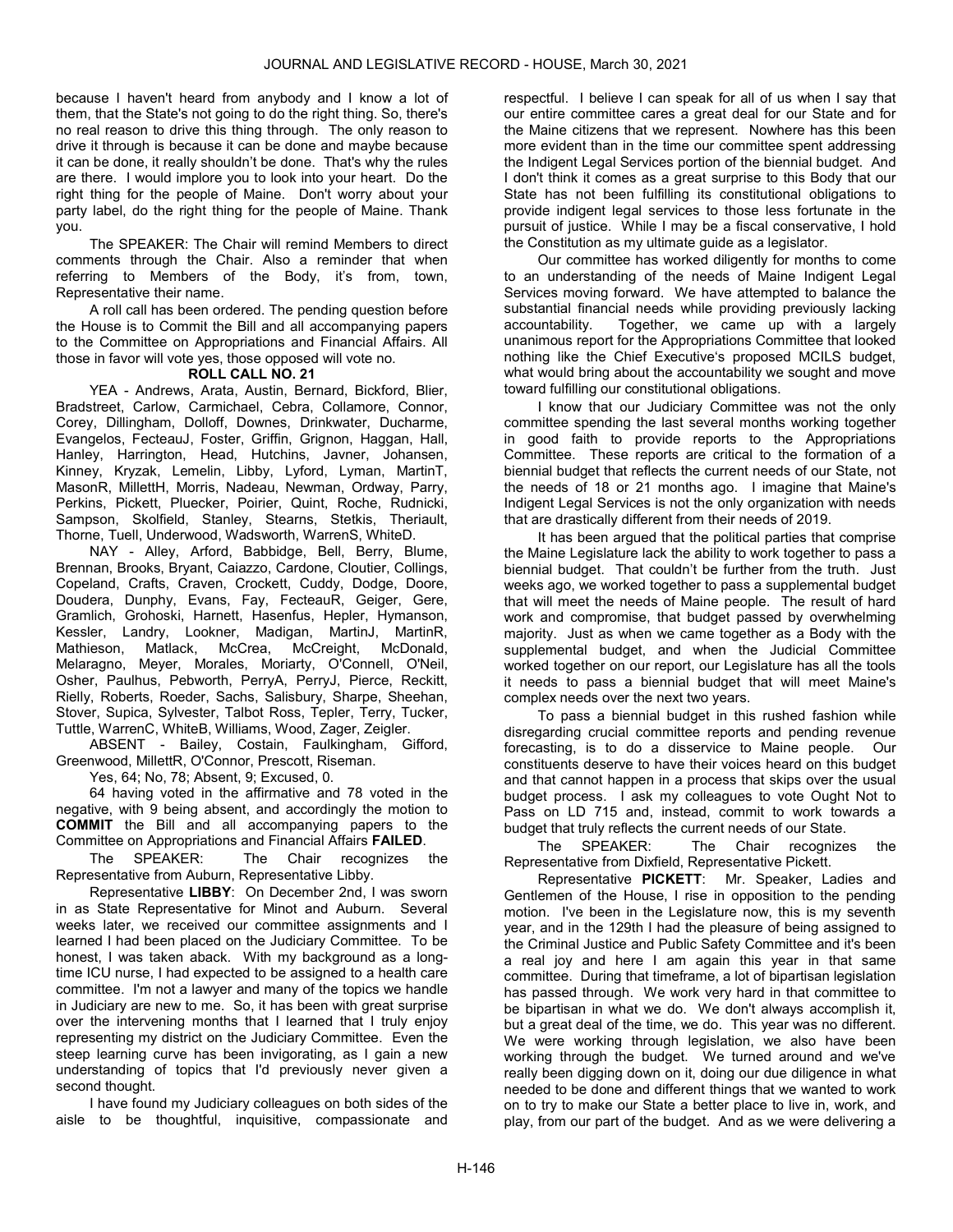because I haven't heard from anybody and I know a lot of them, that the State's not going to do the right thing. So, there's no real reason to drive this thing through. The only reason to drive it through is because it can be done and maybe because it can be done, it really shouldn't be done. That's why the rules are there. I would implore you to look into your heart. Do the right thing for the people of Maine. Don't worry about your party label, do the right thing for the people of Maine. Thank you.

The SPEAKER: The Chair will remind Members to direct comments through the Chair. Also a reminder that when referring to Members of the Body, it's from, town, Representative their name.

A roll call has been ordered. The pending question before the House is to Commit the Bill and all accompanying papers to the Committee on Appropriations and Financial Affairs. All those in favor will vote yes, those opposed will vote no.

**ROLL CALL NO. 21**

YEA - Andrews, Arata, Austin, Bernard, Bickford, Blier, Bradstreet, Carlow, Carmichael, Cebra, Collamore, Connor, Corey, Dillingham, Dolloff, Downes, Drinkwater, Ducharme, Evangelos, FecteauJ, Foster, Griffin, Grignon, Haggan, Hall, Hanley, Harrington, Head, Hutchins, Javner, Johansen, Kinney, Kryzak, Lemelin, Libby, Lyford, Lyman, MartinT, MasonR, MillettH, Morris, Nadeau, Newman, Ordway, Parry, Perkins, Pickett, Pluecker, Poirier, Quint, Roche, Rudnicki, Sampson, Skolfield, Stanley, Stearns, Stetkis, Theriault, Thorne, Tuell, Underwood, Wadsworth, WarrenS, WhiteD.

NAY - Alley, Arford, Babbidge, Bell, Berry, Blume, Brennan, Brooks, Bryant, Caiazzo, Cardone, Cloutier, Collings, Copeland, Crafts, Craven, Crockett, Cuddy, Dodge, Doore, Doudera, Dunphy, Evans, Fay, FecteauR, Geiger, Gere, Gramlich, Grohoski, Harnett, Hasenfus, Hepler, Hymanson, Kessler, Landry, Lookner, Madigan, MartinJ, MartinR, Mathieson, Matlack, McCrea, McCreight, McDonald, Melaragno, Meyer, Morales, Moriarty, O'Connell, O'Neil, Osher, Paulhus, Pebworth, PerryA, PerryJ, Pierce, Reckitt, Rielly, Roberts, Roeder, Sachs, Salisbury, Sharpe, Sheehan, Stover, Supica, Sylvester, Talbot Ross, Tepler, Terry, Tucker, Tuttle, WarrenC, WhiteB, Williams, Wood, Zager, Zeigler.

ABSENT - Bailey, Costain, Faulkingham, Gifford, Greenwood, MillettR, O'Connor, Prescott, Riseman.

Yes, 64; No, 78; Absent, 9; Excused, 0.

64 having voted in the affirmative and 78 voted in the negative, with 9 being absent, and accordingly the motion to **COMMIT** the Bill and all accompanying papers to the Committee on Appropriations and Financial Affairs **FAILED**.

The SPEAKER: The Chair recognizes the Representative from Auburn, Representative Libby.

Representative **LIBBY**: On December 2nd, I was sworn in as State Representative for Minot and Auburn. Several weeks later, we received our committee assignments and I learned I had been placed on the Judiciary Committee. To be honest, I was taken aback. With my background as a long-time ICU nurse, I had expected to be assigned to a health care committee. I'm not a lawyer and many of the topics we handle in Judiciary are new to me. So, it has been with great surprise over the intervening months that I learned that I truly enjoy representing my district on the Judiciary Committee. Even the steep learning curve has been invigorating, as I gain a new understanding of topics that I'd previously never given a second thought.

I have found my Judiciary colleagues on both sides of the aisle to be thoughtful, inquisitive, compassionate and respectful. I believe I can speak for all of us when I say that our entire committee cares a great deal for our State and for the Maine citizens that we represent. Nowhere has this been more evident than in the time our committee spent addressing the Indigent Legal Services portion of the biennial budget. And I don't think it comes as a great surprise to this Body that our State has not been fulfilling its constitutional obligations to provide indigent legal services to those less fortunate in the pursuit of justice. While I may be a fiscal conservative, I hold the Constitution as my ultimate guide as a legislator.

Our committee has worked diligently for months to come to an understanding of the needs of Maine Indigent Legal Services moving forward. We have attempted to balance the substantial financial needs while providing previously lacking accountability. Together, we came up with a largely unanimous report for the Appropriations Committee that looked nothing like the Chief Executive's proposed MCILS budget, what would bring about the accountability we sought and move toward fulfilling our constitutional obligations.

I know that our Judiciary Committee was not the only committee spending the last several months working together in good faith to provide reports to the Appropriations Committee. These reports are critical to the formation of a biennial budget that reflects the current needs of our State, not the needs of 18 or 21 months ago. I imagine that Maine's Indigent Legal Services is not the only organization with needs that are drastically different from their needs of 2019.

It has been argued that the political parties that comprise the Maine Legislature lack the ability to work together to pass a biennial budget. That couldn't be further from the truth. Just weeks ago, we worked together to pass a supplemental budget that will meet the needs of Maine people. The result of hard work and compromise, that budget passed by overwhelming majority. Just as when we came together as a Body with the supplemental budget, and when the Judicial Committee worked together on our report, our Legislature has all the tools it needs to pass a biennial budget that will meet Maine's complex needs over the next two years.

To pass a biennial budget in this rushed fashion while disregarding crucial committee reports and pending revenue forecasting, is to do a disservice to Maine people. Our constituents deserve to have their voices heard on this budget and that cannot happen in a process that skips over the usual budget process. I ask my colleagues to vote Ought Not to Pass on LD 715 and, instead, commit to work towards a budget that truly reflects the current needs of our State.

The SPEAKER: The Chair recognizes the Representative from Dixfield, Representative Pickett.

Representative **PICKETT**: Mr. Speaker, Ladies and Gentlemen of the House, I rise in opposition to the pending motion. I've been in the Legislature now, this is my seventh year, and in the 129th I had the pleasure of being assigned to the Criminal Justice and Public Safety Committee and it's been a real joy and here I am again this year in that same committee. During that timeframe, a lot of bipartisan legislation has passed through. We work very hard in that committee to be bipartisan in what we do. We don't always accomplish it, but a great deal of the time, we do. This year was no different. We were working through legislation, we also have been working through the budget. We turned around and we've really been digging down on it, doing our due diligence in what needed to be done and different things that we wanted to work on to try to make our State a better place to live in, work, and play, from our part of the budget. And as we were delivering a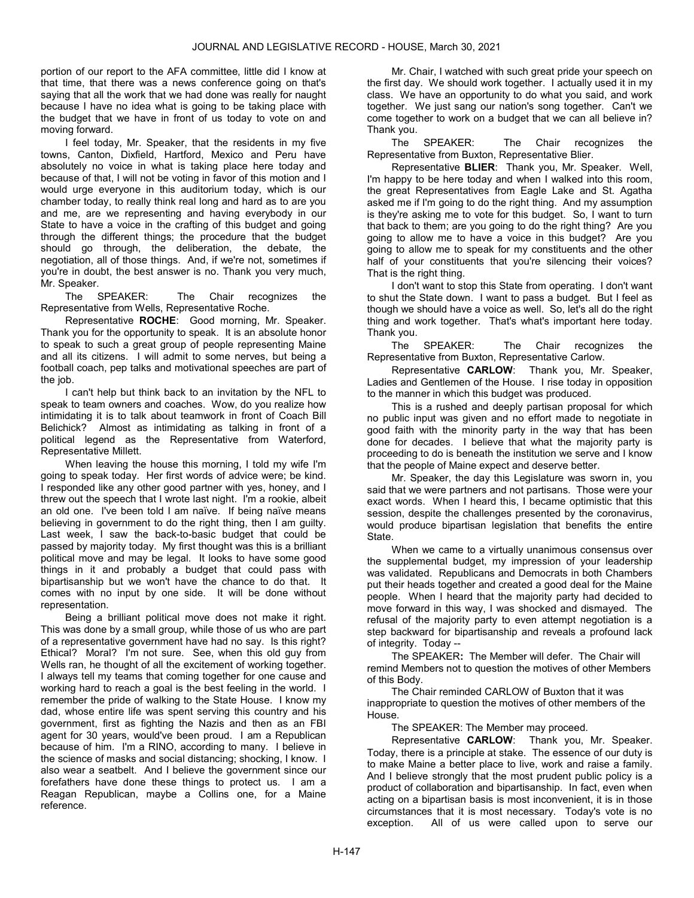portion of our report to the AFA committee, little did I know at that time, that there was a news conference going on that's saying that all the work that we had done was really for naught because I have no idea what is going to be taking place with the budget that we have in front of us today to vote on and moving forward.

I feel today, Mr. Speaker, that the residents in my five towns, Canton, Dixfield, Hartford, Mexico and Peru have absolutely no voice in what is taking place here today and because of that, I will not be voting in favor of this motion and I would urge everyone in this auditorium today, which is our chamber today, to really think real long and hard as to are you and me, are we representing and having everybody in our State to have a voice in the crafting of this budget and going through the different things; the procedure that the budget should go through, the deliberation, the debate, the negotiation, all of those things. And, if we're not, sometimes if you're in doubt, the best answer is no. Thank you very much, Mr. Speaker.

The SPEAKER: The Chair recognizes the Representative from Wells, Representative Roche.

Representative **ROCHE**: Good morning, Mr. Speaker. Thank you for the opportunity to speak. It is an absolute honor to speak to such a great group of people representing Maine and all its citizens. I will admit to some nerves, but being a football coach, pep talks and motivational speeches are part of the job.

I can't help but think back to an invitation by the NFL to speak to team owners and coaches. Wow, do you realize how intimidating it is to talk about teamwork in front of Coach Bill Belichick? Almost as intimidating as talking in front of a political legend as the Representative from Waterford, Representative Millett.

When leaving the house this morning, I told my wife I'm going to speak today. Her first words of advice were; be kind. I responded like any other good partner with yes, honey, and I threw out the speech that I wrote last night. I'm a rookie, albeit an old one. I've been told I am naïve. If being naïve means believing in government to do the right thing, then I am guilty. Last week, I saw the back-to-basic budget that could be passed by majority today. My first thought was this is a brilliant political move and may be legal. It looks to have some good things in it and probably a budget that could pass with bipartisanship but we won't have the chance to do that. It comes with no input by one side. It will be done without representation.

Being a brilliant political move does not make it right. This was done by a small group, while those of us who are part of a representative government have had no say. Is this right? Ethical? Moral? I'm not sure. See, when this old guy from Wells ran, he thought of all the excitement of working together. I always tell my teams that coming together for one cause and working hard to reach a goal is the best feeling in the world. I remember the pride of walking to the State House. I know my dad, whose entire life was spent serving this country and his government, first as fighting the Nazis and then as an FBI agent for 30 years, would've been proud. I am a Republican because of him. I'm a RINO, according to many. I believe in the science of masks and social distancing; shocking, I know. I also wear a seatbelt. And I believe the government since our forefathers have done these things to protect us. I am a Reagan Republican, maybe a Collins one, for a Maine reference.

Mr. Chair, I watched with such great pride your speech on the first day. We should work together. I actually used it in my class. We have an opportunity to do what you said, and work together. We just sang our nation's song together. Can't we come together to work on a budget that we can all believe in? Thank you.

The SPEAKER: The Chair recognizes the Representative from Buxton, Representative Blier.

Representative **BLIER**: Thank you, Mr. Speaker. Well, I'm happy to be here today and when I walked into this room, the great Representatives from Eagle Lake and St. Agatha asked me if I'm going to do the right thing. And my assumption is they're asking me to vote for this budget. So, I want to turn that back to them; are you going to do the right thing? Are you going to allow me to have a voice in this budget? Are you going to allow me to speak for my constituents and the other half of your constituents that you're silencing their voices? That is the right thing.

I don't want to stop this State from operating. I don't want to shut the State down. I want to pass a budget. But I feel as though we should have a voice as well. So, let's all do the right thing and work together. That's what's important here today. Thank you.

The SPEAKER: The Chair recognizes the Representative from Buxton, Representative Carlow.

Representative **CARLOW**: Thank you, Mr. Speaker, Ladies and Gentlemen of the House. I rise today in opposition to the manner in which this budget was produced.

This is a rushed and deeply partisan proposal for which no public input was given and no effort made to negotiate in good faith with the minority party in the way that has been done for decades. I believe that what the majority party is proceeding to do is beneath the institution we serve and I know that the people of Maine expect and deserve better.

Mr. Speaker, the day this Legislature was sworn in, you said that we were partners and not partisans. Those were your exact words. When I heard this, I became optimistic that this session, despite the challenges presented by the coronavirus, would produce bipartisan legislation that benefits the entire State.

When we came to a virtually unanimous consensus over the supplemental budget, my impression of your leadership was validated. Republicans and Democrats in both Chambers put their heads together and created a good deal for the Maine people. When I heard that the majority party had decided to move forward in this way, I was shocked and dismayed. The refusal of the majority party to even attempt negotiation is a step backward for bipartisanship and reveals a profound lack of integrity. Today --

The SPEAKER**:** The Member will defer. The Chair will remind Members not to question the motives of other Members of this Body.

The Chair reminded CARLOW of Buxton that it was inappropriate to question the motives of other members of the House.

The SPEAKER: The Member may proceed.

Representative **CARLOW**: Thank you, Mr. Speaker. Today, there is a principle at stake. The essence of our duty is to make Maine a better place to live, work and raise a family. And I believe strongly that the most prudent public policy is a product of collaboration and bipartisanship. In fact, even when acting on a bipartisan basis is most inconvenient, it is in those circumstances that it is most necessary. Today's vote is no exception. All of us were called upon to serve our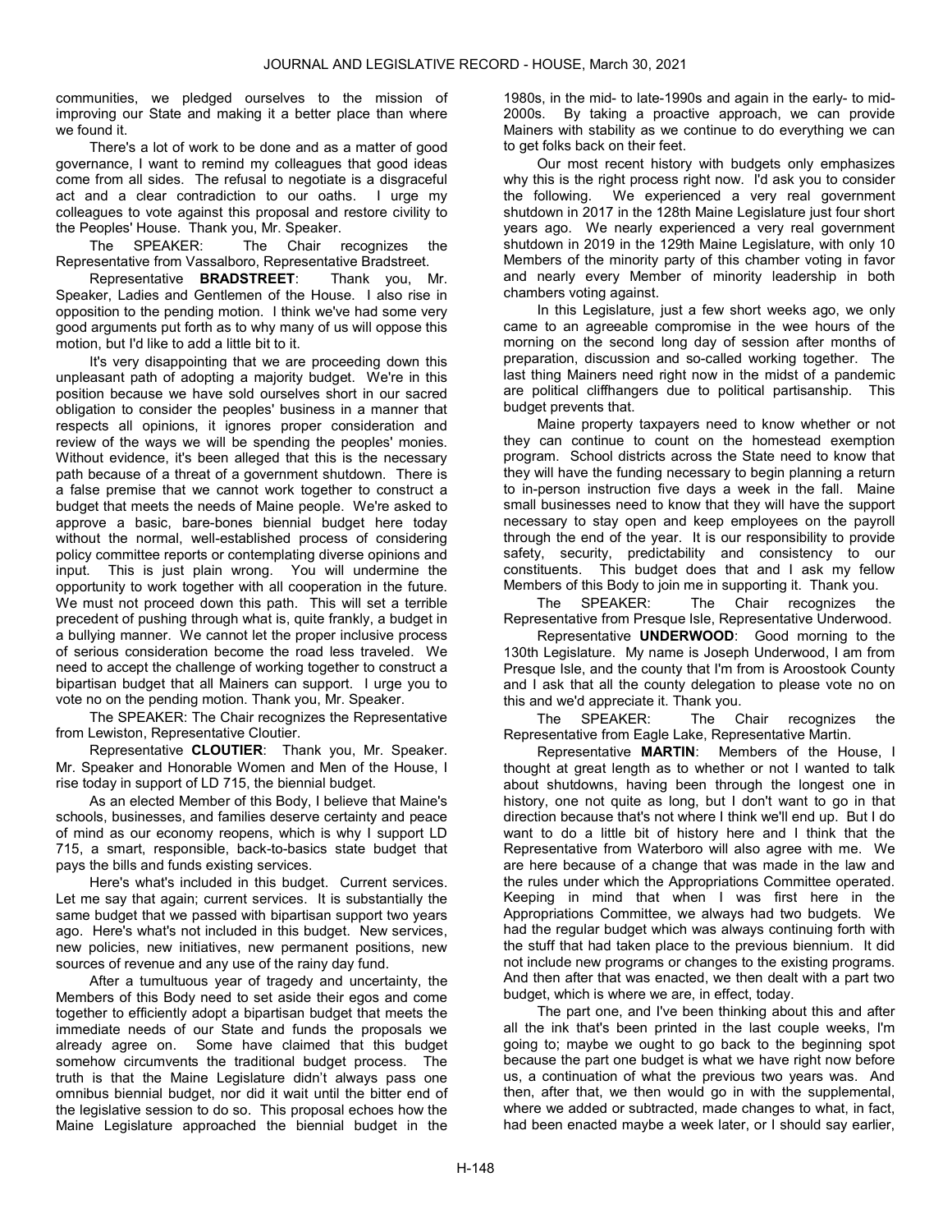communities, we pledged ourselves to the mission of improving our State and making it a better place than where we found it.

There's a lot of work to be done and as a matter of good governance, I want to remind my colleagues that good ideas come from all sides. The refusal to negotiate is a disgraceful act and a clear contradiction to our oaths. I urge my colleagues to vote against this proposal and restore civility to the Peoples' House. Thank you, Mr. Speaker.

The SPEAKER: The Chair recognizes the Representative from Vassalboro, Representative Bradstreet.

Representative **BRADSTREET**: Thank you, Mr. Speaker, Ladies and Gentlemen of the House. I also rise in opposition to the pending motion. I think we've had some very good arguments put forth as to why many of us will oppose this motion, but I'd like to add a little bit to it.

It's very disappointing that we are proceeding down this unpleasant path of adopting a majority budget. We're in this position because we have sold ourselves short in our sacred obligation to consider the peoples' business in a manner that respects all opinions, it ignores proper consideration and review of the ways we will be spending the peoples' monies. Without evidence, it's been alleged that this is the necessary path because of a threat of a government shutdown. There is a false premise that we cannot work together to construct a budget that meets the needs of Maine people. We're asked to approve a basic, bare-bones biennial budget here today without the normal, well-established process of considering policy committee reports or contemplating diverse opinions and input. This is just plain wrong. You will undermine the opportunity to work together with all cooperation in the future. We must not proceed down this path. This will set a terrible precedent of pushing through what is, quite frankly, a budget in a bullying manner. We cannot let the proper inclusive process of serious consideration become the road less traveled. We need to accept the challenge of working together to construct a bipartisan budget that all Mainers can support. I urge you to vote no on the pending motion. Thank you, Mr. Speaker.

The SPEAKER: The Chair recognizes the Representative from Lewiston, Representative Cloutier.

Representative **CLOUTIER**: Thank you, Mr. Speaker. Mr. Speaker and Honorable Women and Men of the House, I rise today in support of LD 715, the biennial budget.

As an elected Member of this Body, I believe that Maine's schools, businesses, and families deserve certainty and peace of mind as our economy reopens, which is why I support LD 715, a smart, responsible, back-to-basics state budget that pays the bills and funds existing services.

Here's what's included in this budget. Current services. Let me say that again; current services. It is substantially the same budget that we passed with bipartisan support two years ago. Here's what's not included in this budget. New services, new policies, new initiatives, new permanent positions, new sources of revenue and any use of the rainy day fund.

After a tumultuous year of tragedy and uncertainty, the Members of this Body need to set aside their egos and come together to efficiently adopt a bipartisan budget that meets the immediate needs of our State and funds the proposals we already agree on. Some have claimed that this budget somehow circumvents the traditional budget process. The truth is that the Maine Legislature didn't always pass one omnibus biennial budget, nor did it wait until the bitter end of the legislative session to do so. This proposal echoes how the Maine Legislature approached the biennial budget in the 1980s, in the mid- to late-1990s and again in the early- to mid-2000s. By taking a proactive approach, we can provide Mainers with stability as we continue to do everything we can to get folks back on their feet.

Our most recent history with budgets only emphasizes why this is the right process right now. I'd ask you to consider the following. We experienced a very real government shutdown in 2017 in the 128th Maine Legislature just four short years ago. We nearly experienced a very real government shutdown in 2019 in the 129th Maine Legislature, with only 10 Members of the minority party of this chamber voting in favor and nearly every Member of minority leadership in both chambers voting against.

In this Legislature, just a few short weeks ago, we only came to an agreeable compromise in the wee hours of the morning on the second long day of session after months of preparation, discussion and so-called working together. The last thing Mainers need right now in the midst of a pandemic are political cliffhangers due to political partisanship. This budget prevents that.

Maine property taxpayers need to know whether or not they can continue to count on the homestead exemption program. School districts across the State need to know that they will have the funding necessary to begin planning a return to in-person instruction five days a week in the fall. Maine small businesses need to know that they will have the support necessary to stay open and keep employees on the payroll through the end of the year. It is our responsibility to provide safety, security, predictability and consistency to our constituents. This budget does that and I ask my fellow Members of this Body to join me in supporting it. Thank you.

The SPEAKER: The Chair recognizes the Representative from Presque Isle, Representative Underwood.

Representative **UNDERWOOD**: Good morning to the 130th Legislature. My name is Joseph Underwood, I am from Presque Isle, and the county that I'm from is Aroostook County and I ask that all the county delegation to please vote no on this and we'd appreciate it. Thank you.

The SPEAKER: The Chair recognizes the Representative from Eagle Lake, Representative Martin.

Representative **MARTIN**: Members of the House, I thought at great length as to whether or not I wanted to talk about shutdowns, having been through the longest one in history, one not quite as long, but I don't want to go in that direction because that's not where I think we'll end up. But I do want to do a little bit of history here and I think that the Representative from Waterboro will also agree with me. We are here because of a change that was made in the law and the rules under which the Appropriations Committee operated. Keeping in mind that when I was first here in the Appropriations Committee, we always had two budgets. We had the regular budget which was always continuing forth with the stuff that had taken place to the previous biennium. It did not include new programs or changes to the existing programs. And then after that was enacted, we then dealt with a part two budget, which is where we are, in effect, today.

The part one, and I've been thinking about this and after all the ink that's been printed in the last couple weeks, I'm going to; maybe we ought to go back to the beginning spot because the part one budget is what we have right now before us, a continuation of what the previous two years was. And then, after that, we then would go in with the supplemental, where we added or subtracted, made changes to what, in fact, had been enacted maybe a week later, or I should say earlier,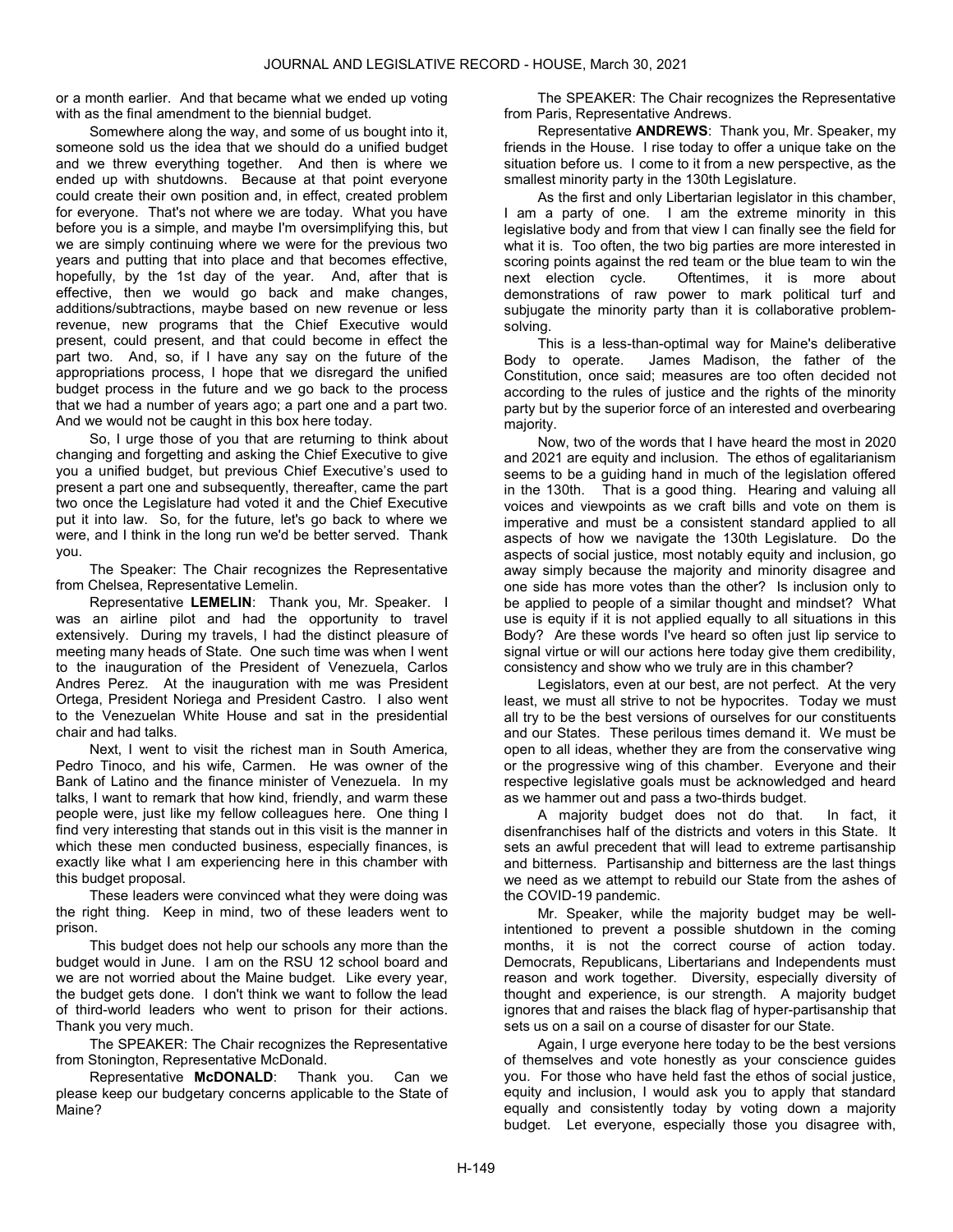or a month earlier. And that became what we ended up voting with as the final amendment to the biennial budget.

Somewhere along the way, and some of us bought into it, someone sold us the idea that we should do a unified budget and we threw everything together. And then is where we ended up with shutdowns. Because at that point everyone could create their own position and, in effect, created problem for everyone. That's not where we are today. What you have before you is a simple, and maybe I'm oversimplifying this, but we are simply continuing where we were for the previous two years and putting that into place and that becomes effective, hopefully, by the 1st day of the year. And, after that is effective, then we would go back and make changes, additions/subtractions, maybe based on new revenue or less revenue, new programs that the Chief Executive would present, could present, and that could become in effect the part two. And, so, if I have any say on the future of the appropriations process, I hope that we disregard the unified budget process in the future and we go back to the process that we had a number of years ago; a part one and a part two. And we would not be caught in this box here today.

So, I urge those of you that are returning to think about changing and forgetting and asking the Chief Executive to give you a unified budget, but previous Chief Executive's used to present a part one and subsequently, thereafter, came the part two once the Legislature had voted it and the Chief Executive put it into law. So, for the future, let's go back to where we were, and I think in the long run we'd be better served. Thank you.

The Speaker: The Chair recognizes the Representative from Chelsea, Representative Lemelin.

Representative **LEMELIN**: Thank you, Mr. Speaker. I was an airline pilot and had the opportunity to travel extensively. During my travels, I had the distinct pleasure of meeting many heads of State. One such time was when I went to the inauguration of the President of Venezuela, Carlos Andres Perez. At the inauguration with me was President Ortega, President Noriega and President Castro. I also went to the Venezuelan White House and sat in the presidential chair and had talks.

Next, I went to visit the richest man in South America, Pedro Tinoco, and his wife, Carmen. He was owner of the Bank of Latino and the finance minister of Venezuela. In my talks, I want to remark that how kind, friendly, and warm these people were, just like my fellow colleagues here. One thing I find very interesting that stands out in this visit is the manner in which these men conducted business, especially finances, is exactly like what I am experiencing here in this chamber with this budget proposal.

These leaders were convinced what they were doing was the right thing. Keep in mind, two of these leaders went to prison.

This budget does not help our schools any more than the budget would in June. I am on the RSU 12 school board and we are not worried about the Maine budget. Like every year, the budget gets done. I don't think we want to follow the lead of third-world leaders who went to prison for their actions. Thank you very much.

The SPEAKER: The Chair recognizes the Representative from Stonington, Representative McDonald.

Representative **McDONALD**: Thank you. Can we please keep our budgetary concerns applicable to the State of Maine?

The SPEAKER: The Chair recognizes the Representative from Paris, Representative Andrews.

Representative **ANDREWS**: Thank you, Mr. Speaker, my friends in the House. I rise today to offer a unique take on the situation before us. I come to it from a new perspective, as the smallest minority party in the 130th Legislature.

As the first and only Libertarian legislator in this chamber, I am a party of one. I am the extreme minority in this legislative body and from that view I can finally see the field for what it is. Too often, the two big parties are more interested in scoring points against the red team or the blue team to win the next election cycle. Oftentimes, it is more about demonstrations of raw power to mark political turf and subjugate the minority party than it is collaborative problem-solving.

This is a less-than-optimal way for Maine's deliberative Body to operate. James Madison, the father of the Constitution, once said; measures are too often decided not according to the rules of justice and the rights of the minority party but by the superior force of an interested and overbearing majority.

Now, two of the words that I have heard the most in 2020 and 2021 are equity and inclusion. The ethos of egalitarianism seems to be a guiding hand in much of the legislation offered in the 130th. That is a good thing. Hearing and valuing all voices and viewpoints as we craft bills and vote on them is imperative and must be a consistent standard applied to all aspects of how we navigate the 130th Legislature. Do the aspects of social justice, most notably equity and inclusion, go away simply because the majority and minority disagree and one side has more votes than the other? Is inclusion only to be applied to people of a similar thought and mindset? What use is equity if it is not applied equally to all situations in this Body? Are these words I've heard so often just lip service to signal virtue or will our actions here today give them credibility, consistency and show who we truly are in this chamber?

Legislators, even at our best, are not perfect. At the very least, we must all strive to not be hypocrites. Today we must all try to be the best versions of ourselves for our constituents and our States. These perilous times demand it. We must be open to all ideas, whether they are from the conservative wing or the progressive wing of this chamber. Everyone and their respective legislative goals must be acknowledged and heard as we hammer out and pass a two-thirds budget.

A majority budget does not do that. In fact, it disenfranchises half of the districts and voters in this State. It sets an awful precedent that will lead to extreme partisanship and bitterness. Partisanship and bitterness are the last things we need as we attempt to rebuild our State from the ashes of the COVID-19 pandemic.

Mr. Speaker, while the majority budget may be well-intentioned to prevent a possible shutdown in the coming months, it is not the correct course of action today. Democrats, Republicans, Libertarians and Independents must reason and work together. Diversity, especially diversity of thought and experience, is our strength. A majority budget ignores that and raises the black flag of hyper-partisanship that sets us on a sail on a course of disaster for our State.

Again, I urge everyone here today to be the best versions of themselves and vote honestly as your conscience guides you. For those who have held fast the ethos of social justice, equity and inclusion, I would ask you to apply that standard equally and consistently today by voting down a majority budget. Let everyone, especially those you disagree with,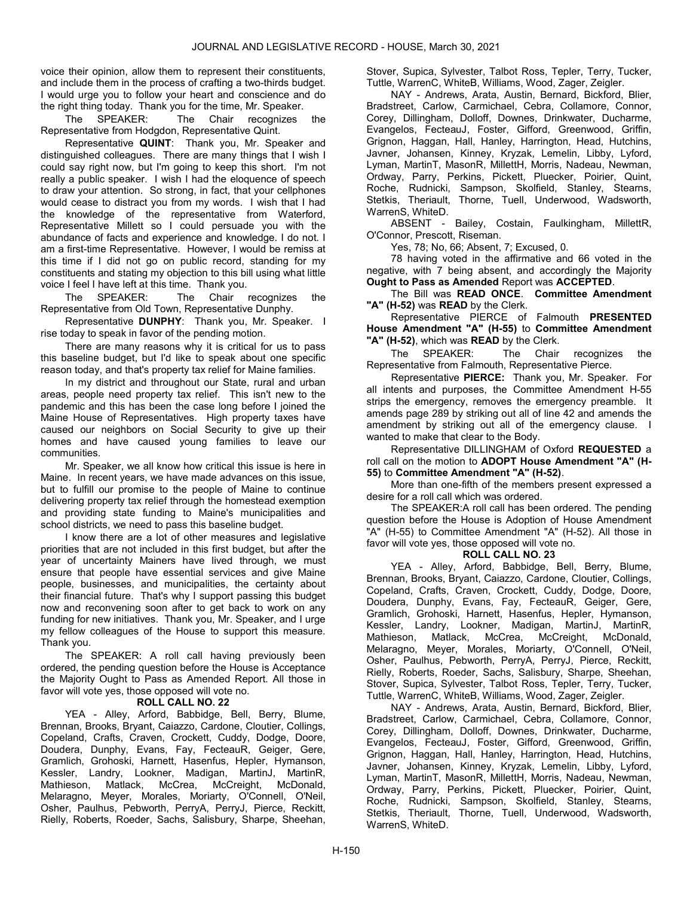voice their opinion, allow them to represent their constituents, and include them in the process of crafting a two-thirds budget. I would urge you to follow your heart and conscience and do the right thing today. Thank you for the time, Mr. Speaker.

The SPEAKER: The Chair recognizes the Representative from Hodgdon, Representative Quint.

Representative **QUINT**: Thank you, Mr. Speaker and distinguished colleagues. There are many things that I wish I could say right now, but I'm going to keep this short. I'm not really a public speaker. I wish I had the eloquence of speech to draw your attention. So strong, in fact, that your cellphones would cease to distract you from my words. I wish that I had the knowledge of the representative from Waterford, Representative Millett so I could persuade you with the abundance of facts and experience and knowledge. I do not. I am a first-time Representative. However, I would be remiss at this time if I did not go on public record, standing for my constituents and stating my objection to this bill using what little voice I feel I have left at this time. Thank you.

The SPEAKER: The Chair recognizes the Representative from Old Town, Representative Dunphy.

Representative **DUNPHY**: Thank you, Mr. Speaker. I rise today to speak in favor of the pending motion.

There are many reasons why it is critical for us to pass this baseline budget, but I'd like to speak about one specific reason today, and that's property tax relief for Maine families.

In my district and throughout our State, rural and urban areas, people need property tax relief. This isn't new to the pandemic and this has been the case long before I joined the Maine House of Representatives. High property taxes have caused our neighbors on Social Security to give up their homes and have caused young families to leave our communities.

Mr. Speaker, we all know how critical this issue is here in Maine. In recent years, we have made advances on this issue, but to fulfill our promise to the people of Maine to continue delivering property tax relief through the homestead exemption and providing state funding to Maine's municipalities and school districts, we need to pass this baseline budget.

I know there are a lot of other measures and legislative priorities that are not included in this first budget, but after the year of uncertainty Mainers have lived through, we must ensure that people have essential services and give Maine people, businesses, and municipalities, the certainty about their financial future. That's why I support passing this budget now and reconvening soon after to get back to work on any funding for new initiatives. Thank you, Mr. Speaker, and I urge my fellow colleagues of the House to support this measure. Thank you.

The SPEAKER: A roll call having previously been ordered, the pending question before the House is Acceptance the Majority Ought to Pass as Amended Report. All those in favor will vote yes, those opposed will vote no.

**ROLL CALL NO. 22**

YEA - Alley, Arford, Babbidge, Bell, Berry, Blume, Brennan, Brooks, Bryant, Caiazzo, Cardone, Cloutier, Collings, Copeland, Crafts, Craven, Crockett, Cuddy, Dodge, Doore, Doudera, Dunphy, Evans, Fay, FecteauR, Geiger, Gere, Gramlich, Grohoski, Harnett, Hasenfus, Hepler, Hymanson, Kessler, Landry, Lookner, Madigan, MartinJ, MartinR, Mathieson, Matlack, McCrea, McCreight, McDonald, Melaragno, Meyer, Morales, Moriarty, O'Connell, O'Neil, Osher, Paulhus, Pebworth, PerryA, PerryJ, Pierce, Reckitt, Rielly, Roberts, Roeder, Sachs, Salisbury, Sharpe, Sheehan, Stover, Supica, Sylvester, Talbot Ross, Tepler, Terry, Tucker, Tuttle, WarrenC, WhiteB, Williams, Wood, Zager, Zeigler.

NAY - Andrews, Arata, Austin, Bernard, Bickford, Blier, Bradstreet, Carlow, Carmichael, Cebra, Collamore, Connor, Corey, Dillingham, Dolloff, Downes, Drinkwater, Ducharme, Evangelos, FecteauJ, Foster, Gifford, Greenwood, Griffin, Grignon, Haggan, Hall, Hanley, Harrington, Head, Hutchins, Javner, Johansen, Kinney, Kryzak, Lemelin, Libby, Lyford, Lyman, MartinT, MasonR, MillettH, Morris, Nadeau, Newman, Ordway, Parry, Perkins, Pickett, Pluecker, Poirier, Quint, Roche, Rudnicki, Sampson, Skolfield, Stanley, Stearns, Stetkis, Theriault, Thorne, Tuell, Underwood, Wadsworth, WarrenS, WhiteD.

ABSENT - Bailey, Costain, Faulkingham, MillettR, O'Connor, Prescott, Riseman.

Yes, 78; No, 66; Absent, 7; Excused, 0.

78 having voted in the affirmative and 66 voted in the negative, with 7 being absent, and accordingly the Majority **Ought to Pass as Amended** Report was **ACCEPTED**.

The Bill was **READ ONCE**. **Committee Amendment "A" (H-52)** was **READ** by the Clerk.

Representative PIERCE of Falmouth **PRESENTED House Amendment "A" (H-55)** to **Committee Amendment "A" (H-52)**, which was **READ** by the Clerk.

The SPEAKER: The Chair recognizes the Representative from Falmouth, Representative Pierce.

Representative **PIERCE:** Thank you, Mr. Speaker. For all intents and purposes, the Committee Amendment H-55 strips the emergency, removes the emergency preamble. It amends page 289 by striking out all of line 42 and amends the amendment by striking out all of the emergency clause. I wanted to make that clear to the Body.

Representative DILLINGHAM of Oxford **REQUESTED** a roll call on the motion to **ADOPT House Amendment "A" (H-55)** to **Committee Amendment "A" (H-52)**.

More than one-fifth of the members present expressed a desire for a roll call which was ordered.

The SPEAKER:A roll call has been ordered. The pending question before the House is Adoption of House Amendment "A" (H-55) to Committee Amendment "A" (H-52). All those in favor will vote yes, those opposed will vote no.

**ROLL CALL NO. 23**

YEA - Alley, Arford, Babbidge, Bell, Berry, Blume, Brennan, Brooks, Bryant, Caiazzo, Cardone, Cloutier, Collings, Copeland, Crafts, Craven, Crockett, Cuddy, Dodge, Doore, Doudera, Dunphy, Evans, Fay, FecteauR, Geiger, Gere, Gramlich, Grohoski, Harnett, Hasenfus, Hepler, Hymanson, Kessler, Landry, Lookner, Madigan, MartinJ, MartinR, Mathieson, Matlack, McCrea, McCreight, McDonald, Melaragno, Meyer, Morales, Moriarty, O'Connell, O'Neil, Osher, Paulhus, Pebworth, PerryA, PerryJ, Pierce, Reckitt, Rielly, Roberts, Roeder, Sachs, Salisbury, Sharpe, Sheehan, Stover, Supica, Sylvester, Talbot Ross, Tepler, Terry, Tucker, Tuttle, WarrenC, WhiteB, Williams, Wood, Zager, Zeigler.

NAY - Andrews, Arata, Austin, Bernard, Bickford, Blier, Bradstreet, Carlow, Carmichael, Cebra, Collamore, Connor, Corey, Dillingham, Dolloff, Downes, Drinkwater, Ducharme, Evangelos, FecteauJ, Foster, Gifford, Greenwood, Griffin, Grignon, Haggan, Hall, Hanley, Harrington, Head, Hutchins, Javner, Johansen, Kinney, Kryzak, Lemelin, Libby, Lyford, Lyman, MartinT, MasonR, MillettH, Morris, Nadeau, Newman, Ordway, Parry, Perkins, Pickett, Pluecker, Poirier, Quint, Roche, Rudnicki, Sampson, Skolfield, Stanley, Stearns, Stetkis, Theriault, Thorne, Tuell, Underwood, Wadsworth, WarrenS, WhiteD.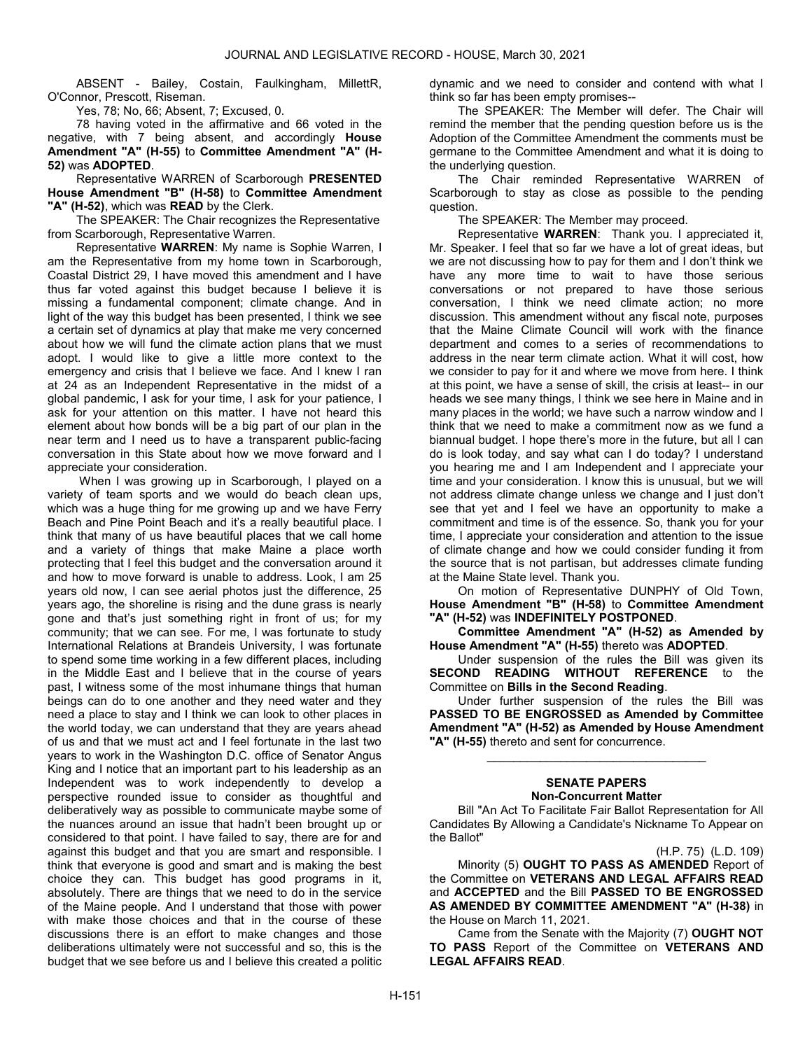ABSENT - Bailey, Costain, Faulkingham, MillettR, O'Connor, Prescott, Riseman.

Yes, 78; No, 66; Absent, 7; Excused, 0.

78 having voted in the affirmative and 66 voted in the negative, with 7 being absent, and accordingly **House Amendment "A" (H-55)** to **Committee Amendment "A" (H-52)** was **ADOPTED**.

Representative WARREN of Scarborough **PRESENTED House Amendment "B" (H-58)** to **Committee Amendment "A" (H-52)**, which was **READ** by the Clerk.

The SPEAKER: The Chair recognizes the Representative from Scarborough, Representative Warren.

Representative **WARREN**: My name is Sophie Warren, I am the Representative from my home town in Scarborough, Coastal District 29, I have moved this amendment and I have thus far voted against this budget because I believe it is missing a fundamental component; climate change. And in light of the way this budget has been presented, I think we see a certain set of dynamics at play that make me very concerned about how we will fund the climate action plans that we must adopt. I would like to give a little more context to the emergency and crisis that I believe we face. And I knew I ran at 24 as an Independent Representative in the midst of a global pandemic, I ask for your time, I ask for your patience, I ask for your attention on this matter. I have not heard this element about how bonds will be a big part of our plan in the near term and I need us to have a transparent public-facing conversation in this State about how we move forward and I appreciate your consideration.

When I was growing up in Scarborough, I played on a variety of team sports and we would do beach clean ups, which was a huge thing for me growing up and we have Ferry Beach and Pine Point Beach and it's a really beautiful place. I think that many of us have beautiful places that we call home and a variety of things that make Maine a place worth protecting that I feel this budget and the conversation around it and how to move forward is unable to address. Look, I am 25 years old now, I can see aerial photos just the difference, 25 years ago, the shoreline is rising and the dune grass is nearly gone and that's just something right in front of us; for my community; that we can see. For me, I was fortunate to study International Relations at Brandeis University, I was fortunate to spend some time working in a few different places, including in the Middle East and I believe that in the course of years past, I witness some of the most inhumane things that human beings can do to one another and they need water and they need a place to stay and I think we can look to other places in the world today, we can understand that they are years ahead of us and that we must act and I feel fortunate in the last two years to work in the Washington D.C. office of Senator Angus King and I notice that an important part to his leadership as an Independent was to work independently to develop a perspective rounded issue to consider as thoughtful and deliberatively way as possible to communicate maybe some of the nuances around an issue that hadn't been brought up or considered to that point. I have failed to say, there are for and against this budget and that you are smart and responsible. I think that everyone is good and smart and is making the best choice they can. This budget has good programs in it, absolutely. There are things that we need to do in the service of the Maine people. And I understand that those with power with make those choices and that in the course of these discussions there is an effort to make changes and those deliberations ultimately were not successful and so, this is the budget that we see before us and I believe this created a politic dynamic and we need to consider and contend with what I think so far has been empty promises--

The SPEAKER: The Member will defer. The Chair will remind the member that the pending question before us is the Adoption of the Committee Amendment the comments must be germane to the Committee Amendment and what it is doing to the underlying question.

The Chair reminded Representative WARREN of Scarborough to stay as close as possible to the pending question.

The SPEAKER: The Member may proceed.

Representative **WARREN**: Thank you. I appreciated it, Mr. Speaker. I feel that so far we have a lot of great ideas, but we are not discussing how to pay for them and I don't think we have any more time to wait to have those serious conversations or not prepared to have those serious conversation, I think we need climate action; no more discussion. This amendment without any fiscal note, purposes that the Maine Climate Council will work with the finance department and comes to a series of recommendations to address in the near term climate action. What it will cost, how we consider to pay for it and where we move from here. I think at this point, we have a sense of skill, the crisis at least-- in our heads we see many things, I think we see here in Maine and in many places in the world; we have such a narrow window and I think that we need to make a commitment now as we fund a biannual budget. I hope there's more in the future, but all I can do is look today, and say what can I do today? I understand you hearing me and I am Independent and I appreciate your time and your consideration. I know this is unusual, but we will not address climate change unless we change and I just don't see that yet and I feel we have an opportunity to make a commitment and time is of the essence. So, thank you for your time, I appreciate your consideration and attention to the issue of climate change and how we could consider funding it from the source that is not partisan, but addresses climate funding at the Maine State level. Thank you.

On motion of Representative DUNPHY of Old Town, **House Amendment "B" (H-58)** to **Committee Amendment "A" (H-52)** was **INDEFINITELY POSTPONED**.

**Committee Amendment "A" (H-52) as Amended by House Amendment "A" (H-55)** thereto was **ADOPTED**.

Under suspension of the rules the Bill was given its **SECOND READING WITHOUT REFERENCE** to the Committee on **Bills in the Second Reading**.

Under further suspension of the rules the Bill was **PASSED TO BE ENGROSSED as Amended by Committee Amendment "A" (H-52) as Amended by House Amendment "A" (H-55)** thereto and sent for concurrence.

---

## SENATE PAPERS

### Non-Concurrent Matter

Bill "An Act To Facilitate Fair Ballot Representation for All Candidates By Allowing a Candidate's Nickname To Appear on the Ballot"

(H.P. 75) (L.D. 109)

Minority (5) **OUGHT TO PASS AS AMENDED** Report of the Committee on **VETERANS AND LEGAL AFFAIRS READ** and **ACCEPTED** and the Bill **PASSED TO BE ENGROSSED AS AMENDED BY COMMITTEE AMENDMENT "A" (H-38)** in the House on March 11, 2021.

Came from the Senate with the Majority (7) **OUGHT NOT TO PASS** Report of the Committee on **VETERANS AND LEGAL AFFAIRS READ**.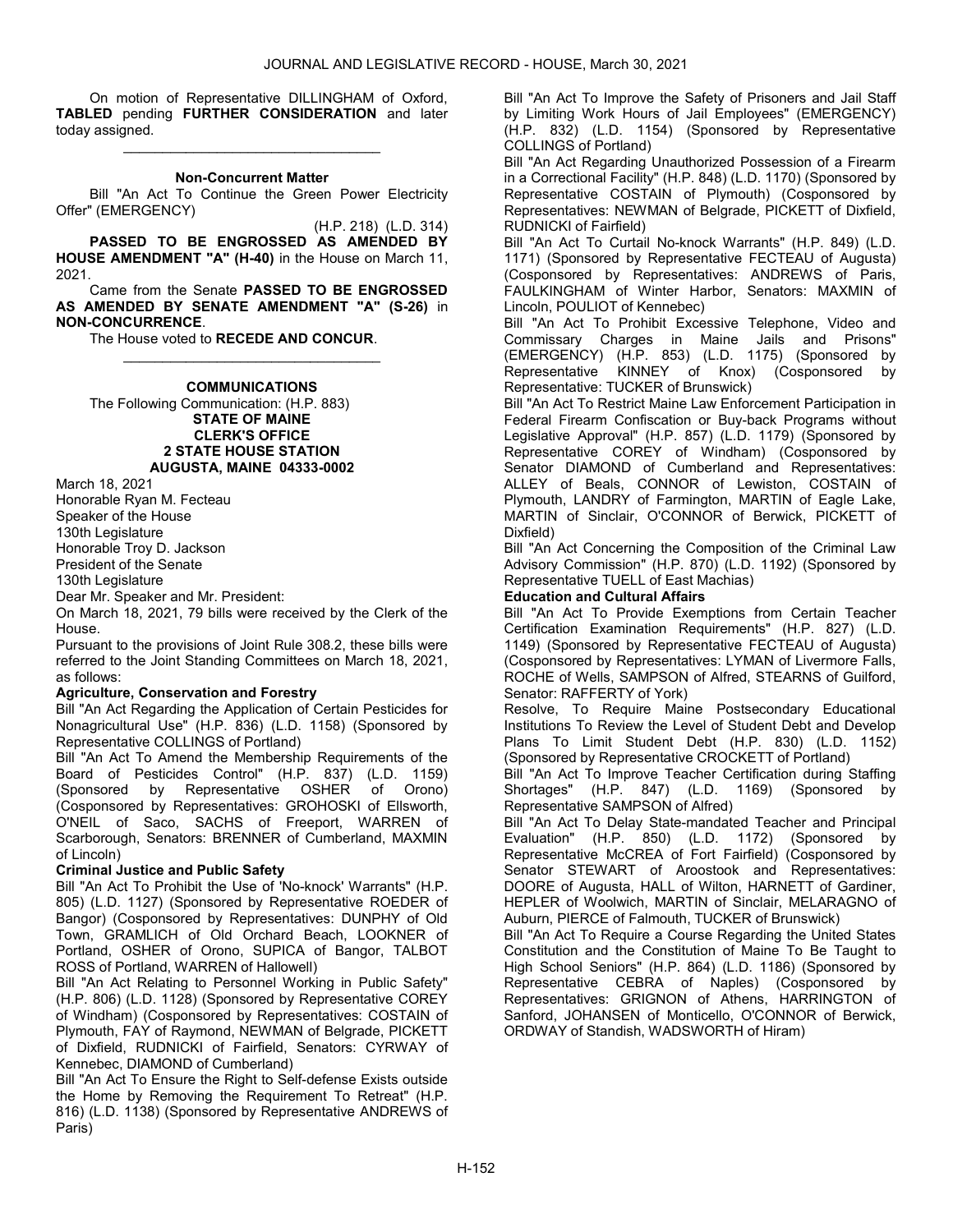On motion of Representative DILLINGHAM of Oxford, **TABLED** pending **FURTHER CONSIDERATION** and later today assigned.

_________________________________

**Non-Concurrent Matter**

Bill "An Act To Continue the Green Power Electricity Offer" (EMERGENCY)

(H.P. 218) (L.D. 314)

**PASSED TO BE ENGROSSED AS AMENDED BY HOUSE AMENDMENT "A" (H-40)** in the House on March 11, 2021.

Came from the Senate **PASSED TO BE ENGROSSED AS AMENDED BY SENATE AMENDMENT "A" (S-26)** in **NON-CONCURRENCE**.

The House voted to **RECEDE AND CONCUR**.

_________________________________

**COMMUNICATIONS**

The Following Communication: (H.P. 883)

**STATE OF MAINE**
**CLERK'S OFFICE**
**2 STATE HOUSE STATION**
**AUGUSTA, MAINE 04333-0002**

March 18, 2021

Honorable Ryan M. Fecteau
Speaker of the House
130th Legislature
Honorable Troy D. Jackson
President of the Senate
130th Legislature

Dear Mr. Speaker and Mr. President:

On March 18, 2021, 79 bills were received by the Clerk of the House.

Pursuant to the provisions of Joint Rule 308.2, these bills were referred to the Joint Standing Committees on March 18, 2021, as follows:

**Agriculture, Conservation and Forestry**

Bill "An Act Regarding the Application of Certain Pesticides for Nonagricultural Use" (H.P. 836) (L.D. 1158) (Sponsored by Representative COLLINGS of Portland)

Bill "An Act To Amend the Membership Requirements of the Board of Pesticides Control" (H.P. 837) (L.D. 1159) (Sponsored by Representative OSHER of Orono) (Cosponsored by Representatives: GROHOSKI of Ellsworth, O'NEIL of Saco, SACHS of Freeport, WARREN of Scarborough, Senators: BRENNER of Cumberland, MAXMIN of Lincoln)

**Criminal Justice and Public Safety**

Bill "An Act To Prohibit the Use of 'No-knock' Warrants" (H.P. 805) (L.D. 1127) (Sponsored by Representative ROEDER of Bangor) (Cosponsored by Representatives: DUNPHY of Old Town, GRAMLICH of Old Orchard Beach, LOOKNER of Portland, OSHER of Orono, SUPICA of Bangor, TALBOT ROSS of Portland, WARREN of Hallowell)

Bill "An Act Relating to Personnel Working in Public Safety" (H.P. 806) (L.D. 1128) (Sponsored by Representative COREY of Windham) (Cosponsored by Representatives: COSTAIN of Plymouth, FAY of Raymond, NEWMAN of Belgrade, PICKETT of Dixfield, RUDNICKI of Fairfield, Senators: CYRWAY of Kennebec, DIAMOND of Cumberland)

Bill "An Act To Ensure the Right to Self-defense Exists outside the Home by Removing the Requirement To Retreat" (H.P. 816) (L.D. 1138) (Sponsored by Representative ANDREWS of Paris)

Bill "An Act To Improve the Safety of Prisoners and Jail Staff by Limiting Work Hours of Jail Employees" (EMERGENCY) (H.P. 832) (L.D. 1154) (Sponsored by Representative COLLINGS of Portland)

Bill "An Act Regarding Unauthorized Possession of a Firearm in a Correctional Facility" (H.P. 848) (L.D. 1170) (Sponsored by Representative COSTAIN of Plymouth) (Cosponsored by Representatives: NEWMAN of Belgrade, PICKETT of Dixfield, RUDNICKI of Fairfield)

Bill "An Act To Curtail No-knock Warrants" (H.P. 849) (L.D. 1171) (Sponsored by Representative FECTEAU of Augusta) (Cosponsored by Representatives: ANDREWS of Paris, FAULKINGHAM of Winter Harbor, Senators: MAXMIN of Lincoln, POULIOT of Kennebec)

Bill "An Act To Prohibit Excessive Telephone, Video and Commissary Charges in Maine Jails and Prisons" (EMERGENCY) (H.P. 853) (L.D. 1175) (Sponsored by Representative KINNEY of Knox) (Cosponsored by Representative: TUCKER of Brunswick)

Bill "An Act To Restrict Maine Law Enforcement Participation in Federal Firearm Confiscation or Buy-back Programs without Legislative Approval" (H.P. 857) (L.D. 1179) (Sponsored by Representative COREY of Windham) (Cosponsored by Senator DIAMOND of Cumberland and Representatives: ALLEY of Beals, CONNOR of Lewiston, COSTAIN of Plymouth, LANDRY of Farmington, MARTIN of Eagle Lake, MARTIN of Sinclair, O'CONNOR of Berwick, PICKETT of Dixfield)

Bill "An Act Concerning the Composition of the Criminal Law Advisory Commission" (H.P. 870) (L.D. 1192) (Sponsored by Representative TUELL of East Machias)

**Education and Cultural Affairs**

Bill "An Act To Provide Exemptions from Certain Teacher Certification Examination Requirements" (H.P. 827) (L.D. 1149) (Sponsored by Representative FECTEAU of Augusta) (Cosponsored by Representatives: LYMAN of Livermore Falls, ROCHE of Wells, SAMPSON of Alfred, STEARNS of Guilford, Senator: RAFFERTY of York)

Resolve, To Require Maine Postsecondary Educational Institutions To Review the Level of Student Debt and Develop Plans To Limit Student Debt (H.P. 830) (L.D. 1152) (Sponsored by Representative CROCKETT of Portland)

Bill "An Act To Improve Teacher Certification during Staffing Shortages" (H.P. 847) (L.D. 1169) (Sponsored by Representative SAMPSON of Alfred)

Bill "An Act To Delay State-mandated Teacher and Principal Evaluation" (H.P. 850) (L.D. 1172) (Sponsored by Representative McCREA of Fort Fairfield) (Cosponsored by Senator STEWART of Aroostook and Representatives: DOORE of Augusta, HALL of Wilton, HARNETT of Gardiner, HEPLER of Woolwich, MARTIN of Sinclair, MELARAGNO of Auburn, PIERCE of Falmouth, TUCKER of Brunswick)

Bill "An Act To Require a Course Regarding the United States Constitution and the Constitution of Maine To Be Taught to High School Seniors" (H.P. 864) (L.D. 1186) (Sponsored by Representative CEBRA of Naples) (Cosponsored by Representatives: GRIGNON of Athens, HARRINGTON of Sanford, JOHANSEN of Monticello, O'CONNOR of Berwick, ORDWAY of Standish, WADSWORTH of Hiram)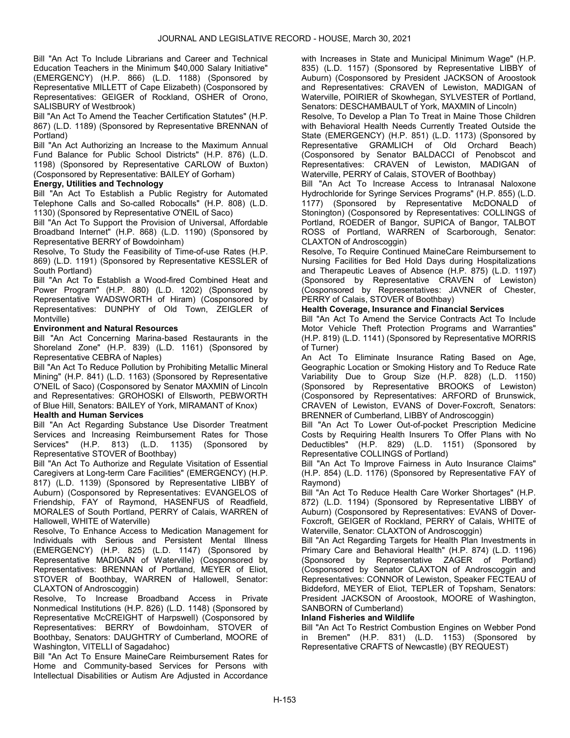Bill "An Act To Include Librarians and Career and Technical Education Teachers in the Minimum $40,000 Salary Initiative" (EMERGENCY) (H.P. 866) (L.D. 1188) (Sponsored by Representative MILLETT of Cape Elizabeth) (Cosponsored by Representatives: GEIGER of Rockland, OSHER of Orono, SALISBURY of Westbrook)

Bill "An Act To Amend the Teacher Certification Statutes" (H.P. 867) (L.D. 1189) (Sponsored by Representative BRENNAN of Portland)

Bill "An Act Authorizing an Increase to the Maximum Annual Fund Balance for Public School Districts" (H.P. 876) (L.D. 1198) (Sponsored by Representative CARLOW of Buxton) (Cosponsored by Representative: BAILEY of Gorham)

**Energy, Utilities and Technology**

Bill "An Act To Establish a Public Registry for Automated Telephone Calls and So-called Robocalls" (H.P. 808) (L.D. 1130) (Sponsored by Representative O'NEIL of Saco)

Bill "An Act To Support the Provision of Universal, Affordable Broadband Internet" (H.P. 868) (L.D. 1190) (Sponsored by Representative BERRY of Bowdoinham)

Resolve, To Study the Feasibility of Time-of-use Rates (H.P. 869) (L.D. 1191) (Sponsored by Representative KESSLER of South Portland)

Bill "An Act To Establish a Wood-fired Combined Heat and Power Program" (H.P. 880) (L.D. 1202) (Sponsored by Representative WADSWORTH of Hiram) (Cosponsored by Representatives: DUNPHY of Old Town, ZEIGLER of Montville)

**Environment and Natural Resources**

Bill "An Act Concerning Marina-based Restaurants in the Shoreland Zone" (H.P. 839) (L.D. 1161) (Sponsored by Representative CEBRA of Naples)

Bill "An Act To Reduce Pollution by Prohibiting Metallic Mineral Mining" (H.P. 841) (L.D. 1163) (Sponsored by Representative O'NEIL of Saco) (Cosponsored by Senator MAXMIN of Lincoln and Representatives: GROHOSKI of Ellsworth, PEBWORTH of Blue Hill, Senators: BAILEY of York, MIRAMANT of Knox)

**Health and Human Services**

Bill "An Act Regarding Substance Use Disorder Treatment Services and Increasing Reimbursement Rates for Those Services" (H.P. 813) (L.D. 1135) (Sponsored by Representative STOVER of Boothbay)

Bill "An Act To Authorize and Regulate Visitation of Essential Caregivers at Long-term Care Facilities" (EMERGENCY) (H.P. 817) (L.D. 1139) (Sponsored by Representative LIBBY of Auburn) (Cosponsored by Representatives: EVANGELOS of Friendship, FAY of Raymond, HASENFUS of Readfield, MORALES of South Portland, PERRY of Calais, WARREN of Hallowell, WHITE of Waterville)

Resolve, To Enhance Access to Medication Management for Individuals with Serious and Persistent Mental Illness (EMERGENCY) (H.P. 825) (L.D. 1147) (Sponsored by Representative MADIGAN of Waterville) (Cosponsored by Representatives: BRENNAN of Portland, MEYER of Eliot, STOVER of Boothbay, WARREN of Hallowell, Senator: CLAXTON of Androscoggin)

Resolve, To Increase Broadband Access in Private Nonmedical Institutions (H.P. 826) (L.D. 1148) (Sponsored by Representative McCREIGHT of Harpswell) (Cosponsored by Representatives: BERRY of Bowdoinham, STOVER of Boothbay, Senators: DAUGHTRY of Cumberland, MOORE of Washington, VITELLI of Sagadahoc)

Bill "An Act To Ensure MaineCare Reimbursement Rates for Home and Community-based Services for Persons with Intellectual Disabilities or Autism Are Adjusted in Accordance with Increases in State and Municipal Minimum Wage" (H.P. 835) (L.D. 1157) (Sponsored by Representative LIBBY of Auburn) (Cosponsored by President JACKSON of Aroostook and Representatives: CRAVEN of Lewiston, MADIGAN of Waterville, POIRIER of Skowhegan, SYLVESTER of Portland, Senators: DESCHAMBAULT of York, MAXMIN of Lincoln)

Resolve, To Develop a Plan To Treat in Maine Those Children with Behavioral Health Needs Currently Treated Outside the State (EMERGENCY) (H.P. 851) (L.D. 1173) (Sponsored by Representative GRAMLICH of Old Orchard Beach) (Cosponsored by Senator BALDACCI of Penobscot and Representatives: CRAVEN of Lewiston, MADIGAN of Waterville, PERRY of Calais, STOVER of Boothbay)

Bill "An Act To Increase Access to Intranasal Naloxone Hydrochloride for Syringe Services Programs" (H.P. 855) (L.D. 1177) (Sponsored by Representative McDONALD of Stonington) (Cosponsored by Representatives: COLLINGS of Portland, ROEDER of Bangor, SUPICA of Bangor, TALBOT ROSS of Portland, WARREN of Scarborough, Senator: CLAXTON of Androscoggin)

Resolve, To Require Continued MaineCare Reimbursement to Nursing Facilities for Bed Hold Days during Hospitalizations and Therapeutic Leaves of Absence (H.P. 875) (L.D. 1197) (Sponsored by Representative CRAVEN of Lewiston) (Cosponsored by Representatives: JAVNER of Chester, PERRY of Calais, STOVER of Boothbay)

**Health Coverage, Insurance and Financial Services**

Bill "An Act To Amend the Service Contracts Act To Include Motor Vehicle Theft Protection Programs and Warranties" (H.P. 819) (L.D. 1141) (Sponsored by Representative MORRIS of Turner)

An Act To Eliminate Insurance Rating Based on Age, Geographic Location or Smoking History and To Reduce Rate Variability Due to Group Size (H.P. 828) (L.D. 1150) (Sponsored by Representative BROOKS of Lewiston) (Cosponsored by Representatives: ARFORD of Brunswick, CRAVEN of Lewiston, EVANS of Dover-Foxcroft, Senators: BRENNER of Cumberland, LIBBY of Androscoggin)

Bill "An Act To Lower Out-of-pocket Prescription Medicine Costs by Requiring Health Insurers To Offer Plans with No Deductibles" (H.P. 829) (L.D. 1151) (Sponsored by Representative COLLINGS of Portland)

Bill "An Act To Improve Fairness in Auto Insurance Claims" (H.P. 854) (L.D. 1176) (Sponsored by Representative FAY of Raymond)

Bill "An Act To Reduce Health Care Worker Shortages" (H.P. 872) (L.D. 1194) (Sponsored by Representative LIBBY of Auburn) (Cosponsored by Representatives: EVANS of Dover-Foxcroft, GEIGER of Rockland, PERRY of Calais, WHITE of Waterville, Senator: CLAXTON of Androscoggin)

Bill "An Act Regarding Targets for Health Plan Investments in Primary Care and Behavioral Health" (H.P. 874) (L.D. 1196) (Sponsored by Representative ZAGER of Portland) (Cosponsored by Senator CLAXTON of Androscoggin and Representatives: CONNOR of Lewiston, Speaker FECTEAU of Biddeford, MEYER of Eliot, TEPLER of Topsham, Senators: President JACKSON of Aroostook, MOORE of Washington, SANBORN of Cumberland)

**Inland Fisheries and Wildlife**

Bill "An Act To Restrict Combustion Engines on Webber Pond in Bremen" (H.P. 831) (L.D. 1153) (Sponsored by Representative CRAFTS of Newcastle) (BY REQUEST)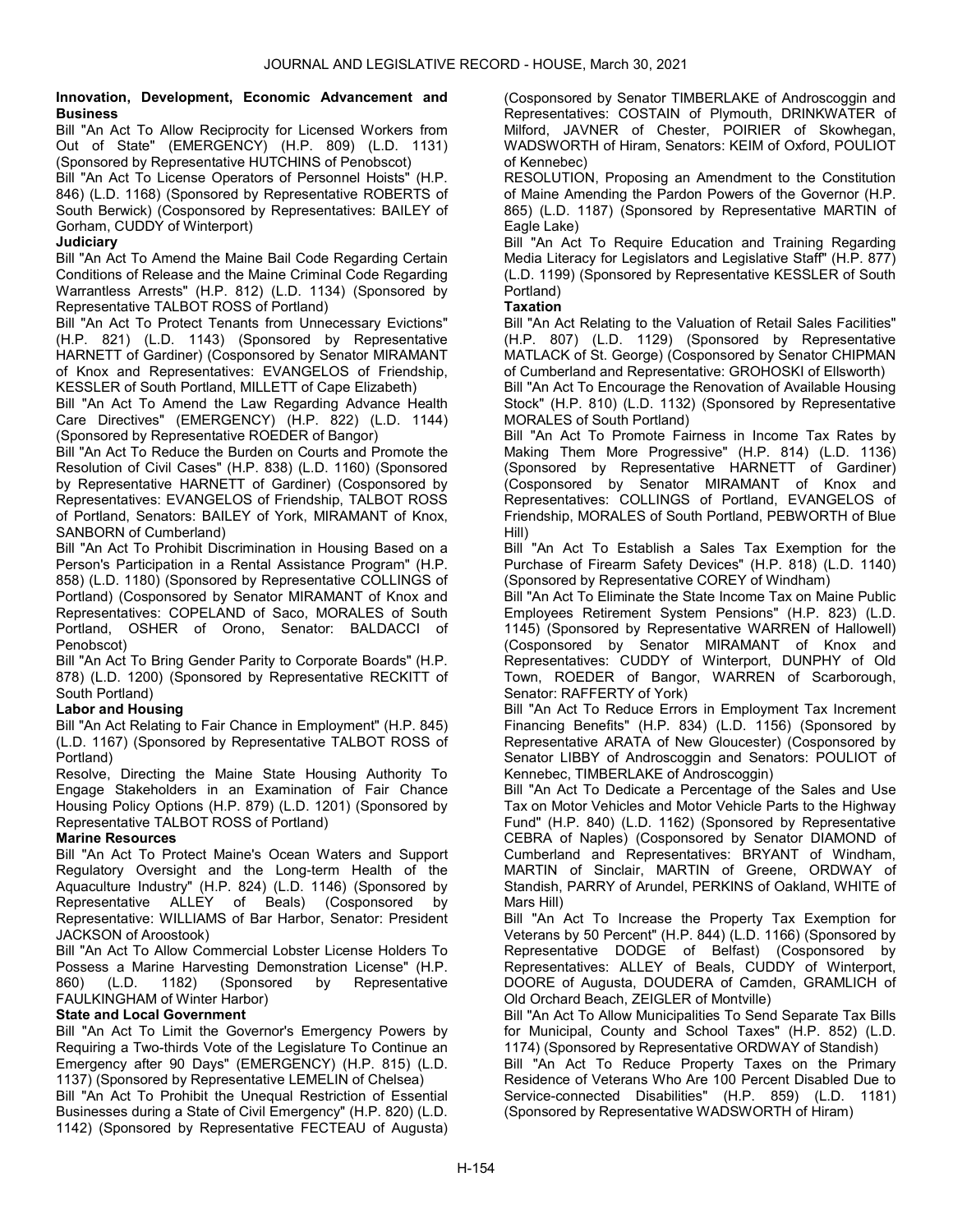**Innovation, Development, Economic Advancement and Business**

Bill "An Act To Allow Reciprocity for Licensed Workers from Out of State" (EMERGENCY) (H.P. 809) (L.D. 1131) (Sponsored by Representative HUTCHINS of Penobscot)

Bill "An Act To License Operators of Personnel Hoists" (H.P. 846) (L.D. 1168) (Sponsored by Representative ROBERTS of South Berwick) (Cosponsored by Representatives: BAILEY of Gorham, CUDDY of Winterport)

**Judiciary**

Bill "An Act To Amend the Maine Bail Code Regarding Certain Conditions of Release and the Maine Criminal Code Regarding Warrantless Arrests" (H.P. 812) (L.D. 1134) (Sponsored by Representative TALBOT ROSS of Portland)

Bill "An Act To Protect Tenants from Unnecessary Evictions" (H.P. 821) (L.D. 1143) (Sponsored by Representative HARNETT of Gardiner) (Cosponsored by Senator MIRAMANT of Knox and Representatives: EVANGELOS of Friendship, KESSLER of South Portland, MILLETT of Cape Elizabeth)

Bill "An Act To Amend the Law Regarding Advance Health Care Directives" (EMERGENCY) (H.P. 822) (L.D. 1144) (Sponsored by Representative ROEDER of Bangor)

Bill "An Act To Reduce the Burden on Courts and Promote the Resolution of Civil Cases" (H.P. 838) (L.D. 1160) (Sponsored by Representative HARNETT of Gardiner) (Cosponsored by Representatives: EVANGELOS of Friendship, TALBOT ROSS of Portland, Senators: BAILEY of York, MIRAMANT of Knox, SANBORN of Cumberland)

Bill "An Act To Prohibit Discrimination in Housing Based on a Person's Participation in a Rental Assistance Program" (H.P. 858) (L.D. 1180) (Sponsored by Representative COLLINGS of Portland) (Cosponsored by Senator MIRAMANT of Knox and Representatives: COPELAND of Saco, MORALES of South Portland, OSHER of Orono, Senator: BALDACCI of Penobscot)

Bill "An Act To Bring Gender Parity to Corporate Boards" (H.P. 878) (L.D. 1200) (Sponsored by Representative RECKITT of South Portland)

**Labor and Housing**

Bill "An Act Relating to Fair Chance in Employment" (H.P. 845) (L.D. 1167) (Sponsored by Representative TALBOT ROSS of Portland)

Resolve, Directing the Maine State Housing Authority To Engage Stakeholders in an Examination of Fair Chance Housing Policy Options (H.P. 879) (L.D. 1201) (Sponsored by Representative TALBOT ROSS of Portland)

**Marine Resources**

Bill "An Act To Protect Maine's Ocean Waters and Support Regulatory Oversight and the Long-term Health of the Aquaculture Industry" (H.P. 824) (L.D. 1146) (Sponsored by Representative ALLEY of Beals) (Cosponsored by Representative: WILLIAMS of Bar Harbor, Senator: President JACKSON of Aroostook)

Bill "An Act To Allow Commercial Lobster License Holders To Possess a Marine Harvesting Demonstration License" (H.P. 860) (L.D. 1182) (Sponsored by Representative FAULKINGHAM of Winter Harbor)

**State and Local Government**

Bill "An Act To Limit the Governor's Emergency Powers by Requiring a Two-thirds Vote of the Legislature To Continue an Emergency after 90 Days" (EMERGENCY) (H.P. 815) (L.D. 1137) (Sponsored by Representative LEMELIN of Chelsea)

Bill "An Act To Prohibit the Unequal Restriction of Essential Businesses during a State of Civil Emergency" (H.P. 820) (L.D. 1142) (Sponsored by Representative FECTEAU of Augusta) (Cosponsored by Senator TIMBERLAKE of Androscoggin and Representatives: COSTAIN of Plymouth, DRINKWATER of Milford, JAVNER of Chester, POIRIER of Skowhegan, WADSWORTH of Hiram, Senators: KEIM of Oxford, POULIOT of Kennebec)

RESOLUTION, Proposing an Amendment to the Constitution of Maine Amending the Pardon Powers of the Governor (H.P. 865) (L.D. 1187) (Sponsored by Representative MARTIN of Eagle Lake)

Bill "An Act To Require Education and Training Regarding Media Literacy for Legislators and Legislative Staff" (H.P. 877) (L.D. 1199) (Sponsored by Representative KESSLER of South Portland)

**Taxation**

Bill "An Act Relating to the Valuation of Retail Sales Facilities" (H.P. 807) (L.D. 1129) (Sponsored by Representative MATLACK of St. George) (Cosponsored by Senator CHIPMAN of Cumberland and Representative: GROHOSKI of Ellsworth)

Bill "An Act To Encourage the Renovation of Available Housing Stock" (H.P. 810) (L.D. 1132) (Sponsored by Representative MORALES of South Portland)

Bill "An Act To Promote Fairness in Income Tax Rates by Making Them More Progressive" (H.P. 814) (L.D. 1136) (Sponsored by Representative HARNETT of Gardiner) (Cosponsored by Senator MIRAMANT of Knox and Representatives: COLLINGS of Portland, EVANGELOS of Friendship, MORALES of South Portland, PEBWORTH of Blue Hill)

Bill "An Act To Establish a Sales Tax Exemption for the Purchase of Firearm Safety Devices" (H.P. 818) (L.D. 1140) (Sponsored by Representative COREY of Windham)

Bill "An Act To Eliminate the State Income Tax on Maine Public Employees Retirement System Pensions" (H.P. 823) (L.D. 1145) (Sponsored by Representative WARREN of Hallowell) (Cosponsored by Senator MIRAMANT of Knox and Representatives: CUDDY of Winterport, DUNPHY of Old Town, ROEDER of Bangor, WARREN of Scarborough, Senator: RAFFERTY of York)

Bill "An Act To Reduce Errors in Employment Tax Increment Financing Benefits" (H.P. 834) (L.D. 1156) (Sponsored by Representative ARATA of New Gloucester) (Cosponsored by Senator LIBBY of Androscoggin and Senators: POULIOT of Kennebec, TIMBERLAKE of Androscoggin)

Bill "An Act To Dedicate a Percentage of the Sales and Use Tax on Motor Vehicles and Motor Vehicle Parts to the Highway Fund" (H.P. 840) (L.D. 1162) (Sponsored by Representative CEBRA of Naples) (Cosponsored by Senator DIAMOND of Cumberland and Representatives: BRYANT of Windham, MARTIN of Sinclair, MARTIN of Greene, ORDWAY of Standish, PARRY of Arundel, PERKINS of Oakland, WHITE of Mars Hill)

Bill "An Act To Increase the Property Tax Exemption for Veterans by 50 Percent" (H.P. 844) (L.D. 1166) (Sponsored by Representative DODGE of Belfast) (Cosponsored by Representatives: ALLEY of Beals, CUDDY of Winterport, DOORE of Augusta, DOUDERA of Camden, GRAMLICH of Old Orchard Beach, ZEIGLER of Montville)

Bill "An Act To Allow Municipalities To Send Separate Tax Bills for Municipal, County and School Taxes" (H.P. 852) (L.D. 1174) (Sponsored by Representative ORDWAY of Standish)

Bill "An Act To Reduce Property Taxes on the Primary Residence of Veterans Who Are 100 Percent Disabled Due to Service-connected Disabilities" (H.P. 859) (L.D. 1181) (Sponsored by Representative WADSWORTH of Hiram)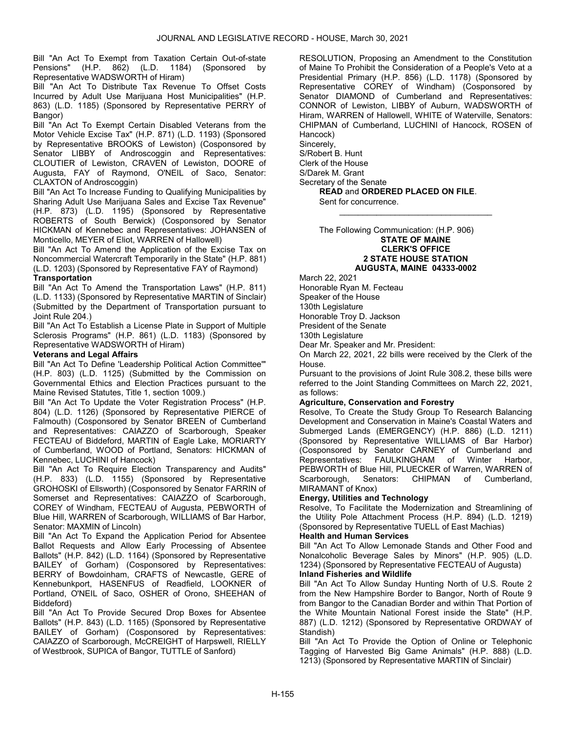Bill "An Act To Exempt from Taxation Certain Out-of-state Pensions" (H.P. 862) (L.D. 1184) (Sponsored by Representative WADSWORTH of Hiram)

Bill "An Act To Distribute Tax Revenue To Offset Costs Incurred by Adult Use Marijuana Host Municipalities" (H.P. 863) (L.D. 1185) (Sponsored by Representative PERRY of Bangor)

Bill "An Act To Exempt Certain Disabled Veterans from the Motor Vehicle Excise Tax" (H.P. 871) (L.D. 1193) (Sponsored by Representative BROOKS of Lewiston) (Cosponsored by Senator LIBBY of Androscoggin and Representatives: CLOUTIER of Lewiston, CRAVEN of Lewiston, DOORE of Augusta, FAY of Raymond, O'NEIL of Saco, Senator: CLAXTON of Androscoggin)

Bill "An Act To Increase Funding to Qualifying Municipalities by Sharing Adult Use Marijuana Sales and Excise Tax Revenue" (H.P. 873) (L.D. 1195) (Sponsored by Representative ROBERTS of South Berwick) (Cosponsored by Senator HICKMAN of Kennebec and Representatives: JOHANSEN of Monticello, MEYER of Eliot, WARREN of Hallowell)

Bill "An Act To Amend the Application of the Excise Tax on Noncommercial Watercraft Temporarily in the State" (H.P. 881) (L.D. 1203) (Sponsored by Representative FAY of Raymond)

**Transportation**

Bill "An Act To Amend the Transportation Laws" (H.P. 811) (L.D. 1133) (Sponsored by Representative MARTIN of Sinclair) (Submitted by the Department of Transportation pursuant to Joint Rule 204.)

Bill "An Act To Establish a License Plate in Support of Multiple Sclerosis Programs" (H.P. 861) (L.D. 1183) (Sponsored by Representative WADSWORTH of Hiram)

**Veterans and Legal Affairs**

Bill "An Act To Define 'Leadership Political Action Committee'" (H.P. 803) (L.D. 1125) (Submitted by the Commission on Governmental Ethics and Election Practices pursuant to the Maine Revised Statutes, Title 1, section 1009.)

Bill "An Act To Update the Voter Registration Process" (H.P. 804) (L.D. 1126) (Sponsored by Representative PIERCE of Falmouth) (Cosponsored by Senator BREEN of Cumberland and Representatives: CAIAZZO of Scarborough, Speaker FECTEAU of Biddeford, MARTIN of Eagle Lake, MORIARTY of Cumberland, WOOD of Portland, Senators: HICKMAN of Kennebec, LUCHINI of Hancock)

Bill "An Act To Require Election Transparency and Audits" (H.P. 833) (L.D. 1155) (Sponsored by Representative GROHOSKI of Ellsworth) (Cosponsored by Senator FARRIN of Somerset and Representatives: CAIAZZO of Scarborough, COREY of Windham, FECTEAU of Augusta, PEBWORTH of Blue Hill, WARREN of Scarborough, WILLIAMS of Bar Harbor, Senator: MAXMIN of Lincoln)

Bill "An Act To Expand the Application Period for Absentee Ballot Requests and Allow Early Processing of Absentee Ballots" (H.P. 842) (L.D. 1164) (Sponsored by Representative BAILEY of Gorham) (Cosponsored by Representatives: BERRY of Bowdoinham, CRAFTS of Newcastle, GERE of Kennebunkport, HASENFUS of Readfield, LOOKNER of Portland, O'NEIL of Saco, OSHER of Orono, SHEEHAN of Biddeford)

Bill "An Act To Provide Secured Drop Boxes for Absentee Ballots" (H.P. 843) (L.D. 1165) (Sponsored by Representative BAILEY of Gorham) (Cosponsored by Representatives: CAIAZZO of Scarborough, McCREIGHT of Harpswell, RIELLY of Westbrook, SUPICA of Bangor, TUTTLE of Sanford)

RESOLUTION, Proposing an Amendment to the Constitution of Maine To Prohibit the Consideration of a People's Veto at a Presidential Primary (H.P. 856) (L.D. 1178) (Sponsored by Representative COREY of Windham) (Cosponsored by Senator DIAMOND of Cumberland and Representatives: CONNOR of Lewiston, LIBBY of Auburn, WADSWORTH of Hiram, WARREN of Hallowell, WHITE of Waterville, Senators: CHIPMAN of Cumberland, LUCHINI of Hancock, ROSEN of Hancock)

Sincerely,

S/Robert B. Hunt
Clerk of the House

S/Darek M. Grant
Secretary of the Senate

**READ** and **ORDERED PLACED ON FILE**.

Sent for concurrence.

---

The Following Communication: (H.P. 906)

**STATE OF MAINE**
**CLERK'S OFFICE**
**2 STATE HOUSE STATION**
**AUGUSTA, MAINE 04333-0002**

March 22, 2021

Honorable Ryan M. Fecteau
Speaker of the House
130th Legislature

Honorable Troy D. Jackson
President of the Senate
130th Legislature

Dear Mr. Speaker and Mr. President:

On March 22, 2021, 22 bills were received by the Clerk of the House.

Pursuant to the provisions of Joint Rule 308.2, these bills were referred to the Joint Standing Committees on March 22, 2021, as follows:

**Agriculture, Conservation and Forestry**

Resolve, To Create the Study Group To Research Balancing Development and Conservation in Maine's Coastal Waters and Submerged Lands (EMERGENCY) (H.P. 886) (L.D. 1211) (Sponsored by Representative WILLIAMS of Bar Harbor) (Cosponsored by Senator CARNEY of Cumberland and Representatives: FAULKINGHAM of Winter Harbor, PEBWORTH of Blue Hill, PLUECKER of Warren, WARREN of Scarborough, Senators: CHIPMAN of Cumberland, MIRAMANT of Knox)

**Energy, Utilities and Technology**

Resolve, To Facilitate the Modernization and Streamlining of the Utility Pole Attachment Process (H.P. 894) (L.D. 1219) (Sponsored by Representative TUELL of East Machias)

**Health and Human Services**

Bill "An Act To Allow Lemonade Stands and Other Food and Nonalcoholic Beverage Sales by Minors" (H.P. 905) (L.D. 1234) (Sponsored by Representative FECTEAU of Augusta)

**Inland Fisheries and Wildlife**

Bill "An Act To Allow Sunday Hunting North of U.S. Route 2 from the New Hampshire Border to Bangor, North of Route 9 from Bangor to the Canadian Border and within That Portion of the White Mountain National Forest inside the State" (H.P. 887) (L.D. 1212) (Sponsored by Representative ORDWAY of Standish)

Bill "An Act To Provide the Option of Online or Telephonic Tagging of Harvested Big Game Animals" (H.P. 888) (L.D. 1213) (Sponsored by Representative MARTIN of Sinclair)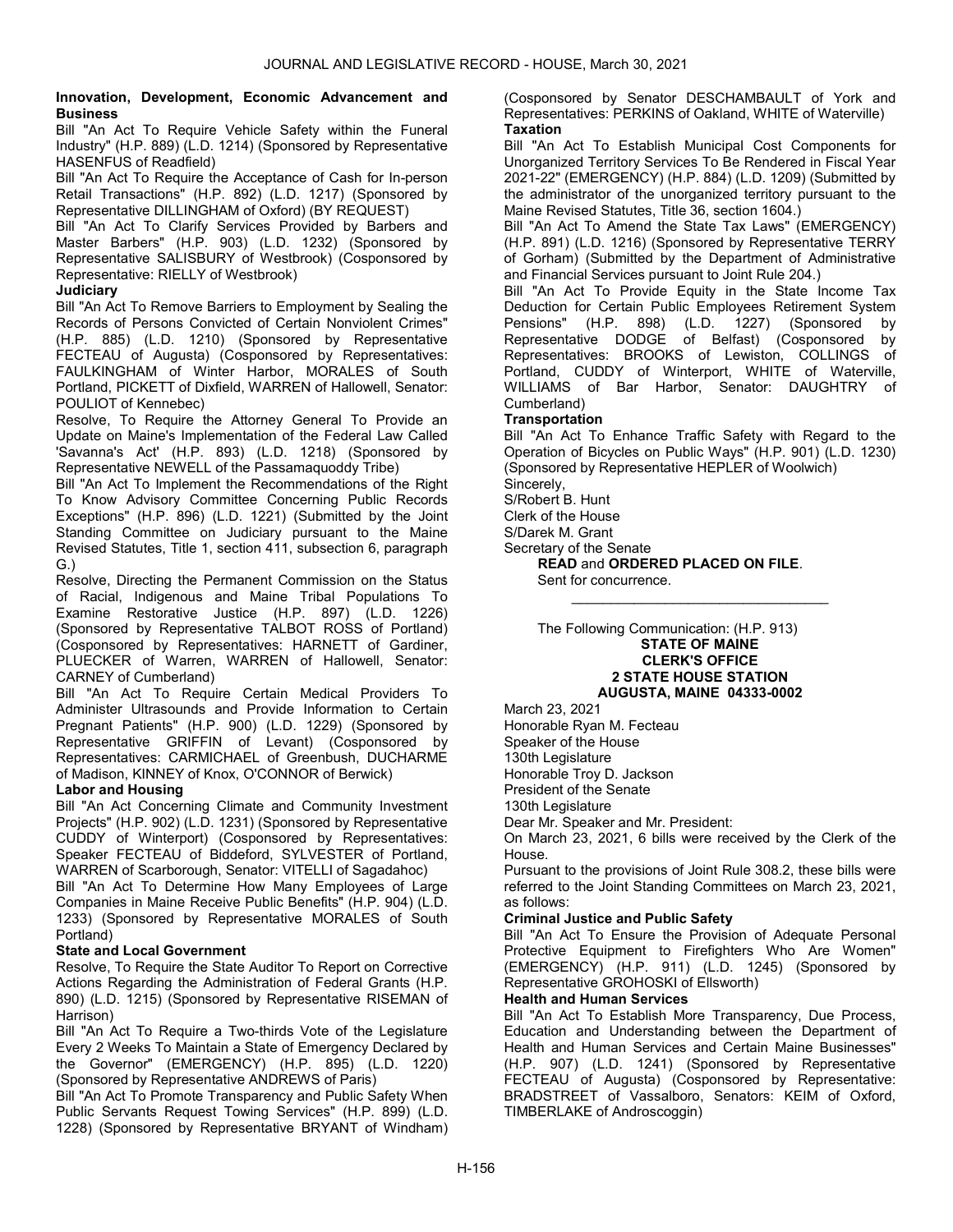**Innovation, Development, Economic Advancement and Business**

Bill "An Act To Require Vehicle Safety within the Funeral Industry" (H.P. 889) (L.D. 1214) (Sponsored by Representative HASENFUS of Readfield)

Bill "An Act To Require the Acceptance of Cash for In-person Retail Transactions" (H.P. 892) (L.D. 1217) (Sponsored by Representative DILLINGHAM of Oxford) (BY REQUEST)

Bill "An Act To Clarify Services Provided by Barbers and Master Barbers" (H.P. 903) (L.D. 1232) (Sponsored by Representative SALISBURY of Westbrook) (Cosponsored by Representative: RIELLY of Westbrook)

**Judiciary**

Bill "An Act To Remove Barriers to Employment by Sealing the Records of Persons Convicted of Certain Nonviolent Crimes" (H.P. 885) (L.D. 1210) (Sponsored by Representative FECTEAU of Augusta) (Cosponsored by Representatives: FAULKINGHAM of Winter Harbor, MORALES of South Portland, PICKETT of Dixfield, WARREN of Hallowell, Senator: POULIOT of Kennebec)

Resolve, To Require the Attorney General To Provide an Update on Maine's Implementation of the Federal Law Called 'Savanna's Act' (H.P. 893) (L.D. 1218) (Sponsored by Representative NEWELL of the Passamaquoddy Tribe)

Bill "An Act To Implement the Recommendations of the Right To Know Advisory Committee Concerning Public Records Exceptions" (H.P. 896) (L.D. 1221) (Submitted by the Joint Standing Committee on Judiciary pursuant to the Maine Revised Statutes, Title 1, section 411, subsection 6, paragraph G.)

Resolve, Directing the Permanent Commission on the Status of Racial, Indigenous and Maine Tribal Populations To Examine Restorative Justice (H.P. 897) (L.D. 1226) (Sponsored by Representative TALBOT ROSS of Portland) (Cosponsored by Representatives: HARNETT of Gardiner, PLUECKER of Warren, WARREN of Hallowell, Senator: CARNEY of Cumberland)

Bill "An Act To Require Certain Medical Providers To Administer Ultrasounds and Provide Information to Certain Pregnant Patients" (H.P. 900) (L.D. 1229) (Sponsored by Representative GRIFFIN of Levant) (Cosponsored by Representatives: CARMICHAEL of Greenbush, DUCHARME of Madison, KINNEY of Knox, O'CONNOR of Berwick)

**Labor and Housing**

Bill "An Act Concerning Climate and Community Investment Projects" (H.P. 902) (L.D. 1231) (Sponsored by Representative CUDDY of Winterport) (Cosponsored by Representatives: Speaker FECTEAU of Biddeford, SYLVESTER of Portland, WARREN of Scarborough, Senator: VITELLI of Sagadahoc)

Bill "An Act To Determine How Many Employees of Large Companies in Maine Receive Public Benefits" (H.P. 904) (L.D. 1233) (Sponsored by Representative MORALES of South Portland)

**State and Local Government**

Resolve, To Require the State Auditor To Report on Corrective Actions Regarding the Administration of Federal Grants (H.P. 890) (L.D. 1215) (Sponsored by Representative RISEMAN of Harrison)

Bill "An Act To Require a Two-thirds Vote of the Legislature Every 2 Weeks To Maintain a State of Emergency Declared by the Governor" (EMERGENCY) (H.P. 895) (L.D. 1220) (Sponsored by Representative ANDREWS of Paris)

Bill "An Act To Promote Transparency and Public Safety When Public Servants Request Towing Services" (H.P. 899) (L.D. 1228) (Sponsored by Representative BRYANT of Windham) (Cosponsored by Senator DESCHAMBAULT of York and Representatives: PERKINS of Oakland, WHITE of Waterville)

**Taxation**

Bill "An Act To Establish Municipal Cost Components for Unorganized Territory Services To Be Rendered in Fiscal Year 2021-22" (EMERGENCY) (H.P. 884) (L.D. 1209) (Submitted by the administrator of the unorganized territory pursuant to the Maine Revised Statutes, Title 36, section 1604.)

Bill "An Act To Amend the State Tax Laws" (EMERGENCY) (H.P. 891) (L.D. 1216) (Sponsored by Representative TERRY of Gorham) (Submitted by the Department of Administrative and Financial Services pursuant to Joint Rule 204.)

Bill "An Act To Provide Equity in the State Income Tax Deduction for Certain Public Employees Retirement System Pensions" (H.P. 898) (L.D. 1227) (Sponsored by Representative DODGE of Belfast) (Cosponsored by Representatives: BROOKS of Lewiston, COLLINGS of Portland, CUDDY of Winterport, WHITE of Waterville, WILLIAMS of Bar Harbor, Senator: DAUGHTRY of Cumberland)

**Transportation**

Bill "An Act To Enhance Traffic Safety with Regard to the Operation of Bicycles on Public Ways" (H.P. 901) (L.D. 1230) (Sponsored by Representative HEPLER of Woolwich)

Sincerely,

S/Robert B. Hunt

Clerk of the House

S/Darek M. Grant

Secretary of the Senate

**READ** and **ORDERED PLACED ON FILE**.

Sent for concurrence.

---

The Following Communication: (H.P. 913)

**STATE OF MAINE**
**CLERK'S OFFICE**
**2 STATE HOUSE STATION**
**AUGUSTA, MAINE 04333-0002**

March 23, 2021

Honorable Ryan M. Fecteau

Speaker of the House

130th Legislature

Honorable Troy D. Jackson

President of the Senate

130th Legislature

Dear Mr. Speaker and Mr. President:

On March 23, 2021, 6 bills were received by the Clerk of the House.

Pursuant to the provisions of Joint Rule 308.2, these bills were referred to the Joint Standing Committees on March 23, 2021, as follows:

**Criminal Justice and Public Safety**

Bill "An Act To Ensure the Provision of Adequate Personal Protective Equipment to Firefighters Who Are Women" (EMERGENCY) (H.P. 911) (L.D. 1245) (Sponsored by Representative GROHOSKI of Ellsworth)

**Health and Human Services**

Bill "An Act To Establish More Transparency, Due Process, Education and Understanding between the Department of Health and Human Services and Certain Maine Businesses" (H.P. 907) (L.D. 1241) (Sponsored by Representative FECTEAU of Augusta) (Cosponsored by Representative: BRADSTREET of Vassalboro, Senators: KEIM of Oxford, TIMBERLAKE of Androscoggin)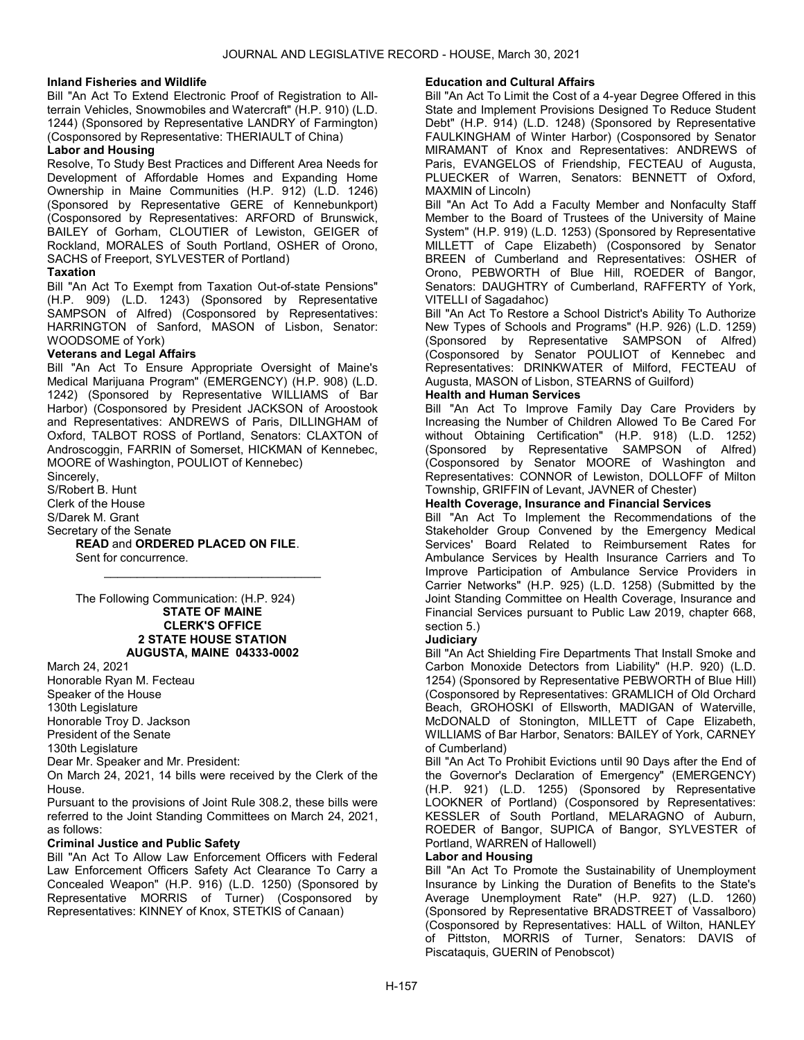**Inland Fisheries and Wildlife**

Bill "An Act To Extend Electronic Proof of Registration to All-terrain Vehicles, Snowmobiles and Watercraft" (H.P. 910) (L.D. 1244) (Sponsored by Representative LANDRY of Farmington) (Cosponsored by Representative: THERIAULT of China)

**Labor and Housing**

Resolve, To Study Best Practices and Different Area Needs for Development of Affordable Homes and Expanding Home Ownership in Maine Communities (H.P. 912) (L.D. 1246) (Sponsored by Representative GERE of Kennebunkport) (Cosponsored by Representatives: ARFORD of Brunswick, BAILEY of Gorham, CLOUTIER of Lewiston, GEIGER of Rockland, MORALES of South Portland, OSHER of Orono, SACHS of Freeport, SYLVESTER of Portland)

**Taxation**

Bill "An Act To Exempt from Taxation Out-of-state Pensions" (H.P. 909) (L.D. 1243) (Sponsored by Representative SAMPSON of Alfred) (Cosponsored by Representatives: HARRINGTON of Sanford, MASON of Lisbon, Senator: WOODSOME of York)

**Veterans and Legal Affairs**

Bill "An Act To Ensure Appropriate Oversight of Maine's Medical Marijuana Program" (EMERGENCY) (H.P. 908) (L.D. 1242) (Sponsored by Representative WILLIAMS of Bar Harbor) (Cosponsored by President JACKSON of Aroostook and Representatives: ANDREWS of Paris, DILLINGHAM of Oxford, TALBOT ROSS of Portland, Senators: CLAXTON of Androscoggin, FARRIN of Somerset, HICKMAN of Kennebec, MOORE of Washington, POULIOT of Kennebec)

Sincerely,

S/Robert B. Hunt

Clerk of the House

S/Darek M. Grant

Secretary of the Senate

**READ** and **ORDERED PLACED ON FILE**.

Sent for concurrence.

---

The Following Communication: (H.P. 924)

**STATE OF MAINE**
**CLERK'S OFFICE**
**2 STATE HOUSE STATION**
**AUGUSTA, MAINE 04333-0002**

March 24, 2021

Honorable Ryan M. Fecteau

Speaker of the House

130th Legislature

Honorable Troy D. Jackson

President of the Senate

130th Legislature

Dear Mr. Speaker and Mr. President:

On March 24, 2021, 14 bills were received by the Clerk of the House.

Pursuant to the provisions of Joint Rule 308.2, these bills were referred to the Joint Standing Committees on March 24, 2021, as follows:

**Criminal Justice and Public Safety**

Bill "An Act To Allow Law Enforcement Officers with Federal Law Enforcement Officers Safety Act Clearance To Carry a Concealed Weapon" (H.P. 916) (L.D. 1250) (Sponsored by Representative MORRIS of Turner) (Cosponsored by Representatives: KINNEY of Knox, STETKIS of Canaan)

**Education and Cultural Affairs**

Bill "An Act To Limit the Cost of a 4-year Degree Offered in this State and Implement Provisions Designed To Reduce Student Debt" (H.P. 914) (L.D. 1248) (Sponsored by Representative FAULKINGHAM of Winter Harbor) (Cosponsored by Senator MIRAMANT of Knox and Representatives: ANDREWS of Paris, EVANGELOS of Friendship, FECTEAU of Augusta, PLUECKER of Warren, Senators: BENNETT of Oxford, MAXMIN of Lincoln)

Bill "An Act To Add a Faculty Member and Nonfaculty Staff Member to the Board of Trustees of the University of Maine System" (H.P. 919) (L.D. 1253) (Sponsored by Representative MILLETT of Cape Elizabeth) (Cosponsored by Senator BREEN of Cumberland and Representatives: OSHER of Orono, PEBWORTH of Blue Hill, ROEDER of Bangor, Senators: DAUGHTRY of Cumberland, RAFFERTY of York, VITELLI of Sagadahoc)

Bill "An Act To Restore a School District's Ability To Authorize New Types of Schools and Programs" (H.P. 926) (L.D. 1259) (Sponsored by Representative SAMPSON of Alfred) (Cosponsored by Senator POULIOT of Kennebec and Representatives: DRINKWATER of Milford, FECTEAU of Augusta, MASON of Lisbon, STEARNS of Guilford)

**Health and Human Services**

Bill "An Act To Improve Family Day Care Providers by Increasing the Number of Children Allowed To Be Cared For without Obtaining Certification" (H.P. 918) (L.D. 1252) (Sponsored by Representative SAMPSON of Alfred) (Cosponsored by Senator MOORE of Washington and Representatives: CONNOR of Lewiston, DOLLOFF of Milton Township, GRIFFIN of Levant, JAVNER of Chester)

**Health Coverage, Insurance and Financial Services**

Bill "An Act To Implement the Recommendations of the Stakeholder Group Convened by the Emergency Medical Services' Board Related to Reimbursement Rates for Ambulance Services by Health Insurance Carriers and To Improve Participation of Ambulance Service Providers in Carrier Networks" (H.P. 925) (L.D. 1258) (Submitted by the Joint Standing Committee on Health Coverage, Insurance and Financial Services pursuant to Public Law 2019, chapter 668, section 5.)

**Judiciary**

Bill "An Act Shielding Fire Departments That Install Smoke and Carbon Monoxide Detectors from Liability" (H.P. 920) (L.D. 1254) (Sponsored by Representative PEBWORTH of Blue Hill) (Cosponsored by Representatives: GRAMLICH of Old Orchard Beach, GROHOSKI of Ellsworth, MADIGAN of Waterville, McDONALD of Stonington, MILLETT of Cape Elizabeth, WILLIAMS of Bar Harbor, Senators: BAILEY of York, CARNEY of Cumberland)

Bill "An Act To Prohibit Evictions until 90 Days after the End of the Governor's Declaration of Emergency" (EMERGENCY) (H.P. 921) (L.D. 1255) (Sponsored by Representative LOOKNER of Portland) (Cosponsored by Representatives: KESSLER of South Portland, MELARAGNO of Auburn, ROEDER of Bangor, SUPICA of Bangor, SYLVESTER of Portland, WARREN of Hallowell)

**Labor and Housing**

Bill "An Act To Promote the Sustainability of Unemployment Insurance by Linking the Duration of Benefits to the State's Average Unemployment Rate" (H.P. 927) (L.D. 1260) (Sponsored by Representative BRADSTREET of Vassalboro) (Cosponsored by Representatives: HALL of Wilton, HANLEY of Pittston, MORRIS of Turner, Senators: DAVIS of Piscataquis, GUERIN of Penobscot)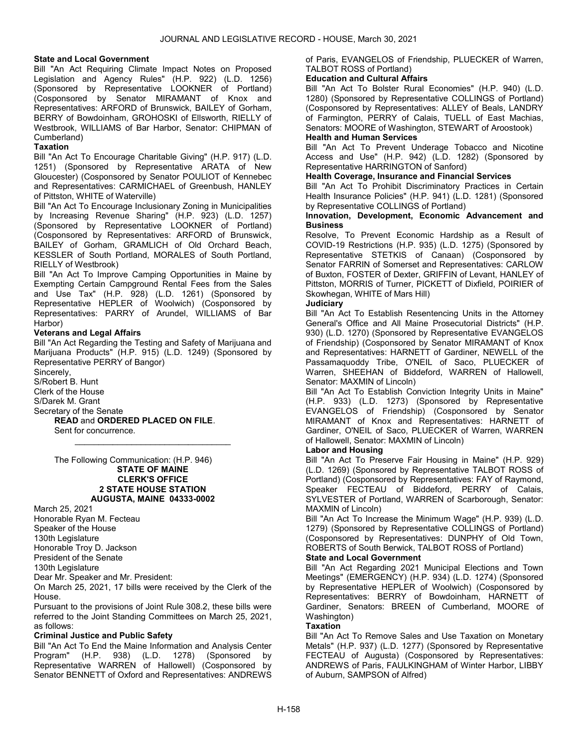**State and Local Government**

Bill "An Act Requiring Climate Impact Notes on Proposed Legislation and Agency Rules" (H.P. 922) (L.D. 1256) (Sponsored by Representative LOOKNER of Portland) (Cosponsored by Senator MIRAMANT of Knox and Representatives: ARFORD of Brunswick, BAILEY of Gorham, BERRY of Bowdoinham, GROHOSKI of Ellsworth, RIELLY of Westbrook, WILLIAMS of Bar Harbor, Senator: CHIPMAN of Cumberland)

**Taxation**

Bill "An Act To Encourage Charitable Giving" (H.P. 917) (L.D. 1251) (Sponsored by Representative ARATA of New Gloucester) (Cosponsored by Senator POULIOT of Kennebec and Representatives: CARMICHAEL of Greenbush, HANLEY of Pittston, WHITE of Waterville)

Bill "An Act To Encourage Inclusionary Zoning in Municipalities by Increasing Revenue Sharing" (H.P. 923) (L.D. 1257) (Sponsored by Representative LOOKNER of Portland) (Cosponsored by Representatives: ARFORD of Brunswick, BAILEY of Gorham, GRAMLICH of Old Orchard Beach, KESSLER of South Portland, MORALES of South Portland, RIELLY of Westbrook)

Bill "An Act To Improve Camping Opportunities in Maine by Exempting Certain Campground Rental Fees from the Sales and Use Tax" (H.P. 928) (L.D. 1261) (Sponsored by Representative HEPLER of Woolwich) (Cosponsored by Representatives: PARRY of Arundel, WILLIAMS of Bar Harbor)

**Veterans and Legal Affairs**

Bill "An Act Regarding the Testing and Safety of Marijuana and Marijuana Products" (H.P. 915) (L.D. 1249) (Sponsored by Representative PERRY of Bangor)

Sincerely,
S/Robert B. Hunt
Clerk of the House
S/Darek M. Grant
Secretary of the Senate

**READ** and **ORDERED PLACED ON FILE**.

Sent for concurrence.

---

The Following Communication: (H.P. 946)

**STATE OF MAINE**
**CLERK'S OFFICE**
**2 STATE HOUSE STATION**
**AUGUSTA, MAINE 04333-0002**

March 25, 2021
Honorable Ryan M. Fecteau
Speaker of the House
130th Legislature
Honorable Troy D. Jackson
President of the Senate
130th Legislature

Dear Mr. Speaker and Mr. President:

On March 25, 2021, 17 bills were received by the Clerk of the House.

Pursuant to the provisions of Joint Rule 308.2, these bills were referred to the Joint Standing Committees on March 25, 2021, as follows:

**Criminal Justice and Public Safety**

Bill "An Act To End the Maine Information and Analysis Center Program" (H.P. 938) (L.D. 1278) (Sponsored by Representative WARREN of Hallowell) (Cosponsored by Senator BENNETT of Oxford and Representatives: ANDREWS of Paris, EVANGELOS of Friendship, PLUECKER of Warren, TALBOT ROSS of Portland)

**Education and Cultural Affairs**

Bill "An Act To Bolster Rural Economies" (H.P. 940) (L.D. 1280) (Sponsored by Representative COLLINGS of Portland) (Cosponsored by Representatives: ALLEY of Beals, LANDRY of Farmington, PERRY of Calais, TUELL of East Machias, Senators: MOORE of Washington, STEWART of Aroostook)

**Health and Human Services**

Bill "An Act To Prevent Underage Tobacco and Nicotine Access and Use" (H.P. 942) (L.D. 1282) (Sponsored by Representative HARRINGTON of Sanford)

**Health Coverage, Insurance and Financial Services**

Bill "An Act To Prohibit Discriminatory Practices in Certain Health Insurance Policies" (H.P. 941) (L.D. 1281) (Sponsored by Representative COLLINGS of Portland)

**Innovation, Development, Economic Advancement and Business**

Resolve, To Prevent Economic Hardship as a Result of COVID-19 Restrictions (H.P. 935) (L.D. 1275) (Sponsored by Representative STETKIS of Canaan) (Cosponsored by Senator FARRIN of Somerset and Representatives: CARLOW of Buxton, FOSTER of Dexter, GRIFFIN of Levant, HANLEY of Pittston, MORRIS of Turner, PICKETT of Dixfield, POIRIER of Skowhegan, WHITE of Mars Hill)

**Judiciary**

Bill "An Act To Establish Resentencing Units in the Attorney General's Office and All Maine Prosecutorial Districts" (H.P. 930) (L.D. 1270) (Sponsored by Representative EVANGELOS of Friendship) (Cosponsored by Senator MIRAMANT of Knox and Representatives: HARNETT of Gardiner, NEWELL of the Passamaquoddy Tribe, O'NEIL of Saco, PLUECKER of Warren, SHEEHAN of Biddeford, WARREN of Hallowell, Senator: MAXMIN of Lincoln)

Bill "An Act To Establish Conviction Integrity Units in Maine" (H.P. 933) (L.D. 1273) (Sponsored by Representative EVANGELOS of Friendship) (Cosponsored by Senator MIRAMANT of Knox and Representatives: HARNETT of Gardiner, O'NEIL of Saco, PLUECKER of Warren, WARREN of Hallowell, Senator: MAXMIN of Lincoln)

**Labor and Housing**

Bill "An Act To Preserve Fair Housing in Maine" (H.P. 929) (L.D. 1269) (Sponsored by Representative TALBOT ROSS of Portland) (Cosponsored by Representatives: FAY of Raymond, Speaker FECTEAU of Biddeford, PERRY of Calais, SYLVESTER of Portland, WARREN of Scarborough, Senator: MAXMIN of Lincoln)

Bill "An Act To Increase the Minimum Wage" (H.P. 939) (L.D. 1279) (Sponsored by Representative COLLINGS of Portland) (Cosponsored by Representatives: DUNPHY of Old Town, ROBERTS of South Berwick, TALBOT ROSS of Portland)

**State and Local Government**

Bill "An Act Regarding 2021 Municipal Elections and Town Meetings" (EMERGENCY) (H.P. 934) (L.D. 1274) (Sponsored by Representative HEPLER of Woolwich) (Cosponsored by Representatives: BERRY of Bowdoinham, HARNETT of Gardiner, Senators: BREEN of Cumberland, MOORE of Washington)

**Taxation**

Bill "An Act To Remove Sales and Use Taxation on Monetary Metals" (H.P. 937) (L.D. 1277) (Sponsored by Representative FECTEAU of Augusta) (Cosponsored by Representatives: ANDREWS of Paris, FAULKINGHAM of Winter Harbor, LIBBY of Auburn, SAMPSON of Alfred)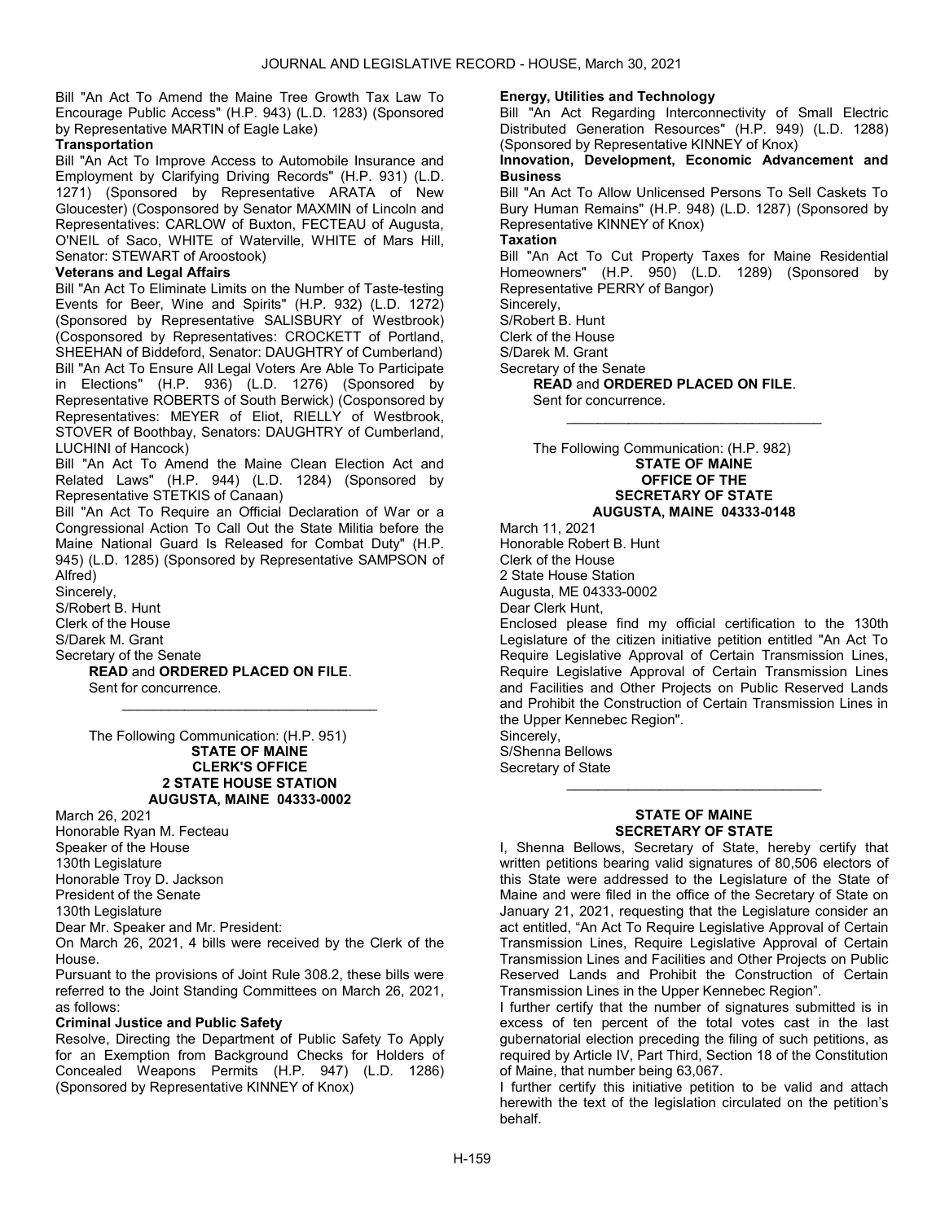Bill "An Act To Amend the Maine Tree Growth Tax Law To Encourage Public Access" (H.P. 943) (L.D. 1283) (Sponsored by Representative MARTIN of Eagle Lake)

**Transportation**

Bill "An Act To Improve Access to Automobile Insurance and Employment by Clarifying Driving Records" (H.P. 931) (L.D. 1271) (Sponsored by Representative ARATA of New Gloucester) (Cosponsored by Senator MAXMIN of Lincoln and Representatives: CARLOW of Buxton, FECTEAU of Augusta, O'NEIL of Saco, WHITE of Waterville, WHITE of Mars Hill, Senator: STEWART of Aroostook)

**Veterans and Legal Affairs**

Bill "An Act To Eliminate Limits on the Number of Taste-testing Events for Beer, Wine and Spirits" (H.P. 932) (L.D. 1272) (Sponsored by Representative SALISBURY of Westbrook) (Cosponsored by Representatives: CROCKETT of Portland, SHEEHAN of Biddeford, Senator: DAUGHTRY of Cumberland)

Bill "An Act To Ensure All Legal Voters Are Able To Participate in Elections" (H.P. 936) (L.D. 1276) (Sponsored by Representative ROBERTS of South Berwick) (Cosponsored by Representatives: MEYER of Eliot, RIELLY of Westbrook, STOVER of Boothbay, Senators: DAUGHTRY of Cumberland, LUCHINI of Hancock)

Bill "An Act To Amend the Maine Clean Election Act and Related Laws" (H.P. 944) (L.D. 1284) (Sponsored by Representative STETKIS of Canaan)

Bill "An Act To Require an Official Declaration of War or a Congressional Action To Call Out the State Militia before the Maine National Guard Is Released for Combat Duty" (H.P. 945) (L.D. 1285) (Sponsored by Representative SAMPSON of Alfred)

Sincerely,
S/Robert B. Hunt
Clerk of the House
S/Darek M. Grant
Secretary of the Senate

**READ** and **ORDERED PLACED ON FILE**.
Sent for concurrence.

---

The Following Communication: (H.P. 951)

**STATE OF MAINE**
**CLERK'S OFFICE**
**2 STATE HOUSE STATION**
**AUGUSTA, MAINE 04333-0002**

March 26, 2021
Honorable Ryan M. Fecteau
Speaker of the House
130th Legislature
Honorable Troy D. Jackson
President of the Senate
130th Legislature

Dear Mr. Speaker and Mr. President:

On March 26, 2021, 4 bills were received by the Clerk of the House.

Pursuant to the provisions of Joint Rule 308.2, these bills were referred to the Joint Standing Committees on March 26, 2021, as follows:

**Criminal Justice and Public Safety**

Resolve, Directing the Department of Public Safety To Apply for an Exemption from Background Checks for Holders of Concealed Weapons Permits (H.P. 947) (L.D. 1286) (Sponsored by Representative KINNEY of Knox)

**Energy, Utilities and Technology**

Bill "An Act Regarding Interconnectivity of Small Electric Distributed Generation Resources" (H.P. 949) (L.D. 1288) (Sponsored by Representative KINNEY of Knox)

**Innovation, Development, Economic Advancement and Business**

Bill "An Act To Allow Unlicensed Persons To Sell Caskets To Bury Human Remains" (H.P. 948) (L.D. 1287) (Sponsored by Representative KINNEY of Knox)

**Taxation**

Bill "An Act To Cut Property Taxes for Maine Residential Homeowners" (H.P. 950) (L.D. 1289) (Sponsored by Representative PERRY of Bangor)

Sincerely,
S/Robert B. Hunt
Clerk of the House
S/Darek M. Grant
Secretary of the Senate

**READ** and **ORDERED PLACED ON FILE**.
Sent for concurrence.

---

The Following Communication: (H.P. 982)

**STATE OF MAINE**
**OFFICE OF THE**
**SECRETARY OF STATE**
**AUGUSTA, MAINE 04333-0148**

March 11, 2021
Honorable Robert B. Hunt
Clerk of the House
2 State House Station
Augusta, ME 04333-0002

Dear Clerk Hunt,

Enclosed please find my official certification to the 130th Legislature of the citizen initiative petition entitled "An Act To Require Legislative Approval of Certain Transmission Lines, Require Legislative Approval of Certain Transmission Lines and Facilities and Other Projects on Public Reserved Lands and Prohibit the Construction of Certain Transmission Lines in the Upper Kennebec Region".

Sincerely,
S/Shenna Bellows
Secretary of State

---

**STATE OF MAINE**
**SECRETARY OF STATE**

I, Shenna Bellows, Secretary of State, hereby certify that written petitions bearing valid signatures of 80,506 electors of this State were addressed to the Legislature of the State of Maine and were filed in the office of the Secretary of State on January 21, 2021, requesting that the Legislature consider an act entitled, "An Act To Require Legislative Approval of Certain Transmission Lines, Require Legislative Approval of Certain Transmission Lines and Facilities and Other Projects on Public Reserved Lands and Prohibit the Construction of Certain Transmission Lines in the Upper Kennebec Region".

I further certify that the number of signatures submitted is in excess of ten percent of the total votes cast in the last gubernatorial election preceding the filing of such petitions, as required by Article IV, Part Third, Section 18 of the Constitution of Maine, that number being 63,067.

I further certify this initiative petition to be valid and attach herewith the text of the legislation circulated on the petition's behalf.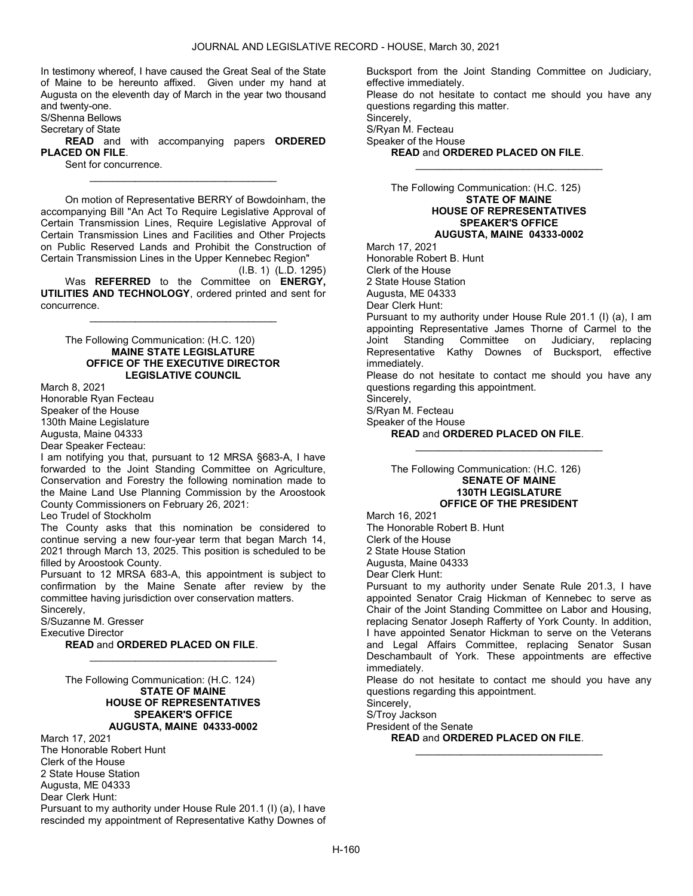In testimony whereof, I have caused the Great Seal of the State of Maine to be hereunto affixed. Given under my hand at Augusta on the eleventh day of March in the year two thousand and twenty-one.

S/Shenna Bellows

Secretary of State

**READ** and with accompanying papers **ORDERED PLACED ON FILE**.

Sent for concurrence.

_________________________________

On motion of Representative BERRY of Bowdoinham, the accompanying Bill "An Act To Require Legislative Approval of Certain Transmission Lines, Require Legislative Approval of Certain Transmission Lines and Facilities and Other Projects on Public Reserved Lands and Prohibit the Construction of Certain Transmission Lines in the Upper Kennebec Region"

(I.B. 1) (L.D. 1295)

Was **REFERRED** to the Committee on **ENERGY, UTILITIES AND TECHNOLOGY**, ordered printed and sent for concurrence.

_________________________________

The Following Communication: (H.C. 120)

**MAINE STATE LEGISLATURE**
**OFFICE OF THE EXECUTIVE DIRECTOR**
**LEGISLATIVE COUNCIL**

March 8, 2021

Honorable Ryan Fecteau

Speaker of the House

130th Maine Legislature

Augusta, Maine 04333

Dear Speaker Fecteau:

I am notifying you that, pursuant to 12 MRSA §683-A, I have forwarded to the Joint Standing Committee on Agriculture, Conservation and Forestry the following nomination made to the Maine Land Use Planning Commission by the Aroostook County Commissioners on February 26, 2021:

Leo Trudel of Stockholm

The County asks that this nomination be considered to continue serving a new four-year term that began March 14, 2021 through March 13, 2025. This position is scheduled to be filled by Aroostook County.

Pursuant to 12 MRSA 683-A, this appointment is subject to confirmation by the Maine Senate after review by the committee having jurisdiction over conservation matters.

Sincerely,

S/Suzanne M. Gresser

Executive Director

**READ** and **ORDERED PLACED ON FILE**.

_________________________________

The Following Communication: (H.C. 124)

**STATE OF MAINE**
**HOUSE OF REPRESENTATIVES**
**SPEAKER'S OFFICE**
**AUGUSTA, MAINE 04333-0002**

March 17, 2021

The Honorable Robert Hunt

Clerk of the House

2 State House Station

Augusta, ME 04333

Dear Clerk Hunt:

Pursuant to my authority under House Rule 201.1 (I) (a), I have rescinded my appointment of Representative Kathy Downes of Bucksport from the Joint Standing Committee on Judiciary, effective immediately.

Please do not hesitate to contact me should you have any questions regarding this matter.

Sincerely,

S/Ryan M. Fecteau

Speaker of the House

**READ** and **ORDERED PLACED ON FILE**.

_________________________________

The Following Communication: (H.C. 125)

**STATE OF MAINE**
**HOUSE OF REPRESENTATIVES**
**SPEAKER'S OFFICE**
**AUGUSTA, MAINE 04333-0002**

March 17, 2021

Honorable Robert B. Hunt

Clerk of the House

2 State House Station

Augusta, ME 04333

Dear Clerk Hunt:

Pursuant to my authority under House Rule 201.1 (I) (a), I am appointing Representative James Thorne of Carmel to the Joint Standing Committee on Judiciary, replacing Representative Kathy Downes of Bucksport, effective immediately.

Please do not hesitate to contact me should you have any questions regarding this appointment.

Sincerely,

S/Ryan M. Fecteau

Speaker of the House

**READ** and **ORDERED PLACED ON FILE**.

_________________________________

The Following Communication: (H.C. 126)

**SENATE OF MAINE**
**130TH LEGISLATURE**
**OFFICE OF THE PRESIDENT**

March 16, 2021

The Honorable Robert B. Hunt

Clerk of the House

2 State House Station

Augusta, Maine 04333

Dear Clerk Hunt:

Pursuant to my authority under Senate Rule 201.3, I have appointed Senator Craig Hickman of Kennebec to serve as Chair of the Joint Standing Committee on Labor and Housing, replacing Senator Joseph Rafferty of York County. In addition, I have appointed Senator Hickman to serve on the Veterans and Legal Affairs Committee, replacing Senator Susan Deschambault of York. These appointments are effective immediately.

Please do not hesitate to contact me should you have any questions regarding this appointment.

Sincerely,

S/Troy Jackson

President of the Senate

**READ** and **ORDERED PLACED ON FILE**.

_________________________________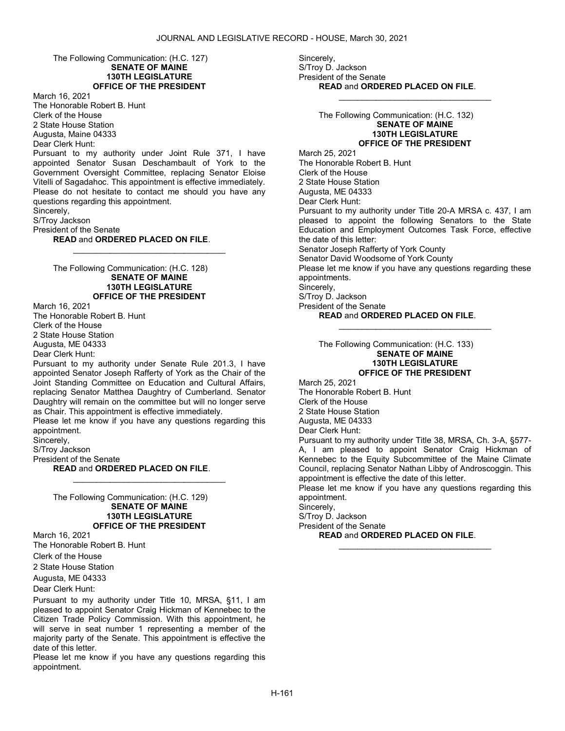The Following Communication: (H.C. 127)

**SENATE OF MAINE**
**130TH LEGISLATURE**
**OFFICE OF THE PRESIDENT**

March 16, 2021
The Honorable Robert B. Hunt
Clerk of the House
2 State House Station
Augusta, Maine 04333
Dear Clerk Hunt:
Pursuant to my authority under Joint Rule 371, I have appointed Senator Susan Deschambault of York to the Government Oversight Committee, replacing Senator Eloise Vitelli of Sagadahoc. This appointment is effective immediately. Please do not hesitate to contact me should you have any questions regarding this appointment.
Sincerely,
S/Troy Jackson
President of the Senate

**READ** and **ORDERED PLACED ON FILE**.

________________________________

The Following Communication: (H.C. 128)

**SENATE OF MAINE**
**130TH LEGISLATURE**
**OFFICE OF THE PRESIDENT**

March 16, 2021
The Honorable Robert B. Hunt
Clerk of the House
2 State House Station
Augusta, ME 04333
Dear Clerk Hunt:
Pursuant to my authority under Senate Rule 201.3, I have appointed Senator Joseph Rafferty of York as the Chair of the Joint Standing Committee on Education and Cultural Affairs, replacing Senator Matthea Daughtry of Cumberland. Senator Daughtry will remain on the committee but will no longer serve as Chair. This appointment is effective immediately.
Please let me know if you have any questions regarding this appointment.
Sincerely,
S/Troy Jackson
President of the Senate

**READ** and **ORDERED PLACED ON FILE**.

________________________________

The Following Communication: (H.C. 129)

**SENATE OF MAINE**
**130TH LEGISLATURE**
**OFFICE OF THE PRESIDENT**

March 16, 2021
The Honorable Robert B. Hunt
Clerk of the House
2 State House Station
Augusta, ME 04333
Dear Clerk Hunt:
Pursuant to my authority under Title 10, MRSA, §11, I am pleased to appoint Senator Craig Hickman of Kennebec to the Citizen Trade Policy Commission. With this appointment, he will serve in seat number 1 representing a member of the majority party of the Senate. This appointment is effective the date of this letter.
Please let me know if you have any questions regarding this appointment.
Sincerely,
S/Troy D. Jackson
President of the Senate

**READ** and **ORDERED PLACED ON FILE**.

________________________________

The Following Communication: (H.C. 132)

**SENATE OF MAINE**
**130TH LEGISLATURE**
**OFFICE OF THE PRESIDENT**

March 25, 2021
The Honorable Robert B. Hunt
Clerk of the House
2 State House Station
Augusta, ME 04333
Dear Clerk Hunt:
Pursuant to my authority under Title 20-A MRSA c. 437, I am pleased to appoint the following Senators to the State Education and Employment Outcomes Task Force, effective the date of this letter:
Senator Joseph Rafferty of York County
Senator David Woodsome of York County
Please let me know if you have any questions regarding these appointments.
Sincerely,
S/Troy D. Jackson
President of the Senate

**READ** and **ORDERED PLACED ON FILE**.

________________________________

The Following Communication: (H.C. 133)

**SENATE OF MAINE**
**130TH LEGISLATURE**
**OFFICE OF THE PRESIDENT**

March 25, 2021
The Honorable Robert B. Hunt
Clerk of the House
2 State House Station
Augusta, ME 04333
Dear Clerk Hunt:
Pursuant to my authority under Title 38, MRSA, Ch. 3-A, §577-A, I am pleased to appoint Senator Craig Hickman of Kennebec to the Equity Subcommittee of the Maine Climate Council, replacing Senator Nathan Libby of Androscoggin. This appointment is effective the date of this letter.
Please let me know if you have any questions regarding this appointment.
Sincerely,
S/Troy D. Jackson
President of the Senate

**READ** and **ORDERED PLACED ON FILE**.

________________________________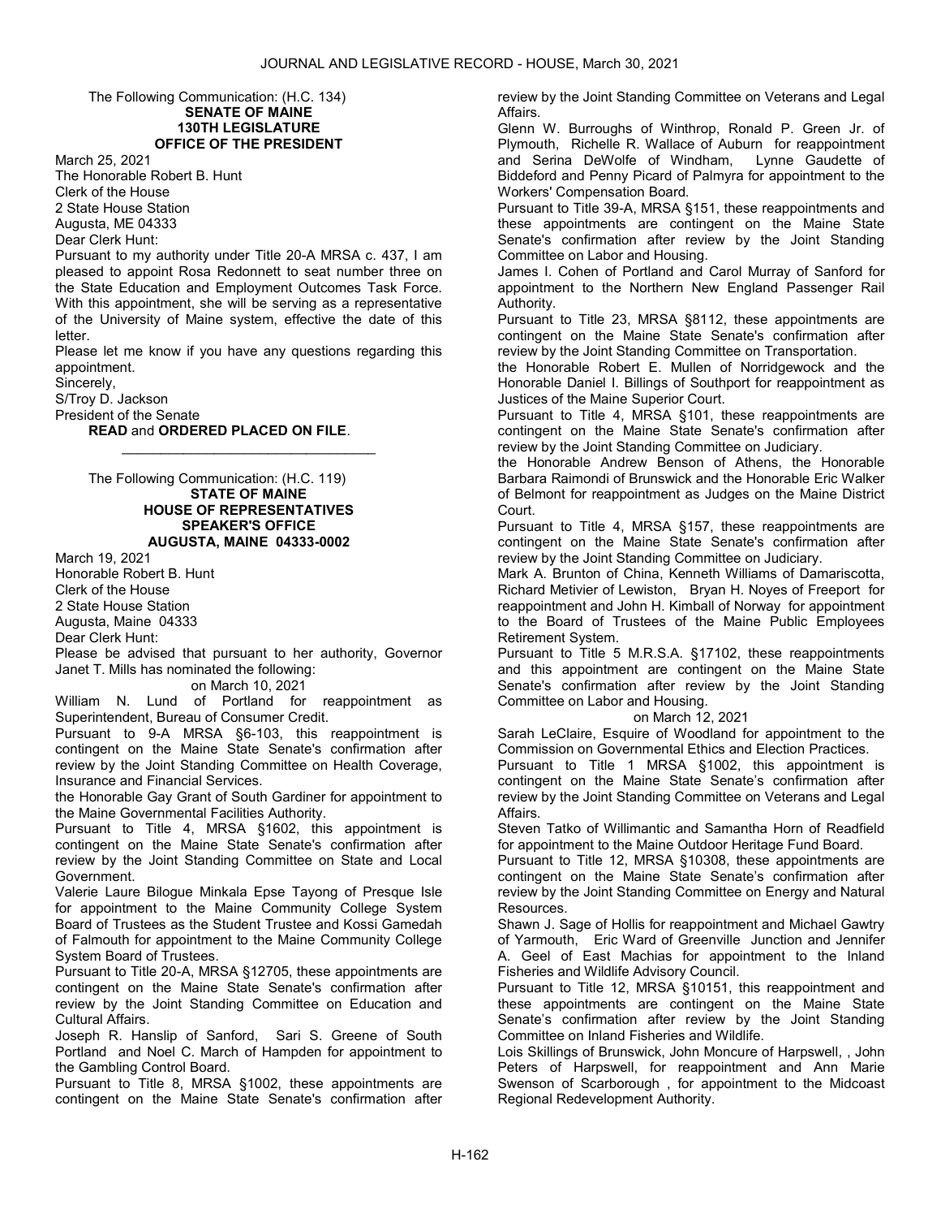The Following Communication: (H.C. 134)

**SENATE OF MAINE**
**130TH LEGISLATURE**
**OFFICE OF THE PRESIDENT**

March 25, 2021
The Honorable Robert B. Hunt
Clerk of the House
2 State House Station
Augusta, ME 04333

Dear Clerk Hunt:

Pursuant to my authority under Title 20-A MRSA c. 437, I am pleased to appoint Rosa Redonnett to seat number three on the State Education and Employment Outcomes Task Force. With this appointment, she will be serving as a representative of the University of Maine system, effective the date of this letter.

Please let me know if you have any questions regarding this appointment.

Sincerely,
S/Troy D. Jackson
President of the Senate

**READ** and **ORDERED PLACED ON FILE**.

---

The Following Communication: (H.C. 119)

**STATE OF MAINE**
**HOUSE OF REPRESENTATIVES**
**SPEAKER'S OFFICE**
**AUGUSTA, MAINE 04333-0002**

March 19, 2021
Honorable Robert B. Hunt
Clerk of the House
2 State House Station
Augusta, Maine 04333

Dear Clerk Hunt:

Please be advised that pursuant to her authority, Governor Janet T. Mills has nominated the following:

on March 10, 2021

William N. Lund of Portland for reappointment as Superintendent, Bureau of Consumer Credit.

Pursuant to 9-A MRSA §6-103, this reappointment is contingent on the Maine State Senate's confirmation after review by the Joint Standing Committee on Health Coverage, Insurance and Financial Services.

the Honorable Gay Grant of South Gardiner for appointment to the Maine Governmental Facilities Authority.

Pursuant to Title 4, MRSA §1602, this appointment is contingent on the Maine State Senate's confirmation after review by the Joint Standing Committee on State and Local Government.

Valerie Laure Bilogue Minkala Epse Tayong of Presque Isle for appointment to the Maine Community College System Board of Trustees as the Student Trustee and Kossi Gamedah of Falmouth for appointment to the Maine Community College System Board of Trustees.

Pursuant to Title 20-A, MRSA §12705, these appointments are contingent on the Maine State Senate's confirmation after review by the Joint Standing Committee on Education and Cultural Affairs.

Joseph R. Hanslip of Sanford, Sari S. Greene of South Portland and Noel C. March of Hampden for appointment to the Gambling Control Board.

Pursuant to Title 8, MRSA §1002, these appointments are contingent on the Maine State Senate's confirmation after review by the Joint Standing Committee on Veterans and Legal Affairs.

Glenn W. Burroughs of Winthrop, Ronald P. Green Jr. of Plymouth, Richelle R. Wallace of Auburn for reappointment and Serina DeWolfe of Windham, Lynne Gaudette of Biddeford and Penny Picard of Palmyra for appointment to the Workers' Compensation Board.

Pursuant to Title 39-A, MRSA §151, these reappointments and these appointments are contingent on the Maine State Senate's confirmation after review by the Joint Standing Committee on Labor and Housing.

James I. Cohen of Portland and Carol Murray of Sanford for appointment to the Northern New England Passenger Rail Authority.

Pursuant to Title 23, MRSA §8112, these appointments are contingent on the Maine State Senate's confirmation after review by the Joint Standing Committee on Transportation.

the Honorable Robert E. Mullen of Norridgewock and the Honorable Daniel I. Billings of Southport for reappointment as Justices of the Maine Superior Court.

Pursuant to Title 4, MRSA §101, these reappointments are contingent on the Maine State Senate's confirmation after review by the Joint Standing Committee on Judiciary.

the Honorable Andrew Benson of Athens, the Honorable Barbara Raimondi of Brunswick and the Honorable Eric Walker of Belmont for reappointment as Judges on the Maine District Court.

Pursuant to Title 4, MRSA §157, these reappointments are contingent on the Maine State Senate's confirmation after review by the Joint Standing Committee on Judiciary.

Mark A. Brunton of China, Kenneth Williams of Damariscotta, Richard Metivier of Lewiston, Bryan H. Noyes of Freeport for reappointment and John H. Kimball of Norway for appointment to the Board of Trustees of the Maine Public Employees Retirement System.

Pursuant to Title 5 M.R.S.A. §17102, these reappointments and this appointment are contingent on the Maine State Senate's confirmation after review by the Joint Standing Committee on Labor and Housing.

on March 12, 2021

Sarah LeClaire, Esquire of Woodland for appointment to the Commission on Governmental Ethics and Election Practices.

Pursuant to Title 1 MRSA §1002, this appointment is contingent on the Maine State Senate's confirmation after review by the Joint Standing Committee on Veterans and Legal Affairs.

Steven Tatko of Willimantic and Samantha Horn of Readfield for appointment to the Maine Outdoor Heritage Fund Board.

Pursuant to Title 12, MRSA §10308, these appointments are contingent on the Maine State Senate's confirmation after review by the Joint Standing Committee on Energy and Natural Resources.

Shawn J. Sage of Hollis for reappointment and Michael Gawtry of Yarmouth, Eric Ward of Greenville Junction and Jennifer A. Geel of East Machias for appointment to the Inland Fisheries and Wildlife Advisory Council.

Pursuant to Title 12, MRSA §10151, this reappointment and these appointments are contingent on the Maine State Senate's confirmation after review by the Joint Standing Committee on Inland Fisheries and Wildlife.

Lois Skillings of Brunswick, John Moncure of Harpswell, , John Peters of Harpswell, for reappointment and Ann Marie Swenson of Scarborough , for appointment to the Midcoast Regional Redevelopment Authority.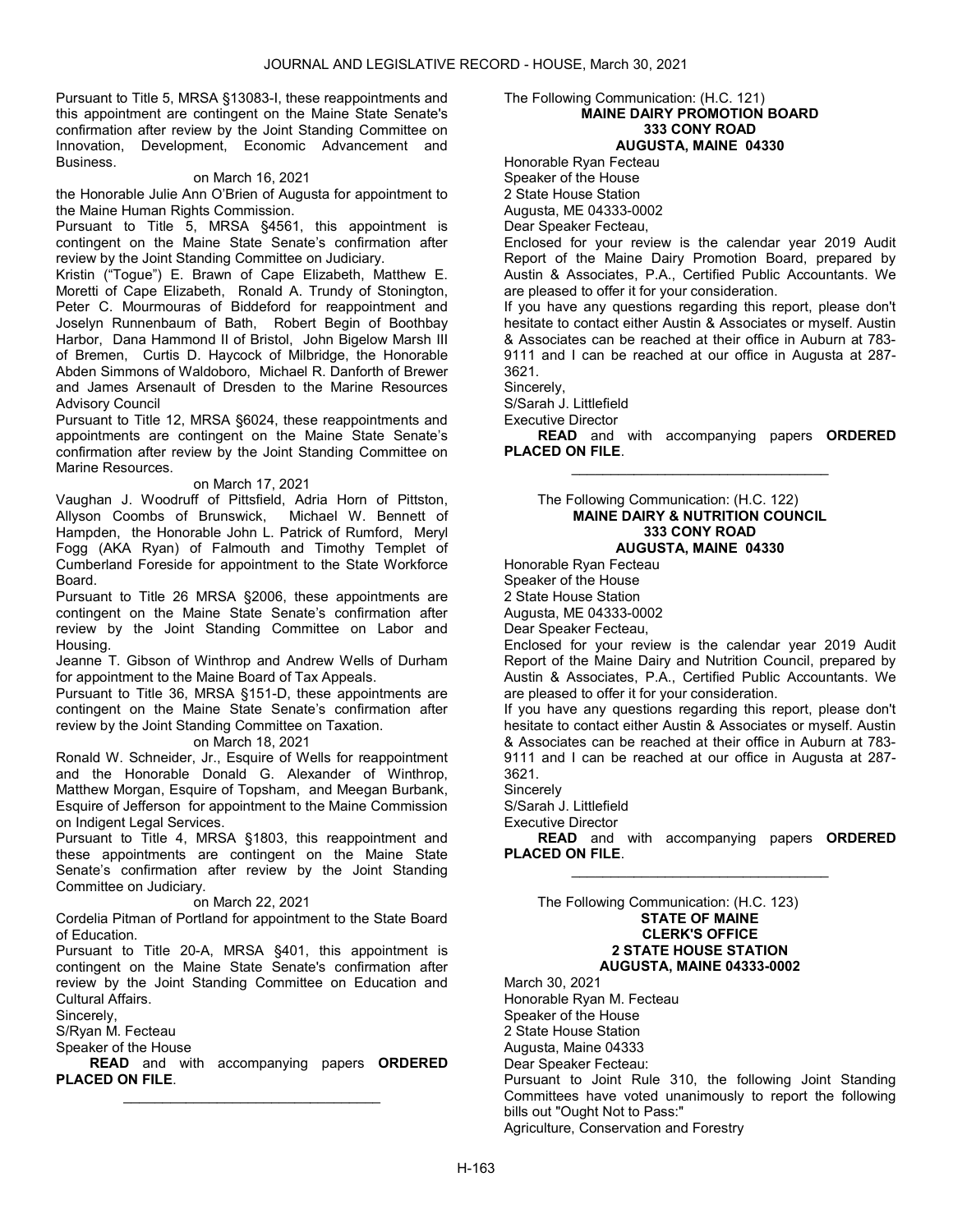Pursuant to Title 5, MRSA §13083-I, these reappointments and this appointment are contingent on the Maine State Senate's confirmation after review by the Joint Standing Committee on Innovation, Development, Economic Advancement and Business.

on March 16, 2021

the Honorable Julie Ann O'Brien of Augusta for appointment to the Maine Human Rights Commission.

Pursuant to Title 5, MRSA §4561, this appointment is contingent on the Maine State Senate's confirmation after review by the Joint Standing Committee on Judiciary.

Kristin ("Togue") E. Brawn of Cape Elizabeth, Matthew E. Moretti of Cape Elizabeth, Ronald A. Trundy of Stonington, Peter C. Mourmouras of Biddeford for reappointment and Joselyn Runnenbaum of Bath, Robert Begin of Boothbay Harbor, Dana Hammond II of Bristol, John Bigelow Marsh III of Bremen, Curtis D. Haycock of Milbridge, the Honorable Abden Simmons of Waldoboro, Michael R. Danforth of Brewer and James Arsenault of Dresden to the Marine Resources Advisory Council

Pursuant to Title 12, MRSA §6024, these reappointments and appointments are contingent on the Maine State Senate's confirmation after review by the Joint Standing Committee on Marine Resources.

on March 17, 2021

Vaughan J. Woodruff of Pittsfield, Adria Horn of Pittston, Allyson Coombs of Brunswick, Michael W. Bennett of Hampden, the Honorable John L. Patrick of Rumford, Meryl Fogg (AKA Ryan) of Falmouth and Timothy Templet of Cumberland Foreside for appointment to the State Workforce Board.

Pursuant to Title 26 MRSA §2006, these appointments are contingent on the Maine State Senate's confirmation after review by the Joint Standing Committee on Labor and Housing.

Jeanne T. Gibson of Winthrop and Andrew Wells of Durham for appointment to the Maine Board of Tax Appeals.

Pursuant to Title 36, MRSA §151-D, these appointments are contingent on the Maine State Senate's confirmation after review by the Joint Standing Committee on Taxation.

on March 18, 2021

Ronald W. Schneider, Jr., Esquire of Wells for reappointment and the Honorable Donald G. Alexander of Winthrop, Matthew Morgan, Esquire of Topsham, and Meegan Burbank, Esquire of Jefferson for appointment to the Maine Commission on Indigent Legal Services.

Pursuant to Title 4, MRSA §1803, this reappointment and these appointments are contingent on the Maine State Senate's confirmation after review by the Joint Standing Committee on Judiciary.

on March 22, 2021

Cordelia Pitman of Portland for appointment to the State Board of Education.

Pursuant to Title 20-A, MRSA §401, this appointment is contingent on the Maine State Senate's confirmation after review by the Joint Standing Committee on Education and Cultural Affairs.

Sincerely,

S/Ryan M. Fecteau

Speaker of the House

**READ** and with accompanying papers **ORDERED PLACED ON FILE**.

---

The Following Communication: (H.C. 121)

**MAINE DAIRY PROMOTION BOARD**
**333 CONY ROAD**
**AUGUSTA, MAINE 04330**

Honorable Ryan Fecteau

Speaker of the House

2 State House Station

Augusta, ME 04333-0002

Dear Speaker Fecteau,

Enclosed for your review is the calendar year 2019 Audit Report of the Maine Dairy Promotion Board, prepared by Austin & Associates, P.A., Certified Public Accountants. We are pleased to offer it for your consideration.

If you have any questions regarding this report, please don't hesitate to contact either Austin & Associates or myself. Austin & Associates can be reached at their office in Auburn at 783-9111 and I can be reached at our office in Augusta at 287-3621.

Sincerely,

S/Sarah J. Littlefield

Executive Director

**READ** and with accompanying papers **ORDERED PLACED ON FILE**.

---

The Following Communication: (H.C. 122)

**MAINE DAIRY & NUTRITION COUNCIL**
**333 CONY ROAD**
**AUGUSTA, MAINE 04330**

Honorable Ryan Fecteau

Speaker of the House

2 State House Station

Augusta, ME 04333-0002

Dear Speaker Fecteau,

Enclosed for your review is the calendar year 2019 Audit Report of the Maine Dairy and Nutrition Council, prepared by Austin & Associates, P.A., Certified Public Accountants. We are pleased to offer it for your consideration.

If you have any questions regarding this report, please don't hesitate to contact either Austin & Associates or myself. Austin & Associates can be reached at their office in Auburn at 783-9111 and I can be reached at our office in Augusta at 287-3621.

Sincerely

S/Sarah J. Littlefield

Executive Director

**READ** and with accompanying papers **ORDERED PLACED ON FILE**.

---

The Following Communication: (H.C. 123)

**STATE OF MAINE**
**CLERK'S OFFICE**
**2 STATE HOUSE STATION**
**AUGUSTA, MAINE 04333-0002**

March 30, 2021

Honorable Ryan M. Fecteau

Speaker of the House

2 State House Station

Augusta, Maine 04333

Dear Speaker Fecteau:

Pursuant to Joint Rule 310, the following Joint Standing Committees have voted unanimously to report the following bills out "Ought Not to Pass:"

Agriculture, Conservation and Forestry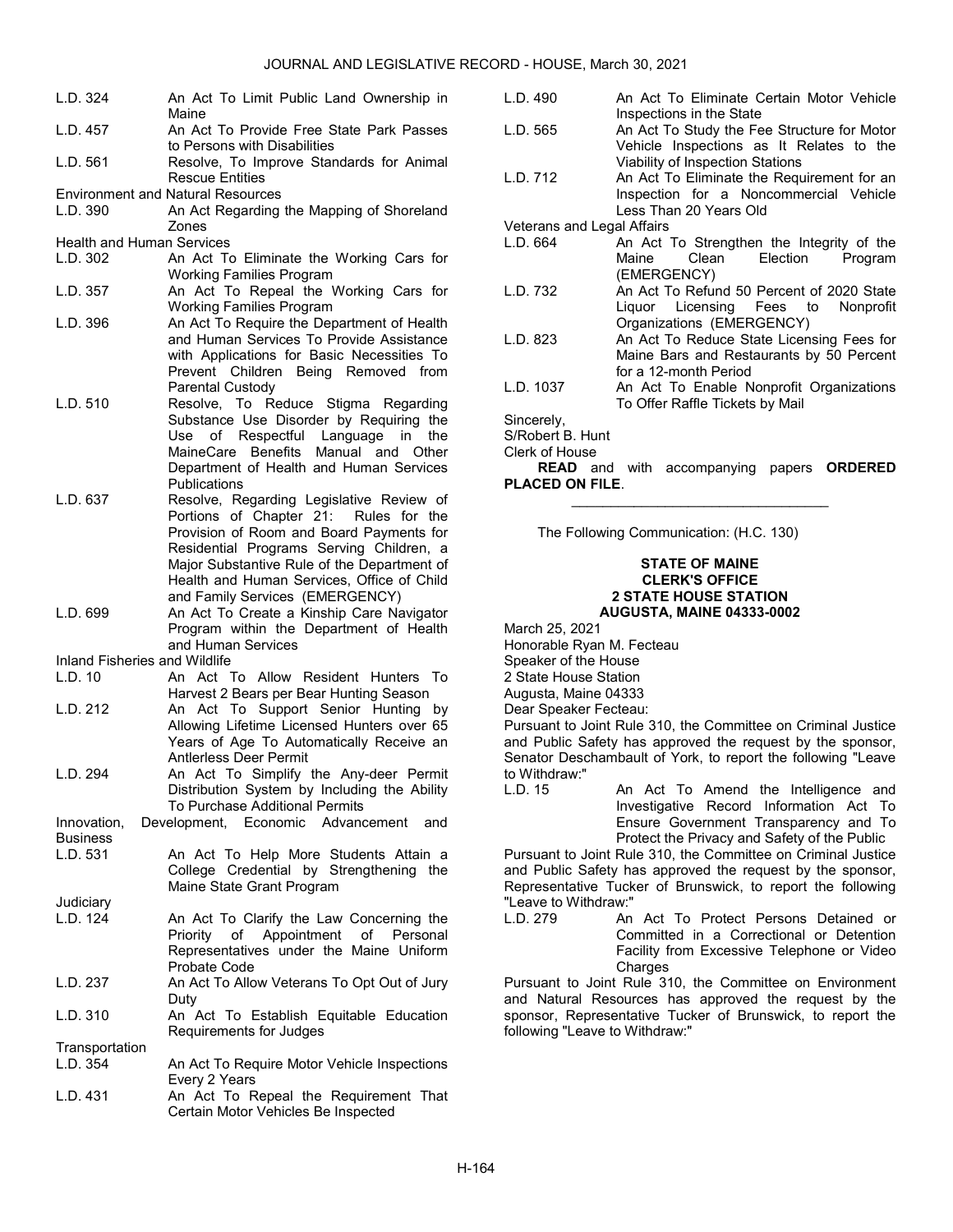| | |
|---|---|
| L.D. 324 | An Act To Limit Public Land Ownership in Maine |
| L.D. 457 | An Act To Provide Free State Park Passes to Persons with Disabilities |
| L.D. 561 | Resolve, To Improve Standards for Animal Rescue Entities |

Environment and Natural Resources

| | |
|---|---|
| L.D. 390 | An Act Regarding the Mapping of Shoreland Zones |

Health and Human Services

| | |
|---|---|
| L.D. 302 | An Act To Eliminate the Working Cars for Working Families Program |
| L.D. 357 | An Act To Repeal the Working Cars for Working Families Program |
| L.D. 396 | An Act To Require the Department of Health and Human Services To Provide Assistance with Applications for Basic Necessities To Prevent Children Being Removed from Parental Custody |
| L.D. 510 | Resolve, To Reduce Stigma Regarding Substance Use Disorder by Requiring the Use of Respectful Language in the MaineCare Benefits Manual and Other Department of Health and Human Services Publications |
| L.D. 637 | Resolve, Regarding Legislative Review of Portions of Chapter 21: Rules for the Provision of Room and Board Payments for Residential Programs Serving Children, a Major Substantive Rule of the Department of Health and Human Services, Office of Child and Family Services (EMERGENCY) |
| L.D. 699 | An Act To Create a Kinship Care Navigator Program within the Department of Health and Human Services |

Inland Fisheries and Wildlife

| | |
|---|---|
| L.D. 10 | An Act To Allow Resident Hunters To Harvest 2 Bears per Bear Hunting Season |
| L.D. 212 | An Act To Support Senior Hunting by Allowing Lifetime Licensed Hunters over 65 Years of Age To Automatically Receive an Antlerless Deer Permit |
| L.D. 294 | An Act To Simplify the Any-deer Permit Distribution System by Including the Ability To Purchase Additional Permits |

Innovation, Development, Economic Advancement and Business

| | |
|---|---|
| L.D. 531 | An Act To Help More Students Attain a College Credential by Strengthening the Maine State Grant Program |

Judiciary

| | |
|---|---|
| L.D. 124 | An Act To Clarify the Law Concerning the Priority of Appointment of Personal Representatives under the Maine Uniform Probate Code |
| L.D. 237 | An Act To Allow Veterans To Opt Out of Jury Duty |
| L.D. 310 | An Act To Establish Equitable Education Requirements for Judges |

Transportation

| | |
|---|---|
| L.D. 354 | An Act To Require Motor Vehicle Inspections Every 2 Years |
| L.D. 431 | An Act To Repeal the Requirement That Certain Motor Vehicles Be Inspected |
| L.D. 490 | An Act To Eliminate Certain Motor Vehicle Inspections in the State |
| L.D. 565 | An Act To Study the Fee Structure for Motor Vehicle Inspections as It Relates to the Viability of Inspection Stations |
| L.D. 712 | An Act To Eliminate the Requirement for an Inspection for a Noncommercial Vehicle Less Than 20 Years Old |

Veterans and Legal Affairs

| | |
|---|---|
| L.D. 664 | An Act To Strengthen the Integrity of the Maine Clean Election Program (EMERGENCY) |
| L.D. 732 | An Act To Refund 50 Percent of 2020 State Liquor Licensing Fees to Nonprofit Organizations (EMERGENCY) |
| L.D. 823 | An Act To Reduce State Licensing Fees for Maine Bars and Restaurants by 50 Percent for a 12-month Period |
| L.D. 1037 | An Act To Enable Nonprofit Organizations To Offer Raffle Tickets by Mail |

Sincerely,

S/Robert B. Hunt

Clerk of House

**READ** and with accompanying papers **ORDERED PLACED ON FILE**.

_________________________________

The Following Communication: (H.C. 130)

**STATE OF MAINE**
**CLERK'S OFFICE**
**2 STATE HOUSE STATION**
**AUGUSTA, MAINE 04333-0002**

March 25, 2021

Honorable Ryan M. Fecteau

Speaker of the House

2 State House Station

Augusta, Maine 04333

Dear Speaker Fecteau:

Pursuant to Joint Rule 310, the Committee on Criminal Justice and Public Safety has approved the request by the sponsor, Senator Deschambault of York, to report the following "Leave to Withdraw:"

| | |
|---|---|
| L.D. 15 | An Act To Amend the Intelligence and Investigative Record Information Act To Ensure Government Transparency and To Protect the Privacy and Safety of the Public |

Pursuant to Joint Rule 310, the Committee on Criminal Justice and Public Safety has approved the request by the sponsor, Representative Tucker of Brunswick, to report the following "Leave to Withdraw:"

| | |
|---|---|
| L.D. 279 | An Act To Protect Persons Detained or Committed in a Correctional or Detention Facility from Excessive Telephone or Video Charges |

Pursuant to Joint Rule 310, the Committee on Environment and Natural Resources has approved the request by the sponsor, Representative Tucker of Brunswick, to report the following "Leave to Withdraw:"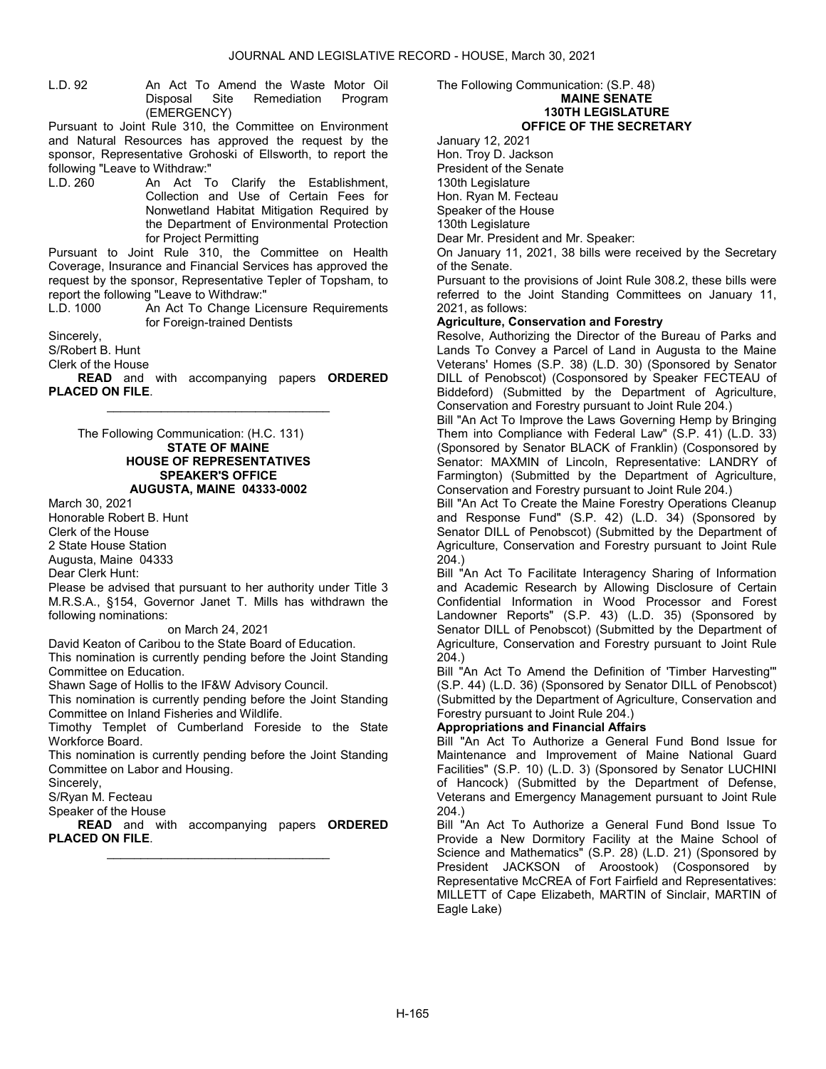L.D. 92 An Act To Amend the Waste Motor Oil Disposal Site Remediation Program (EMERGENCY)

Pursuant to Joint Rule 310, the Committee on Environment and Natural Resources has approved the request by the sponsor, Representative Grohoski of Ellsworth, to report the following "Leave to Withdraw:"

L.D. 260 An Act To Clarify the Establishment, Collection and Use of Certain Fees for Nonwetland Habitat Mitigation Required by the Department of Environmental Protection for Project Permitting

Pursuant to Joint Rule 310, the Committee on Health Coverage, Insurance and Financial Services has approved the request by the sponsor, Representative Tepler of Topsham, to report the following "Leave to Withdraw:"

L.D. 1000 An Act To Change Licensure Requirements for Foreign-trained Dentists

Sincerely,

S/Robert B. Hunt

Clerk of the House

**READ** and with accompanying papers **ORDERED PLACED ON FILE**.

---

The Following Communication: (H.C. 131)

**STATE OF MAINE**
**HOUSE OF REPRESENTATIVES**
**SPEAKER'S OFFICE**
**AUGUSTA, MAINE 04333-0002**

March 30, 2021

Honorable Robert B. Hunt

Clerk of the House

2 State House Station

Augusta, Maine 04333

Dear Clerk Hunt:

Please be advised that pursuant to her authority under Title 3 M.R.S.A., §154, Governor Janet T. Mills has withdrawn the following nominations:

on March 24, 2021

David Keaton of Caribou to the State Board of Education.

This nomination is currently pending before the Joint Standing Committee on Education.

Shawn Sage of Hollis to the IF&W Advisory Council.

This nomination is currently pending before the Joint Standing Committee on Inland Fisheries and Wildlife.

Timothy Templet of Cumberland Foreside to the State Workforce Board.

This nomination is currently pending before the Joint Standing Committee on Labor and Housing.

Sincerely,

S/Ryan M. Fecteau

Speaker of the House

**READ** and with accompanying papers **ORDERED PLACED ON FILE**.

---

The Following Communication: (S.P. 48)

**MAINE SENATE**
**130TH LEGISLATURE**
**OFFICE OF THE SECRETARY**

January 12, 2021

Hon. Troy D. Jackson

President of the Senate

130th Legislature

Hon. Ryan M. Fecteau

Speaker of the House

130th Legislature

Dear Mr. President and Mr. Speaker:

On January 11, 2021, 38 bills were received by the Secretary of the Senate.

Pursuant to the provisions of Joint Rule 308.2, these bills were referred to the Joint Standing Committees on January 11, 2021, as follows:

**Agriculture, Conservation and Forestry**

Resolve, Authorizing the Director of the Bureau of Parks and Lands To Convey a Parcel of Land in Augusta to the Maine Veterans' Homes (S.P. 38) (L.D. 30) (Sponsored by Senator DILL of Penobscot) (Cosponsored by Speaker FECTEAU of Biddeford) (Submitted by the Department of Agriculture, Conservation and Forestry pursuant to Joint Rule 204.)

Bill "An Act To Improve the Laws Governing Hemp by Bringing Them into Compliance with Federal Law" (S.P. 41) (L.D. 33) (Sponsored by Senator BLACK of Franklin) (Cosponsored by Senator: MAXMIN of Lincoln, Representative: LANDRY of Farmington) (Submitted by the Department of Agriculture, Conservation and Forestry pursuant to Joint Rule 204.)

Bill "An Act To Create the Maine Forestry Operations Cleanup and Response Fund" (S.P. 42) (L.D. 34) (Sponsored by Senator DILL of Penobscot) (Submitted by the Department of Agriculture, Conservation and Forestry pursuant to Joint Rule 204.)

Bill "An Act To Facilitate Interagency Sharing of Information and Academic Research by Allowing Disclosure of Certain Confidential Information in Wood Processor and Forest Landowner Reports" (S.P. 43) (L.D. 35) (Sponsored by Senator DILL of Penobscot) (Submitted by the Department of Agriculture, Conservation and Forestry pursuant to Joint Rule 204.)

Bill "An Act To Amend the Definition of 'Timber Harvesting'" (S.P. 44) (L.D. 36) (Sponsored by Senator DILL of Penobscot) (Submitted by the Department of Agriculture, Conservation and Forestry pursuant to Joint Rule 204.)

**Appropriations and Financial Affairs**

Bill "An Act To Authorize a General Fund Bond Issue for Maintenance and Improvement of Maine National Guard Facilities" (S.P. 10) (L.D. 3) (Sponsored by Senator LUCHINI of Hancock) (Submitted by the Department of Defense, Veterans and Emergency Management pursuant to Joint Rule 204.)

Bill "An Act To Authorize a General Fund Bond Issue To Provide a New Dormitory Facility at the Maine School of Science and Mathematics" (S.P. 28) (L.D. 21) (Sponsored by President JACKSON of Aroostook) (Cosponsored by Representative McCREA of Fort Fairfield and Representatives: MILLETT of Cape Elizabeth, MARTIN of Sinclair, MARTIN of Eagle Lake)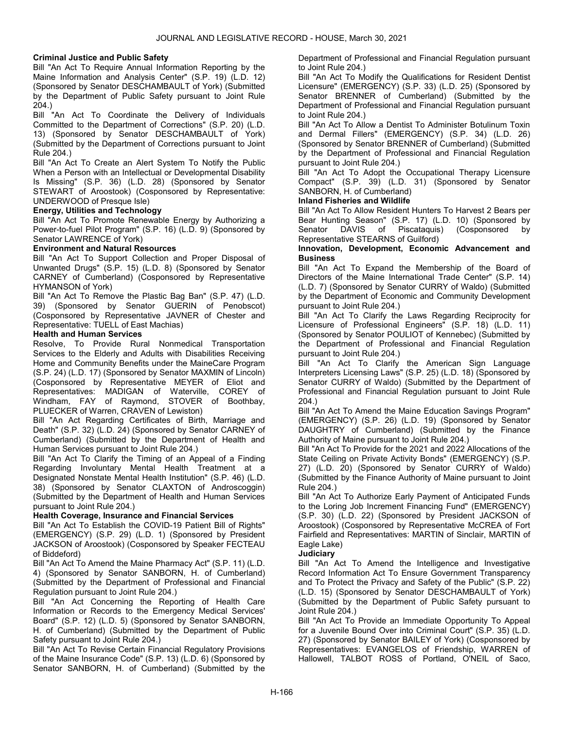**Criminal Justice and Public Safety**

Bill "An Act To Require Annual Information Reporting by the Maine Information and Analysis Center" (S.P. 19) (L.D. 12) (Sponsored by Senator DESCHAMBAULT of York) (Submitted by the Department of Public Safety pursuant to Joint Rule 204.)

Bill "An Act To Coordinate the Delivery of Individuals Committed to the Department of Corrections" (S.P. 20) (L.D. 13) (Sponsored by Senator DESCHAMBAULT of York) (Submitted by the Department of Corrections pursuant to Joint Rule 204.)

Bill "An Act To Create an Alert System To Notify the Public When a Person with an Intellectual or Developmental Disability Is Missing" (S.P. 36) (L.D. 28) (Sponsored by Senator STEWART of Aroostook) (Cosponsored by Representative: UNDERWOOD of Presque Isle)

**Energy, Utilities and Technology**

Bill "An Act To Promote Renewable Energy by Authorizing a Power-to-fuel Pilot Program" (S.P. 16) (L.D. 9) (Sponsored by Senator LAWRENCE of York)

**Environment and Natural Resources**

Bill "An Act To Support Collection and Proper Disposal of Unwanted Drugs" (S.P. 15) (L.D. 8) (Sponsored by Senator CARNEY of Cumberland) (Cosponsored by Representative HYMANSON of York)

Bill "An Act To Remove the Plastic Bag Ban" (S.P. 47) (L.D. 39) (Sponsored by Senator GUERIN of Penobscot) (Cosponsored by Representative JAVNER of Chester and Representative: TUELL of East Machias)

**Health and Human Services**

Resolve, To Provide Rural Nonmedical Transportation Services to the Elderly and Adults with Disabilities Receiving Home and Community Benefits under the MaineCare Program (S.P. 24) (L.D. 17) (Sponsored by Senator MAXMIN of Lincoln) (Cosponsored by Representative MEYER of Eliot and Representatives: MADIGAN of Waterville, COREY of Windham, FAY of Raymond, STOVER of Boothbay, PLUECKER of Warren, CRAVEN of Lewiston)

Bill "An Act Regarding Certificates of Birth, Marriage and Death" (S.P. 32) (L.D. 24) (Sponsored by Senator CARNEY of Cumberland) (Submitted by the Department of Health and Human Services pursuant to Joint Rule 204.)

Bill "An Act To Clarify the Timing of an Appeal of a Finding Regarding Involuntary Mental Health Treatment at a Designated Nonstate Mental Health Institution" (S.P. 46) (L.D. 38) (Sponsored by Senator CLAXTON of Androscoggin) (Submitted by the Department of Health and Human Services pursuant to Joint Rule 204.)

**Health Coverage, Insurance and Financial Services**

Bill "An Act To Establish the COVID-19 Patient Bill of Rights" (EMERGENCY) (S.P. 29) (L.D. 1) (Sponsored by President JACKSON of Aroostook) (Cosponsored by Speaker FECTEAU of Biddeford)

Bill "An Act To Amend the Maine Pharmacy Act" (S.P. 11) (L.D. 4) (Sponsored by Senator SANBORN, H. of Cumberland) (Submitted by the Department of Professional and Financial Regulation pursuant to Joint Rule 204.)

Bill "An Act Concerning the Reporting of Health Care Information or Records to the Emergency Medical Services' Board" (S.P. 12) (L.D. 5) (Sponsored by Senator SANBORN, H. of Cumberland) (Submitted by the Department of Public Safety pursuant to Joint Rule 204.)

Bill "An Act To Revise Certain Financial Regulatory Provisions of the Maine Insurance Code" (S.P. 13) (L.D. 6) (Sponsored by Senator SANBORN, H. of Cumberland) (Submitted by the Department of Professional and Financial Regulation pursuant to Joint Rule 204.)

Bill "An Act To Modify the Qualifications for Resident Dentist Licensure" (EMERGENCY) (S.P. 33) (L.D. 25) (Sponsored by Senator BRENNER of Cumberland) (Submitted by the Department of Professional and Financial Regulation pursuant to Joint Rule 204.)

Bill "An Act To Allow a Dentist To Administer Botulinum Toxin and Dermal Fillers" (EMERGENCY) (S.P. 34) (L.D. 26) (Sponsored by Senator BRENNER of Cumberland) (Submitted by the Department of Professional and Financial Regulation pursuant to Joint Rule 204.)

Bill "An Act To Adopt the Occupational Therapy Licensure Compact" (S.P. 39) (L.D. 31) (Sponsored by Senator SANBORN, H. of Cumberland)

**Inland Fisheries and Wildlife**

Bill "An Act To Allow Resident Hunters To Harvest 2 Bears per Bear Hunting Season" (S.P. 17) (L.D. 10) (Sponsored by Senator DAVIS of Piscataquis) (Cosponsored by Representative STEARNS of Guilford)

**Innovation, Development, Economic Advancement and Business**

Bill "An Act To Expand the Membership of the Board of Directors of the Maine International Trade Center" (S.P. 14) (L.D. 7) (Sponsored by Senator CURRY of Waldo) (Submitted by the Department of Economic and Community Development pursuant to Joint Rule 204.)

Bill "An Act To Clarify the Laws Regarding Reciprocity for Licensure of Professional Engineers" (S.P. 18) (L.D. 11) (Sponsored by Senator POULIOT of Kennebec) (Submitted by the Department of Professional and Financial Regulation pursuant to Joint Rule 204.)

Bill "An Act To Clarify the American Sign Language Interpreters Licensing Laws" (S.P. 25) (L.D. 18) (Sponsored by Senator CURRY of Waldo) (Submitted by the Department of Professional and Financial Regulation pursuant to Joint Rule 204.)

Bill "An Act To Amend the Maine Education Savings Program" (EMERGENCY) (S.P. 26) (L.D. 19) (Sponsored by Senator DAUGHTRY of Cumberland) (Submitted by the Finance Authority of Maine pursuant to Joint Rule 204.)

Bill "An Act To Provide for the 2021 and 2022 Allocations of the State Ceiling on Private Activity Bonds" (EMERGENCY) (S.P. 27) (L.D. 20) (Sponsored by Senator CURRY of Waldo) (Submitted by the Finance Authority of Maine pursuant to Joint Rule 204.)

Bill "An Act To Authorize Early Payment of Anticipated Funds to the Loring Job Increment Financing Fund" (EMERGENCY) (S.P. 30) (L.D. 22) (Sponsored by President JACKSON of Aroostook) (Cosponsored by Representative McCREA of Fort Fairfield and Representatives: MARTIN of Sinclair, MARTIN of Eagle Lake)

**Judiciary**

Bill "An Act To Amend the Intelligence and Investigative Record Information Act To Ensure Government Transparency and To Protect the Privacy and Safety of the Public" (S.P. 22) (L.D. 15) (Sponsored by Senator DESCHAMBAULT of York) (Submitted by the Department of Public Safety pursuant to Joint Rule 204.)

Bill "An Act To Provide an Immediate Opportunity To Appeal for a Juvenile Bound Over into Criminal Court" (S.P. 35) (L.D. 27) (Sponsored by Senator BAILEY of York) (Cosponsored by Representatives: EVANGELOS of Friendship, WARREN of Hallowell, TALBOT ROSS of Portland, O'NEIL of Saco,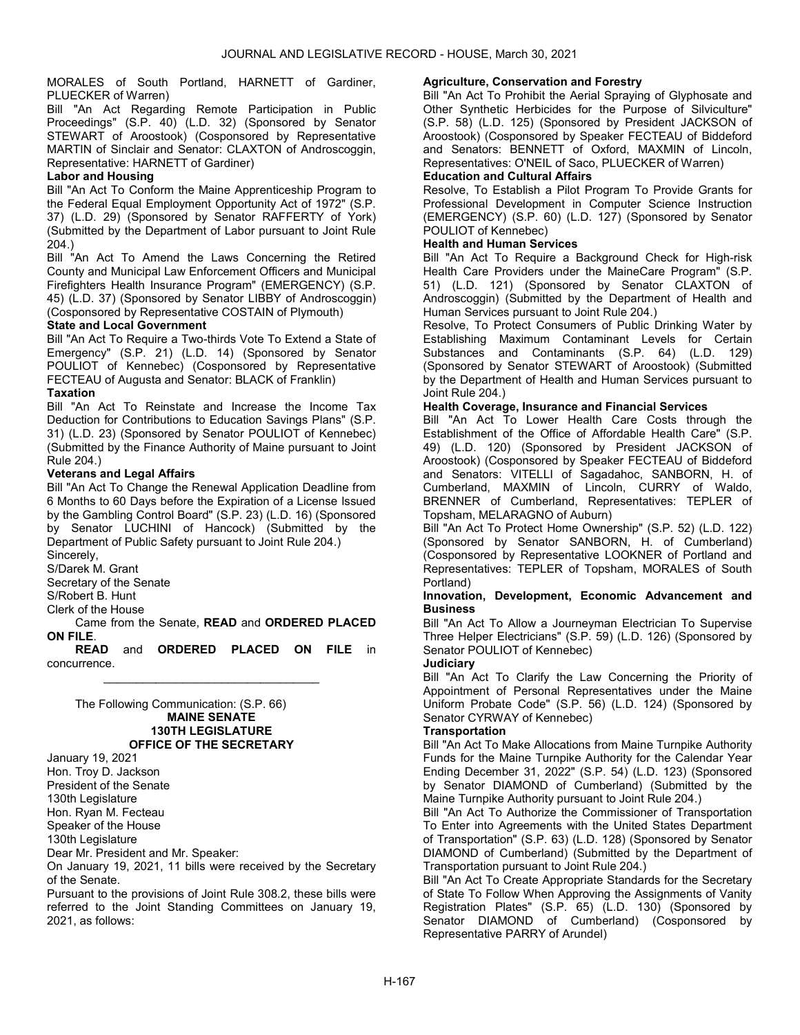MORALES of South Portland, HARNETT of Gardiner, PLUECKER of Warren)

Bill "An Act Regarding Remote Participation in Public Proceedings" (S.P. 40) (L.D. 32) (Sponsored by Senator STEWART of Aroostook) (Cosponsored by Representative MARTIN of Sinclair and Senator: CLAXTON of Androscoggin, Representative: HARNETT of Gardiner)

**Labor and Housing**

Bill "An Act To Conform the Maine Apprenticeship Program to the Federal Equal Employment Opportunity Act of 1972" (S.P. 37) (L.D. 29) (Sponsored by Senator RAFFERTY of York) (Submitted by the Department of Labor pursuant to Joint Rule 204.)

Bill "An Act To Amend the Laws Concerning the Retired County and Municipal Law Enforcement Officers and Municipal Firefighters Health Insurance Program" (EMERGENCY) (S.P. 45) (L.D. 37) (Sponsored by Senator LIBBY of Androscoggin) (Cosponsored by Representative COSTAIN of Plymouth)

**State and Local Government**

Bill "An Act To Require a Two-thirds Vote To Extend a State of Emergency" (S.P. 21) (L.D. 14) (Sponsored by Senator POULIOT of Kennebec) (Cosponsored by Representative FECTEAU of Augusta and Senator: BLACK of Franklin)

**Taxation**

Bill "An Act To Reinstate and Increase the Income Tax Deduction for Contributions to Education Savings Plans" (S.P. 31) (L.D. 23) (Sponsored by Senator POULIOT of Kennebec) (Submitted by the Finance Authority of Maine pursuant to Joint Rule 204.)

**Veterans and Legal Affairs**

Bill "An Act To Change the Renewal Application Deadline from 6 Months to 60 Days before the Expiration of a License Issued by the Gambling Control Board" (S.P. 23) (L.D. 16) (Sponsored by Senator LUCHINI of Hancock) (Submitted by the Department of Public Safety pursuant to Joint Rule 204.)

Sincerely,

S/Darek M. Grant

Secretary of the Senate

S/Robert B. Hunt

Clerk of the House

Came from the Senate, **READ** and **ORDERED PLACED ON FILE**.

**READ** and **ORDERED PLACED ON FILE** in concurrence.

---

The Following Communication: (S.P. 66)

**MAINE SENATE**
**130TH LEGISLATURE**
**OFFICE OF THE SECRETARY**

January 19, 2021

Hon. Troy D. Jackson

President of the Senate

130th Legislature

Hon. Ryan M. Fecteau

Speaker of the House

130th Legislature

Dear Mr. President and Mr. Speaker:

On January 19, 2021, 11 bills were received by the Secretary of the Senate.

Pursuant to the provisions of Joint Rule 308.2, these bills were referred to the Joint Standing Committees on January 19, 2021, as follows:

**Agriculture, Conservation and Forestry**

Bill "An Act To Prohibit the Aerial Spraying of Glyphosate and Other Synthetic Herbicides for the Purpose of Silviculture" (S.P. 58) (L.D. 125) (Sponsored by President JACKSON of Aroostook) (Cosponsored by Speaker FECTEAU of Biddeford and Senators: BENNETT of Oxford, MAXMIN of Lincoln, Representatives: O'NEIL of Saco, PLUECKER of Warren)

**Education and Cultural Affairs**

Resolve, To Establish a Pilot Program To Provide Grants for Professional Development in Computer Science Instruction (EMERGENCY) (S.P. 60) (L.D. 127) (Sponsored by Senator POULIOT of Kennebec)

**Health and Human Services**

Bill "An Act To Require a Background Check for High-risk Health Care Providers under the MaineCare Program" (S.P. 51) (L.D. 121) (Sponsored by Senator CLAXTON of Androscoggin) (Submitted by the Department of Health and Human Services pursuant to Joint Rule 204.)

Resolve, To Protect Consumers of Public Drinking Water by Establishing Maximum Contaminant Levels for Certain Substances and Contaminants (S.P. 64) (L.D. 129) (Sponsored by Senator STEWART of Aroostook) (Submitted by the Department of Health and Human Services pursuant to Joint Rule 204.)

**Health Coverage, Insurance and Financial Services**

Bill "An Act To Lower Health Care Costs through the Establishment of the Office of Affordable Health Care" (S.P. 49) (L.D. 120) (Sponsored by President JACKSON of Aroostook) (Cosponsored by Speaker FECTEAU of Biddeford and Senators: VITELLI of Sagadahoc, SANBORN, H. of Cumberland, MAXMIN of Lincoln, CURRY of Waldo, BRENNER of Cumberland, Representatives: TEPLER of Topsham, MELARAGNO of Auburn)

Bill "An Act To Protect Home Ownership" (S.P. 52) (L.D. 122) (Sponsored by Senator SANBORN, H. of Cumberland) (Cosponsored by Representative LOOKNER of Portland and Representatives: TEPLER of Topsham, MORALES of South Portland)

**Innovation, Development, Economic Advancement and Business**

Bill "An Act To Allow a Journeyman Electrician To Supervise Three Helper Electricians" (S.P. 59) (L.D. 126) (Sponsored by Senator POULIOT of Kennebec)

**Judiciary**

Bill "An Act To Clarify the Law Concerning the Priority of Appointment of Personal Representatives under the Maine Uniform Probate Code" (S.P. 56) (L.D. 124) (Sponsored by Senator CYRWAY of Kennebec)

**Transportation**

Bill "An Act To Make Allocations from Maine Turnpike Authority Funds for the Maine Turnpike Authority for the Calendar Year Ending December 31, 2022" (S.P. 54) (L.D. 123) (Sponsored by Senator DIAMOND of Cumberland) (Submitted by the Maine Turnpike Authority pursuant to Joint Rule 204.)

Bill "An Act To Authorize the Commissioner of Transportation To Enter into Agreements with the United States Department of Transportation" (S.P. 63) (L.D. 128) (Sponsored by Senator DIAMOND of Cumberland) (Submitted by the Department of Transportation pursuant to Joint Rule 204.)

Bill "An Act To Create Appropriate Standards for the Secretary of State To Follow When Approving the Assignments of Vanity Registration Plates" (S.P. 65) (L.D. 130) (Sponsored by Senator DIAMOND of Cumberland) (Cosponsored by Representative PARRY of Arundel)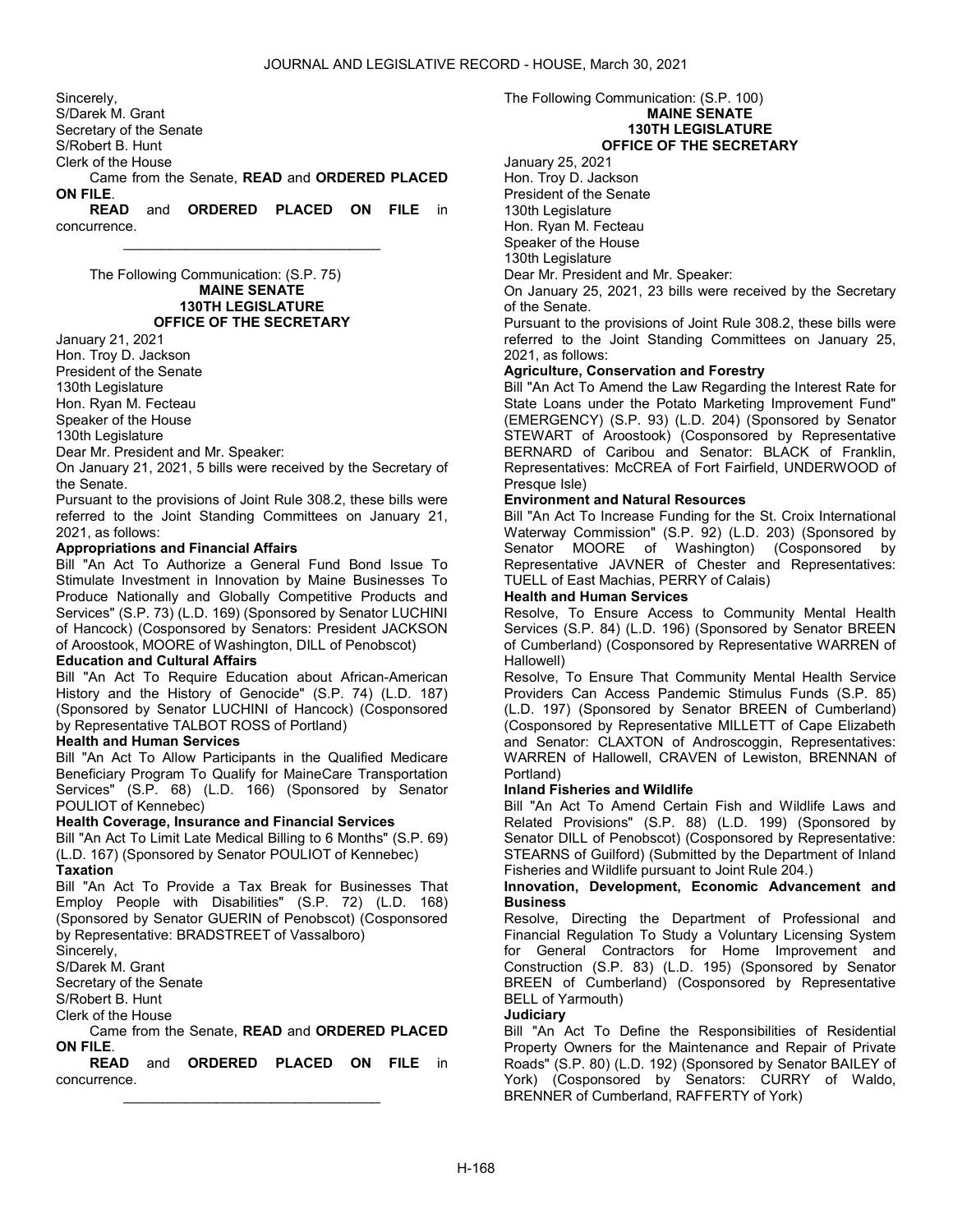Sincerely,
S/Darek M. Grant
Secretary of the Senate
S/Robert B. Hunt
Clerk of the House

Came from the Senate, **READ** and **ORDERED PLACED ON FILE**.

**READ** and **ORDERED PLACED ON FILE** in concurrence.

_________________________________

The Following Communication: (S.P. 75)

**MAINE SENATE**
**130TH LEGISLATURE**
**OFFICE OF THE SECRETARY**

January 21, 2021
Hon. Troy D. Jackson
President of the Senate
130th Legislature
Hon. Ryan M. Fecteau
Speaker of the House
130th Legislature

Dear Mr. President and Mr. Speaker:

On January 21, 2021, 5 bills were received by the Secretary of the Senate.

Pursuant to the provisions of Joint Rule 308.2, these bills were referred to the Joint Standing Committees on January 21, 2021, as follows:

**Appropriations and Financial Affairs**

Bill "An Act To Authorize a General Fund Bond Issue To Stimulate Investment in Innovation by Maine Businesses To Produce Nationally and Globally Competitive Products and Services" (S.P. 73) (L.D. 169) (Sponsored by Senator LUCHINI of Hancock) (Cosponsored by Senators: President JACKSON of Aroostook, MOORE of Washington, DILL of Penobscot)

**Education and Cultural Affairs**

Bill "An Act To Require Education about African-American History and the History of Genocide" (S.P. 74) (L.D. 187) (Sponsored by Senator LUCHINI of Hancock) (Cosponsored by Representative TALBOT ROSS of Portland)

**Health and Human Services**

Bill "An Act To Allow Participants in the Qualified Medicare Beneficiary Program To Qualify for MaineCare Transportation Services" (S.P. 68) (L.D. 166) (Sponsored by Senator POULIOT of Kennebec)

**Health Coverage, Insurance and Financial Services**

Bill "An Act To Limit Late Medical Billing to 6 Months" (S.P. 69) (L.D. 167) (Sponsored by Senator POULIOT of Kennebec)

**Taxation**

Bill "An Act To Provide a Tax Break for Businesses That Employ People with Disabilities" (S.P. 72) (L.D. 168) (Sponsored by Senator GUERIN of Penobscot) (Cosponsored by Representative: BRADSTREET of Vassalboro)

Sincerely,
S/Darek M. Grant
Secretary of the Senate
S/Robert B. Hunt
Clerk of the House

Came from the Senate, **READ** and **ORDERED PLACED ON FILE**.

**READ** and **ORDERED PLACED ON FILE** in concurrence.

_________________________________

The Following Communication: (S.P. 100)

**MAINE SENATE**
**130TH LEGISLATURE**
**OFFICE OF THE SECRETARY**

January 25, 2021
Hon. Troy D. Jackson
President of the Senate
130th Legislature
Hon. Ryan M. Fecteau
Speaker of the House
130th Legislature

Dear Mr. President and Mr. Speaker:

On January 25, 2021, 23 bills were received by the Secretary of the Senate.

Pursuant to the provisions of Joint Rule 308.2, these bills were referred to the Joint Standing Committees on January 25, 2021, as follows:

**Agriculture, Conservation and Forestry**

Bill "An Act To Amend the Law Regarding the Interest Rate for State Loans under the Potato Marketing Improvement Fund" (EMERGENCY) (S.P. 93) (L.D. 204) (Sponsored by Senator STEWART of Aroostook) (Cosponsored by Representative BERNARD of Caribou and Senator: BLACK of Franklin, Representatives: McCREA of Fort Fairfield, UNDERWOOD of Presque Isle)

**Environment and Natural Resources**

Bill "An Act To Increase Funding for the St. Croix International Waterway Commission" (S.P. 92) (L.D. 203) (Sponsored by Senator MOORE of Washington) (Cosponsored by Representative JAVNER of Chester and Representatives: TUELL of East Machias, PERRY of Calais)

**Health and Human Services**

Resolve, To Ensure Access to Community Mental Health Services (S.P. 84) (L.D. 196) (Sponsored by Senator BREEN of Cumberland) (Cosponsored by Representative WARREN of Hallowell)

Resolve, To Ensure That Community Mental Health Service Providers Can Access Pandemic Stimulus Funds (S.P. 85) (L.D. 197) (Sponsored by Senator BREEN of Cumberland) (Cosponsored by Representative MILLETT of Cape Elizabeth and Senator: CLAXTON of Androscoggin, Representatives: WARREN of Hallowell, CRAVEN of Lewiston, BRENNAN of Portland)

**Inland Fisheries and Wildlife**

Bill "An Act To Amend Certain Fish and Wildlife Laws and Related Provisions" (S.P. 88) (L.D. 199) (Sponsored by Senator DILL of Penobscot) (Cosponsored by Representative: STEARNS of Guilford) (Submitted by the Department of Inland Fisheries and Wildlife pursuant to Joint Rule 204.)

**Innovation, Development, Economic Advancement and Business**

Resolve, Directing the Department of Professional and Financial Regulation To Study a Voluntary Licensing System for General Contractors for Home Improvement and Construction (S.P. 83) (L.D. 195) (Sponsored by Senator BREEN of Cumberland) (Cosponsored by Representative BELL of Yarmouth)

**Judiciary**

Bill "An Act To Define the Responsibilities of Residential Property Owners for the Maintenance and Repair of Private Roads" (S.P. 80) (L.D. 192) (Sponsored by Senator BAILEY of York) (Cosponsored by Senators: CURRY of Waldo, BRENNER of Cumberland, RAFFERTY of York)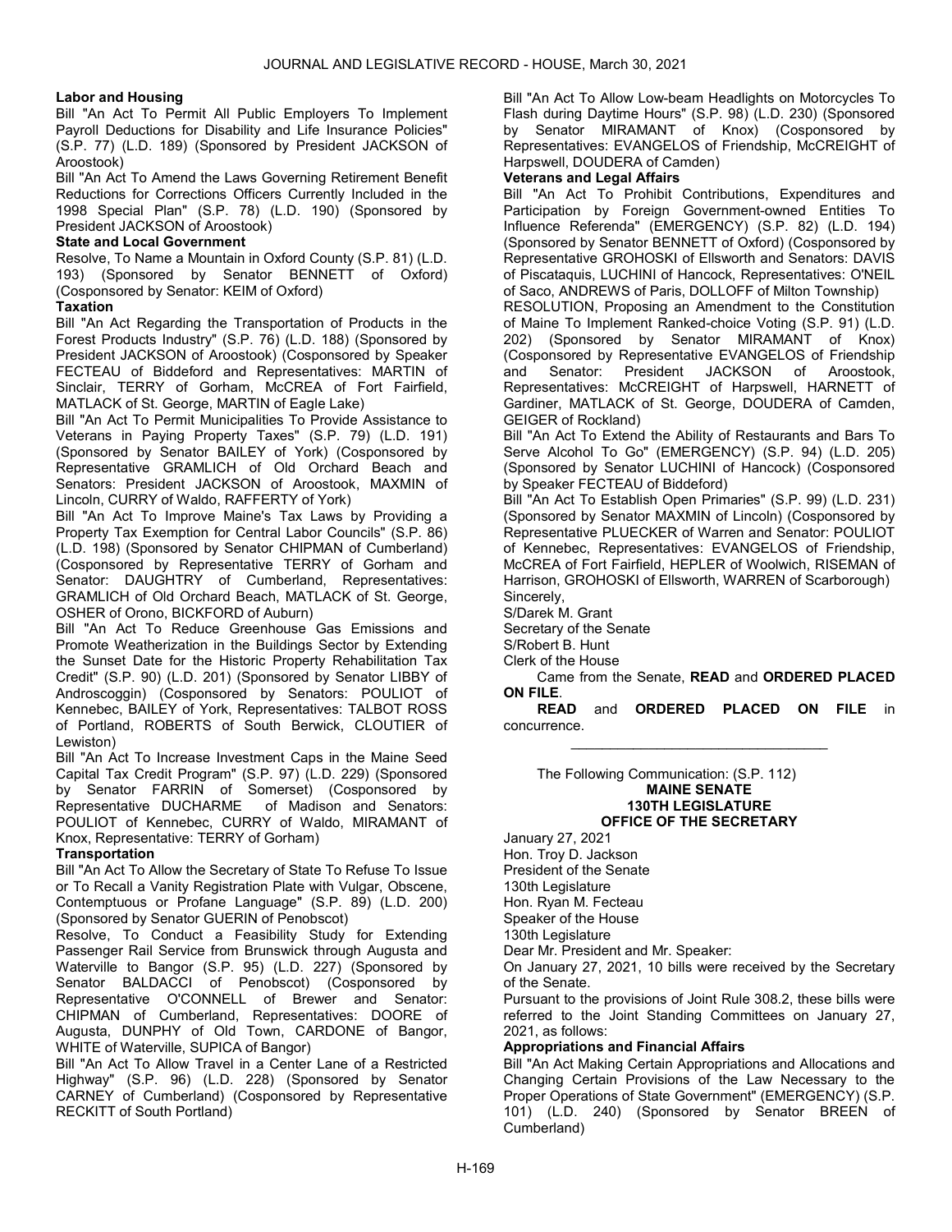**Labor and Housing**

Bill "An Act To Permit All Public Employers To Implement Payroll Deductions for Disability and Life Insurance Policies" (S.P. 77) (L.D. 189) (Sponsored by President JACKSON of Aroostook)

Bill "An Act To Amend the Laws Governing Retirement Benefit Reductions for Corrections Officers Currently Included in the 1998 Special Plan" (S.P. 78) (L.D. 190) (Sponsored by President JACKSON of Aroostook)

**State and Local Government**

Resolve, To Name a Mountain in Oxford County (S.P. 81) (L.D. 193) (Sponsored by Senator BENNETT of Oxford) (Cosponsored by Senator: KEIM of Oxford)

**Taxation**

Bill "An Act Regarding the Transportation of Products in the Forest Products Industry" (S.P. 76) (L.D. 188) (Sponsored by President JACKSON of Aroostook) (Cosponsored by Speaker FECTEAU of Biddeford and Representatives: MARTIN of Sinclair, TERRY of Gorham, McCREA of Fort Fairfield, MATLACK of St. George, MARTIN of Eagle Lake)

Bill "An Act To Permit Municipalities To Provide Assistance to Veterans in Paying Property Taxes" (S.P. 79) (L.D. 191) (Sponsored by Senator BAILEY of York) (Cosponsored by Representative GRAMLICH of Old Orchard Beach and Senators: President JACKSON of Aroostook, MAXMIN of Lincoln, CURRY of Waldo, RAFFERTY of York)

Bill "An Act To Improve Maine's Tax Laws by Providing a Property Tax Exemption for Central Labor Councils" (S.P. 86) (L.D. 198) (Sponsored by Senator CHIPMAN of Cumberland) (Cosponsored by Representative TERRY of Gorham and Senator: DAUGHTRY of Cumberland, Representatives: GRAMLICH of Old Orchard Beach, MATLACK of St. George, OSHER of Orono, BICKFORD of Auburn)

Bill "An Act To Reduce Greenhouse Gas Emissions and Promote Weatherization in the Buildings Sector by Extending the Sunset Date for the Historic Property Rehabilitation Tax Credit" (S.P. 90) (L.D. 201) (Sponsored by Senator LIBBY of Androscoggin) (Cosponsored by Senators: POULIOT of Kennebec, BAILEY of York, Representatives: TALBOT ROSS of Portland, ROBERTS of South Berwick, CLOUTIER of Lewiston)

Bill "An Act To Increase Investment Caps in the Maine Seed Capital Tax Credit Program" (S.P. 97) (L.D. 229) (Sponsored by Senator FARRIN of Somerset) (Cosponsored by Representative DUCHARME of Madison and Senators: POULIOT of Kennebec, CURRY of Waldo, MIRAMANT of Knox, Representative: TERRY of Gorham)

**Transportation**

Bill "An Act To Allow the Secretary of State To Refuse To Issue or To Recall a Vanity Registration Plate with Vulgar, Obscene, Contemptuous or Profane Language" (S.P. 89) (L.D. 200) (Sponsored by Senator GUERIN of Penobscot)

Resolve, To Conduct a Feasibility Study for Extending Passenger Rail Service from Brunswick through Augusta and Waterville to Bangor (S.P. 95) (L.D. 227) (Sponsored by Senator BALDACCI of Penobscot) (Cosponsored by Representative O'CONNELL of Brewer and Senator: CHIPMAN of Cumberland, Representatives: DOORE of Augusta, DUNPHY of Old Town, CARDONE of Bangor, WHITE of Waterville, SUPICA of Bangor)

Bill "An Act To Allow Travel in a Center Lane of a Restricted Highway" (S.P. 96) (L.D. 228) (Sponsored by Senator CARNEY of Cumberland) (Cosponsored by Representative RECKITT of South Portland)

Bill "An Act To Allow Low-beam Headlights on Motorcycles To Flash during Daytime Hours" (S.P. 98) (L.D. 230) (Sponsored by Senator MIRAMANT of Knox) (Cosponsored by Representatives: EVANGELOS of Friendship, McCREIGHT of Harpswell, DOUDERA of Camden)

**Veterans and Legal Affairs**

Bill "An Act To Prohibit Contributions, Expenditures and Participation by Foreign Government-owned Entities To Influence Referenda" (EMERGENCY) (S.P. 82) (L.D. 194) (Sponsored by Senator BENNETT of Oxford) (Cosponsored by Representative GROHOSKI of Ellsworth and Senators: DAVIS of Piscataquis, LUCHINI of Hancock, Representatives: O'NEIL of Saco, ANDREWS of Paris, DOLLOFF of Milton Township)

RESOLUTION, Proposing an Amendment to the Constitution of Maine To Implement Ranked-choice Voting (S.P. 91) (L.D. 202) (Sponsored by Senator MIRAMANT of Knox) (Cosponsored by Representative EVANGELOS of Friendship and Senator: President JACKSON of Aroostook, Representatives: McCREIGHT of Harpswell, HARNETT of Gardiner, MATLACK of St. George, DOUDERA of Camden, GEIGER of Rockland)

Bill "An Act To Extend the Ability of Restaurants and Bars To Serve Alcohol To Go" (EMERGENCY) (S.P. 94) (L.D. 205) (Sponsored by Senator LUCHINI of Hancock) (Cosponsored by Speaker FECTEAU of Biddeford)

Bill "An Act To Establish Open Primaries" (S.P. 99) (L.D. 231) (Sponsored by Senator MAXMIN of Lincoln) (Cosponsored by Representative PLUECKER of Warren and Senator: POULIOT of Kennebec, Representatives: EVANGELOS of Friendship, McCREA of Fort Fairfield, HEPLER of Woolwich, RISEMAN of Harrison, GROHOSKI of Ellsworth, WARREN of Scarborough)

Sincerely,

S/Darek M. Grant
Secretary of the Senate

S/Robert B. Hunt
Clerk of the House

Came from the Senate, **READ** and **ORDERED PLACED ON FILE**.

**READ** and **ORDERED PLACED ON FILE** in concurrence.

---

The Following Communication: (S.P. 112)

**MAINE SENATE**
**130TH LEGISLATURE**
**OFFICE OF THE SECRETARY**

January 27, 2021

Hon. Troy D. Jackson
President of the Senate
130th Legislature

Hon. Ryan M. Fecteau
Speaker of the House
130th Legislature

Dear Mr. President and Mr. Speaker:

On January 27, 2021, 10 bills were received by the Secretary of the Senate.

Pursuant to the provisions of Joint Rule 308.2, these bills were referred to the Joint Standing Committees on January 27, 2021, as follows:

**Appropriations and Financial Affairs**

Bill "An Act Making Certain Appropriations and Allocations and Changing Certain Provisions of the Law Necessary to the Proper Operations of State Government" (EMERGENCY) (S.P. 101) (L.D. 240) (Sponsored by Senator BREEN of Cumberland)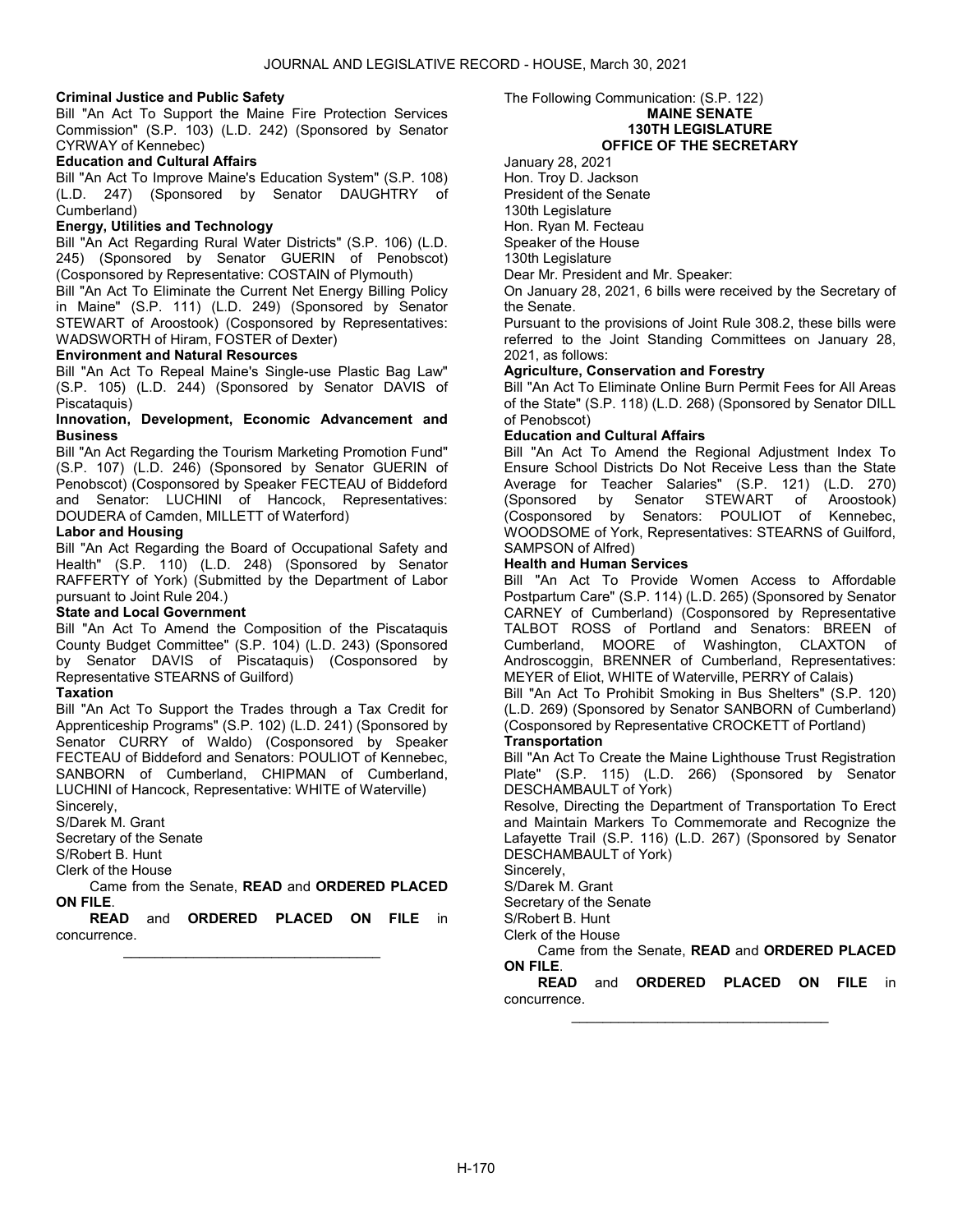**Criminal Justice and Public Safety**

Bill "An Act To Support the Maine Fire Protection Services Commission" (S.P. 103) (L.D. 242) (Sponsored by Senator CYRWAY of Kennebec)

**Education and Cultural Affairs**

Bill "An Act To Improve Maine's Education System" (S.P. 108) (L.D. 247) (Sponsored by Senator DAUGHTRY of Cumberland)

**Energy, Utilities and Technology**

Bill "An Act Regarding Rural Water Districts" (S.P. 106) (L.D. 245) (Sponsored by Senator GUERIN of Penobscot) (Cosponsored by Representative: COSTAIN of Plymouth)

Bill "An Act To Eliminate the Current Net Energy Billing Policy in Maine" (S.P. 111) (L.D. 249) (Sponsored by Senator STEWART of Aroostook) (Cosponsored by Representatives: WADSWORTH of Hiram, FOSTER of Dexter)

**Environment and Natural Resources**

Bill "An Act To Repeal Maine's Single-use Plastic Bag Law" (S.P. 105) (L.D. 244) (Sponsored by Senator DAVIS of Piscataquis)

**Innovation, Development, Economic Advancement and Business**

Bill "An Act Regarding the Tourism Marketing Promotion Fund" (S.P. 107) (L.D. 246) (Sponsored by Senator GUERIN of Penobscot) (Cosponsored by Speaker FECTEAU of Biddeford and Senator: LUCHINI of Hancock, Representatives: DOUDERA of Camden, MILLETT of Waterford)

**Labor and Housing**

Bill "An Act Regarding the Board of Occupational Safety and Health" (S.P. 110) (L.D. 248) (Sponsored by Senator RAFFERTY of York) (Submitted by the Department of Labor pursuant to Joint Rule 204.)

**State and Local Government**

Bill "An Act To Amend the Composition of the Piscataquis County Budget Committee" (S.P. 104) (L.D. 243) (Sponsored by Senator DAVIS of Piscataquis) (Cosponsored by Representative STEARNS of Guilford)

**Taxation**

Bill "An Act To Support the Trades through a Tax Credit for Apprenticeship Programs" (S.P. 102) (L.D. 241) (Sponsored by Senator CURRY of Waldo) (Cosponsored by Speaker FECTEAU of Biddeford and Senators: POULIOT of Kennebec, SANBORN of Cumberland, CHIPMAN of Cumberland, LUCHINI of Hancock, Representative: WHITE of Waterville)

Sincerely,

S/Darek M. Grant

Secretary of the Senate

S/Robert B. Hunt

Clerk of the House

Came from the Senate, **READ** and **ORDERED PLACED ON FILE**.

**READ** and **ORDERED PLACED ON FILE** in concurrence.

---

The Following Communication: (S.P. 122)

**MAINE SENATE**
**130TH LEGISLATURE**
**OFFICE OF THE SECRETARY**

January 28, 2021

Hon. Troy D. Jackson

President of the Senate

130th Legislature

Hon. Ryan M. Fecteau

Speaker of the House

130th Legislature

Dear Mr. President and Mr. Speaker:

On January 28, 2021, 6 bills were received by the Secretary of the Senate.

Pursuant to the provisions of Joint Rule 308.2, these bills were referred to the Joint Standing Committees on January 28, 2021, as follows:

**Agriculture, Conservation and Forestry**

Bill "An Act To Eliminate Online Burn Permit Fees for All Areas of the State" (S.P. 118) (L.D. 268) (Sponsored by Senator DILL of Penobscot)

**Education and Cultural Affairs**

Bill "An Act To Amend the Regional Adjustment Index To Ensure School Districts Do Not Receive Less than the State Average for Teacher Salaries" (S.P. 121) (L.D. 270) (Sponsored by Senator STEWART of Aroostook) (Cosponsored by Senators: POULIOT of Kennebec, WOODSOME of York, Representatives: STEARNS of Guilford, SAMPSON of Alfred)

**Health and Human Services**

Bill "An Act To Provide Women Access to Affordable Postpartum Care" (S.P. 114) (L.D. 265) (Sponsored by Senator CARNEY of Cumberland) (Cosponsored by Representative TALBOT ROSS of Portland and Senators: BREEN of Cumberland, MOORE of Washington, CLAXTON of Androscoggin, BRENNER of Cumberland, Representatives: MEYER of Eliot, WHITE of Waterville, PERRY of Calais)

Bill "An Act To Prohibit Smoking in Bus Shelters" (S.P. 120) (L.D. 269) (Sponsored by Senator SANBORN of Cumberland) (Cosponsored by Representative CROCKETT of Portland)

**Transportation**

Bill "An Act To Create the Maine Lighthouse Trust Registration Plate" (S.P. 115) (L.D. 266) (Sponsored by Senator DESCHAMBAULT of York)

Resolve, Directing the Department of Transportation To Erect and Maintain Markers To Commemorate and Recognize the Lafayette Trail (S.P. 116) (L.D. 267) (Sponsored by Senator DESCHAMBAULT of York)

Sincerely,

S/Darek M. Grant

Secretary of the Senate

S/Robert B. Hunt

Clerk of the House

Came from the Senate, **READ** and **ORDERED PLACED ON FILE**.

**READ** and **ORDERED PLACED ON FILE** in concurrence.

---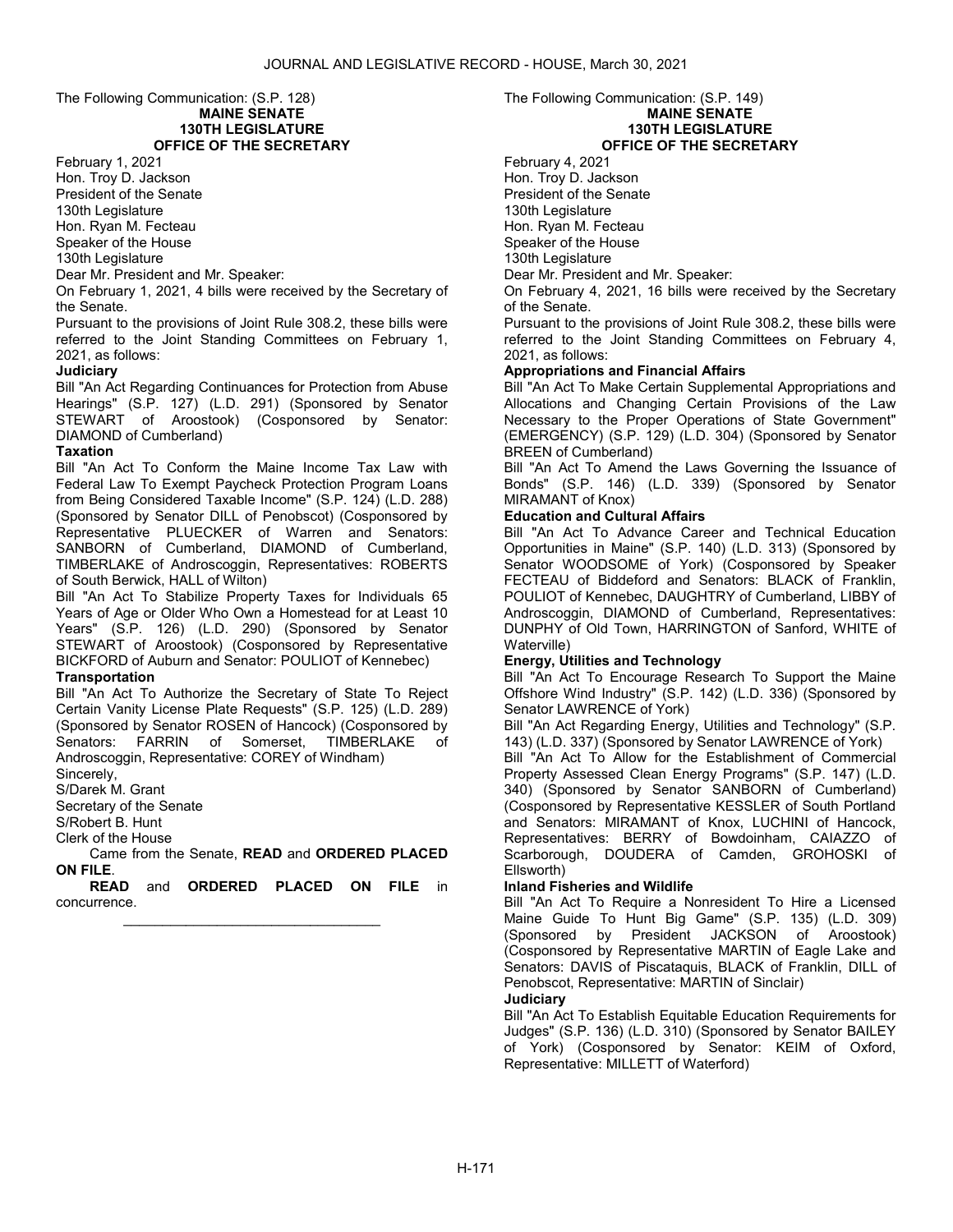The Following Communication: (S.P. 128)

**MAINE SENATE**
**130TH LEGISLATURE**
**OFFICE OF THE SECRETARY**

February 1, 2021
Hon. Troy D. Jackson
President of the Senate
130th Legislature
Hon. Ryan M. Fecteau
Speaker of the House
130th Legislature

Dear Mr. President and Mr. Speaker:

On February 1, 2021, 4 bills were received by the Secretary of the Senate.

Pursuant to the provisions of Joint Rule 308.2, these bills were referred to the Joint Standing Committees on February 1, 2021, as follows:

**Judiciary**

Bill "An Act Regarding Continuances for Protection from Abuse Hearings" (S.P. 127) (L.D. 291) (Sponsored by Senator STEWART of Aroostook) (Cosponsored by Senator: DIAMOND of Cumberland)

**Taxation**

Bill "An Act To Conform the Maine Income Tax Law with Federal Law To Exempt Paycheck Protection Program Loans from Being Considered Taxable Income" (S.P. 124) (L.D. 288) (Sponsored by Senator DILL of Penobscot) (Cosponsored by Representative PLUECKER of Warren and Senators: SANBORN of Cumberland, DIAMOND of Cumberland, TIMBERLAKE of Androscoggin, Representatives: ROBERTS of South Berwick, HALL of Wilton)

Bill "An Act To Stabilize Property Taxes for Individuals 65 Years of Age or Older Who Own a Homestead for at Least 10 Years" (S.P. 126) (L.D. 290) (Sponsored by Senator STEWART of Aroostook) (Cosponsored by Representative BICKFORD of Auburn and Senator: POULIOT of Kennebec)

**Transportation**

Bill "An Act To Authorize the Secretary of State To Reject Certain Vanity License Plate Requests" (S.P. 125) (L.D. 289) (Sponsored by Senator ROSEN of Hancock) (Cosponsored by Senators: FARRIN of Somerset, TIMBERLAKE of Androscoggin, Representative: COREY of Windham)

Sincerely,
S/Darek M. Grant
Secretary of the Senate
S/Robert B. Hunt
Clerk of the House

Came from the Senate, **READ** and **ORDERED PLACED ON FILE**.

**READ** and **ORDERED PLACED ON FILE** in concurrence.

---

The Following Communication: (S.P. 149)

**MAINE SENATE**
**130TH LEGISLATURE**
**OFFICE OF THE SECRETARY**

February 4, 2021
Hon. Troy D. Jackson
President of the Senate
130th Legislature
Hon. Ryan M. Fecteau
Speaker of the House
130th Legislature

Dear Mr. President and Mr. Speaker:

On February 4, 2021, 16 bills were received by the Secretary of the Senate.

Pursuant to the provisions of Joint Rule 308.2, these bills were referred to the Joint Standing Committees on February 4, 2021, as follows:

**Appropriations and Financial Affairs**

Bill "An Act To Make Certain Supplemental Appropriations and Allocations and Changing Certain Provisions of the Law Necessary to the Proper Operations of State Government" (EMERGENCY) (S.P. 129) (L.D. 304) (Sponsored by Senator BREEN of Cumberland)

Bill "An Act To Amend the Laws Governing the Issuance of Bonds" (S.P. 146) (L.D. 339) (Sponsored by Senator MIRAMANT of Knox)

**Education and Cultural Affairs**

Bill "An Act To Advance Career and Technical Education Opportunities in Maine" (S.P. 140) (L.D. 313) (Sponsored by Senator WOODSOME of York) (Cosponsored by Speaker FECTEAU of Biddeford and Senators: BLACK of Franklin, POULIOT of Kennebec, DAUGHTRY of Cumberland, LIBBY of Androscoggin, DIAMOND of Cumberland, Representatives: DUNPHY of Old Town, HARRINGTON of Sanford, WHITE of Waterville)

**Energy, Utilities and Technology**

Bill "An Act To Encourage Research To Support the Maine Offshore Wind Industry" (S.P. 142) (L.D. 336) (Sponsored by Senator LAWRENCE of York)

Bill "An Act Regarding Energy, Utilities and Technology" (S.P. 143) (L.D. 337) (Sponsored by Senator LAWRENCE of York)

Bill "An Act To Allow for the Establishment of Commercial Property Assessed Clean Energy Programs" (S.P. 147) (L.D. 340) (Sponsored by Senator SANBORN of Cumberland) (Cosponsored by Representative KESSLER of South Portland and Senators: MIRAMANT of Knox, LUCHINI of Hancock, Representatives: BERRY of Bowdoinham, CAIAZZO of Scarborough, DOUDERA of Camden, GROHOSKI of Ellsworth)

**Inland Fisheries and Wildlife**

Bill "An Act To Require a Nonresident To Hire a Licensed Maine Guide To Hunt Big Game" (S.P. 135) (L.D. 309) (Sponsored by President JACKSON of Aroostook) (Cosponsored by Representative MARTIN of Eagle Lake and Senators: DAVIS of Piscataquis, BLACK of Franklin, DILL of Penobscot, Representative: MARTIN of Sinclair)

**Judiciary**

Bill "An Act To Establish Equitable Education Requirements for Judges" (S.P. 136) (L.D. 310) (Sponsored by Senator BAILEY of York) (Cosponsored by Senator: KEIM of Oxford, Representative: MILLETT of Waterford)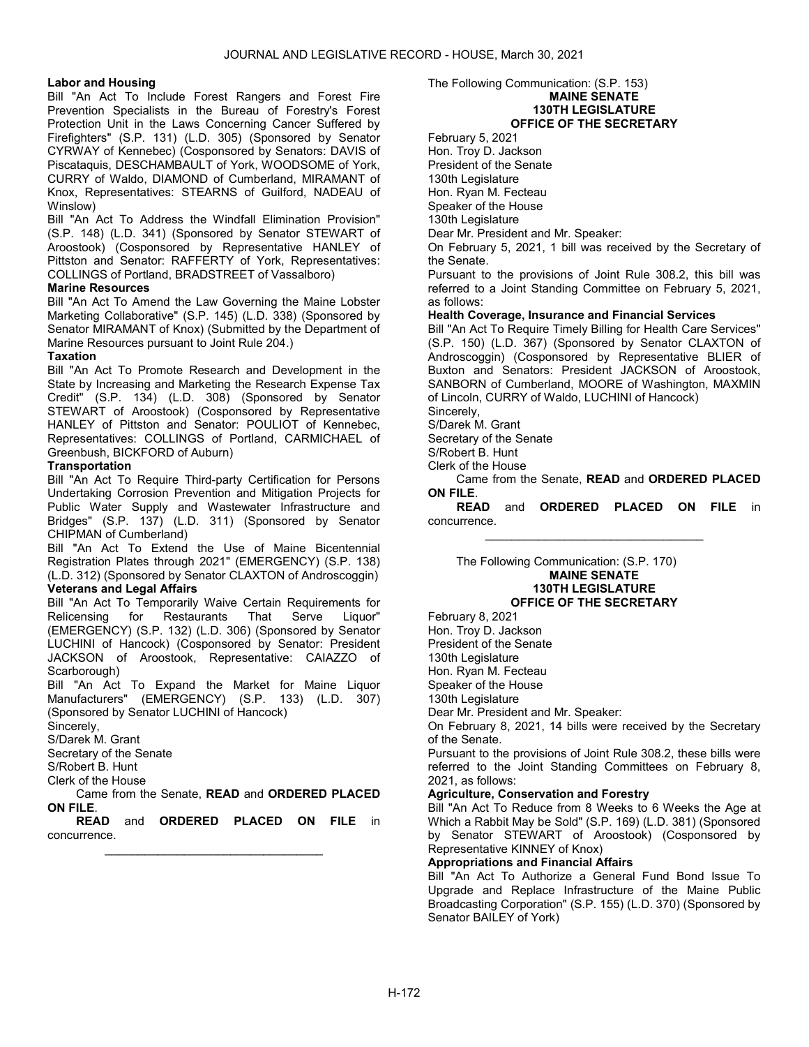**Labor and Housing**

Bill "An Act To Include Forest Rangers and Forest Fire Prevention Specialists in the Bureau of Forestry's Forest Protection Unit in the Laws Concerning Cancer Suffered by Firefighters" (S.P. 131) (L.D. 305) (Sponsored by Senator CYRWAY of Kennebec) (Cosponsored by Senators: DAVIS of Piscataquis, DESCHAMBAULT of York, WOODSOME of York, CURRY of Waldo, DIAMOND of Cumberland, MIRAMANT of Knox, Representatives: STEARNS of Guilford, NADEAU of Winslow)

Bill "An Act To Address the Windfall Elimination Provision" (S.P. 148) (L.D. 341) (Sponsored by Senator STEWART of Aroostook) (Cosponsored by Representative HANLEY of Pittston and Senator: RAFFERTY of York, Representatives: COLLINGS of Portland, BRADSTREET of Vassalboro)

**Marine Resources**

Bill "An Act To Amend the Law Governing the Maine Lobster Marketing Collaborative" (S.P. 145) (L.D. 338) (Sponsored by Senator MIRAMANT of Knox) (Submitted by the Department of Marine Resources pursuant to Joint Rule 204.)

**Taxation**

Bill "An Act To Promote Research and Development in the State by Increasing and Marketing the Research Expense Tax Credit" (S.P. 134) (L.D. 308) (Sponsored by Senator STEWART of Aroostook) (Cosponsored by Representative HANLEY of Pittston and Senator: POULIOT of Kennebec, Representatives: COLLINGS of Portland, CARMICHAEL of Greenbush, BICKFORD of Auburn)

**Transportation**

Bill "An Act To Require Third-party Certification for Persons Undertaking Corrosion Prevention and Mitigation Projects for Public Water Supply and Wastewater Infrastructure and Bridges" (S.P. 137) (L.D. 311) (Sponsored by Senator CHIPMAN of Cumberland)

Bill "An Act To Extend the Use of Maine Bicentennial Registration Plates through 2021" (EMERGENCY) (S.P. 138) (L.D. 312) (Sponsored by Senator CLAXTON of Androscoggin)

**Veterans and Legal Affairs**

Bill "An Act To Temporarily Waive Certain Requirements for Relicensing for Restaurants That Serve Liquor" (EMERGENCY) (S.P. 132) (L.D. 306) (Sponsored by Senator LUCHINI of Hancock) (Cosponsored by Senator: President JACKSON of Aroostook, Representative: CAIAZZO of Scarborough)

Bill "An Act To Expand the Market for Maine Liquor Manufacturers" (EMERGENCY) (S.P. 133) (L.D. 307) (Sponsored by Senator LUCHINI of Hancock)

Sincerely,
S/Darek M. Grant
Secretary of the Senate
S/Robert B. Hunt
Clerk of the House

Came from the Senate, **READ** and **ORDERED PLACED ON FILE**.

**READ** and **ORDERED PLACED ON FILE** in concurrence.

_________________________________

The Following Communication: (S.P. 153)

**MAINE SENATE**
**130TH LEGISLATURE**
**OFFICE OF THE SECRETARY**

February 5, 2021
Hon. Troy D. Jackson
President of the Senate
130th Legislature
Hon. Ryan M. Fecteau
Speaker of the House
130th Legislature

Dear Mr. President and Mr. Speaker:

On February 5, 2021, 1 bill was received by the Secretary of the Senate.

Pursuant to the provisions of Joint Rule 308.2, this bill was referred to a Joint Standing Committee on February 5, 2021, as follows:

**Health Coverage, Insurance and Financial Services**

Bill "An Act To Require Timely Billing for Health Care Services" (S.P. 150) (L.D. 367) (Sponsored by Senator CLAXTON of Androscoggin) (Cosponsored by Representative BLIER of Buxton and Senators: President JACKSON of Aroostook, SANBORN of Cumberland, MOORE of Washington, MAXMIN of Lincoln, CURRY of Waldo, LUCHINI of Hancock)

Sincerely,
S/Darek M. Grant
Secretary of the Senate
S/Robert B. Hunt
Clerk of the House

Came from the Senate, **READ** and **ORDERED PLACED ON FILE**.

**READ** and **ORDERED PLACED ON FILE** in concurrence.

_________________________________

The Following Communication: (S.P. 170)

**MAINE SENATE**
**130TH LEGISLATURE**
**OFFICE OF THE SECRETARY**

February 8, 2021
Hon. Troy D. Jackson
President of the Senate
130th Legislature
Hon. Ryan M. Fecteau
Speaker of the House
130th Legislature

Dear Mr. President and Mr. Speaker:

On February 8, 2021, 14 bills were received by the Secretary of the Senate.

Pursuant to the provisions of Joint Rule 308.2, these bills were referred to the Joint Standing Committees on February 8, 2021, as follows:

**Agriculture, Conservation and Forestry**

Bill "An Act To Reduce from 8 Weeks to 6 Weeks the Age at Which a Rabbit May be Sold" (S.P. 169) (L.D. 381) (Sponsored by Senator STEWART of Aroostook) (Cosponsored by Representative KINNEY of Knox)

**Appropriations and Financial Affairs**

Bill "An Act To Authorize a General Fund Bond Issue To Upgrade and Replace Infrastructure of the Maine Public Broadcasting Corporation" (S.P. 155) (L.D. 370) (Sponsored by Senator BAILEY of York)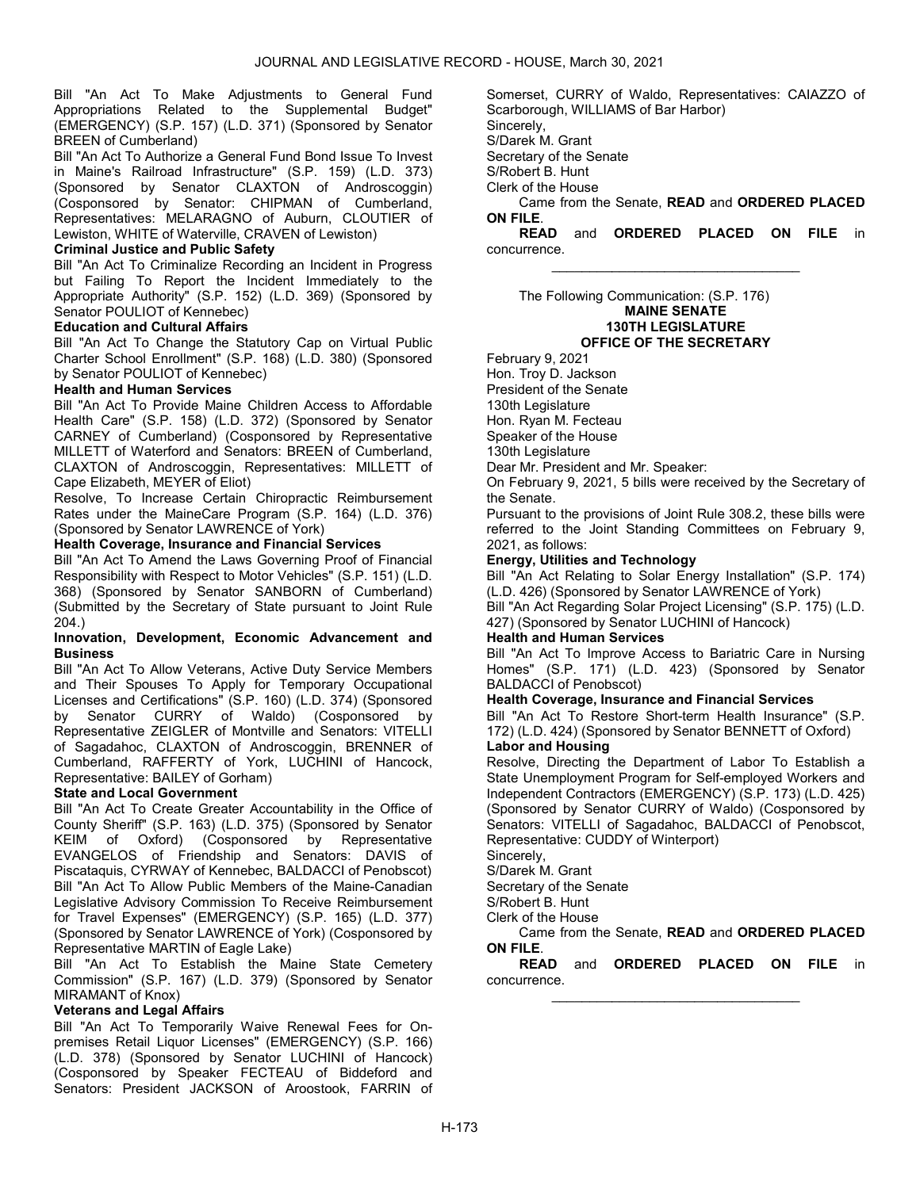Bill "An Act To Make Adjustments to General Fund Appropriations Related to the Supplemental Budget" (EMERGENCY) (S.P. 157) (L.D. 371) (Sponsored by Senator BREEN of Cumberland)

Bill "An Act To Authorize a General Fund Bond Issue To Invest in Maine's Railroad Infrastructure" (S.P. 159) (L.D. 373) (Sponsored by Senator CLAXTON of Androscoggin) (Cosponsored by Senator: CHIPMAN of Cumberland, Representatives: MELARAGNO of Auburn, CLOUTIER of Lewiston, WHITE of Waterville, CRAVEN of Lewiston)

**Criminal Justice and Public Safety**

Bill "An Act To Criminalize Recording an Incident in Progress but Failing To Report the Incident Immediately to the Appropriate Authority" (S.P. 152) (L.D. 369) (Sponsored by Senator POULIOT of Kennebec)

**Education and Cultural Affairs**

Bill "An Act To Change the Statutory Cap on Virtual Public Charter School Enrollment" (S.P. 168) (L.D. 380) (Sponsored by Senator POULIOT of Kennebec)

**Health and Human Services**

Bill "An Act To Provide Maine Children Access to Affordable Health Care" (S.P. 158) (L.D. 372) (Sponsored by Senator CARNEY of Cumberland) (Cosponsored by Representative MILLETT of Waterford and Senators: BREEN of Cumberland, CLAXTON of Androscoggin, Representatives: MILLETT of Cape Elizabeth, MEYER of Eliot)

Resolve, To Increase Certain Chiropractic Reimbursement Rates under the MaineCare Program (S.P. 164) (L.D. 376) (Sponsored by Senator LAWRENCE of York)

**Health Coverage, Insurance and Financial Services**

Bill "An Act To Amend the Laws Governing Proof of Financial Responsibility with Respect to Motor Vehicles" (S.P. 151) (L.D. 368) (Sponsored by Senator SANBORN of Cumberland) (Submitted by the Secretary of State pursuant to Joint Rule 204.)

**Innovation, Development, Economic Advancement and Business**

Bill "An Act To Allow Veterans, Active Duty Service Members and Their Spouses To Apply for Temporary Occupational Licenses and Certifications" (S.P. 160) (L.D. 374) (Sponsored by Senator CURRY of Waldo) (Cosponsored by Representative ZEIGLER of Montville and Senators: VITELLI of Sagadahoc, CLAXTON of Androscoggin, BRENNER of Cumberland, RAFFERTY of York, LUCHINI of Hancock, Representative: BAILEY of Gorham)

**State and Local Government**

Bill "An Act To Create Greater Accountability in the Office of County Sheriff" (S.P. 163) (L.D. 375) (Sponsored by Senator KEIM of Oxford) (Cosponsored by Representative EVANGELOS of Friendship and Senators: DAVIS of Piscataquis, CYRWAY of Kennebec, BALDACCI of Penobscot)

Bill "An Act To Allow Public Members of the Maine-Canadian Legislative Advisory Commission To Receive Reimbursement for Travel Expenses" (EMERGENCY) (S.P. 165) (L.D. 377) (Sponsored by Senator LAWRENCE of York) (Cosponsored by Representative MARTIN of Eagle Lake)

Bill "An Act To Establish the Maine State Cemetery Commission" (S.P. 167) (L.D. 379) (Sponsored by Senator MIRAMANT of Knox)

**Veterans and Legal Affairs**

Bill "An Act To Temporarily Waive Renewal Fees for On-premises Retail Liquor Licenses" (EMERGENCY) (S.P. 166) (L.D. 378) (Sponsored by Senator LUCHINI of Hancock) (Cosponsored by Speaker FECTEAU of Biddeford and Senators: President JACKSON of Aroostook, FARRIN of Somerset, CURRY of Waldo, Representatives: CAIAZZO of Scarborough, WILLIAMS of Bar Harbor)

Sincerely,

S/Darek M. Grant

Secretary of the Senate

S/Robert B. Hunt

Clerk of the House

Came from the Senate, **READ** and **ORDERED PLACED ON FILE**.

**READ** and **ORDERED PLACED ON FILE** in concurrence.

---

The Following Communication: (S.P. 176)

**MAINE SENATE**
**130TH LEGISLATURE**
**OFFICE OF THE SECRETARY**

February 9, 2021

Hon. Troy D. Jackson

President of the Senate

130th Legislature

Hon. Ryan M. Fecteau

Speaker of the House

130th Legislature

Dear Mr. President and Mr. Speaker:

On February 9, 2021, 5 bills were received by the Secretary of the Senate.

Pursuant to the provisions of Joint Rule 308.2, these bills were referred to the Joint Standing Committees on February 9, 2021, as follows:

**Energy, Utilities and Technology**

Bill "An Act Relating to Solar Energy Installation" (S.P. 174) (L.D. 426) (Sponsored by Senator LAWRENCE of York)

Bill "An Act Regarding Solar Project Licensing" (S.P. 175) (L.D. 427) (Sponsored by Senator LUCHINI of Hancock)

**Health and Human Services**

Bill "An Act To Improve Access to Bariatric Care in Nursing Homes" (S.P. 171) (L.D. 423) (Sponsored by Senator BALDACCI of Penobscot)

**Health Coverage, Insurance and Financial Services**

Bill "An Act To Restore Short-term Health Insurance" (S.P. 172) (L.D. 424) (Sponsored by Senator BENNETT of Oxford)

**Labor and Housing**

Resolve, Directing the Department of Labor To Establish a State Unemployment Program for Self-employed Workers and Independent Contractors (EMERGENCY) (S.P. 173) (L.D. 425) (Sponsored by Senator CURRY of Waldo) (Cosponsored by Senators: VITELLI of Sagadahoc, BALDACCI of Penobscot, Representative: CUDDY of Winterport)

Sincerely,

S/Darek M. Grant

Secretary of the Senate

S/Robert B. Hunt

Clerk of the House

Came from the Senate, **READ** and **ORDERED PLACED ON FILE**.

**READ** and **ORDERED PLACED ON FILE** in concurrence.

---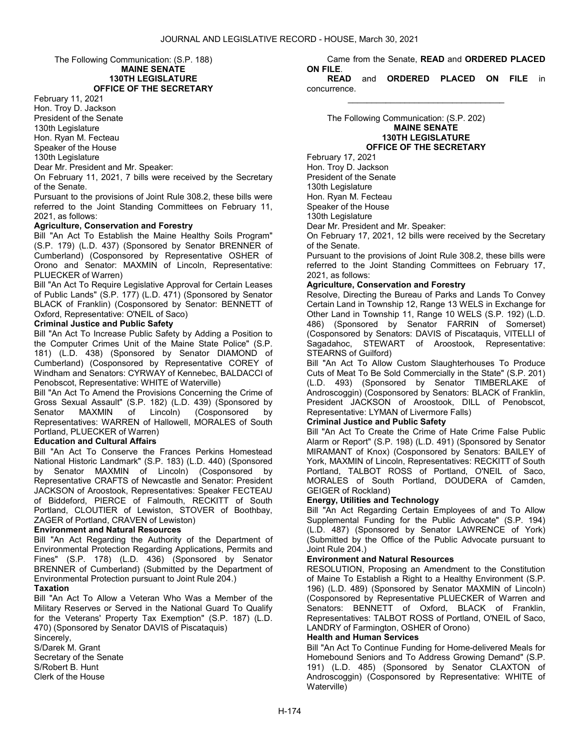The Following Communication: (S.P. 188)

**MAINE SENATE**
**130TH LEGISLATURE**
**OFFICE OF THE SECRETARY**

February 11, 2021
Hon. Troy D. Jackson
President of the Senate
130th Legislature
Hon. Ryan M. Fecteau
Speaker of the House
130th Legislature

Dear Mr. President and Mr. Speaker:

On February 11, 2021, 7 bills were received by the Secretary of the Senate.

Pursuant to the provisions of Joint Rule 308.2, these bills were referred to the Joint Standing Committees on February 11, 2021, as follows:

**Agriculture, Conservation and Forestry**

Bill "An Act To Establish the Maine Healthy Soils Program" (S.P. 179) (L.D. 437) (Sponsored by Senator BRENNER of Cumberland) (Cosponsored by Representative OSHER of Orono and Senator: MAXMIN of Lincoln, Representative: PLUECKER of Warren)

Bill "An Act To Require Legislative Approval for Certain Leases of Public Lands" (S.P. 177) (L.D. 471) (Sponsored by Senator BLACK of Franklin) (Cosponsored by Senator: BENNETT of Oxford, Representative: O'NEIL of Saco)

**Criminal Justice and Public Safety**

Bill "An Act To Increase Public Safety by Adding a Position to the Computer Crimes Unit of the Maine State Police" (S.P. 181) (L.D. 438) (Sponsored by Senator DIAMOND of Cumberland) (Cosponsored by Representative COREY of Windham and Senators: CYRWAY of Kennebec, BALDACCI of Penobscot, Representative: WHITE of Waterville)

Bill "An Act To Amend the Provisions Concerning the Crime of Gross Sexual Assault" (S.P. 182) (L.D. 439) (Sponsored by Senator MAXMIN of Lincoln) (Cosponsored by Representatives: WARREN of Hallowell, MORALES of South Portland, PLUECKER of Warren)

**Education and Cultural Affairs**

Bill "An Act To Conserve the Frances Perkins Homestead National Historic Landmark" (S.P. 183) (L.D. 440) (Sponsored by Senator MAXMIN of Lincoln) (Cosponsored by Representative CRAFTS of Newcastle and Senator: President JACKSON of Aroostook, Representatives: Speaker FECTEAU of Biddeford, PIERCE of Falmouth, RECKITT of South Portland, CLOUTIER of Lewiston, STOVER of Boothbay, ZAGER of Portland, CRAVEN of Lewiston)

**Environment and Natural Resources**

Bill "An Act Regarding the Authority of the Department of Environmental Protection Regarding Applications, Permits and Fines" (S.P. 178) (L.D. 436) (Sponsored by Senator BRENNER of Cumberland) (Submitted by the Department of Environmental Protection pursuant to Joint Rule 204.)

**Taxation**

Bill "An Act To Allow a Veteran Who Was a Member of the Military Reserves or Served in the National Guard To Qualify for the Veterans' Property Tax Exemption" (S.P. 187) (L.D. 470) (Sponsored by Senator DAVIS of Piscataquis)

Sincerely,
S/Darek M. Grant
Secretary of the Senate
S/Robert B. Hunt
Clerk of the House

Came from the Senate, **READ** and **ORDERED PLACED ON FILE**.

**READ** and **ORDERED PLACED ON FILE** in concurrence.

_________________________________

The Following Communication: (S.P. 202)

**MAINE SENATE**
**130TH LEGISLATURE**
**OFFICE OF THE SECRETARY**

February 17, 2021
Hon. Troy D. Jackson
President of the Senate
130th Legislature
Hon. Ryan M. Fecteau
Speaker of the House
130th Legislature

Dear Mr. President and Mr. Speaker:

On February 17, 2021, 12 bills were received by the Secretary of the Senate.

Pursuant to the provisions of Joint Rule 308.2, these bills were referred to the Joint Standing Committees on February 17, 2021, as follows:

**Agriculture, Conservation and Forestry**

Resolve, Directing the Bureau of Parks and Lands To Convey Certain Land in Township 12, Range 13 WELS in Exchange for Other Land in Township 11, Range 10 WELS (S.P. 192) (L.D. 486) (Sponsored by Senator FARRIN of Somerset) (Cosponsored by Senators: DAVIS of Piscataquis, VITELLI of Sagadahoc, STEWART of Aroostook, Representative: STEARNS of Guilford)

Bill "An Act To Allow Custom Slaughterhouses To Produce Cuts of Meat To Be Sold Commercially in the State" (S.P. 201) (L.D. 493) (Sponsored by Senator TIMBERLAKE of Androscoggin) (Cosponsored by Senators: BLACK of Franklin, President JACKSON of Aroostook, DILL of Penobscot, Representative: LYMAN of Livermore Falls)

**Criminal Justice and Public Safety**

Bill "An Act To Create the Crime of Hate Crime False Public Alarm or Report" (S.P. 198) (L.D. 491) (Sponsored by Senator MIRAMANT of Knox) (Cosponsored by Senators: BAILEY of York, MAXMIN of Lincoln, Representatives: RECKITT of South Portland, TALBOT ROSS of Portland, O'NEIL of Saco, MORALES of South Portland, DOUDERA of Camden, GEIGER of Rockland)

**Energy, Utilities and Technology**

Bill "An Act Regarding Certain Employees of and To Allow Supplemental Funding for the Public Advocate" (S.P. 194) (L.D. 487) (Sponsored by Senator LAWRENCE of York) (Submitted by the Office of the Public Advocate pursuant to Joint Rule 204.)

**Environment and Natural Resources**

RESOLUTION, Proposing an Amendment to the Constitution of Maine To Establish a Right to a Healthy Environment (S.P. 196) (L.D. 489) (Sponsored by Senator MAXMIN of Lincoln) (Cosponsored by Representative PLUECKER of Warren and Senators: BENNETT of Oxford, BLACK of Franklin, Representatives: TALBOT ROSS of Portland, O'NEIL of Saco, LANDRY of Farmington, OSHER of Orono)

**Health and Human Services**

Bill "An Act To Continue Funding for Home-delivered Meals for Homebound Seniors and To Address Growing Demand" (S.P. 191) (L.D. 485) (Sponsored by Senator CLAXTON of Androscoggin) (Cosponsored by Representative: WHITE of Waterville)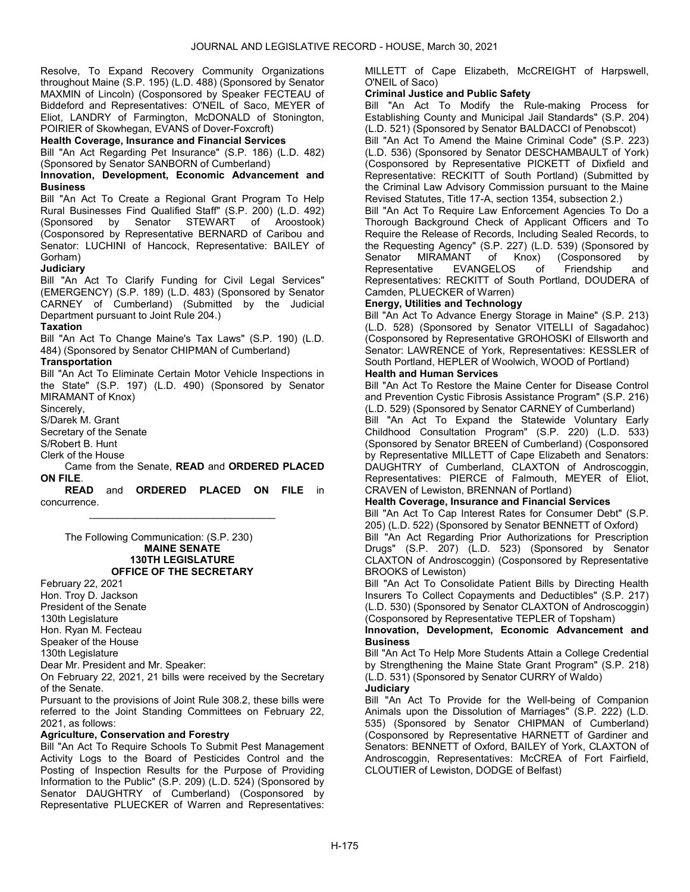Resolve, To Expand Recovery Community Organizations throughout Maine (S.P. 195) (L.D. 488) (Sponsored by Senator MAXMIN of Lincoln) (Cosponsored by Speaker FECTEAU of Biddeford and Representatives: O'NEIL of Saco, MEYER of Eliot, LANDRY of Farmington, McDONALD of Stonington, POIRIER of Skowhegan, EVANS of Dover-Foxcroft)

**Health Coverage, Insurance and Financial Services**

Bill "An Act Regarding Pet Insurance" (S.P. 186) (L.D. 482) (Sponsored by Senator SANBORN of Cumberland)

**Innovation, Development, Economic Advancement and Business**

Bill "An Act To Create a Regional Grant Program To Help Rural Businesses Find Qualified Staff" (S.P. 200) (L.D. 492) (Sponsored by Senator STEWART of Aroostook) (Cosponsored by Representative BERNARD of Caribou and Senator: LUCHINI of Hancock, Representative: BAILEY of Gorham)

**Judiciary**

Bill "An Act To Clarify Funding for Civil Legal Services" (EMERGENCY) (S.P. 189) (L.D. 483) (Sponsored by Senator CARNEY of Cumberland) (Submitted by the Judicial Department pursuant to Joint Rule 204.)

**Taxation**

Bill "An Act To Change Maine's Tax Laws" (S.P. 190) (L.D. 484) (Sponsored by Senator CHIPMAN of Cumberland)

**Transportation**

Bill "An Act To Eliminate Certain Motor Vehicle Inspections in the State" (S.P. 197) (L.D. 490) (Sponsored by Senator MIRAMANT of Knox)

Sincerely,

S/Darek M. Grant

Secretary of the Senate

S/Robert B. Hunt

Clerk of the House

Came from the Senate, **READ** and **ORDERED PLACED ON FILE**.

**READ** and **ORDERED PLACED ON FILE** in concurrence.

---

The Following Communication: (S.P. 230)

**MAINE SENATE**
**130TH LEGISLATURE**
**OFFICE OF THE SECRETARY**

February 22, 2021

Hon. Troy D. Jackson

President of the Senate

130th Legislature

Hon. Ryan M. Fecteau

Speaker of the House

130th Legislature

Dear Mr. President and Mr. Speaker:

On February 22, 2021, 21 bills were received by the Secretary of the Senate.

Pursuant to the provisions of Joint Rule 308.2, these bills were referred to the Joint Standing Committees on February 22, 2021, as follows:

**Agriculture, Conservation and Forestry**

Bill "An Act To Require Schools To Submit Pest Management Activity Logs to the Board of Pesticides Control and the Posting of Inspection Results for the Purpose of Providing Information to the Public" (S.P. 209) (L.D. 524) (Sponsored by Senator DAUGHTRY of Cumberland) (Cosponsored by Representative PLUECKER of Warren and Representatives: MILLETT of Cape Elizabeth, McCREIGHT of Harpswell, O'NEIL of Saco)

**Criminal Justice and Public Safety**

Bill "An Act To Modify the Rule-making Process for Establishing County and Municipal Jail Standards" (S.P. 204) (L.D. 521) (Sponsored by Senator BALDACCI of Penobscot)

Bill "An Act To Amend the Maine Criminal Code" (S.P. 223) (L.D. 536) (Sponsored by Senator DESCHAMBAULT of York) (Cosponsored by Representative PICKETT of Dixfield and Representative: RECKITT of South Portland) (Submitted by the Criminal Law Advisory Commission pursuant to the Maine Revised Statutes, Title 17-A, section 1354, subsection 2.)

Bill "An Act To Require Law Enforcement Agencies To Do a Thorough Background Check of Applicant Officers and To Require the Release of Records, Including Sealed Records, to the Requesting Agency" (S.P. 227) (L.D. 539) (Sponsored by Senator MIRAMANT of Knox) (Cosponsored by Representative EVANGELOS of Friendship and Representatives: RECKITT of South Portland, DOUDERA of Camden, PLUECKER of Warren)

**Energy, Utilities and Technology**

Bill "An Act To Advance Energy Storage in Maine" (S.P. 213) (L.D. 528) (Sponsored by Senator VITELLI of Sagadahoc) (Cosponsored by Representative GROHOSKI of Ellsworth and Senator: LAWRENCE of York, Representatives: KESSLER of South Portland, HEPLER of Woolwich, WOOD of Portland)

**Health and Human Services**

Bill "An Act To Restore the Maine Center for Disease Control and Prevention Cystic Fibrosis Assistance Program" (S.P. 216) (L.D. 529) (Sponsored by Senator CARNEY of Cumberland)

Bill "An Act To Expand the Statewide Voluntary Early Childhood Consultation Program" (S.P. 220) (L.D. 533) (Sponsored by Senator BREEN of Cumberland) (Cosponsored by Representative MILLETT of Cape Elizabeth and Senators: DAUGHTRY of Cumberland, CLAXTON of Androscoggin, Representatives: PIERCE of Falmouth, MEYER of Eliot, CRAVEN of Lewiston, BRENNAN of Portland)

**Health Coverage, Insurance and Financial Services**

Bill "An Act To Cap Interest Rates for Consumer Debt" (S.P. 205) (L.D. 522) (Sponsored by Senator BENNETT of Oxford)

Bill "An Act Regarding Prior Authorizations for Prescription Drugs" (S.P. 207) (L.D. 523) (Sponsored by Senator CLAXTON of Androscoggin) (Cosponsored by Representative BROOKS of Lewiston)

Bill "An Act To Consolidate Patient Bills by Directing Health Insurers To Collect Copayments and Deductibles" (S.P. 217) (L.D. 530) (Sponsored by Senator CLAXTON of Androscoggin) (Cosponsored by Representative TEPLER of Topsham)

**Innovation, Development, Economic Advancement and Business**

Bill "An Act To Help More Students Attain a College Credential by Strengthening the Maine State Grant Program" (S.P. 218) (L.D. 531) (Sponsored by Senator CURRY of Waldo)

**Judiciary**

Bill "An Act To Provide for the Well-being of Companion Animals upon the Dissolution of Marriages" (S.P. 222) (L.D. 535) (Sponsored by Senator CHIPMAN of Cumberland) (Cosponsored by Representative HARNETT of Gardiner and Senators: BENNETT of Oxford, BAILEY of York, CLAXTON of Androscoggin, Representatives: McCREA of Fort Fairfield, CLOUTIER of Lewiston, DODGE of Belfast)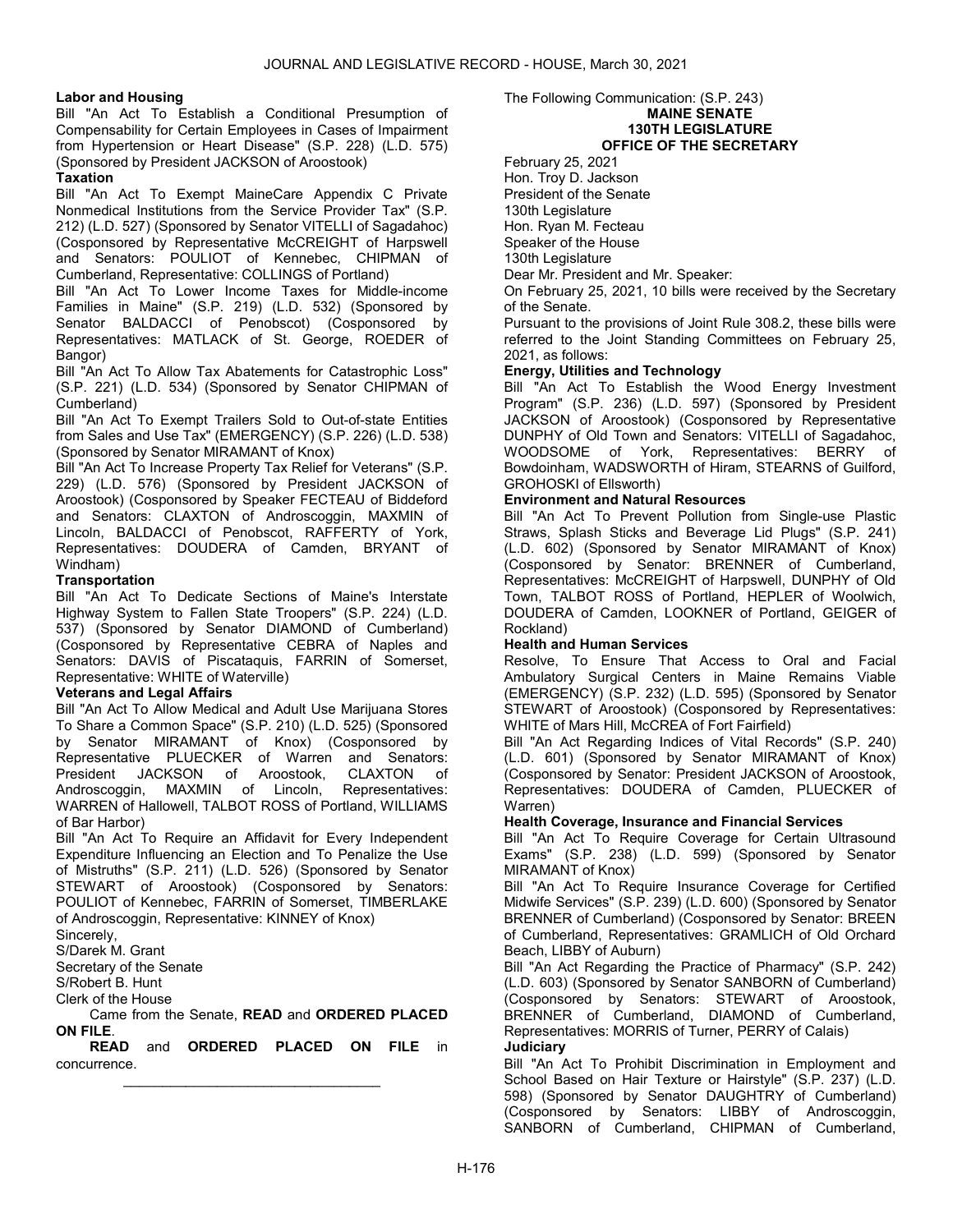**Labor and Housing**

Bill "An Act To Establish a Conditional Presumption of Compensability for Certain Employees in Cases of Impairment from Hypertension or Heart Disease" (S.P. 228) (L.D. 575) (Sponsored by President JACKSON of Aroostook)

**Taxation**

Bill "An Act To Exempt MaineCare Appendix C Private Nonmedical Institutions from the Service Provider Tax" (S.P. 212) (L.D. 527) (Sponsored by Senator VITELLI of Sagadahoc) (Cosponsored by Representative McCREIGHT of Harpswell and Senators: POULIOT of Kennebec, CHIPMAN of Cumberland, Representative: COLLINGS of Portland)

Bill "An Act To Lower Income Taxes for Middle-income Families in Maine" (S.P. 219) (L.D. 532) (Sponsored by Senator BALDACCI of Penobscot) (Cosponsored by Representatives: MATLACK of St. George, ROEDER of Bangor)

Bill "An Act To Allow Tax Abatements for Catastrophic Loss" (S.P. 221) (L.D. 534) (Sponsored by Senator CHIPMAN of Cumberland)

Bill "An Act To Exempt Trailers Sold to Out-of-state Entities from Sales and Use Tax" (EMERGENCY) (S.P. 226) (L.D. 538) (Sponsored by Senator MIRAMANT of Knox)

Bill "An Act To Increase Property Tax Relief for Veterans" (S.P. 229) (L.D. 576) (Sponsored by President JACKSON of Aroostook) (Cosponsored by Speaker FECTEAU of Biddeford and Senators: CLAXTON of Androscoggin, MAXMIN of Lincoln, BALDACCI of Penobscot, RAFFERTY of York, Representatives: DOUDERA of Camden, BRYANT of Windham)

**Transportation**

Bill "An Act To Dedicate Sections of Maine's Interstate Highway System to Fallen State Troopers" (S.P. 224) (L.D. 537) (Sponsored by Senator DIAMOND of Cumberland) (Cosponsored by Representative CEBRA of Naples and Senators: DAVIS of Piscataquis, FARRIN of Somerset, Representative: WHITE of Waterville)

**Veterans and Legal Affairs**

Bill "An Act To Allow Medical and Adult Use Marijuana Stores To Share a Common Space" (S.P. 210) (L.D. 525) (Sponsored by Senator MIRAMANT of Knox) (Cosponsored by Representative PLUECKER of Warren and Senators: President JACKSON of Aroostook, CLAXTON of Androscoggin, MAXMIN of Lincoln, Representatives: WARREN of Hallowell, TALBOT ROSS of Portland, WILLIAMS of Bar Harbor)

Bill "An Act To Require an Affidavit for Every Independent Expenditure Influencing an Election and To Penalize the Use of Mistruths" (S.P. 211) (L.D. 526) (Sponsored by Senator STEWART of Aroostook) (Cosponsored by Senators: POULIOT of Kennebec, FARRIN of Somerset, TIMBERLAKE of Androscoggin, Representative: KINNEY of Knox)

Sincerely,

S/Darek M. Grant

Secretary of the Senate

S/Robert B. Hunt

Clerk of the House

Came from the Senate, **READ** and **ORDERED PLACED ON FILE**.

**READ** and **ORDERED PLACED ON FILE** in concurrence.

_________________________________

The Following Communication: (S.P. 243)

**MAINE SENATE**
**130TH LEGISLATURE**
**OFFICE OF THE SECRETARY**

February 25, 2021

Hon. Troy D. Jackson

President of the Senate

130th Legislature

Hon. Ryan M. Fecteau

Speaker of the House

130th Legislature

Dear Mr. President and Mr. Speaker:

On February 25, 2021, 10 bills were received by the Secretary of the Senate.

Pursuant to the provisions of Joint Rule 308.2, these bills were referred to the Joint Standing Committees on February 25, 2021, as follows:

**Energy, Utilities and Technology**

Bill "An Act To Establish the Wood Energy Investment Program" (S.P. 236) (L.D. 597) (Sponsored by President JACKSON of Aroostook) (Cosponsored by Representative DUNPHY of Old Town and Senators: VITELLI of Sagadahoc, WOODSOME of York, Representatives: BERRY of Bowdoinham, WADSWORTH of Hiram, STEARNS of Guilford, GROHOSKI of Ellsworth)

**Environment and Natural Resources**

Bill "An Act To Prevent Pollution from Single-use Plastic Straws, Splash Sticks and Beverage Lid Plugs" (S.P. 241) (L.D. 602) (Sponsored by Senator MIRAMANT of Knox) (Cosponsored by Senator: BRENNER of Cumberland, Representatives: McCREIGHT of Harpswell, DUNPHY of Old Town, TALBOT ROSS of Portland, HEPLER of Woolwich, DOUDERA of Camden, LOOKNER of Portland, GEIGER of Rockland)

**Health and Human Services**

Resolve, To Ensure That Access to Oral and Facial Ambulatory Surgical Centers in Maine Remains Viable (EMERGENCY) (S.P. 232) (L.D. 595) (Sponsored by Senator STEWART of Aroostook) (Cosponsored by Representatives: WHITE of Mars Hill, McCREA of Fort Fairfield)

Bill "An Act Regarding Indices of Vital Records" (S.P. 240) (L.D. 601) (Sponsored by Senator MIRAMANT of Knox) (Cosponsored by Senator: President JACKSON of Aroostook, Representatives: DOUDERA of Camden, PLUECKER of Warren)

**Health Coverage, Insurance and Financial Services**

Bill "An Act To Require Coverage for Certain Ultrasound Exams" (S.P. 238) (L.D. 599) (Sponsored by Senator MIRAMANT of Knox)

Bill "An Act To Require Insurance Coverage for Certified Midwife Services" (S.P. 239) (L.D. 600) (Sponsored by Senator BRENNER of Cumberland) (Cosponsored by Senator: BREEN of Cumberland, Representatives: GRAMLICH of Old Orchard Beach, LIBBY of Auburn)

Bill "An Act Regarding the Practice of Pharmacy" (S.P. 242) (L.D. 603) (Sponsored by Senator SANBORN of Cumberland) (Cosponsored by Senators: STEWART of Aroostook, BRENNER of Cumberland, DIAMOND of Cumberland, Representatives: MORRIS of Turner, PERRY of Calais)

**Judiciary**

Bill "An Act To Prohibit Discrimination in Employment and School Based on Hair Texture or Hairstyle" (S.P. 237) (L.D. 598) (Sponsored by Senator DAUGHTRY of Cumberland) (Cosponsored by Senators: LIBBY of Androscoggin, SANBORN of Cumberland, CHIPMAN of Cumberland,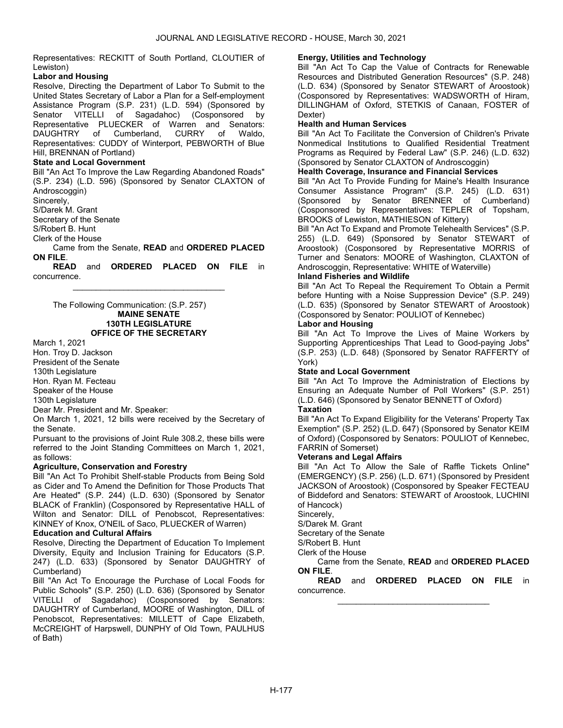Representatives: RECKITT of South Portland, CLOUTIER of Lewiston)

**Labor and Housing**

Resolve, Directing the Department of Labor To Submit to the United States Secretary of Labor a Plan for a Self-employment Assistance Program (S.P. 231) (L.D. 594) (Sponsored by Senator VITELLI of Sagadahoc) (Cosponsored by Representative PLUECKER of Warren and Senators: DAUGHTRY of Cumberland, CURRY of Waldo, Representatives: CUDDY of Winterport, PEBWORTH of Blue Hill, BRENNAN of Portland)

**State and Local Government**

Bill "An Act To Improve the Law Regarding Abandoned Roads" (S.P. 234) (L.D. 596) (Sponsored by Senator CLAXTON of Androscoggin)

Sincerely,

S/Darek M. Grant

Secretary of the Senate

S/Robert B. Hunt

Clerk of the House

Came from the Senate, **READ** and **ORDERED PLACED ON FILE**.

**READ** and **ORDERED PLACED ON FILE** in concurrence.

---

The Following Communication: (S.P. 257)

**MAINE SENATE**
**130TH LEGISLATURE**
**OFFICE OF THE SECRETARY**

March 1, 2021

Hon. Troy D. Jackson

President of the Senate

130th Legislature

Hon. Ryan M. Fecteau

Speaker of the House

130th Legislature

Dear Mr. President and Mr. Speaker:

On March 1, 2021, 12 bills were received by the Secretary of the Senate.

Pursuant to the provisions of Joint Rule 308.2, these bills were referred to the Joint Standing Committees on March 1, 2021, as follows:

**Agriculture, Conservation and Forestry**

Bill "An Act To Prohibit Shelf-stable Products from Being Sold as Cider and To Amend the Definition for Those Products That Are Heated" (S.P. 244) (L.D. 630) (Sponsored by Senator BLACK of Franklin) (Cosponsored by Representative HALL of Wilton and Senator: DILL of Penobscot, Representatives: KINNEY of Knox, O'NEIL of Saco, PLUECKER of Warren)

**Education and Cultural Affairs**

Resolve, Directing the Department of Education To Implement Diversity, Equity and Inclusion Training for Educators (S.P. 247) (L.D. 633) (Sponsored by Senator DAUGHTRY of Cumberland)

Bill "An Act To Encourage the Purchase of Local Foods for Public Schools" (S.P. 250) (L.D. 636) (Sponsored by Senator VITELLI of Sagadahoc) (Cosponsored by Senators: DAUGHTRY of Cumberland, MOORE of Washington, DILL of Penobscot, Representatives: MILLETT of Cape Elizabeth, McCREIGHT of Harpswell, DUNPHY of Old Town, PAULHUS of Bath)

**Energy, Utilities and Technology**

Bill "An Act To Cap the Value of Contracts for Renewable Resources and Distributed Generation Resources" (S.P. 248) (L.D. 634) (Sponsored by Senator STEWART of Aroostook) (Cosponsored by Representatives: WADSWORTH of Hiram, DILLINGHAM of Oxford, STETKIS of Canaan, FOSTER of Dexter)

**Health and Human Services**

Bill "An Act To Facilitate the Conversion of Children's Private Nonmedical Institutions to Qualified Residential Treatment Programs as Required by Federal Law" (S.P. 246) (L.D. 632) (Sponsored by Senator CLAXTON of Androscoggin)

**Health Coverage, Insurance and Financial Services**

Bill "An Act To Provide Funding for Maine's Health Insurance Consumer Assistance Program" (S.P. 245) (L.D. 631) (Sponsored by Senator BRENNER of Cumberland) (Cosponsored by Representatives: TEPLER of Topsham, BROOKS of Lewiston, MATHIESON of Kittery)

Bill "An Act To Expand and Promote Telehealth Services" (S.P. 255) (L.D. 649) (Sponsored by Senator STEWART of Aroostook) (Cosponsored by Representative MORRIS of Turner and Senators: MOORE of Washington, CLAXTON of Androscoggin, Representative: WHITE of Waterville)

**Inland Fisheries and Wildlife**

Bill "An Act To Repeal the Requirement To Obtain a Permit before Hunting with a Noise Suppression Device" (S.P. 249) (L.D. 635) (Sponsored by Senator STEWART of Aroostook) (Cosponsored by Senator: POULIOT of Kennebec)

**Labor and Housing**

Bill "An Act To Improve the Lives of Maine Workers by Supporting Apprenticeships That Lead to Good-paying Jobs" (S.P. 253) (L.D. 648) (Sponsored by Senator RAFFERTY of York)

**State and Local Government**

Bill "An Act To Improve the Administration of Elections by Ensuring an Adequate Number of Poll Workers" (S.P. 251) (L.D. 646) (Sponsored by Senator BENNETT of Oxford)

**Taxation**

Bill "An Act To Expand Eligibility for the Veterans' Property Tax Exemption" (S.P. 252) (L.D. 647) (Sponsored by Senator KEIM of Oxford) (Cosponsored by Senators: POULIOT of Kennebec, FARRIN of Somerset)

**Veterans and Legal Affairs**

Bill "An Act To Allow the Sale of Raffle Tickets Online" (EMERGENCY) (S.P. 256) (L.D. 671) (Sponsored by President JACKSON of Aroostook) (Cosponsored by Speaker FECTEAU of Biddeford and Senators: STEWART of Aroostook, LUCHINI of Hancock)

Sincerely,

S/Darek M. Grant

Secretary of the Senate

S/Robert B. Hunt

Clerk of the House

Came from the Senate, **READ** and **ORDERED PLACED ON FILE**.

**READ** and **ORDERED PLACED ON FILE** in concurrence.

---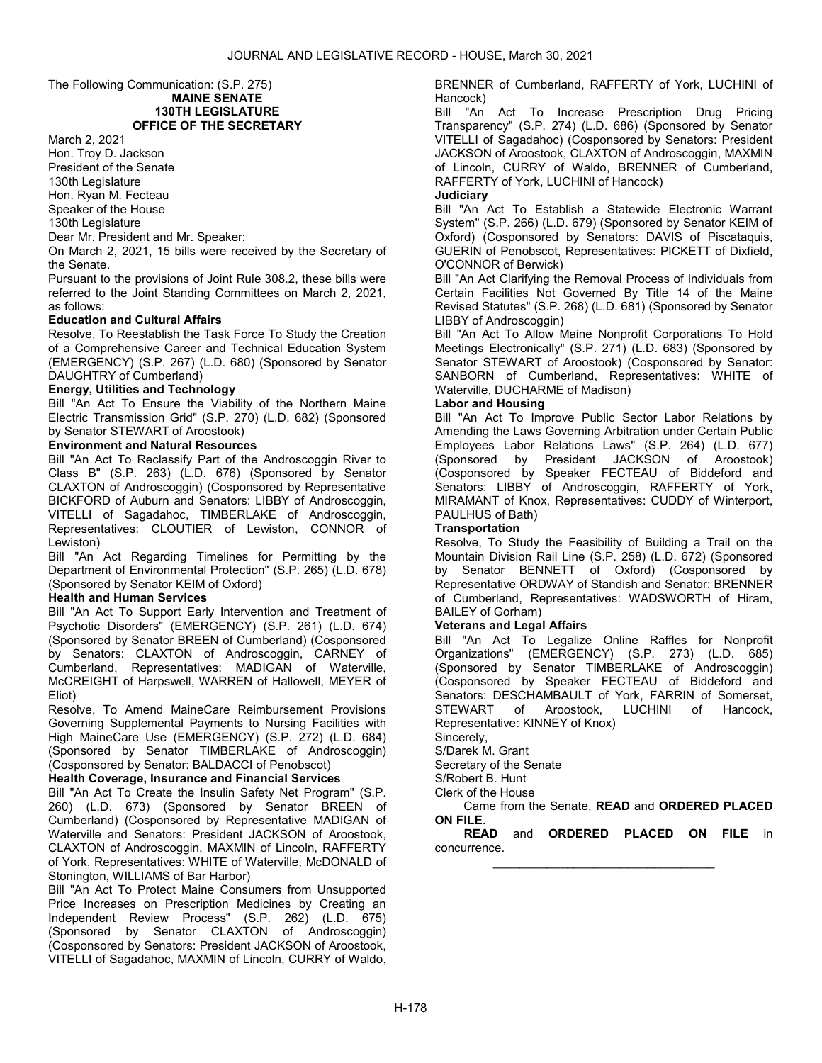The Following Communication: (S.P. 275)

**MAINE SENATE**
**130TH LEGISLATURE**
**OFFICE OF THE SECRETARY**

March 2, 2021

Hon. Troy D. Jackson
President of the Senate
130th Legislature
Hon. Ryan M. Fecteau
Speaker of the House
130th Legislature

Dear Mr. President and Mr. Speaker:

On March 2, 2021, 15 bills were received by the Secretary of the Senate.

Pursuant to the provisions of Joint Rule 308.2, these bills were referred to the Joint Standing Committees on March 2, 2021, as follows:

**Education and Cultural Affairs**

Resolve, To Reestablish the Task Force To Study the Creation of a Comprehensive Career and Technical Education System (EMERGENCY) (S.P. 267) (L.D. 680) (Sponsored by Senator DAUGHTRY of Cumberland)

**Energy, Utilities and Technology**

Bill "An Act To Ensure the Viability of the Northern Maine Electric Transmission Grid" (S.P. 270) (L.D. 682) (Sponsored by Senator STEWART of Aroostook)

**Environment and Natural Resources**

Bill "An Act To Reclassify Part of the Androscoggin River to Class B" (S.P. 263) (L.D. 676) (Sponsored by Senator CLAXTON of Androscoggin) (Cosponsored by Representative BICKFORD of Auburn and Senators: LIBBY of Androscoggin, VITELLI of Sagadahoc, TIMBERLAKE of Androscoggin, Representatives: CLOUTIER of Lewiston, CONNOR of Lewiston)

Bill "An Act Regarding Timelines for Permitting by the Department of Environmental Protection" (S.P. 265) (L.D. 678) (Sponsored by Senator KEIM of Oxford)

**Health and Human Services**

Bill "An Act To Support Early Intervention and Treatment of Psychotic Disorders" (EMERGENCY) (S.P. 261) (L.D. 674) (Sponsored by Senator BREEN of Cumberland) (Cosponsored by Senators: CLAXTON of Androscoggin, CARNEY of Cumberland, Representatives: MADIGAN of Waterville, McCREIGHT of Harpswell, WARREN of Hallowell, MEYER of Eliot)

Resolve, To Amend MaineCare Reimbursement Provisions Governing Supplemental Payments to Nursing Facilities with High MaineCare Use (EMERGENCY) (S.P. 272) (L.D. 684) (Sponsored by Senator TIMBERLAKE of Androscoggin) (Cosponsored by Senator: BALDACCI of Penobscot)

**Health Coverage, Insurance and Financial Services**

Bill "An Act To Create the Insulin Safety Net Program" (S.P. 260) (L.D. 673) (Sponsored by Senator BREEN of Cumberland) (Cosponsored by Representative MADIGAN of Waterville and Senators: President JACKSON of Aroostook, CLAXTON of Androscoggin, MAXMIN of Lincoln, RAFFERTY of York, Representatives: WHITE of Waterville, McDONALD of Stonington, WILLIAMS of Bar Harbor)

Bill "An Act To Protect Maine Consumers from Unsupported Price Increases on Prescription Medicines by Creating an Independent Review Process" (S.P. 262) (L.D. 675) (Sponsored by Senator CLAXTON of Androscoggin) (Cosponsored by Senators: President JACKSON of Aroostook, VITELLI of Sagadahoc, MAXMIN of Lincoln, CURRY of Waldo, BRENNER of Cumberland, RAFFERTY of York, LUCHINI of Hancock)

Bill "An Act To Increase Prescription Drug Pricing Transparency" (S.P. 274) (L.D. 686) (Sponsored by Senator VITELLI of Sagadahoc) (Cosponsored by Senators: President JACKSON of Aroostook, CLAXTON of Androscoggin, MAXMIN of Lincoln, CURRY of Waldo, BRENNER of Cumberland, RAFFERTY of York, LUCHINI of Hancock)

**Judiciary**

Bill "An Act To Establish a Statewide Electronic Warrant System" (S.P. 266) (L.D. 679) (Sponsored by Senator KEIM of Oxford) (Cosponsored by Senators: DAVIS of Piscataquis, GUERIN of Penobscot, Representatives: PICKETT of Dixfield, O'CONNOR of Berwick)

Bill "An Act Clarifying the Removal Process of Individuals from Certain Facilities Not Governed By Title 14 of the Maine Revised Statutes" (S.P. 268) (L.D. 681) (Sponsored by Senator LIBBY of Androscoggin)

Bill "An Act To Allow Maine Nonprofit Corporations To Hold Meetings Electronically" (S.P. 271) (L.D. 683) (Sponsored by Senator STEWART of Aroostook) (Cosponsored by Senator: SANBORN of Cumberland, Representatives: WHITE of Waterville, DUCHARME of Madison)

**Labor and Housing**

Bill "An Act To Improve Public Sector Labor Relations by Amending the Laws Governing Arbitration under Certain Public Employees Labor Relations Laws" (S.P. 264) (L.D. 677) (Sponsored by President JACKSON of Aroostook) (Cosponsored by Speaker FECTEAU of Biddeford and Senators: LIBBY of Androscoggin, RAFFERTY of York, MIRAMANT of Knox, Representatives: CUDDY of Winterport, PAULHUS of Bath)

**Transportation**

Resolve, To Study the Feasibility of Building a Trail on the Mountain Division Rail Line (S.P. 258) (L.D. 672) (Sponsored by Senator BENNETT of Oxford) (Cosponsored by Representative ORDWAY of Standish and Senator: BRENNER of Cumberland, Representatives: WADSWORTH of Hiram, BAILEY of Gorham)

**Veterans and Legal Affairs**

Bill "An Act To Legalize Online Raffles for Nonprofit Organizations" (EMERGENCY) (S.P. 273) (L.D. 685) (Sponsored by Senator TIMBERLAKE of Androscoggin) (Cosponsored by Speaker FECTEAU of Biddeford and Senators: DESCHAMBAULT of York, FARRIN of Somerset, STEWART of Aroostook, LUCHINI of Hancock, Representative: KINNEY of Knox)

Sincerely,

S/Darek M. Grant
Secretary of the Senate

S/Robert B. Hunt
Clerk of the House

Came from the Senate, **READ** and **ORDERED PLACED ON FILE**.

**READ** and **ORDERED PLACED ON FILE** in concurrence.

---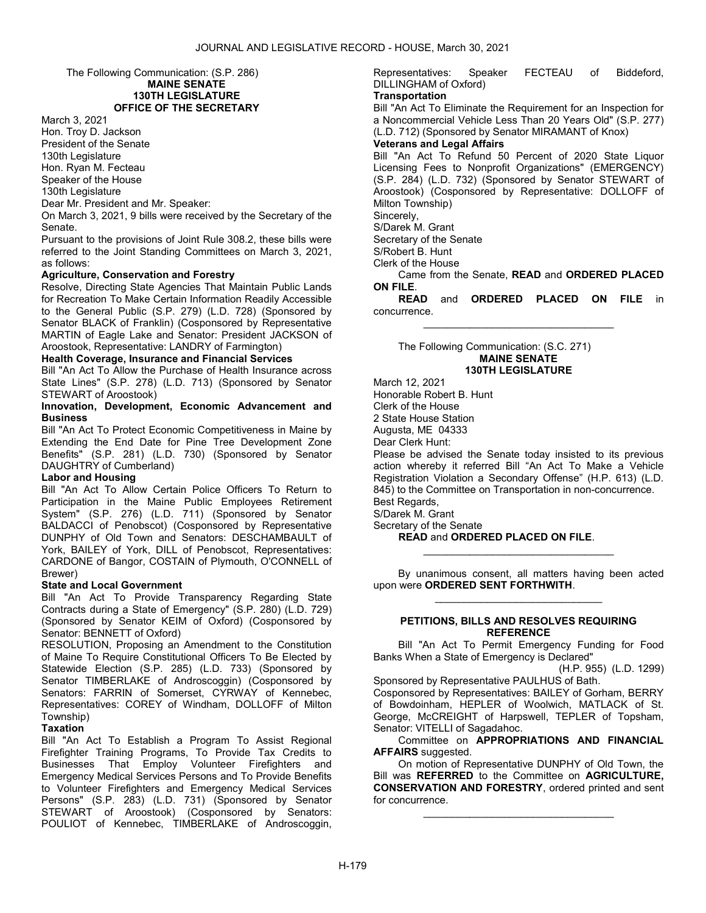The Following Communication: (S.P. 286)

**MAINE SENATE**
**130TH LEGISLATURE**
**OFFICE OF THE SECRETARY**

March 3, 2021
Hon. Troy D. Jackson
President of the Senate
130th Legislature
Hon. Ryan M. Fecteau
Speaker of the House
130th Legislature

Dear Mr. President and Mr. Speaker:

On March 3, 2021, 9 bills were received by the Secretary of the Senate.

Pursuant to the provisions of Joint Rule 308.2, these bills were referred to the Joint Standing Committees on March 3, 2021, as follows:

**Agriculture, Conservation and Forestry**

Resolve, Directing State Agencies That Maintain Public Lands for Recreation To Make Certain Information Readily Accessible to the General Public (S.P. 279) (L.D. 728) (Sponsored by Senator BLACK of Franklin) (Cosponsored by Representative MARTIN of Eagle Lake and Senator: President JACKSON of Aroostook, Representative: LANDRY of Farmington)

**Health Coverage, Insurance and Financial Services**

Bill "An Act To Allow the Purchase of Health Insurance across State Lines" (S.P. 278) (L.D. 713) (Sponsored by Senator STEWART of Aroostook)

**Innovation, Development, Economic Advancement and Business**

Bill "An Act To Protect Economic Competitiveness in Maine by Extending the End Date for Pine Tree Development Zone Benefits" (S.P. 281) (L.D. 730) (Sponsored by Senator DAUGHTRY of Cumberland)

**Labor and Housing**

Bill "An Act To Allow Certain Police Officers To Return to Participation in the Maine Public Employees Retirement System" (S.P. 276) (L.D. 711) (Sponsored by Senator BALDACCI of Penobscot) (Cosponsored by Representative DUNPHY of Old Town and Senators: DESCHAMBAULT of York, BAILEY of York, DILL of Penobscot, Representatives: CARDONE of Bangor, COSTAIN of Plymouth, O'CONNELL of Brewer)

**State and Local Government**

Bill "An Act To Provide Transparency Regarding State Contracts during a State of Emergency" (S.P. 280) (L.D. 729) (Sponsored by Senator KEIM of Oxford) (Cosponsored by Senator: BENNETT of Oxford)

RESOLUTION, Proposing an Amendment to the Constitution of Maine To Require Constitutional Officers To Be Elected by Statewide Election (S.P. 285) (L.D. 733) (Sponsored by Senator TIMBERLAKE of Androscoggin) (Cosponsored by Senators: FARRIN of Somerset, CYRWAY of Kennebec, Representatives: COREY of Windham, DOLLOFF of Milton Township)

**Taxation**

Bill "An Act To Establish a Program To Assist Regional Firefighter Training Programs, To Provide Tax Credits to Businesses That Employ Volunteer Firefighters and Emergency Medical Services Persons and To Provide Benefits to Volunteer Firefighters and Emergency Medical Services Persons" (S.P. 283) (L.D. 731) (Sponsored by Senator STEWART of Aroostook) (Cosponsored by Senators: POULIOT of Kennebec, TIMBERLAKE of Androscoggin, Representatives: Speaker FECTEAU of Biddeford, DILLINGHAM of Oxford)

**Transportation**

Bill "An Act To Eliminate the Requirement for an Inspection for a Noncommercial Vehicle Less Than 20 Years Old" (S.P. 277) (L.D. 712) (Sponsored by Senator MIRAMANT of Knox)

**Veterans and Legal Affairs**

Bill "An Act To Refund 50 Percent of 2020 State Liquor Licensing Fees to Nonprofit Organizations" (EMERGENCY) (S.P. 284) (L.D. 732) (Sponsored by Senator STEWART of Aroostook) (Cosponsored by Representative: DOLLOFF of Milton Township)

Sincerely,
S/Darek M. Grant
Secretary of the Senate
S/Robert B. Hunt
Clerk of the House

Came from the Senate, **READ** and **ORDERED PLACED ON FILE**.

**READ** and **ORDERED PLACED ON FILE** in concurrence.

---

The Following Communication: (S.C. 271)

**MAINE SENATE**
**130TH LEGISLATURE**

March 12, 2021
Honorable Robert B. Hunt
Clerk of the House
2 State House Station
Augusta, ME 04333

Dear Clerk Hunt:

Please be advised the Senate today insisted to its previous action whereby it referred Bill "An Act To Make a Vehicle Registration Violation a Secondary Offense" (H.P. 613) (L.D. 845) to the Committee on Transportation in non-concurrence.

Best Regards,
S/Darek M. Grant
Secretary of the Senate

**READ** and **ORDERED PLACED ON FILE**.

---

By unanimous consent, all matters having been acted upon were **ORDERED SENT FORTHWITH**.

---

## PETITIONS, BILLS AND RESOLVES REQUIRING REFERENCE

Bill "An Act To Permit Emergency Funding for Food Banks When a State of Emergency is Declared"
(H.P. 955) (L.D. 1299)

Sponsored by Representative PAULHUS of Bath.

Cosponsored by Representatives: BAILEY of Gorham, BERRY of Bowdoinham, HEPLER of Woolwich, MATLACK of St. George, McCREIGHT of Harpswell, TEPLER of Topsham, Senator: VITELLI of Sagadahoc.

Committee on **APPROPRIATIONS AND FINANCIAL AFFAIRS** suggested.

On motion of Representative DUNPHY of Old Town, the Bill was **REFERRED** to the Committee on **AGRICULTURE, CONSERVATION AND FORESTRY**, ordered printed and sent for concurrence.

---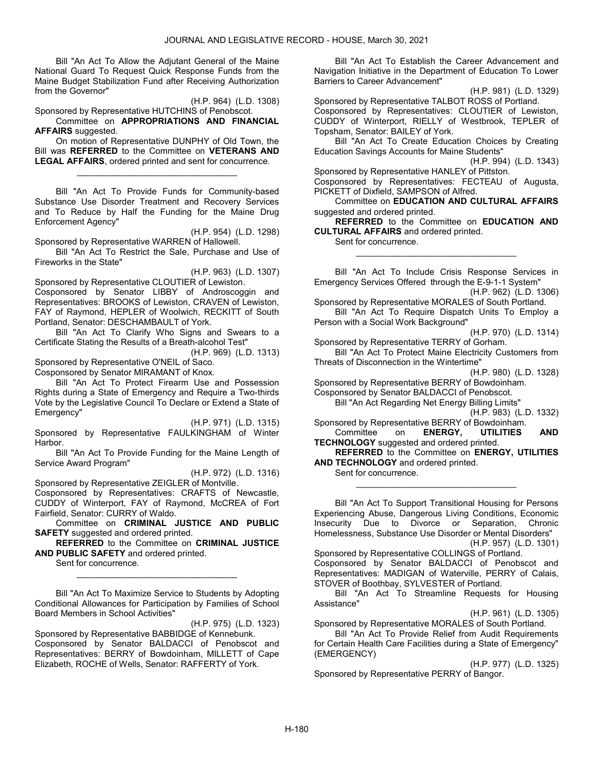Bill "An Act To Allow the Adjutant General of the Maine National Guard To Request Quick Response Funds from the Maine Budget Stabilization Fund after Receiving Authorization from the Governor"

(H.P. 964) (L.D. 1308)

Sponsored by Representative HUTCHINS of Penobscot.

Committee on **APPROPRIATIONS AND FINANCIAL AFFAIRS** suggested.

On motion of Representative DUNPHY of Old Town, the Bill was **REFERRED** to the Committee on **VETERANS AND LEGAL AFFAIRS**, ordered printed and sent for concurrence.

_________________________________

Bill "An Act To Provide Funds for Community-based Substance Use Disorder Treatment and Recovery Services and To Reduce by Half the Funding for the Maine Drug Enforcement Agency"

(H.P. 954) (L.D. 1298)

Sponsored by Representative WARREN of Hallowell.

Bill "An Act To Restrict the Sale, Purchase and Use of Fireworks in the State"

(H.P. 963) (L.D. 1307)

Sponsored by Representative CLOUTIER of Lewiston.

Cosponsored by Senator LIBBY of Androscoggin and Representatives: BROOKS of Lewiston, CRAVEN of Lewiston, FAY of Raymond, HEPLER of Woolwich, RECKITT of South Portland, Senator: DESCHAMBAULT of York.

Bill "An Act To Clarify Who Signs and Swears to a Certificate Stating the Results of a Breath-alcohol Test"

(H.P. 969) (L.D. 1313)

Sponsored by Representative O'NEIL of Saco.

Cosponsored by Senator MIRAMANT of Knox.

Bill "An Act To Protect Firearm Use and Possession Rights during a State of Emergency and Require a Two-thirds Vote by the Legislative Council To Declare or Extend a State of Emergency"

(H.P. 971) (L.D. 1315)

Sponsored by Representative FAULKINGHAM of Winter Harbor.

Bill "An Act To Provide Funding for the Maine Length of Service Award Program"

(H.P. 972) (L.D. 1316)

Sponsored by Representative ZEIGLER of Montville.

Cosponsored by Representatives: CRAFTS of Newcastle, CUDDY of Winterport, FAY of Raymond, McCREA of Fort Fairfield, Senator: CURRY of Waldo.

Committee on **CRIMINAL JUSTICE AND PUBLIC SAFETY** suggested and ordered printed.

**REFERRED** to the Committee on **CRIMINAL JUSTICE AND PUBLIC SAFETY** and ordered printed.

Sent for concurrence.

_________________________________

Bill "An Act To Maximize Service to Students by Adopting Conditional Allowances for Participation by Families of School Board Members in School Activities"

(H.P. 975) (L.D. 1323)

Sponsored by Representative BABBIDGE of Kennebunk.

Cosponsored by Senator BALDACCI of Penobscot and Representatives: BERRY of Bowdoinham, MILLETT of Cape Elizabeth, ROCHE of Wells, Senator: RAFFERTY of York.

Bill "An Act To Establish the Career Advancement and Navigation Initiative in the Department of Education To Lower Barriers to Career Advancement"

(H.P. 981) (L.D. 1329)

Sponsored by Representative TALBOT ROSS of Portland.

Cosponsored by Representatives: CLOUTIER of Lewiston, CUDDY of Winterport, RIELLY of Westbrook, TEPLER of Topsham, Senator: BAILEY of York.

Bill "An Act To Create Education Choices by Creating Education Savings Accounts for Maine Students"

(H.P. 994) (L.D. 1343)

Sponsored by Representative HANLEY of Pittston.

Cosponsored by Representatives: FECTEAU of Augusta, PICKETT of Dixfield, SAMPSON of Alfred.

Committee on **EDUCATION AND CULTURAL AFFAIRS** suggested and ordered printed.

**REFERRED** to the Committee on **EDUCATION AND CULTURAL AFFAIRS** and ordered printed.

Sent for concurrence.

_________________________________

Bill "An Act To Include Crisis Response Services in Emergency Services Offered through the E-9-1-1 System"

(H.P. 962) (L.D. 1306)

Sponsored by Representative MORALES of South Portland.

Bill "An Act To Require Dispatch Units To Employ a Person with a Social Work Background"

(H.P. 970) (L.D. 1314)

Sponsored by Representative TERRY of Gorham.

Bill "An Act To Protect Maine Electricity Customers from Threats of Disconnection in the Wintertime"

(H.P. 980) (L.D. 1328)

Sponsored by Representative BERRY of Bowdoinham.

Cosponsored by Senator BALDACCI of Penobscot.

Bill "An Act Regarding Net Energy Billing Limits"

(H.P. 983) (L.D. 1332)

Sponsored by Representative BERRY of Bowdoinham.

Committee on **ENERGY, UTILITIES AND TECHNOLOGY** suggested and ordered printed.

**REFERRED** to the Committee on **ENERGY, UTILITIES AND TECHNOLOGY** and ordered printed.

Sent for concurrence.

_________________________________

Bill "An Act To Support Transitional Housing for Persons Experiencing Abuse, Dangerous Living Conditions, Economic Insecurity Due to Divorce or Separation, Chronic Homelessness, Substance Use Disorder or Mental Disorders"

(H.P. 957) (L.D. 1301)

Sponsored by Representative COLLINGS of Portland.

Cosponsored by Senator BALDACCI of Penobscot and Representatives: MADIGAN of Waterville, PERRY of Calais, STOVER of Boothbay, SYLVESTER of Portland.

Bill "An Act To Streamline Requests for Housing Assistance"

(H.P. 961) (L.D. 1305)

Sponsored by Representative MORALES of South Portland.

Bill "An Act To Provide Relief from Audit Requirements for Certain Health Care Facilities during a State of Emergency" (EMERGENCY)

(H.P. 977) (L.D. 1325)

Sponsored by Representative PERRY of Bangor.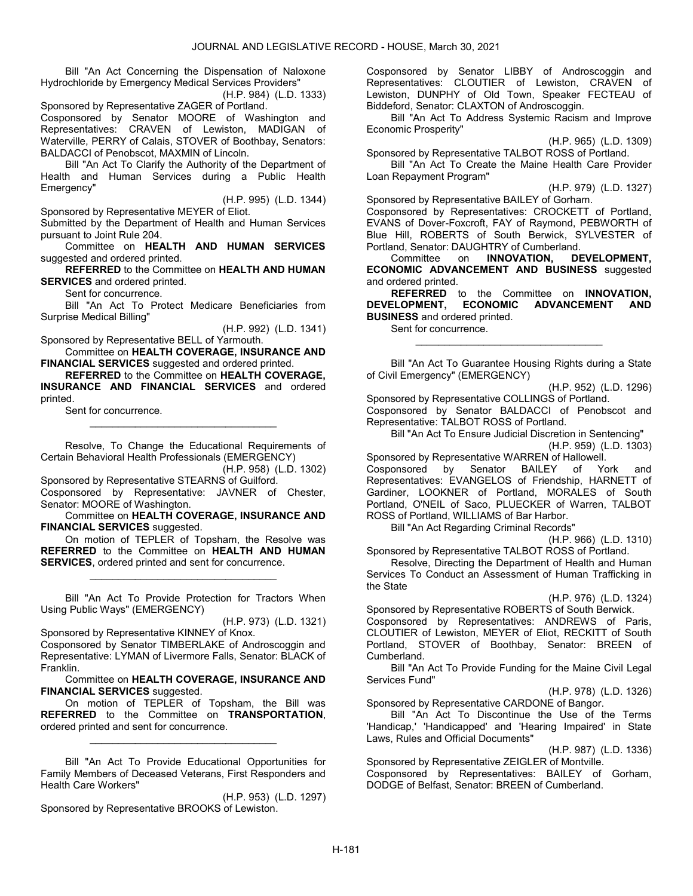Bill "An Act Concerning the Dispensation of Naloxone Hydrochloride by Emergency Medical Services Providers"

(H.P. 984) (L.D. 1333)

Sponsored by Representative ZAGER of Portland.

Cosponsored by Senator MOORE of Washington and Representatives: CRAVEN of Lewiston, MADIGAN of Waterville, PERRY of Calais, STOVER of Boothbay, Senators: BALDACCI of Penobscot, MAXMIN of Lincoln.

Bill "An Act To Clarify the Authority of the Department of Health and Human Services during a Public Health Emergency"

(H.P. 995) (L.D. 1344)

Sponsored by Representative MEYER of Eliot.

Submitted by the Department of Health and Human Services pursuant to Joint Rule 204.

Committee on **HEALTH AND HUMAN SERVICES** suggested and ordered printed.

**REFERRED** to the Committee on **HEALTH AND HUMAN SERVICES** and ordered printed.

Sent for concurrence.

Bill "An Act To Protect Medicare Beneficiaries from Surprise Medical Billing"

(H.P. 992) (L.D. 1341)

Sponsored by Representative BELL of Yarmouth.

Committee on **HEALTH COVERAGE, INSURANCE AND FINANCIAL SERVICES** suggested and ordered printed.

**REFERRED** to the Committee on **HEALTH COVERAGE, INSURANCE AND FINANCIAL SERVICES** and ordered printed.

Sent for concurrence.

_________________________________

Resolve, To Change the Educational Requirements of Certain Behavioral Health Professionals (EMERGENCY)

(H.P. 958) (L.D. 1302)

Sponsored by Representative STEARNS of Guilford.

Cosponsored by Representative: JAVNER of Chester, Senator: MOORE of Washington.

Committee on **HEALTH COVERAGE, INSURANCE AND FINANCIAL SERVICES** suggested.

On motion of TEPLER of Topsham, the Resolve was **REFERRED** to the Committee on **HEALTH AND HUMAN SERVICES**, ordered printed and sent for concurrence.

_________________________________

Bill "An Act To Provide Protection for Tractors When Using Public Ways" (EMERGENCY)

(H.P. 973) (L.D. 1321)

Sponsored by Representative KINNEY of Knox.

Cosponsored by Senator TIMBERLAKE of Androscoggin and Representative: LYMAN of Livermore Falls, Senator: BLACK of Franklin.

Committee on **HEALTH COVERAGE, INSURANCE AND FINANCIAL SERVICES** suggested.

On motion of TEPLER of Topsham, the Bill was **REFERRED** to the Committee on **TRANSPORTATION**, ordered printed and sent for concurrence.

_________________________________

Bill "An Act To Provide Educational Opportunities for Family Members of Deceased Veterans, First Responders and Health Care Workers"

(H.P. 953) (L.D. 1297)

Sponsored by Representative BROOKS of Lewiston.

Cosponsored by Senator LIBBY of Androscoggin and Representatives: CLOUTIER of Lewiston, CRAVEN of Lewiston, DUNPHY of Old Town, Speaker FECTEAU of Biddeford, Senator: CLAXTON of Androscoggin.

Bill "An Act To Address Systemic Racism and Improve Economic Prosperity"

(H.P. 965) (L.D. 1309)

Sponsored by Representative TALBOT ROSS of Portland.

Bill "An Act To Create the Maine Health Care Provider Loan Repayment Program"

(H.P. 979) (L.D. 1327)

Sponsored by Representative BAILEY of Gorham.

Cosponsored by Representatives: CROCKETT of Portland, EVANS of Dover-Foxcroft, FAY of Raymond, PEBWORTH of Blue Hill, ROBERTS of South Berwick, SYLVESTER of Portland, Senator: DAUGHTRY of Cumberland.

Committee on **INNOVATION, DEVELOPMENT, ECONOMIC ADVANCEMENT AND BUSINESS** suggested and ordered printed.

**REFERRED** to the Committee on **INNOVATION, DEVELOPMENT, ECONOMIC ADVANCEMENT AND BUSINESS** and ordered printed.

Sent for concurrence.

_________________________________

Bill "An Act To Guarantee Housing Rights during a State of Civil Emergency" (EMERGENCY)

(H.P. 952) (L.D. 1296)

Sponsored by Representative COLLINGS of Portland.

Cosponsored by Senator BALDACCI of Penobscot and Representative: TALBOT ROSS of Portland.

Bill "An Act To Ensure Judicial Discretion in Sentencing"

(H.P. 959) (L.D. 1303)

Sponsored by Representative WARREN of Hallowell.

Cosponsored by Senator BAILEY of York and Representatives: EVANGELOS of Friendship, HARNETT of Gardiner, LOOKNER of Portland, MORALES of South Portland, O'NEIL of Saco, PLUECKER of Warren, TALBOT ROSS of Portland, WILLIAMS of Bar Harbor.

Bill "An Act Regarding Criminal Records"

(H.P. 966) (L.D. 1310)

Sponsored by Representative TALBOT ROSS of Portland.

Resolve, Directing the Department of Health and Human Services To Conduct an Assessment of Human Trafficking in the State

(H.P. 976) (L.D. 1324)

Sponsored by Representative ROBERTS of South Berwick.

Cosponsored by Representatives: ANDREWS of Paris, CLOUTIER of Lewiston, MEYER of Eliot, RECKITT of South Portland, STOVER of Boothbay, Senator: BREEN of Cumberland.

Bill "An Act To Provide Funding for the Maine Civil Legal Services Fund"

(H.P. 978) (L.D. 1326)

Sponsored by Representative CARDONE of Bangor.

Bill "An Act To Discontinue the Use of the Terms 'Handicap,' 'Handicapped' and 'Hearing Impaired' in State Laws, Rules and Official Documents"

(H.P. 987) (L.D. 1336)

Sponsored by Representative ZEIGLER of Montville.

Cosponsored by Representatives: BAILEY of Gorham, DODGE of Belfast, Senator: BREEN of Cumberland.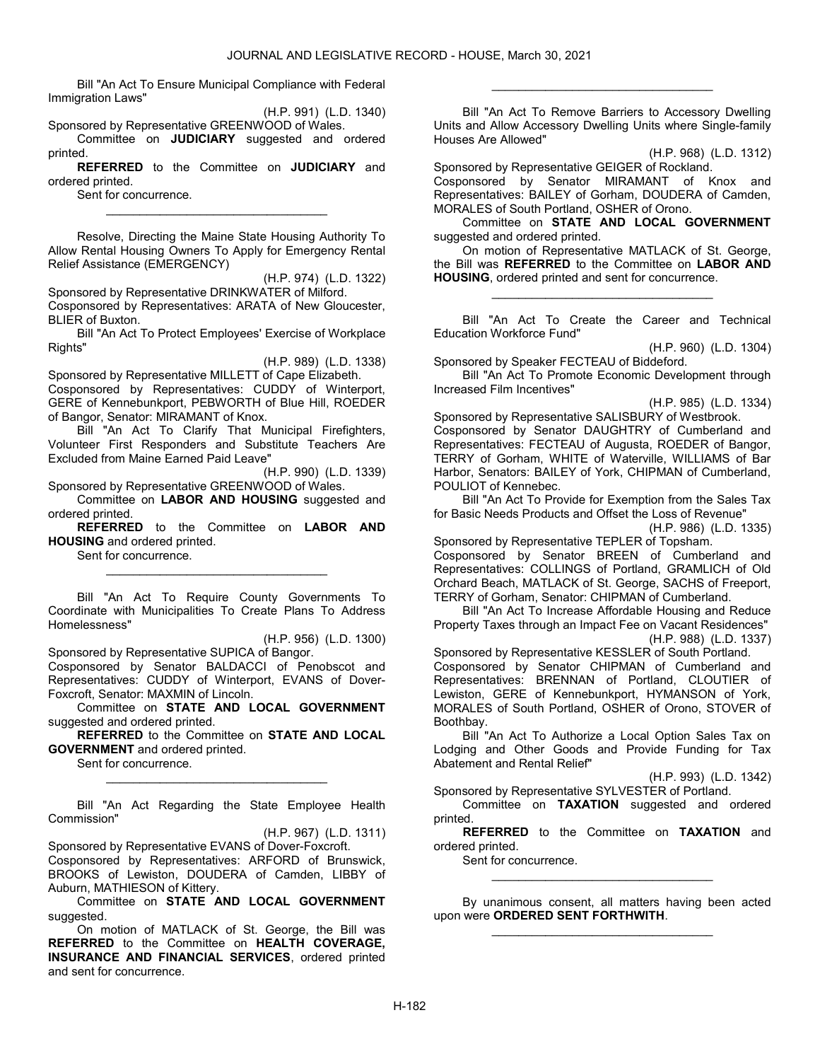Bill "An Act To Ensure Municipal Compliance with Federal Immigration Laws"

(H.P. 991) (L.D. 1340)

Sponsored by Representative GREENWOOD of Wales.

Committee on **JUDICIARY** suggested and ordered printed.

**REFERRED** to the Committee on **JUDICIARY** and ordered printed.

Sent for concurrence.

\_\_\_\_\_\_\_\_\_\_\_\_\_\_\_\_\_\_\_\_\_\_\_\_\_\_\_\_\_\_\_\_\_

Resolve, Directing the Maine State Housing Authority To Allow Rental Housing Owners To Apply for Emergency Rental Relief Assistance (EMERGENCY)

(H.P. 974) (L.D. 1322)

Sponsored by Representative DRINKWATER of Milford.

Cosponsored by Representatives: ARATA of New Gloucester, BLIER of Buxton.

Bill "An Act To Protect Employees' Exercise of Workplace Rights"

(H.P. 989) (L.D. 1338)

Sponsored by Representative MILLETT of Cape Elizabeth.

Cosponsored by Representatives: CUDDY of Winterport, GERE of Kennebunkport, PEBWORTH of Blue Hill, ROEDER of Bangor, Senator: MIRAMANT of Knox.

Bill "An Act To Clarify That Municipal Firefighters, Volunteer First Responders and Substitute Teachers Are Excluded from Maine Earned Paid Leave"

(H.P. 990) (L.D. 1339)

Sponsored by Representative GREENWOOD of Wales.

Committee on **LABOR AND HOUSING** suggested and ordered printed.

**REFERRED** to the Committee on **LABOR AND HOUSING** and ordered printed.

Sent for concurrence.

\_\_\_\_\_\_\_\_\_\_\_\_\_\_\_\_\_\_\_\_\_\_\_\_\_\_\_\_\_\_\_\_\_

Bill "An Act To Require County Governments To Coordinate with Municipalities To Create Plans To Address Homelessness"

(H.P. 956) (L.D. 1300)

Sponsored by Representative SUPICA of Bangor.

Cosponsored by Senator BALDACCI of Penobscot and Representatives: CUDDY of Winterport, EVANS of Dover-Foxcroft, Senator: MAXMIN of Lincoln.

Committee on **STATE AND LOCAL GOVERNMENT** suggested and ordered printed.

**REFERRED** to the Committee on **STATE AND LOCAL GOVERNMENT** and ordered printed.

Sent for concurrence.

\_\_\_\_\_\_\_\_\_\_\_\_\_\_\_\_\_\_\_\_\_\_\_\_\_\_\_\_\_\_\_\_\_

Bill "An Act Regarding the State Employee Health Commission"

(H.P. 967) (L.D. 1311)

Sponsored by Representative EVANS of Dover-Foxcroft.

Cosponsored by Representatives: ARFORD of Brunswick, BROOKS of Lewiston, DOUDERA of Camden, LIBBY of Auburn, MATHIESON of Kittery.

Committee on **STATE AND LOCAL GOVERNMENT** suggested.

On motion of MATLACK of St. George, the Bill was **REFERRED** to the Committee on **HEALTH COVERAGE, INSURANCE AND FINANCIAL SERVICES**, ordered printed and sent for concurrence.

\_\_\_\_\_\_\_\_\_\_\_\_\_\_\_\_\_\_\_\_\_\_\_\_\_\_\_\_\_\_\_\_\_

Bill "An Act To Remove Barriers to Accessory Dwelling Units and Allow Accessory Dwelling Units where Single-family Houses Are Allowed"

(H.P. 968) (L.D. 1312)

Sponsored by Representative GEIGER of Rockland.

Cosponsored by Senator MIRAMANT of Knox and Representatives: BAILEY of Gorham, DOUDERA of Camden, MORALES of South Portland, OSHER of Orono.

Committee on **STATE AND LOCAL GOVERNMENT** suggested and ordered printed.

On motion of Representative MATLACK of St. George, the Bill was **REFERRED** to the Committee on **LABOR AND HOUSING**, ordered printed and sent for concurrence.

\_\_\_\_\_\_\_\_\_\_\_\_\_\_\_\_\_\_\_\_\_\_\_\_\_\_\_\_\_\_\_\_\_

Bill "An Act To Create the Career and Technical Education Workforce Fund"

(H.P. 960) (L.D. 1304)

Sponsored by Speaker FECTEAU of Biddeford.

Bill "An Act To Promote Economic Development through Increased Film Incentives"

(H.P. 985) (L.D. 1334)

Sponsored by Representative SALISBURY of Westbrook.

Cosponsored by Senator DAUGHTRY of Cumberland and Representatives: FECTEAU of Augusta, ROEDER of Bangor, TERRY of Gorham, WHITE of Waterville, WILLIAMS of Bar Harbor, Senators: BAILEY of York, CHIPMAN of Cumberland, POULIOT of Kennebec.

Bill "An Act To Provide for Exemption from the Sales Tax for Basic Needs Products and Offset the Loss of Revenue"

(H.P. 986) (L.D. 1335)

Sponsored by Representative TEPLER of Topsham.

Cosponsored by Senator BREEN of Cumberland and Representatives: COLLINGS of Portland, GRAMLICH of Old Orchard Beach, MATLACK of St. George, SACHS of Freeport, TERRY of Gorham, Senator: CHIPMAN of Cumberland.

Bill "An Act To Increase Affordable Housing and Reduce Property Taxes through an Impact Fee on Vacant Residences"

(H.P. 988) (L.D. 1337)

Sponsored by Representative KESSLER of South Portland.

Cosponsored by Senator CHIPMAN of Cumberland and Representatives: BRENNAN of Portland, CLOUTIER of Lewiston, GERE of Kennebunkport, HYMANSON of York, MORALES of South Portland, OSHER of Orono, STOVER of Boothbay.

Bill "An Act To Authorize a Local Option Sales Tax on Lodging and Other Goods and Provide Funding for Tax Abatement and Rental Relief"

(H.P. 993) (L.D. 1342)

Sponsored by Representative SYLVESTER of Portland.

Committee on **TAXATION** suggested and ordered printed.

**REFERRED** to the Committee on **TAXATION** and ordered printed.

Sent for concurrence.

\_\_\_\_\_\_\_\_\_\_\_\_\_\_\_\_\_\_\_\_\_\_\_\_\_\_\_\_\_\_\_\_\_

By unanimous consent, all matters having been acted upon were **ORDERED SENT FORTHWITH**.

\_\_\_\_\_\_\_\_\_\_\_\_\_\_\_\_\_\_\_\_\_\_\_\_\_\_\_\_\_\_\_\_\_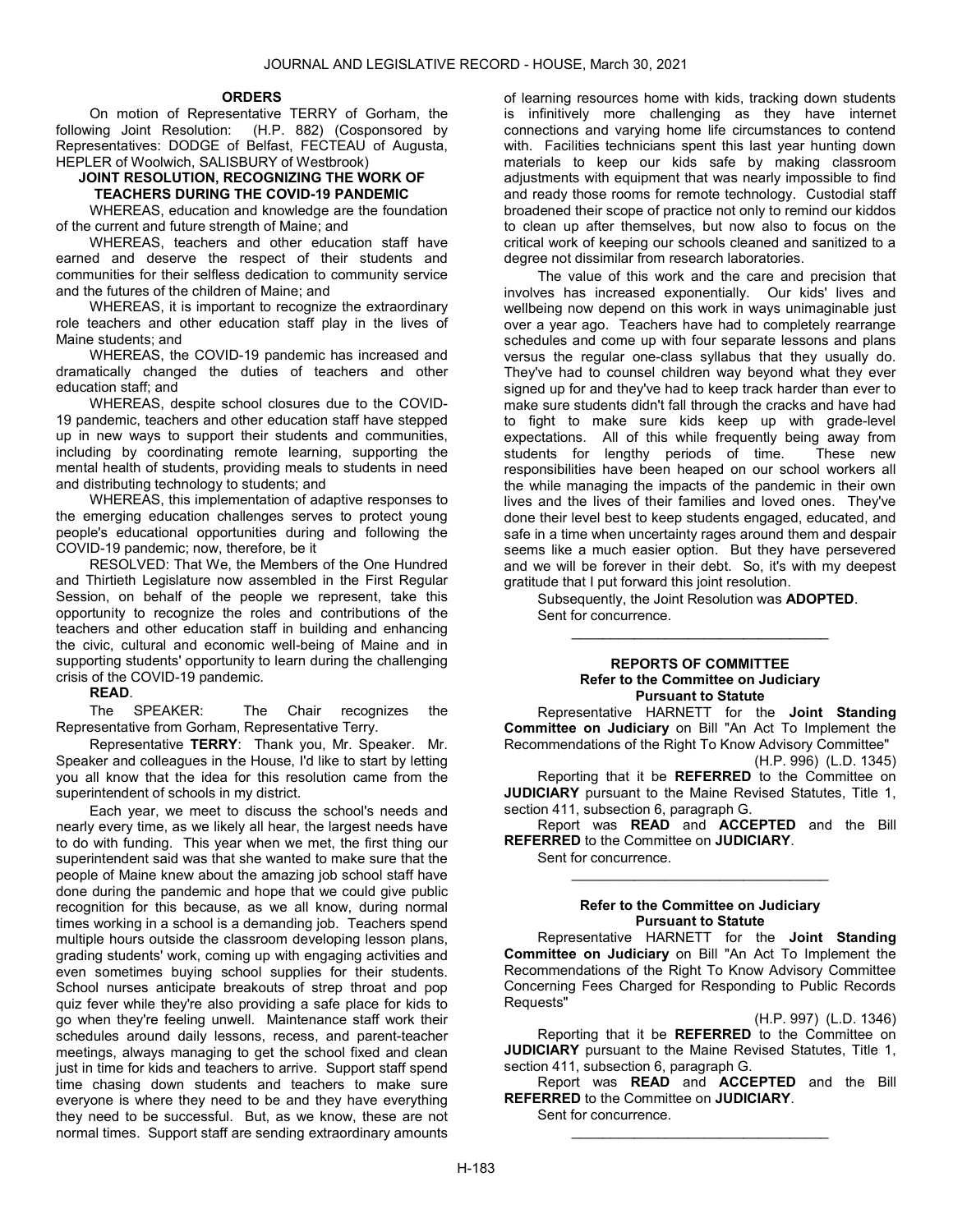## ORDERS

On motion of Representative TERRY of Gorham, the following Joint Resolution: (H.P. 882) (Cosponsored by Representatives: DODGE of Belfast, FECTEAU of Augusta, HEPLER of Woolwich, SALISBURY of Westbrook)

**JOINT RESOLUTION, RECOGNIZING THE WORK OF TEACHERS DURING THE COVID-19 PANDEMIC**

WHEREAS, education and knowledge are the foundation of the current and future strength of Maine; and

WHEREAS, teachers and other education staff have earned and deserve the respect of their students and communities for their selfless dedication to community service and the futures of the children of Maine; and

WHEREAS, it is important to recognize the extraordinary role teachers and other education staff play in the lives of Maine students; and

WHEREAS, the COVID-19 pandemic has increased and dramatically changed the duties of teachers and other education staff; and

WHEREAS, despite school closures due to the COVID-19 pandemic, teachers and other education staff have stepped up in new ways to support their students and communities, including by coordinating remote learning, supporting the mental health of students, providing meals to students in need and distributing technology to students; and

WHEREAS, this implementation of adaptive responses to the emerging education challenges serves to protect young people's educational opportunities during and following the COVID-19 pandemic; now, therefore, be it

RESOLVED: That We, the Members of the One Hundred and Thirtieth Legislature now assembled in the First Regular Session, on behalf of the people we represent, take this opportunity to recognize the roles and contributions of the teachers and other education staff in building and enhancing the civic, cultural and economic well-being of Maine and in supporting students' opportunity to learn during the challenging crisis of the COVID-19 pandemic.

**READ**.

The SPEAKER: The Chair recognizes the Representative from Gorham, Representative Terry.

Representative **TERRY**: Thank you, Mr. Speaker. Mr. Speaker and colleagues in the House, I'd like to start by letting you all know that the idea for this resolution came from the superintendent of schools in my district.

Each year, we meet to discuss the school's needs and nearly every time, as we likely all hear, the largest needs have to do with funding. This year when we met, the first thing our superintendent said was that she wanted to make sure that the people of Maine knew about the amazing job school staff have done during the pandemic and hope that we could give public recognition for this because, as we all know, during normal times working in a school is a demanding job. Teachers spend multiple hours outside the classroom developing lesson plans, grading students' work, coming up with engaging activities and even sometimes buying school supplies for their students. School nurses anticipate breakouts of strep throat and pop quiz fever while they're also providing a safe place for kids to go when they're feeling unwell. Maintenance staff work their schedules around daily lessons, recess, and parent-teacher meetings, always managing to get the school fixed and clean just in time for kids and teachers to arrive. Support staff spend time chasing down students and teachers to make sure everyone is where they need to be and they have everything they need to be successful. But, as we know, these are not normal times. Support staff are sending extraordinary amounts of learning resources home with kids, tracking down students is infinitively more challenging as they have internet connections and varying home life circumstances to contend with. Facilities technicians spent this last year hunting down materials to keep our kids safe by making classroom adjustments with equipment that was nearly impossible to find and ready those rooms for remote technology. Custodial staff broadened their scope of practice not only to remind our kiddos to clean up after themselves, but now also to focus on the critical work of keeping our schools cleaned and sanitized to a degree not dissimilar from research laboratories.

The value of this work and the care and precision that involves has increased exponentially. Our kids' lives and wellbeing now depend on this work in ways unimaginable just over a year ago. Teachers have had to completely rearrange schedules and come up with four separate lessons and plans versus the regular one-class syllabus that they usually do. They've had to counsel children way beyond what they ever signed up for and they've had to keep track harder than ever to make sure students didn't fall through the cracks and have had to fight to make sure kids keep up with grade-level expectations. All of this while frequently being away from students for lengthy periods of time. These new responsibilities have been heaped on our school workers all the while managing the impacts of the pandemic in their own lives and the lives of their families and loved ones. They've done their level best to keep students engaged, educated, and safe in a time when uncertainty rages around them and despair seems like a much easier option. But they have persevered and we will be forever in their debt. So, it's with my deepest gratitude that I put forward this joint resolution.

Subsequently, the Joint Resolution was **ADOPTED**.

Sent for concurrence.

---

## REPORTS OF COMMITTEE

### Refer to the Committee on Judiciary Pursuant to Statute

Representative HARNETT for the **Joint Standing Committee on Judiciary** on Bill "An Act To Implement the Recommendations of the Right To Know Advisory Committee" (H.P. 996) (L.D. 1345)

Reporting that it be **REFERRED** to the Committee on **JUDICIARY** pursuant to the Maine Revised Statutes, Title 1, section 411, subsection 6, paragraph G.

Report was **READ** and **ACCEPTED** and the Bill **REFERRED** to the Committee on **JUDICIARY**.

Sent for concurrence.

---

### Refer to the Committee on Judiciary Pursuant to Statute

Representative HARNETT for the **Joint Standing Committee on Judiciary** on Bill "An Act To Implement the Recommendations of the Right To Know Advisory Committee Concerning Fees Charged for Responding to Public Records Requests"

(H.P. 997) (L.D. 1346)

Reporting that it be **REFERRED** to the Committee on **JUDICIARY** pursuant to the Maine Revised Statutes, Title 1, section 411, subsection 6, paragraph G.

Report was **READ** and **ACCEPTED** and the Bill **REFERRED** to the Committee on **JUDICIARY**.

Sent for concurrence.

---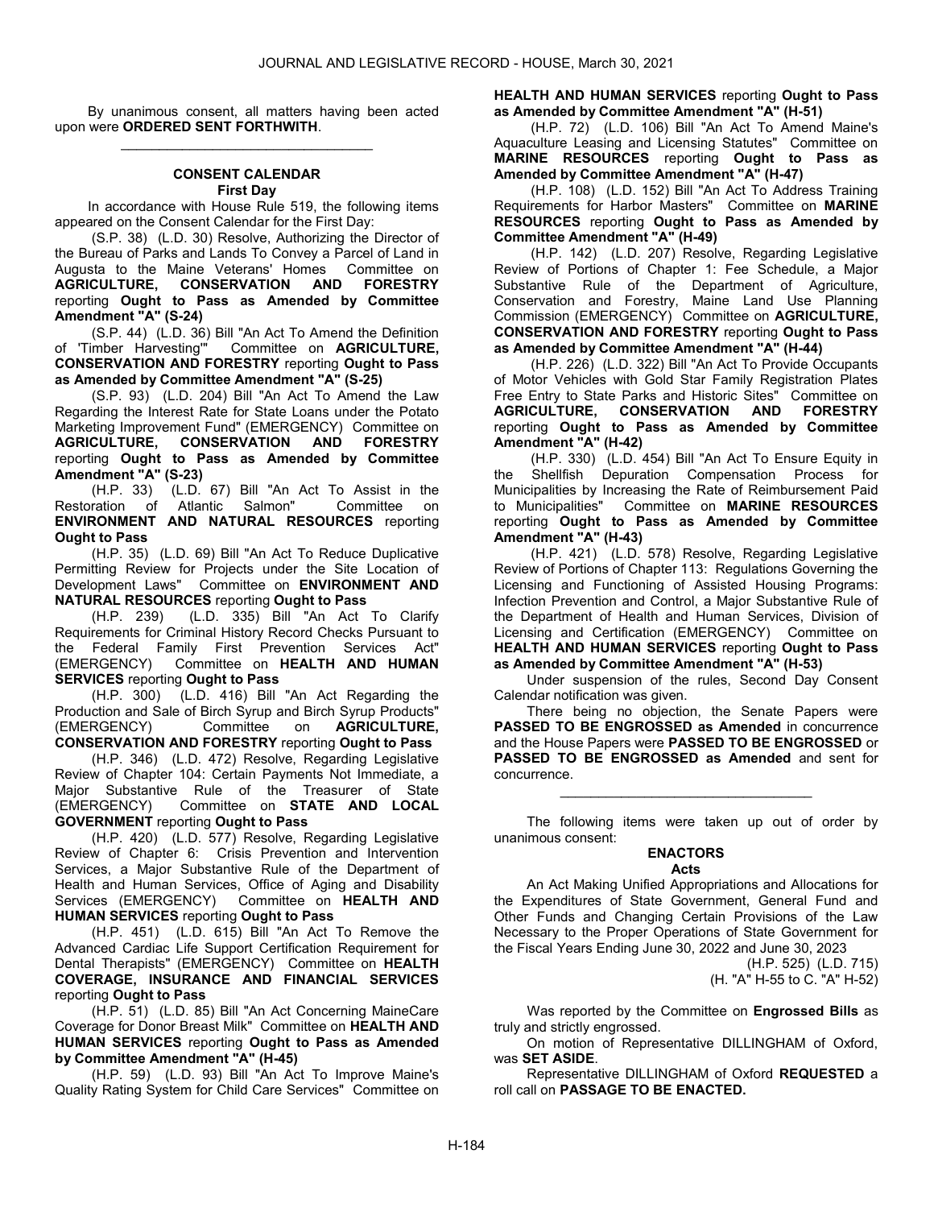By unanimous consent, all matters having been acted upon were **ORDERED SENT FORTHWITH**.

---

### CONSENT CALENDAR

#### First Day

In accordance with House Rule 519, the following items appeared on the Consent Calendar for the First Day:

(S.P. 38) (L.D. 30) Resolve, Authorizing the Director of the Bureau of Parks and Lands To Convey a Parcel of Land in Augusta to the Maine Veterans' Homes Committee on **AGRICULTURE, CONSERVATION AND FORESTRY** reporting **Ought to Pass as Amended by Committee Amendment "A" (S-24)**

(S.P. 44) (L.D. 36) Bill "An Act To Amend the Definition of 'Timber Harvesting'" Committee on **AGRICULTURE, CONSERVATION AND FORESTRY** reporting **Ought to Pass as Amended by Committee Amendment "A" (S-25)**

(S.P. 93) (L.D. 204) Bill "An Act To Amend the Law Regarding the Interest Rate for State Loans under the Potato Marketing Improvement Fund" (EMERGENCY) Committee on **AGRICULTURE, CONSERVATION AND FORESTRY** reporting **Ought to Pass as Amended by Committee Amendment "A" (S-23)**

(H.P. 33) (L.D. 67) Bill "An Act To Assist in the Restoration of Atlantic Salmon" Committee on **ENVIRONMENT AND NATURAL RESOURCES** reporting **Ought to Pass**

(H.P. 35) (L.D. 69) Bill "An Act To Reduce Duplicative Permitting Review for Projects under the Site Location of Development Laws" Committee on **ENVIRONMENT AND NATURAL RESOURCES** reporting **Ought to Pass**

(H.P. 239) (L.D. 335) Bill "An Act To Clarify Requirements for Criminal History Record Checks Pursuant to the Federal Family First Prevention Services Act" (EMERGENCY) Committee on **HEALTH AND HUMAN SERVICES** reporting **Ought to Pass**

(H.P. 300) (L.D. 416) Bill "An Act Regarding the Production and Sale of Birch Syrup and Birch Syrup Products" (EMERGENCY) Committee on **AGRICULTURE, CONSERVATION AND FORESTRY** reporting **Ought to Pass**

(H.P. 346) (L.D. 472) Resolve, Regarding Legislative Review of Chapter 104: Certain Payments Not Immediate, a Major Substantive Rule of the Treasurer of State (EMERGENCY) Committee on **STATE AND LOCAL GOVERNMENT** reporting **Ought to Pass**

(H.P. 420) (L.D. 577) Resolve, Regarding Legislative Review of Chapter 6: Crisis Prevention and Intervention Services, a Major Substantive Rule of the Department of Health and Human Services, Office of Aging and Disability Services (EMERGENCY) Committee on **HEALTH AND HUMAN SERVICES** reporting **Ought to Pass**

(H.P. 451) (L.D. 615) Bill "An Act To Remove the Advanced Cardiac Life Support Certification Requirement for Dental Therapists" (EMERGENCY) Committee on **HEALTH COVERAGE, INSURANCE AND FINANCIAL SERVICES** reporting **Ought to Pass**

(H.P. 51) (L.D. 85) Bill "An Act Concerning MaineCare Coverage for Donor Breast Milk" Committee on **HEALTH AND HUMAN SERVICES** reporting **Ought to Pass as Amended by Committee Amendment "A" (H-45)**

(H.P. 59) (L.D. 93) Bill "An Act To Improve Maine's Quality Rating System for Child Care Services" Committee on **HEALTH AND HUMAN SERVICES** reporting **Ought to Pass as Amended by Committee Amendment "A" (H-51)**

(H.P. 72) (L.D. 106) Bill "An Act To Amend Maine's Aquaculture Leasing and Licensing Statutes" Committee on **MARINE RESOURCES** reporting **Ought to Pass as Amended by Committee Amendment "A" (H-47)**

(H.P. 108) (L.D. 152) Bill "An Act To Address Training Requirements for Harbor Masters" Committee on **MARINE RESOURCES** reporting **Ought to Pass as Amended by Committee Amendment "A" (H-49)**

(H.P. 142) (L.D. 207) Resolve, Regarding Legislative Review of Portions of Chapter 1: Fee Schedule, a Major Substantive Rule of the Department of Agriculture, Conservation and Forestry, Maine Land Use Planning Commission (EMERGENCY) Committee on **AGRICULTURE, CONSERVATION AND FORESTRY** reporting **Ought to Pass as Amended by Committee Amendment "A" (H-44)**

(H.P. 226) (L.D. 322) Bill "An Act To Provide Occupants of Motor Vehicles with Gold Star Family Registration Plates Free Entry to State Parks and Historic Sites" Committee on **AGRICULTURE, CONSERVATION AND FORESTRY** reporting **Ought to Pass as Amended by Committee Amendment "A" (H-42)**

(H.P. 330) (L.D. 454) Bill "An Act To Ensure Equity in the Shellfish Depuration Compensation Process for Municipalities by Increasing the Rate of Reimbursement Paid to Municipalities" Committee on **MARINE RESOURCES** reporting **Ought to Pass as Amended by Committee Amendment "A" (H-43)**

(H.P. 421) (L.D. 578) Resolve, Regarding Legislative Review of Portions of Chapter 113: Regulations Governing the Licensing and Functioning of Assisted Housing Programs: Infection Prevention and Control, a Major Substantive Rule of the Department of Health and Human Services, Division of Licensing and Certification (EMERGENCY) Committee on **HEALTH AND HUMAN SERVICES** reporting **Ought to Pass as Amended by Committee Amendment "A" (H-53)**

Under suspension of the rules, Second Day Consent Calendar notification was given.

There being no objection, the Senate Papers were **PASSED TO BE ENGROSSED as Amended** in concurrence and the House Papers were **PASSED TO BE ENGROSSED** or **PASSED TO BE ENGROSSED as Amended** and sent for concurrence.

---

The following items were taken up out of order by unanimous consent:

### ENACTORS

#### Acts

An Act Making Unified Appropriations and Allocations for the Expenditures of State Government, General Fund and Other Funds and Changing Certain Provisions of the Law Necessary to the Proper Operations of State Government for the Fiscal Years Ending June 30, 2022 and June 30, 2023

(H.P. 525) (L.D. 715)
(H. "A" H-55 to C. "A" H-52)

Was reported by the Committee on **Engrossed Bills** as truly and strictly engrossed.

On motion of Representative DILLINGHAM of Oxford, was **SET ASIDE**.

Representative DILLINGHAM of Oxford **REQUESTED** a roll call on **PASSAGE TO BE ENACTED.**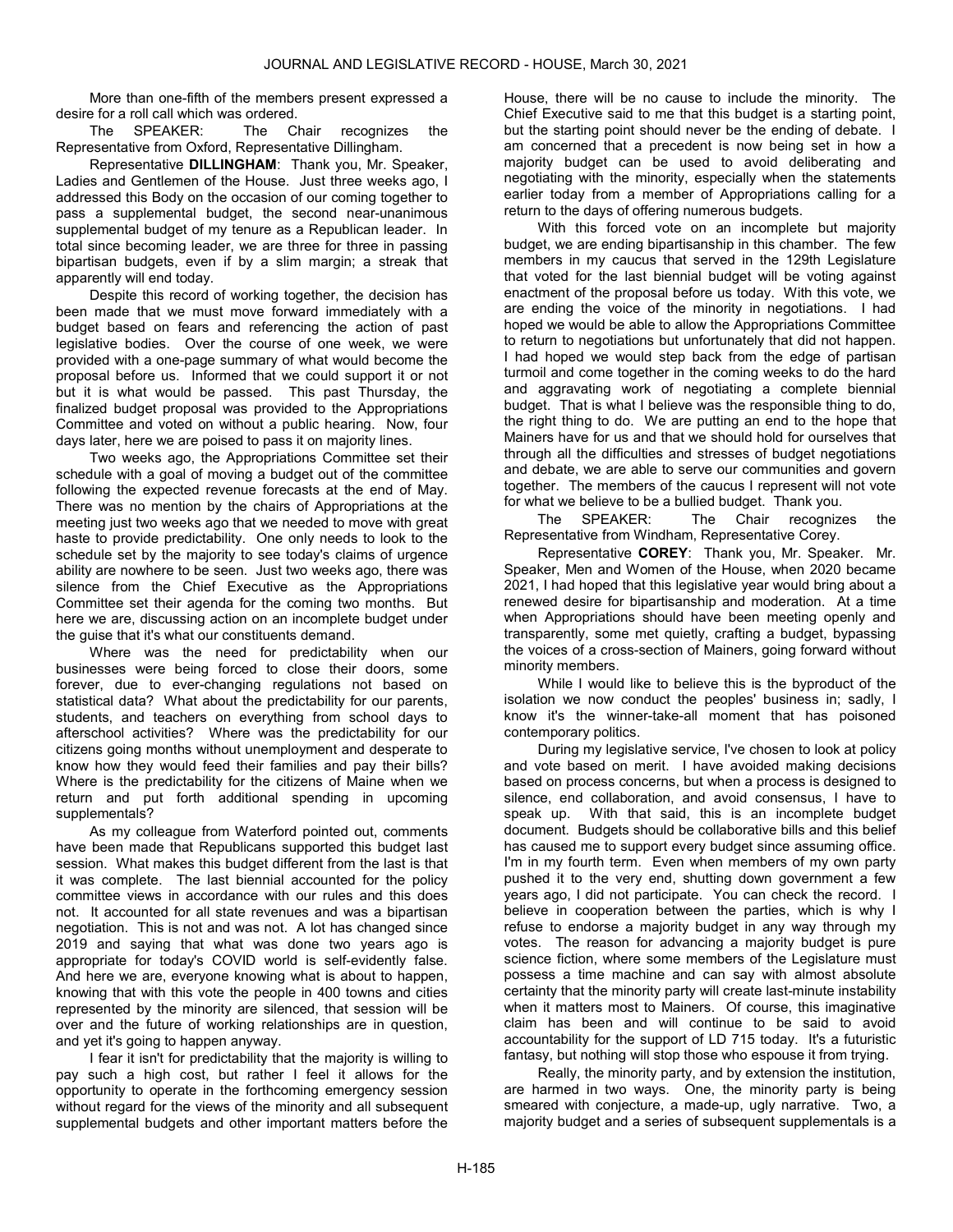More than one-fifth of the members present expressed a desire for a roll call which was ordered.

The SPEAKER: The Chair recognizes the Representative from Oxford, Representative Dillingham.

Representative **DILLINGHAM**: Thank you, Mr. Speaker, Ladies and Gentlemen of the House. Just three weeks ago, I addressed this Body on the occasion of our coming together to pass a supplemental budget, the second near-unanimous supplemental budget of my tenure as a Republican leader. In total since becoming leader, we are three for three in passing bipartisan budgets, even if by a slim margin; a streak that apparently will end today.

Despite this record of working together, the decision has been made that we must move forward immediately with a budget based on fears and referencing the action of past legislative bodies. Over the course of one week, we were provided with a one-page summary of what would become the proposal before us. Informed that we could support it or not but it is what would be passed. This past Thursday, the finalized budget proposal was provided to the Appropriations Committee and voted on without a public hearing. Now, four days later, here we are poised to pass it on majority lines.

Two weeks ago, the Appropriations Committee set their schedule with a goal of moving a budget out of the committee following the expected revenue forecasts at the end of May. There was no mention by the chairs of Appropriations at the meeting just two weeks ago that we needed to move with great haste to provide predictability. One only needs to look to the schedule set by the majority to see today's claims of urgence ability are nowhere to be seen. Just two weeks ago, there was silence from the Chief Executive as the Appropriations Committee set their agenda for the coming two months. But here we are, discussing action on an incomplete budget under the guise that it's what our constituents demand.

Where was the need for predictability when our businesses were being forced to close their doors, some forever, due to ever-changing regulations not based on statistical data? What about the predictability for our parents, students, and teachers on everything from school days to afterschool activities? Where was the predictability for our citizens going months without unemployment and desperate to know how they would feed their families and pay their bills? Where is the predictability for the citizens of Maine when we return and put forth additional spending in upcoming supplementals?

As my colleague from Waterford pointed out, comments have been made that Republicans supported this budget last session. What makes this budget different from the last is that it was complete. The last biennial accounted for the policy committee views in accordance with our rules and this does not. It accounted for all state revenues and was a bipartisan negotiation. This is not and was not. A lot has changed since 2019 and saying that what was done two years ago is appropriate for today's COVID world is self-evidently false. And here we are, everyone knowing what is about to happen, knowing that with this vote the people in 400 towns and cities represented by the minority are silenced, that session will be over and the future of working relationships are in question, and yet it's going to happen anyway.

I fear it isn't for predictability that the majority is willing to pay such a high cost, but rather I feel it allows for the opportunity to operate in the forthcoming emergency session without regard for the views of the minority and all subsequent supplemental budgets and other important matters before the House, there will be no cause to include the minority. The Chief Executive said to me that this budget is a starting point, but the starting point should never be the ending of debate. I am concerned that a precedent is now being set in how a majority budget can be used to avoid deliberating and negotiating with the minority, especially when the statements earlier today from a member of Appropriations calling for a return to the days of offering numerous budgets.

With this forced vote on an incomplete but majority budget, we are ending bipartisanship in this chamber. The few members in my caucus that served in the 129th Legislature that voted for the last biennial budget will be voting against enactment of the proposal before us today. With this vote, we are ending the voice of the minority in negotiations. I had hoped we would be able to allow the Appropriations Committee to return to negotiations but unfortunately that did not happen. I had hoped we would step back from the edge of partisan turmoil and come together in the coming weeks to do the hard and aggravating work of negotiating a complete biennial budget. That is what I believe was the responsible thing to do, the right thing to do. We are putting an end to the hope that Mainers have for us and that we should hold for ourselves that through all the difficulties and stresses of budget negotiations and debate, we are able to serve our communities and govern together. The members of the caucus I represent will not vote for what we believe to be a bullied budget. Thank you.

The SPEAKER: The Chair recognizes the Representative from Windham, Representative Corey.

Representative **COREY**: Thank you, Mr. Speaker. Mr. Speaker, Men and Women of the House, when 2020 became 2021, I had hoped that this legislative year would bring about a renewed desire for bipartisanship and moderation. At a time when Appropriations should have been meeting openly and transparently, some met quietly, crafting a budget, bypassing the voices of a cross-section of Mainers, going forward without minority members.

While I would like to believe this is the byproduct of the isolation we now conduct the peoples' business in; sadly, I know it's the winner-take-all moment that has poisoned contemporary politics.

During my legislative service, I've chosen to look at policy and vote based on merit. I have avoided making decisions based on process concerns, but when a process is designed to silence, end collaboration, and avoid consensus, I have to speak up. With that said, this is an incomplete budget document. Budgets should be collaborative bills and this belief has caused me to support every budget since assuming office. I'm in my fourth term. Even when members of my own party pushed it to the very end, shutting down government a few years ago, I did not participate. You can check the record. I believe in cooperation between the parties, which is why I refuse to endorse a majority budget in any way through my votes. The reason for advancing a majority budget is pure science fiction, where some members of the Legislature must possess a time machine and can say with almost absolute certainty that the minority party will create last-minute instability when it matters most to Mainers. Of course, this imaginative claim has been and will continue to be said to avoid accountability for the support of LD 715 today. It's a futuristic fantasy, but nothing will stop those who espouse it from trying.

Really, the minority party, and by extension the institution, are harmed in two ways. One, the minority party is being smeared with conjecture, a made-up, ugly narrative. Two, a majority budget and a series of subsequent supplementals is a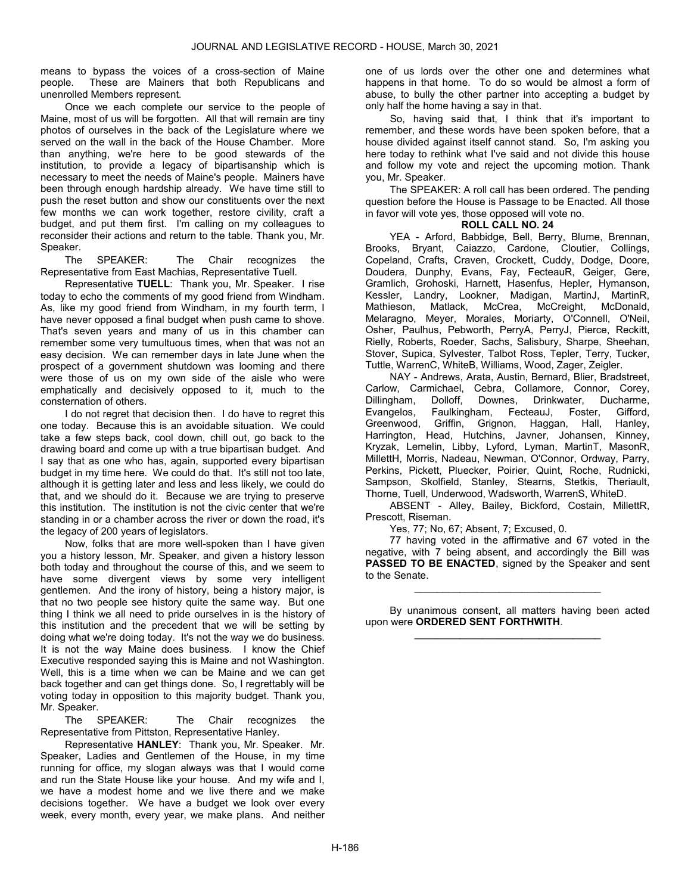means to bypass the voices of a cross-section of Maine people. These are Mainers that both Republicans and unenrolled Members represent.

Once we each complete our service to the people of Maine, most of us will be forgotten. All that will remain are tiny photos of ourselves in the back of the Legislature where we served on the wall in the back of the House Chamber. More than anything, we're here to be good stewards of the institution, to provide a legacy of bipartisanship which is necessary to meet the needs of Maine's people. Mainers have been through enough hardship already. We have time still to push the reset button and show our constituents over the next few months we can work together, restore civility, craft a budget, and put them first. I'm calling on my colleagues to reconsider their actions and return to the table. Thank you, Mr. Speaker.

The SPEAKER: The Chair recognizes the Representative from East Machias, Representative Tuell.

Representative **TUELL**: Thank you, Mr. Speaker. I rise today to echo the comments of my good friend from Windham. As, like my good friend from Windham, in my fourth term, I have never opposed a final budget when push came to shove. That's seven years and many of us in this chamber can remember some very tumultuous times, when that was not an easy decision. We can remember days in late June when the prospect of a government shutdown was looming and there were those of us on my own side of the aisle who were emphatically and decisively opposed to it, much to the consternation of others.

I do not regret that decision then. I do have to regret this one today. Because this is an avoidable situation. We could take a few steps back, cool down, chill out, go back to the drawing board and come up with a true bipartisan budget. And I say that as one who has, again, supported every bipartisan budget in my time here. We could do that. It's still not too late, although it is getting later and less and less likely, we could do that, and we should do it. Because we are trying to preserve this institution. The institution is not the civic center that we're standing in or a chamber across the river or down the road, it's the legacy of 200 years of legislators.

Now, folks that are more well-spoken than I have given you a history lesson, Mr. Speaker, and given a history lesson both today and throughout the course of this, and we seem to have some divergent views by some very intelligent gentlemen. And the irony of history, being a history major, is that no two people see history quite the same way. But one thing I think we all need to pride ourselves in is the history of this institution and the precedent that we will be setting by doing what we're doing today. It's not the way we do business. It is not the way Maine does business. I know the Chief Executive responded saying this is Maine and not Washington. Well, this is a time when we can be Maine and we can get back together and can get things done. So, I regrettably will be voting today in opposition to this majority budget. Thank you, Mr. Speaker.

The SPEAKER: The Chair recognizes the Representative from Pittston, Representative Hanley.

Representative **HANLEY**: Thank you, Mr. Speaker. Mr. Speaker, Ladies and Gentlemen of the House, in my time running for office, my slogan always was that I would come and run the State House like your house. And my wife and I, we have a modest home and we live there and we make decisions together. We have a budget we look over every week, every month, every year, we make plans. And neither one of us lords over the other one and determines what happens in that home. To do so would be almost a form of abuse, to bully the other partner into accepting a budget by only half the home having a say in that.

So, having said that, I think that it's important to remember, and these words have been spoken before, that a house divided against itself cannot stand. So, I'm asking you here today to rethink what I've said and not divide this house and follow my vote and reject the upcoming motion. Thank you, Mr. Speaker.

The SPEAKER: A roll call has been ordered. The pending question before the House is Passage to be Enacted. All those in favor will vote yes, those opposed will vote no.

**ROLL CALL NO. 24**

YEA - Arford, Babbidge, Bell, Berry, Blume, Brennan, Brooks, Bryant, Caiazzo, Cardone, Cloutier, Collings, Copeland, Crafts, Craven, Crockett, Cuddy, Dodge, Doore, Doudera, Dunphy, Evans, Fay, FecteauR, Geiger, Gere, Gramlich, Grohoski, Harnett, Hasenfus, Hepler, Hymanson, Kessler, Landry, Lookner, Madigan, MartinJ, MartinR, Mathieson, Matlack, McCrea, McCreight, McDonald, Melaragno, Meyer, Morales, Moriarty, O'Connell, O'Neil, Osher, Paulhus, Pebworth, PerryA, PerryJ, Pierce, Reckitt, Rielly, Roberts, Roeder, Sachs, Salisbury, Sharpe, Sheehan, Stover, Supica, Sylvester, Talbot Ross, Tepler, Terry, Tucker, Tuttle, WarrenC, WhiteB, Williams, Wood, Zager, Zeigler.

NAY - Andrews, Arata, Austin, Bernard, Blier, Bradstreet, Carlow, Carmichael, Cebra, Collamore, Connor, Corey, Dillingham, Dolloff, Downes, Drinkwater, Ducharme, Evangelos, Faulkingham, FecteauJ, Foster, Gifford, Greenwood, Griffin, Grignon, Haggan, Hall, Hanley, Harrington, Head, Hutchins, Javner, Johansen, Kinney, Kryzak, Lemelin, Libby, Lyford, Lyman, MartinT, MasonR, MillettH, Morris, Nadeau, Newman, O'Connor, Ordway, Parry, Perkins, Pickett, Pluecker, Poirier, Quint, Roche, Rudnicki, Sampson, Skolfield, Stanley, Stearns, Stetkis, Theriault, Thorne, Tuell, Underwood, Wadsworth, WarrenS, WhiteD.

ABSENT - Alley, Bailey, Bickford, Costain, MillettR, Prescott, Riseman.

Yes, 77; No, 67; Absent, 7; Excused, 0.

77 having voted in the affirmative and 67 voted in the negative, with 7 being absent, and accordingly the Bill was **PASSED TO BE ENACTED**, signed by the Speaker and sent to the Senate.

---

By unanimous consent, all matters having been acted upon were **ORDERED SENT FORTHWITH**.

---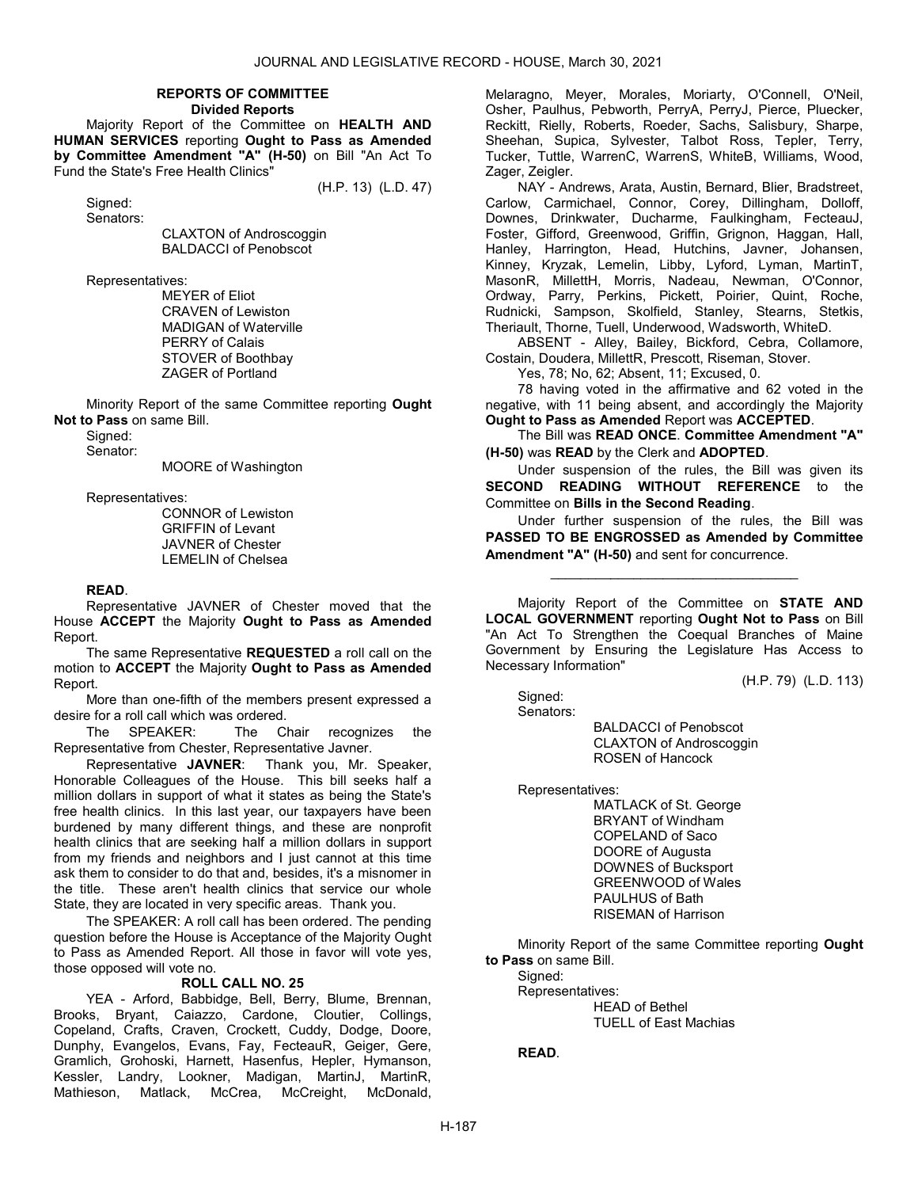## REPORTS OF COMMITTEE

### Divided Reports

Majority Report of the Committee on **HEALTH AND HUMAN SERVICES** reporting **Ought to Pass as Amended by Committee Amendment "A" (H-50)** on Bill "An Act To Fund the State's Free Health Clinics"

(H.P. 13) (L.D. 47)

Signed:

Senators:

CLAXTON of Androscoggin
BALDACCI of Penobscot

Representatives:

MEYER of Eliot
CRAVEN of Lewiston
MADIGAN of Waterville
PERRY of Calais
STOVER of Boothbay
ZAGER of Portland

Minority Report of the same Committee reporting **Ought Not to Pass** on same Bill.

Signed:

Senator:

MOORE of Washington

Representatives:

CONNOR of Lewiston
GRIFFIN of Levant
JAVNER of Chester
LEMELIN of Chelsea

**READ**.

Representative JAVNER of Chester moved that the House **ACCEPT** the Majority **Ought to Pass as Amended** Report.

The same Representative **REQUESTED** a roll call on the motion to **ACCEPT** the Majority **Ought to Pass as Amended** Report.

More than one-fifth of the members present expressed a desire for a roll call which was ordered.

The SPEAKER: The Chair recognizes the Representative from Chester, Representative Javner.

Representative **JAVNER**: Thank you, Mr. Speaker, Honorable Colleagues of the House. This bill seeks half a million dollars in support of what it states as being the State's free health clinics. In this last year, our taxpayers have been burdened by many different things, and these are nonprofit health clinics that are seeking half a million dollars in support from my friends and neighbors and I just cannot at this time ask them to consider to do that and, besides, it's a misnomer in the title. These aren't health clinics that service our whole State, they are located in very specific areas. Thank you.

The SPEAKER: A roll call has been ordered. The pending question before the House is Acceptance of the Majority Ought to Pass as Amended Report. All those in favor will vote yes, those opposed will vote no.

**ROLL CALL NO. 25**

YEA - Arford, Babbidge, Bell, Berry, Blume, Brennan, Brooks, Bryant, Caiazzo, Cardone, Cloutier, Collings, Copeland, Crafts, Craven, Crockett, Cuddy, Dodge, Doore, Dunphy, Evangelos, Evans, Fay, FecteauR, Geiger, Gere, Gramlich, Grohoski, Harnett, Hasenfus, Hepler, Hymanson, Kessler, Landry, Lookner, Madigan, MartinJ, MartinR, Mathieson, Matlack, McCrea, McCreight, McDonald, Melaragno, Meyer, Morales, Moriarty, O'Connell, O'Neil, Osher, Paulhus, Pebworth, PerryA, PerryJ, Pierce, Pluecker, Reckitt, Rielly, Roberts, Roeder, Sachs, Salisbury, Sharpe, Sheehan, Supica, Sylvester, Talbot Ross, Tepler, Terry, Tucker, Tuttle, WarrenC, WarrenS, WhiteB, Williams, Wood, Zager, Zeigler.

NAY - Andrews, Arata, Austin, Bernard, Blier, Bradstreet, Carlow, Carmichael, Connor, Corey, Dillingham, Dolloff, Downes, Drinkwater, Ducharme, Faulkingham, FecteauJ, Foster, Gifford, Greenwood, Griffin, Grignon, Haggan, Hall, Hanley, Harrington, Head, Hutchins, Javner, Johansen, Kinney, Kryzak, Lemelin, Libby, Lyford, Lyman, MartinT, MasonR, MillettH, Morris, Nadeau, Newman, O'Connor, Ordway, Parry, Perkins, Pickett, Poirier, Quint, Roche, Rudnicki, Sampson, Skolfield, Stanley, Stearns, Stetkis, Theriault, Thorne, Tuell, Underwood, Wadsworth, WhiteD.

ABSENT - Alley, Bailey, Bickford, Cebra, Collamore, Costain, Doudera, MillettR, Prescott, Riseman, Stover.

Yes, 78; No, 62; Absent, 11; Excused, 0.

78 having voted in the affirmative and 62 voted in the negative, with 11 being absent, and accordingly the Majority **Ought to Pass as Amended** Report was **ACCEPTED**.

The Bill was **READ ONCE**. **Committee Amendment "A" (H-50)** was **READ** by the Clerk and **ADOPTED**.

Under suspension of the rules, the Bill was given its **SECOND READING WITHOUT REFERENCE** to the Committee on **Bills in the Second Reading**.

Under further suspension of the rules, the Bill was **PASSED TO BE ENGROSSED as Amended by Committee Amendment "A" (H-50)** and sent for concurrence.

_________________________________

Majority Report of the Committee on **STATE AND LOCAL GOVERNMENT** reporting **Ought Not to Pass** on Bill "An Act To Strengthen the Coequal Branches of Maine Government by Ensuring the Legislature Has Access to Necessary Information"

(H.P. 79) (L.D. 113)

Signed:

Senators:

BALDACCI of Penobscot
CLAXTON of Androscoggin
ROSEN of Hancock

Representatives:

MATLACK of St. George
BRYANT of Windham
COPELAND of Saco
DOORE of Augusta
DOWNES of Bucksport
GREENWOOD of Wales
PAULHUS of Bath
RISEMAN of Harrison

Minority Report of the same Committee reporting **Ought to Pass** on same Bill.

Signed:

Representatives:

HEAD of Bethel
TUELL of East Machias

**READ**.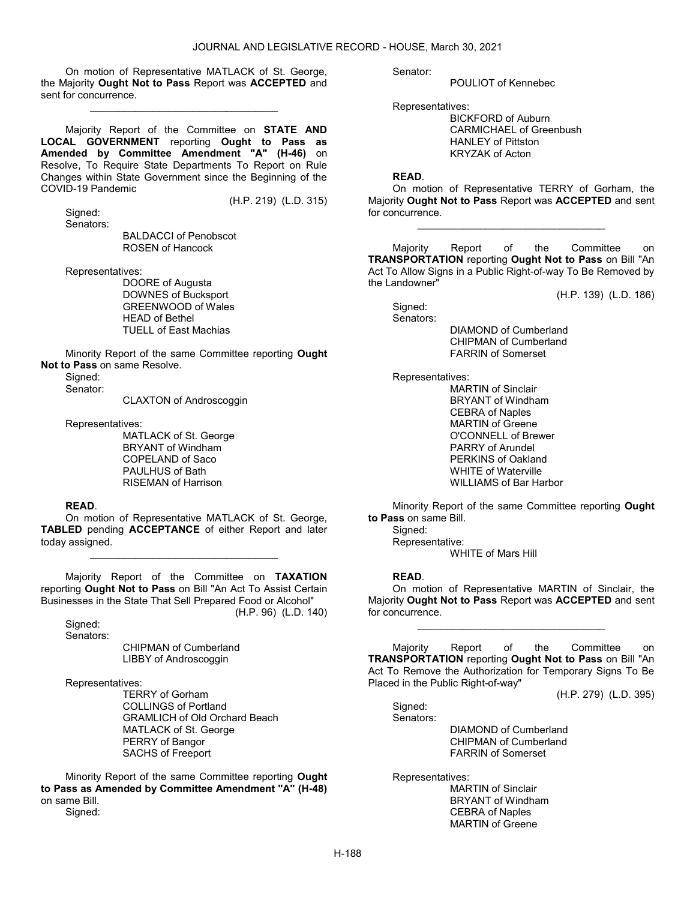On motion of Representative MATLACK of St. George, the Majority **Ought Not to Pass** Report was **ACCEPTED** and sent for concurrence.

_________________________________

Majority Report of the Committee on **STATE AND LOCAL GOVERNMENT** reporting **Ought to Pass as Amended by Committee Amendment "A" (H-46)** on Resolve, To Require State Departments To Report on Rule Changes within State Government since the Beginning of the COVID-19 Pandemic

(H.P. 219) (L.D. 315)

Signed:

Senators:

BALDACCI of Penobscot
ROSEN of Hancock

Representatives:

DOORE of Augusta
DOWNES of Bucksport
GREENWOOD of Wales
HEAD of Bethel
TUELL of East Machias

Minority Report of the same Committee reporting **Ought Not to Pass** on same Resolve.

Signed:

Senator:

CLAXTON of Androscoggin

Representatives:

MATLACK of St. George
BRYANT of Windham
COPELAND of Saco
PAULHUS of Bath
RISEMAN of Harrison

**READ**.

On motion of Representative MATLACK of St. George, **TABLED** pending **ACCEPTANCE** of either Report and later today assigned.

_________________________________

Majority Report of the Committee on **TAXATION** reporting **Ought Not to Pass** on Bill "An Act To Assist Certain Businesses in the State That Sell Prepared Food or Alcohol"

(H.P. 96) (L.D. 140)

Signed:

Senators:

CHIPMAN of Cumberland
LIBBY of Androscoggin

Representatives:

TERRY of Gorham
COLLINGS of Portland
GRAMLICH of Old Orchard Beach
MATLACK of St. George
PERRY of Bangor
SACHS of Freeport

Minority Report of the same Committee reporting **Ought to Pass as Amended by Committee Amendment "A" (H-48)** on same Bill.

Signed:

Senator:

POULIOT of Kennebec

Representatives:

BICKFORD of Auburn
CARMICHAEL of Greenbush
HANLEY of Pittston
KRYZAK of Acton

**READ**.

On motion of Representative TERRY of Gorham, the Majority **Ought Not to Pass** Report was **ACCEPTED** and sent for concurrence.

_________________________________

Majority Report of the Committee on **TRANSPORTATION** reporting **Ought Not to Pass** on Bill "An Act To Allow Signs in a Public Right-of-way To Be Removed by the Landowner"

(H.P. 139) (L.D. 186)

Signed:

Senators:

DIAMOND of Cumberland
CHIPMAN of Cumberland
FARRIN of Somerset

Representatives:

MARTIN of Sinclair
BRYANT of Windham
CEBRA of Naples
MARTIN of Greene
O'CONNELL of Brewer
PARRY of Arundel
PERKINS of Oakland
WHITE of Waterville
WILLIAMS of Bar Harbor

Minority Report of the same Committee reporting **Ought to Pass** on same Bill.

Signed:

Representative:

WHITE of Mars Hill

**READ**.

On motion of Representative MARTIN of Sinclair, the Majority **Ought Not to Pass** Report was **ACCEPTED** and sent for concurrence.

_________________________________

Majority Report of the Committee on **TRANSPORTATION** reporting **Ought Not to Pass** on Bill "An Act To Remove the Authorization for Temporary Signs To Be Placed in the Public Right-of-way"

(H.P. 279) (L.D. 395)

Signed:

Senators:

DIAMOND of Cumberland
CHIPMAN of Cumberland
FARRIN of Somerset

Representatives:

MARTIN of Sinclair
BRYANT of Windham
CEBRA of Naples
MARTIN of Greene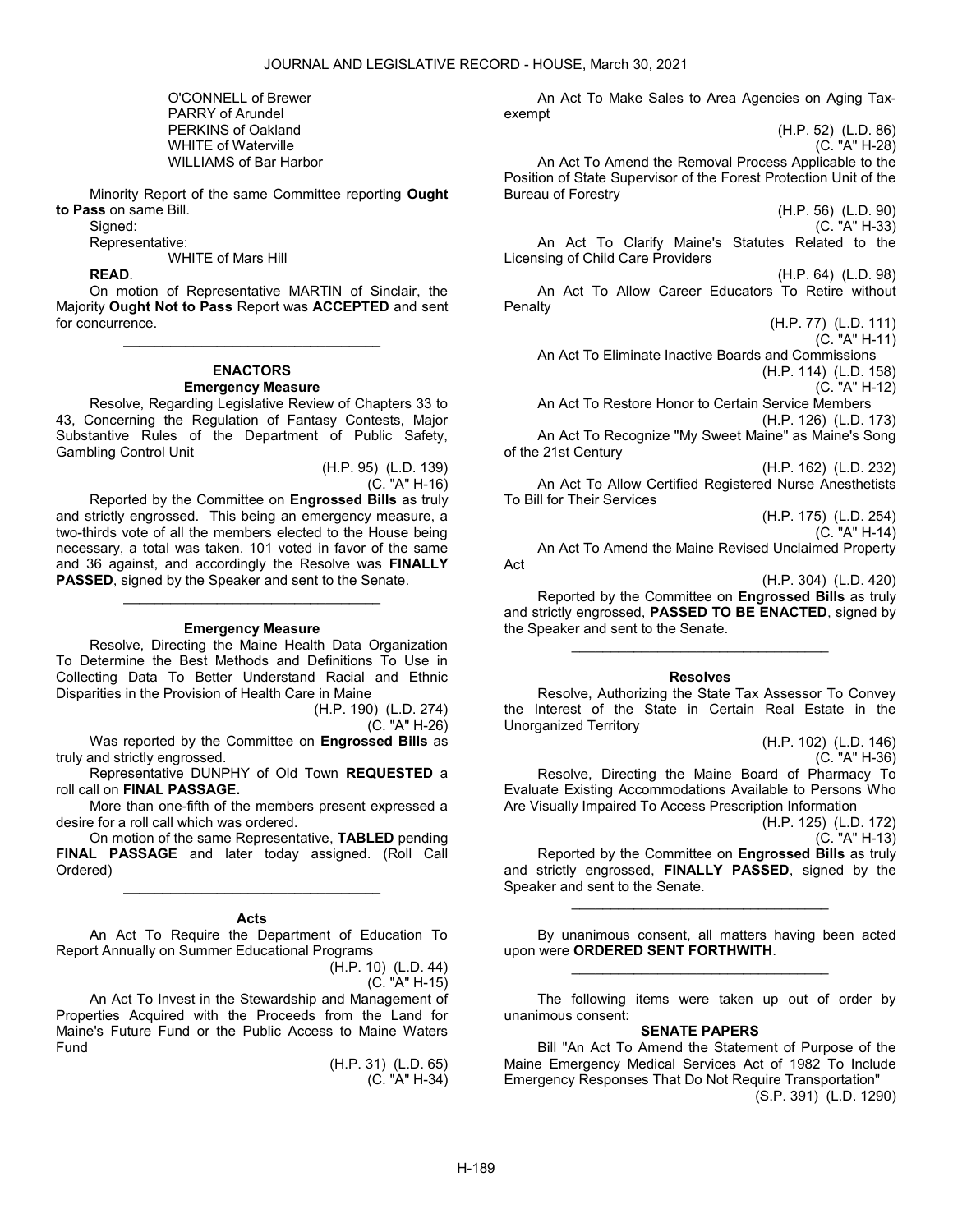O'CONNELL of Brewer
PARRY of Arundel
PERKINS of Oakland
WHITE of Waterville
WILLIAMS of Bar Harbor

Minority Report of the same Committee reporting **Ought to Pass** on same Bill.

Signed:

Representative:

WHITE of Mars Hill

**READ**.

On motion of Representative MARTIN of Sinclair, the Majority **Ought Not to Pass** Report was **ACCEPTED** and sent for concurrence.

_________________________________

### ENACTORS

#### Emergency Measure

Resolve, Regarding Legislative Review of Chapters 33 to 43, Concerning the Regulation of Fantasy Contests, Major Substantive Rules of the Department of Public Safety, Gambling Control Unit

(H.P. 95) (L.D. 139)
(C. "A" H-16)

Reported by the Committee on **Engrossed Bills** as truly and strictly engrossed. This being an emergency measure, a two-thirds vote of all the members elected to the House being necessary, a total was taken. 101 voted in favor of the same and 36 against, and accordingly the Resolve was **FINALLY PASSED**, signed by the Speaker and sent to the Senate.

_________________________________

#### Emergency Measure

Resolve, Directing the Maine Health Data Organization To Determine the Best Methods and Definitions To Use in Collecting Data To Better Understand Racial and Ethnic Disparities in the Provision of Health Care in Maine

(H.P. 190) (L.D. 274)
(C. "A" H-26)

Was reported by the Committee on **Engrossed Bills** as truly and strictly engrossed.

Representative DUNPHY of Old Town **REQUESTED** a roll call on **FINAL PASSAGE.**

More than one-fifth of the members present expressed a desire for a roll call which was ordered.

On motion of the same Representative, **TABLED** pending **FINAL PASSAGE** and later today assigned. (Roll Call Ordered)

_________________________________

#### Acts

An Act To Require the Department of Education To Report Annually on Summer Educational Programs

(H.P. 10) (L.D. 44)
(C. "A" H-15)

An Act To Invest in the Stewardship and Management of Properties Acquired with the Proceeds from the Land for Maine's Future Fund or the Public Access to Maine Waters Fund

(H.P. 31) (L.D. 65)
(C. "A" H-34)

An Act To Make Sales to Area Agencies on Aging Tax-exempt

(H.P. 52) (L.D. 86)
(C. "A" H-28)

An Act To Amend the Removal Process Applicable to the Position of State Supervisor of the Forest Protection Unit of the Bureau of Forestry

(H.P. 56) (L.D. 90)
(C. "A" H-33)

An Act To Clarify Maine's Statutes Related to the Licensing of Child Care Providers

(H.P. 64) (L.D. 98)

An Act To Allow Career Educators To Retire without Penalty

(H.P. 77) (L.D. 111)
(C. "A" H-11)

An Act To Eliminate Inactive Boards and Commissions

(H.P. 114) (L.D. 158)
(C. "A" H-12)

An Act To Restore Honor to Certain Service Members

(H.P. 126) (L.D. 173)

An Act To Recognize "My Sweet Maine" as Maine's Song of the 21st Century

(H.P. 162) (L.D. 232)

An Act To Allow Certified Registered Nurse Anesthetists To Bill for Their Services

(H.P. 175) (L.D. 254)
(C. "A" H-14)

An Act To Amend the Maine Revised Unclaimed Property Act

(H.P. 304) (L.D. 420)

Reported by the Committee on **Engrossed Bills** as truly and strictly engrossed, **PASSED TO BE ENACTED**, signed by the Speaker and sent to the Senate.

_________________________________

#### Resolves

Resolve, Authorizing the State Tax Assessor To Convey the Interest of the State in Certain Real Estate in the Unorganized Territory

(H.P. 102) (L.D. 146)
(C. "A" H-36)

Resolve, Directing the Maine Board of Pharmacy To Evaluate Existing Accommodations Available to Persons Who Are Visually Impaired To Access Prescription Information

(H.P. 125) (L.D. 172)
(C. "A" H-13)

Reported by the Committee on **Engrossed Bills** as truly and strictly engrossed, **FINALLY PASSED**, signed by the Speaker and sent to the Senate.

_________________________________

By unanimous consent, all matters having been acted upon were **ORDERED SENT FORTHWITH**.

_________________________________

The following items were taken up out of order by unanimous consent:

### SENATE PAPERS

Bill "An Act To Amend the Statement of Purpose of the Maine Emergency Medical Services Act of 1982 To Include Emergency Responses That Do Not Require Transportation"

(S.P. 391) (L.D. 1290)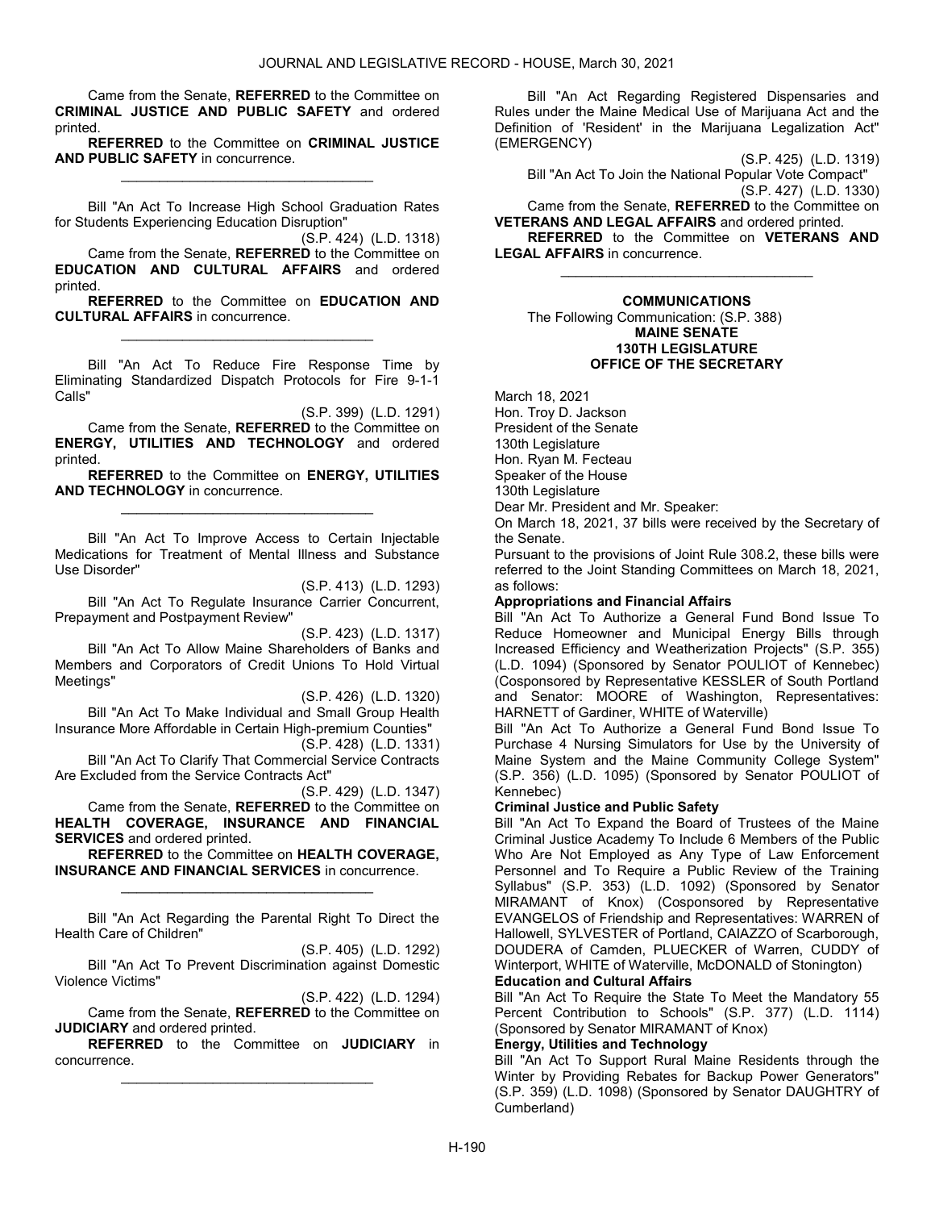Came from the Senate, **REFERRED** to the Committee on **CRIMINAL JUSTICE AND PUBLIC SAFETY** and ordered printed.

**REFERRED** to the Committee on **CRIMINAL JUSTICE AND PUBLIC SAFETY** in concurrence.

_________________________________

Bill "An Act To Increase High School Graduation Rates for Students Experiencing Education Disruption"

(S.P. 424) (L.D. 1318)

Came from the Senate, **REFERRED** to the Committee on **EDUCATION AND CULTURAL AFFAIRS** and ordered printed.

**REFERRED** to the Committee on **EDUCATION AND CULTURAL AFFAIRS** in concurrence.

_________________________________

Bill "An Act To Reduce Fire Response Time by Eliminating Standardized Dispatch Protocols for Fire 9-1-1 Calls"

(S.P. 399) (L.D. 1291)

Came from the Senate, **REFERRED** to the Committee on **ENERGY, UTILITIES AND TECHNOLOGY** and ordered printed.

**REFERRED** to the Committee on **ENERGY, UTILITIES AND TECHNOLOGY** in concurrence.

_________________________________

Bill "An Act To Improve Access to Certain Injectable Medications for Treatment of Mental Illness and Substance Use Disorder"

(S.P. 413) (L.D. 1293)

Bill "An Act To Regulate Insurance Carrier Concurrent, Prepayment and Postpayment Review"

(S.P. 423) (L.D. 1317)

Bill "An Act To Allow Maine Shareholders of Banks and Members and Corporators of Credit Unions To Hold Virtual Meetings"

(S.P. 426) (L.D. 1320)

Bill "An Act To Make Individual and Small Group Health Insurance More Affordable in Certain High-premium Counties"

(S.P. 428) (L.D. 1331)

Bill "An Act To Clarify That Commercial Service Contracts Are Excluded from the Service Contracts Act"

(S.P. 429) (L.D. 1347)

Came from the Senate, **REFERRED** to the Committee on **HEALTH COVERAGE, INSURANCE AND FINANCIAL SERVICES** and ordered printed.

**REFERRED** to the Committee on **HEALTH COVERAGE, INSURANCE AND FINANCIAL SERVICES** in concurrence.

_________________________________

Bill "An Act Regarding the Parental Right To Direct the Health Care of Children"

(S.P. 405) (L.D. 1292)

Bill "An Act To Prevent Discrimination against Domestic Violence Victims"

(S.P. 422) (L.D. 1294)

Came from the Senate, **REFERRED** to the Committee on **JUDICIARY** and ordered printed.

**REFERRED** to the Committee on **JUDICIARY** in concurrence.

_________________________________

Bill "An Act Regarding Registered Dispensaries and Rules under the Maine Medical Use of Marijuana Act and the Definition of 'Resident' in the Marijuana Legalization Act" (EMERGENCY)

(S.P. 425) (L.D. 1319)

Bill "An Act To Join the National Popular Vote Compact"

(S.P. 427) (L.D. 1330)

Came from the Senate, **REFERRED** to the Committee on **VETERANS AND LEGAL AFFAIRS** and ordered printed.

**REFERRED** to the Committee on **VETERANS AND LEGAL AFFAIRS** in concurrence.

_________________________________

## COMMUNICATIONS

The Following Communication: (S.P. 388)

**MAINE SENATE**
**130TH LEGISLATURE**
**OFFICE OF THE SECRETARY**

March 18, 2021
Hon. Troy D. Jackson
President of the Senate
130th Legislature
Hon. Ryan M. Fecteau
Speaker of the House
130th Legislature

Dear Mr. President and Mr. Speaker:

On March 18, 2021, 37 bills were received by the Secretary of the Senate.

Pursuant to the provisions of Joint Rule 308.2, these bills were referred to the Joint Standing Committees on March 18, 2021, as follows:

**Appropriations and Financial Affairs**

Bill "An Act To Authorize a General Fund Bond Issue To Reduce Homeowner and Municipal Energy Bills through Increased Efficiency and Weatherization Projects" (S.P. 355) (L.D. 1094) (Sponsored by Senator POULIOT of Kennebec) (Cosponsored by Representative KESSLER of South Portland and Senator: MOORE of Washington, Representatives: HARNETT of Gardiner, WHITE of Waterville)

Bill "An Act To Authorize a General Fund Bond Issue To Purchase 4 Nursing Simulators for Use by the University of Maine System and the Maine Community College System" (S.P. 356) (L.D. 1095) (Sponsored by Senator POULIOT of Kennebec)

**Criminal Justice and Public Safety**

Bill "An Act To Expand the Board of Trustees of the Maine Criminal Justice Academy To Include 6 Members of the Public Who Are Not Employed as Any Type of Law Enforcement Personnel and To Require a Public Review of the Training Syllabus" (S.P. 353) (L.D. 1092) (Sponsored by Senator MIRAMANT of Knox) (Cosponsored by Representative EVANGELOS of Friendship and Representatives: WARREN of Hallowell, SYLVESTER of Portland, CAIAZZO of Scarborough, DOUDERA of Camden, PLUECKER of Warren, CUDDY of Winterport, WHITE of Waterville, McDONALD of Stonington)

**Education and Cultural Affairs**

Bill "An Act To Require the State To Meet the Mandatory 55 Percent Contribution to Schools" (S.P. 377) (L.D. 1114) (Sponsored by Senator MIRAMANT of Knox)

**Energy, Utilities and Technology**

Bill "An Act To Support Rural Maine Residents through the Winter by Providing Rebates for Backup Power Generators" (S.P. 359) (L.D. 1098) (Sponsored by Senator DAUGHTRY of Cumberland)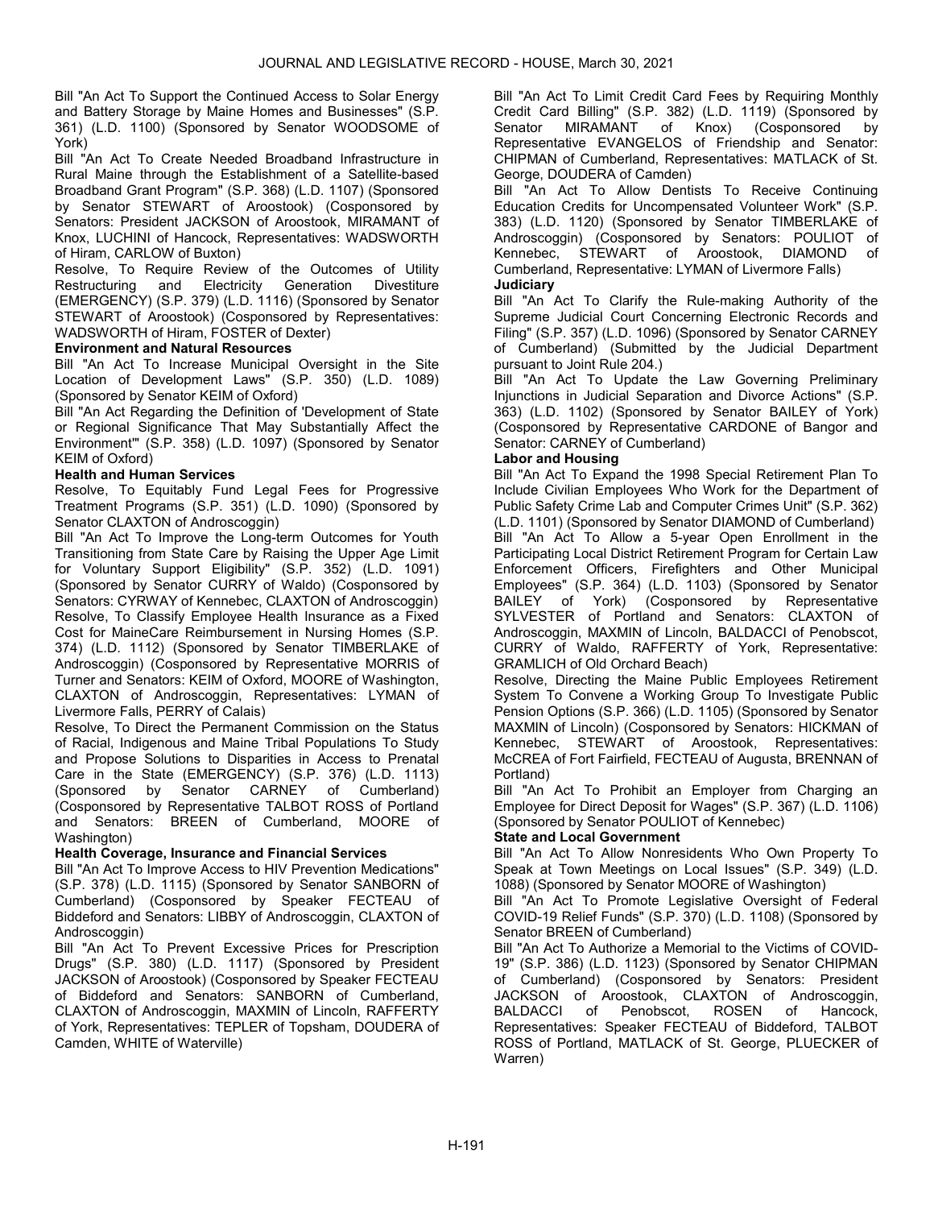Bill "An Act To Support the Continued Access to Solar Energy and Battery Storage by Maine Homes and Businesses" (S.P. 361) (L.D. 1100) (Sponsored by Senator WOODSOME of York)

Bill "An Act To Create Needed Broadband Infrastructure in Rural Maine through the Establishment of a Satellite-based Broadband Grant Program" (S.P. 368) (L.D. 1107) (Sponsored by Senator STEWART of Aroostook) (Cosponsored by Senators: President JACKSON of Aroostook, MIRAMANT of Knox, LUCHINI of Hancock, Representatives: WADSWORTH of Hiram, CARLOW of Buxton)

Resolve, To Require Review of the Outcomes of Utility Restructuring and Electricity Generation Divestiture (EMERGENCY) (S.P. 379) (L.D. 1116) (Sponsored by Senator STEWART of Aroostook) (Cosponsored by Representatives: WADSWORTH of Hiram, FOSTER of Dexter)

**Environment and Natural Resources**

Bill "An Act To Increase Municipal Oversight in the Site Location of Development Laws" (S.P. 350) (L.D. 1089) (Sponsored by Senator KEIM of Oxford)

Bill "An Act Regarding the Definition of 'Development of State or Regional Significance That May Substantially Affect the Environment'" (S.P. 358) (L.D. 1097) (Sponsored by Senator KEIM of Oxford)

**Health and Human Services**

Resolve, To Equitably Fund Legal Fees for Progressive Treatment Programs (S.P. 351) (L.D. 1090) (Sponsored by Senator CLAXTON of Androscoggin)

Bill "An Act To Improve the Long-term Outcomes for Youth Transitioning from State Care by Raising the Upper Age Limit for Voluntary Support Eligibility" (S.P. 352) (L.D. 1091) (Sponsored by Senator CURRY of Waldo) (Cosponsored by Senators: CYRWAY of Kennebec, CLAXTON of Androscoggin)

Resolve, To Classify Employee Health Insurance as a Fixed Cost for MaineCare Reimbursement in Nursing Homes (S.P. 374) (L.D. 1112) (Sponsored by Senator TIMBERLAKE of Androscoggin) (Cosponsored by Representative MORRIS of Turner and Senators: KEIM of Oxford, MOORE of Washington, CLAXTON of Androscoggin, Representatives: LYMAN of Livermore Falls, PERRY of Calais)

Resolve, To Direct the Permanent Commission on the Status of Racial, Indigenous and Maine Tribal Populations To Study and Propose Solutions to Disparities in Access to Prenatal Care in the State (EMERGENCY) (S.P. 376) (L.D. 1113) (Sponsored by Senator CARNEY of Cumberland) (Cosponsored by Representative TALBOT ROSS of Portland and Senators: BREEN of Cumberland, MOORE of Washington)

**Health Coverage, Insurance and Financial Services**

Bill "An Act To Improve Access to HIV Prevention Medications" (S.P. 378) (L.D. 1115) (Sponsored by Senator SANBORN of Cumberland) (Cosponsored by Speaker FECTEAU of Biddeford and Senators: LIBBY of Androscoggin, CLAXTON of Androscoggin)

Bill "An Act To Prevent Excessive Prices for Prescription Drugs" (S.P. 380) (L.D. 1117) (Sponsored by President JACKSON of Aroostook) (Cosponsored by Speaker FECTEAU of Biddeford and Senators: SANBORN of Cumberland, CLAXTON of Androscoggin, MAXMIN of Lincoln, RAFFERTY of York, Representatives: TEPLER of Topsham, DOUDERA of Camden, WHITE of Waterville)

Bill "An Act To Limit Credit Card Fees by Requiring Monthly Credit Card Billing" (S.P. 382) (L.D. 1119) (Sponsored by Senator MIRAMANT of Knox) (Cosponsored by Representative EVANGELOS of Friendship and Senator: CHIPMAN of Cumberland, Representatives: MATLACK of St. George, DOUDERA of Camden)

Bill "An Act To Allow Dentists To Receive Continuing Education Credits for Uncompensated Volunteer Work" (S.P. 383) (L.D. 1120) (Sponsored by Senator TIMBERLAKE of Androscoggin) (Cosponsored by Senators: POULIOT of Kennebec, STEWART of Aroostook, DIAMOND of Cumberland, Representative: LYMAN of Livermore Falls)

**Judiciary**

Bill "An Act To Clarify the Rule-making Authority of the Supreme Judicial Court Concerning Electronic Records and Filing" (S.P. 357) (L.D. 1096) (Sponsored by Senator CARNEY of Cumberland) (Submitted by the Judicial Department pursuant to Joint Rule 204.)

Bill "An Act To Update the Law Governing Preliminary Injunctions in Judicial Separation and Divorce Actions" (S.P. 363) (L.D. 1102) (Sponsored by Senator BAILEY of York) (Cosponsored by Representative CARDONE of Bangor and Senator: CARNEY of Cumberland)

**Labor and Housing**

Bill "An Act To Expand the 1998 Special Retirement Plan To Include Civilian Employees Who Work for the Department of Public Safety Crime Lab and Computer Crimes Unit" (S.P. 362) (L.D. 1101) (Sponsored by Senator DIAMOND of Cumberland)

Bill "An Act To Allow a 5-year Open Enrollment in the Participating Local District Retirement Program for Certain Law Enforcement Officers, Firefighters and Other Municipal Employees" (S.P. 364) (L.D. 1103) (Sponsored by Senator BAILEY of York) (Cosponsored by Representative SYLVESTER of Portland and Senators: CLAXTON of Androscoggin, MAXMIN of Lincoln, BALDACCI of Penobscot, CURRY of Waldo, RAFFERTY of York, Representative: GRAMLICH of Old Orchard Beach)

Resolve, Directing the Maine Public Employees Retirement System To Convene a Working Group To Investigate Public Pension Options (S.P. 366) (L.D. 1105) (Sponsored by Senator MAXMIN of Lincoln) (Cosponsored by Senators: HICKMAN of Kennebec, STEWART of Aroostook, Representatives: McCREA of Fort Fairfield, FECTEAU of Augusta, BRENNAN of Portland)

Bill "An Act To Prohibit an Employer from Charging an Employee for Direct Deposit for Wages" (S.P. 367) (L.D. 1106) (Sponsored by Senator POULIOT of Kennebec)

**State and Local Government**

Bill "An Act To Allow Nonresidents Who Own Property To Speak at Town Meetings on Local Issues" (S.P. 349) (L.D. 1088) (Sponsored by Senator MOORE of Washington)

Bill "An Act To Promote Legislative Oversight of Federal COVID-19 Relief Funds" (S.P. 370) (L.D. 1108) (Sponsored by Senator BREEN of Cumberland)

Bill "An Act To Authorize a Memorial to the Victims of COVID-19" (S.P. 386) (L.D. 1123) (Sponsored by Senator CHIPMAN of Cumberland) (Cosponsored by Senators: President JACKSON of Aroostook, CLAXTON of Androscoggin, BALDACCI of Penobscot, ROSEN of Hancock, Representatives: Speaker FECTEAU of Biddeford, TALBOT ROSS of Portland, MATLACK of St. George, PLUECKER of Warren)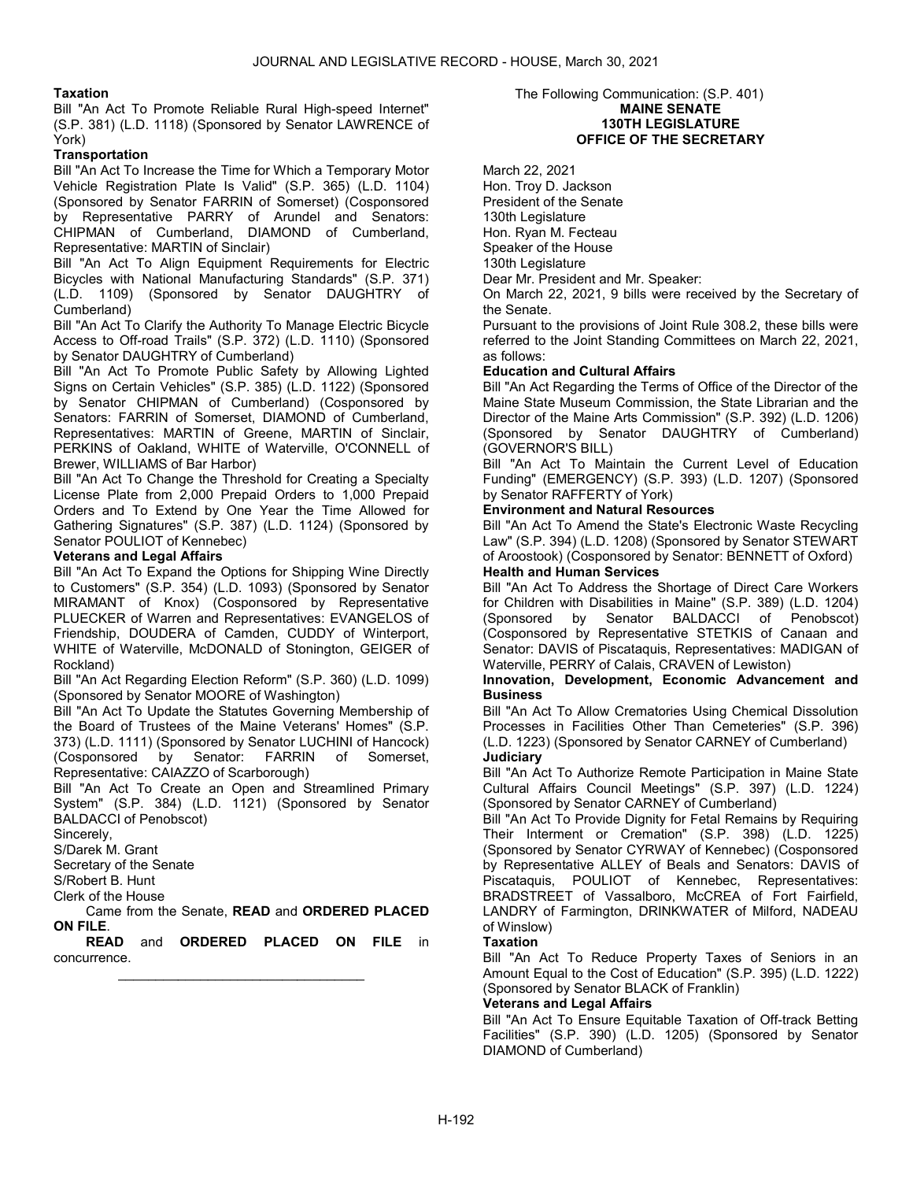**Taxation**

Bill "An Act To Promote Reliable Rural High-speed Internet" (S.P. 381) (L.D. 1118) (Sponsored by Senator LAWRENCE of York)

**Transportation**

Bill "An Act To Increase the Time for Which a Temporary Motor Vehicle Registration Plate Is Valid" (S.P. 365) (L.D. 1104) (Sponsored by Senator FARRIN of Somerset) (Cosponsored by Representative PARRY of Arundel and Senators: CHIPMAN of Cumberland, DIAMOND of Cumberland, Representative: MARTIN of Sinclair)

Bill "An Act To Align Equipment Requirements for Electric Bicycles with National Manufacturing Standards" (S.P. 371) (L.D. 1109) (Sponsored by Senator DAUGHTRY of Cumberland)

Bill "An Act To Clarify the Authority To Manage Electric Bicycle Access to Off-road Trails" (S.P. 372) (L.D. 1110) (Sponsored by Senator DAUGHTRY of Cumberland)

Bill "An Act To Promote Public Safety by Allowing Lighted Signs on Certain Vehicles" (S.P. 385) (L.D. 1122) (Sponsored by Senator CHIPMAN of Cumberland) (Cosponsored by Senators: FARRIN of Somerset, DIAMOND of Cumberland, Representatives: MARTIN of Greene, MARTIN of Sinclair, PERKINS of Oakland, WHITE of Waterville, O'CONNELL of Brewer, WILLIAMS of Bar Harbor)

Bill "An Act To Change the Threshold for Creating a Specialty License Plate from 2,000 Prepaid Orders to 1,000 Prepaid Orders and To Extend by One Year the Time Allowed for Gathering Signatures" (S.P. 387) (L.D. 1124) (Sponsored by Senator POULIOT of Kennebec)

**Veterans and Legal Affairs**

Bill "An Act To Expand the Options for Shipping Wine Directly to Customers" (S.P. 354) (L.D. 1093) (Sponsored by Senator MIRAMANT of Knox) (Cosponsored by Representative PLUECKER of Warren and Representatives: EVANGELOS of Friendship, DOUDERA of Camden, CUDDY of Winterport, WHITE of Waterville, McDONALD of Stonington, GEIGER of Rockland)

Bill "An Act Regarding Election Reform" (S.P. 360) (L.D. 1099) (Sponsored by Senator MOORE of Washington)

Bill "An Act To Update the Statutes Governing Membership of the Board of Trustees of the Maine Veterans' Homes" (S.P. 373) (L.D. 1111) (Sponsored by Senator LUCHINI of Hancock) (Cosponsored by Senator: FARRIN of Somerset, Representative: CAIAZZO of Scarborough)

Bill "An Act To Create an Open and Streamlined Primary System" (S.P. 384) (L.D. 1121) (Sponsored by Senator BALDACCI of Penobscot)

Sincerely,

S/Darek M. Grant

Secretary of the Senate

S/Robert B. Hunt

Clerk of the House

Came from the Senate, **READ** and **ORDERED PLACED ON FILE**.

**READ** and **ORDERED PLACED ON FILE** in concurrence.

---

The Following Communication: (S.P. 401)

**MAINE SENATE**
**130TH LEGISLATURE**
**OFFICE OF THE SECRETARY**

March 22, 2021

Hon. Troy D. Jackson

President of the Senate

130th Legislature

Hon. Ryan M. Fecteau

Speaker of the House

130th Legislature

Dear Mr. President and Mr. Speaker:

On March 22, 2021, 9 bills were received by the Secretary of the Senate.

Pursuant to the provisions of Joint Rule 308.2, these bills were referred to the Joint Standing Committees on March 22, 2021, as follows:

**Education and Cultural Affairs**

Bill "An Act Regarding the Terms of Office of the Director of the Maine State Museum Commission, the State Librarian and the Director of the Maine Arts Commission" (S.P. 392) (L.D. 1206) (Sponsored by Senator DAUGHTRY of Cumberland) (GOVERNOR'S BILL)

Bill "An Act To Maintain the Current Level of Education Funding" (EMERGENCY) (S.P. 393) (L.D. 1207) (Sponsored by Senator RAFFERTY of York)

**Environment and Natural Resources**

Bill "An Act To Amend the State's Electronic Waste Recycling Law" (S.P. 394) (L.D. 1208) (Sponsored by Senator STEWART of Aroostook) (Cosponsored by Senator: BENNETT of Oxford)

**Health and Human Services**

Bill "An Act To Address the Shortage of Direct Care Workers for Children with Disabilities in Maine" (S.P. 389) (L.D. 1204) (Sponsored by Senator BALDACCI of Penobscot) (Cosponsored by Representative STETKIS of Canaan and Senator: DAVIS of Piscataquis, Representatives: MADIGAN of Waterville, PERRY of Calais, CRAVEN of Lewiston)

**Innovation, Development, Economic Advancement and Business**

Bill "An Act To Allow Crematories Using Chemical Dissolution Processes in Facilities Other Than Cemeteries" (S.P. 396) (L.D. 1223) (Sponsored by Senator CARNEY of Cumberland)

**Judiciary**

Bill "An Act To Authorize Remote Participation in Maine State Cultural Affairs Council Meetings" (S.P. 397) (L.D. 1224) (Sponsored by Senator CARNEY of Cumberland)

Bill "An Act To Provide Dignity for Fetal Remains by Requiring Their Interment or Cremation" (S.P. 398) (L.D. 1225) (Sponsored by Senator CYRWAY of Kennebec) (Cosponsored by Representative ALLEY of Beals and Senators: DAVIS of Piscataquis, POULIOT of Kennebec, Representatives: BRADSTREET of Vassalboro, McCREA of Fort Fairfield, LANDRY of Farmington, DRINKWATER of Milford, NADEAU of Winslow)

**Taxation**

Bill "An Act To Reduce Property Taxes of Seniors in an Amount Equal to the Cost of Education" (S.P. 395) (L.D. 1222) (Sponsored by Senator BLACK of Franklin)

**Veterans and Legal Affairs**

Bill "An Act To Ensure Equitable Taxation of Off-track Betting Facilities" (S.P. 390) (L.D. 1205) (Sponsored by Senator DIAMOND of Cumberland)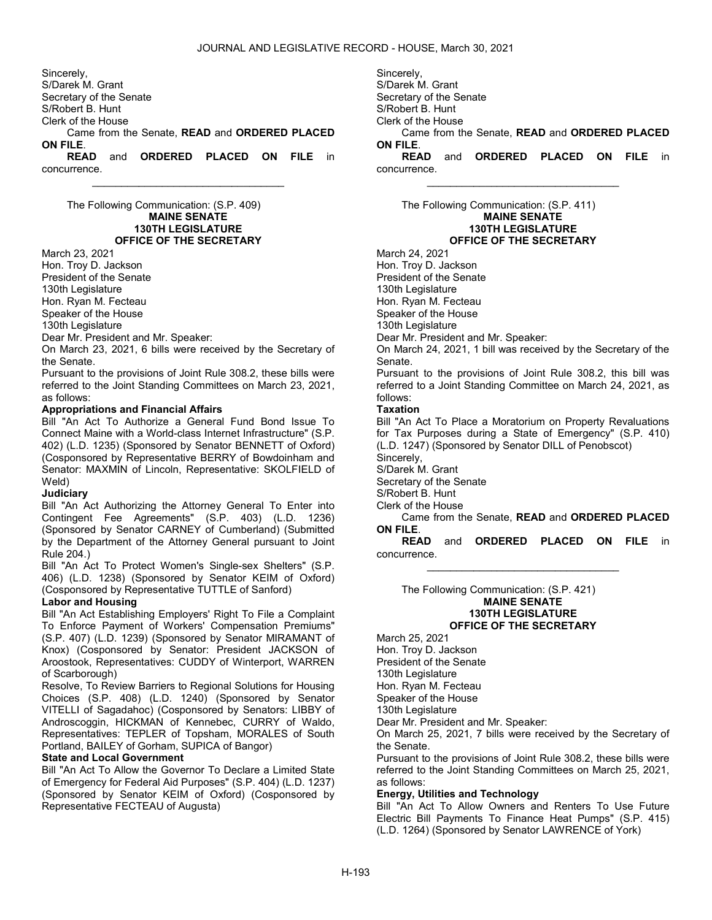Sincerely,
S/Darek M. Grant
Secretary of the Senate
S/Robert B. Hunt
Clerk of the House

Came from the Senate, **READ** and **ORDERED PLACED ON FILE**.

**READ** and **ORDERED PLACED ON FILE** in concurrence.

---

The Following Communication: (S.P. 409)

**MAINE SENATE**
**130TH LEGISLATURE**
**OFFICE OF THE SECRETARY**

March 23, 2021
Hon. Troy D. Jackson
President of the Senate
130th Legislature
Hon. Ryan M. Fecteau
Speaker of the House
130th Legislature

Dear Mr. President and Mr. Speaker:

On March 23, 2021, 6 bills were received by the Secretary of the Senate.

Pursuant to the provisions of Joint Rule 308.2, these bills were referred to the Joint Standing Committees on March 23, 2021, as follows:

**Appropriations and Financial Affairs**

Bill "An Act To Authorize a General Fund Bond Issue To Connect Maine with a World-class Internet Infrastructure" (S.P. 402) (L.D. 1235) (Sponsored by Senator BENNETT of Oxford) (Cosponsored by Representative BERRY of Bowdoinham and Senator: MAXMIN of Lincoln, Representative: SKOLFIELD of Weld)

**Judiciary**

Bill "An Act Authorizing the Attorney General To Enter into Contingent Fee Agreements" (S.P. 403) (L.D. 1236) (Sponsored by Senator CARNEY of Cumberland) (Submitted by the Department of the Attorney General pursuant to Joint Rule 204.)

Bill "An Act To Protect Women's Single-sex Shelters" (S.P. 406) (L.D. 1238) (Sponsored by Senator KEIM of Oxford) (Cosponsored by Representative TUTTLE of Sanford)

**Labor and Housing**

Bill "An Act Establishing Employers' Right To File a Complaint To Enforce Payment of Workers' Compensation Premiums" (S.P. 407) (L.D. 1239) (Sponsored by Senator MIRAMANT of Knox) (Cosponsored by Senator: President JACKSON of Aroostook, Representatives: CUDDY of Winterport, WARREN of Scarborough)

Resolve, To Review Barriers to Regional Solutions for Housing Choices (S.P. 408) (L.D. 1240) (Sponsored by Senator VITELLI of Sagadahoc) (Cosponsored by Senators: LIBBY of Androscoggin, HICKMAN of Kennebec, CURRY of Waldo, Representatives: TEPLER of Topsham, MORALES of South Portland, BAILEY of Gorham, SUPICA of Bangor)

**State and Local Government**

Bill "An Act To Allow the Governor To Declare a Limited State of Emergency for Federal Aid Purposes" (S.P. 404) (L.D. 1237) (Sponsored by Senator KEIM of Oxford) (Cosponsored by Representative FECTEAU of Augusta)

Sincerely,
S/Darek M. Grant
Secretary of the Senate
S/Robert B. Hunt
Clerk of the House

Came from the Senate, **READ** and **ORDERED PLACED ON FILE**.

**READ** and **ORDERED PLACED ON FILE** in concurrence.

---

The Following Communication: (S.P. 411)

**MAINE SENATE**
**130TH LEGISLATURE**
**OFFICE OF THE SECRETARY**

March 24, 2021
Hon. Troy D. Jackson
President of the Senate
130th Legislature
Hon. Ryan M. Fecteau
Speaker of the House
130th Legislature

Dear Mr. President and Mr. Speaker:

On March 24, 2021, 1 bill was received by the Secretary of the Senate.

Pursuant to the provisions of Joint Rule 308.2, this bill was referred to a Joint Standing Committee on March 24, 2021, as follows:

**Taxation**

Bill "An Act To Place a Moratorium on Property Revaluations for Tax Purposes during a State of Emergency" (S.P. 410) (L.D. 1247) (Sponsored by Senator DILL of Penobscot)

Sincerely,
S/Darek M. Grant
Secretary of the Senate
S/Robert B. Hunt
Clerk of the House

Came from the Senate, **READ** and **ORDERED PLACED ON FILE**.

**READ** and **ORDERED PLACED ON FILE** in concurrence.

---

The Following Communication: (S.P. 421)

**MAINE SENATE**
**130TH LEGISLATURE**
**OFFICE OF THE SECRETARY**

March 25, 2021
Hon. Troy D. Jackson
President of the Senate
130th Legislature
Hon. Ryan M. Fecteau
Speaker of the House
130th Legislature

Dear Mr. President and Mr. Speaker:

On March 25, 2021, 7 bills were received by the Secretary of the Senate.

Pursuant to the provisions of Joint Rule 308.2, these bills were referred to the Joint Standing Committees on March 25, 2021, as follows:

**Energy, Utilities and Technology**

Bill "An Act To Allow Owners and Renters To Use Future Electric Bill Payments To Finance Heat Pumps" (S.P. 415) (L.D. 1264) (Sponsored by Senator LAWRENCE of York)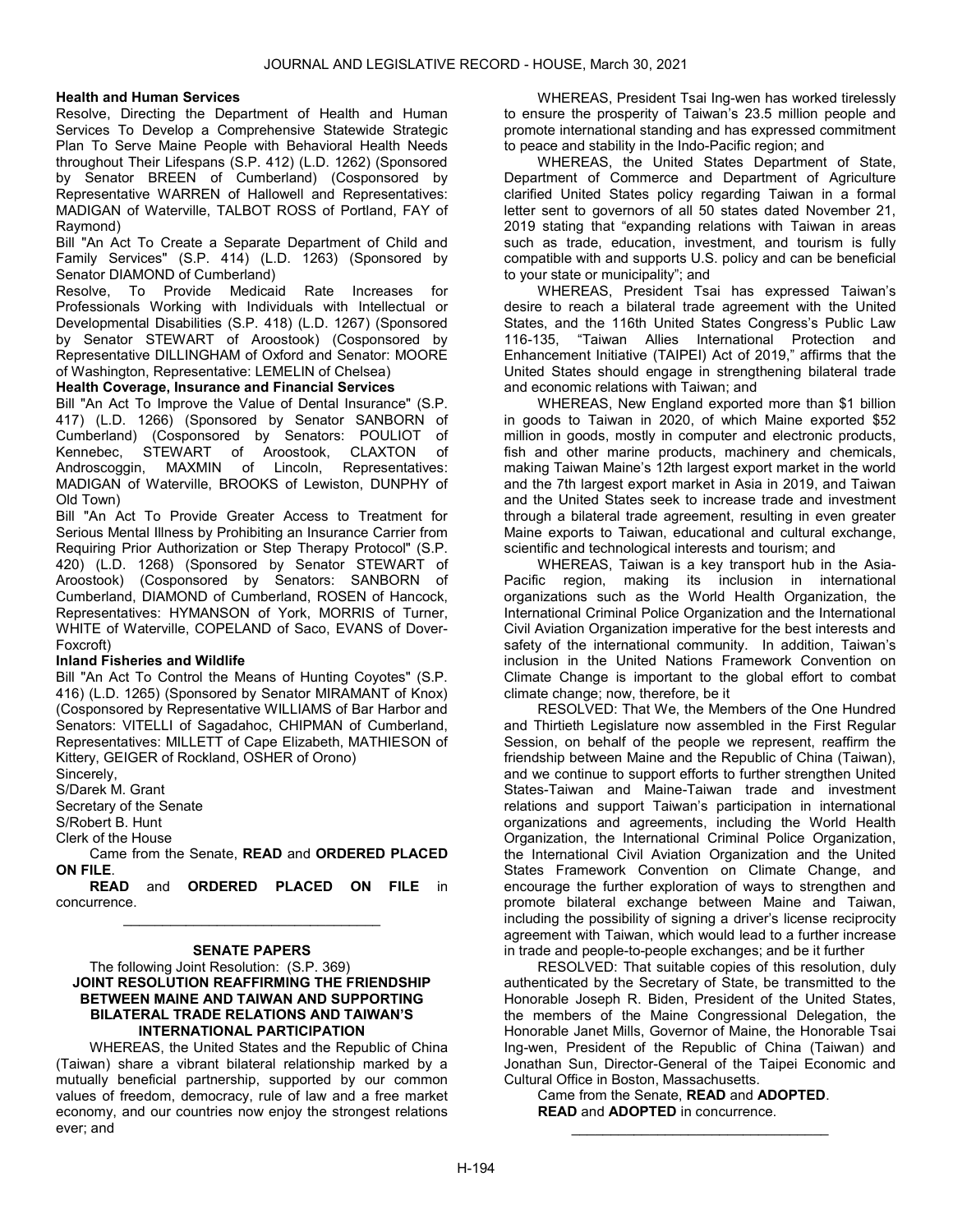**Health and Human Services**

Resolve, Directing the Department of Health and Human Services To Develop a Comprehensive Statewide Strategic Plan To Serve Maine People with Behavioral Health Needs throughout Their Lifespans (S.P. 412) (L.D. 1262) (Sponsored by Senator BREEN of Cumberland) (Cosponsored by Representative WARREN of Hallowell and Representatives: MADIGAN of Waterville, TALBOT ROSS of Portland, FAY of Raymond)

Bill "An Act To Create a Separate Department of Child and Family Services" (S.P. 414) (L.D. 1263) (Sponsored by Senator DIAMOND of Cumberland)

Resolve, To Provide Medicaid Rate Increases for Professionals Working with Individuals with Intellectual or Developmental Disabilities (S.P. 418) (L.D. 1267) (Sponsored by Senator STEWART of Aroostook) (Cosponsored by Representative DILLINGHAM of Oxford and Senator: MOORE of Washington, Representative: LEMELIN of Chelsea)

**Health Coverage, Insurance and Financial Services**

Bill "An Act To Improve the Value of Dental Insurance" (S.P. 417) (L.D. 1266) (Sponsored by Senator SANBORN of Cumberland) (Cosponsored by Senators: POULIOT of Kennebec, STEWART of Aroostook, CLAXTON of Androscoggin, MAXMIN of Lincoln, Representatives: MADIGAN of Waterville, BROOKS of Lewiston, DUNPHY of Old Town)

Bill "An Act To Provide Greater Access to Treatment for Serious Mental Illness by Prohibiting an Insurance Carrier from Requiring Prior Authorization or Step Therapy Protocol" (S.P. 420) (L.D. 1268) (Sponsored by Senator STEWART of Aroostook) (Cosponsored by Senators: SANBORN of Cumberland, DIAMOND of Cumberland, ROSEN of Hancock, Representatives: HYMANSON of York, MORRIS of Turner, WHITE of Waterville, COPELAND of Saco, EVANS of Dover-Foxcroft)

**Inland Fisheries and Wildlife**

Bill "An Act To Control the Means of Hunting Coyotes" (S.P. 416) (L.D. 1265) (Sponsored by Senator MIRAMANT of Knox) (Cosponsored by Representative WILLIAMS of Bar Harbor and Senators: VITELLI of Sagadahoc, CHIPMAN of Cumberland, Representatives: MILLETT of Cape Elizabeth, MATHIESON of Kittery, GEIGER of Rockland, OSHER of Orono)

Sincerely,

S/Darek M. Grant

Secretary of the Senate

S/Robert B. Hunt

Clerk of the House

Came from the Senate, **READ** and **ORDERED PLACED ON FILE**.

**READ** and **ORDERED PLACED ON FILE** in concurrence.

---

**SENATE PAPERS**

The following Joint Resolution: (S.P. 369)

**JOINT RESOLUTION REAFFIRMING THE FRIENDSHIP BETWEEN MAINE AND TAIWAN AND SUPPORTING BILATERAL TRADE RELATIONS AND TAIWAN'S INTERNATIONAL PARTICIPATION**

WHEREAS, the United States and the Republic of China (Taiwan) share a vibrant bilateral relationship marked by a mutually beneficial partnership, supported by our common values of freedom, democracy, rule of law and a free market economy, and our countries now enjoy the strongest relations ever; and

WHEREAS, President Tsai Ing-wen has worked tirelessly to ensure the prosperity of Taiwan's 23.5 million people and promote international standing and has expressed commitment to peace and stability in the Indo-Pacific region; and

WHEREAS, the United States Department of State, Department of Commerce and Department of Agriculture clarified United States policy regarding Taiwan in a formal letter sent to governors of all 50 states dated November 21, 2019 stating that "expanding relations with Taiwan in areas such as trade, education, investment, and tourism is fully compatible with and supports U.S. policy and can be beneficial to your state or municipality"; and

WHEREAS, President Tsai has expressed Taiwan's desire to reach a bilateral trade agreement with the United States, and the 116th United States Congress's Public Law 116-135, "Taiwan Allies International Protection and Enhancement Initiative (TAIPEI) Act of 2019," affirms that the United States should engage in strengthening bilateral trade and economic relations with Taiwan; and

WHEREAS, New England exported more than $1 billion in goods to Taiwan in 2020, of which Maine exported $52 million in goods, mostly in computer and electronic products, fish and other marine products, machinery and chemicals, making Taiwan Maine's 12th largest export market in the world and the 7th largest export market in Asia in 2019, and Taiwan and the United States seek to increase trade and investment through a bilateral trade agreement, resulting in even greater Maine exports to Taiwan, educational and cultural exchange, scientific and technological interests and tourism; and

WHEREAS, Taiwan is a key transport hub in the Asia-Pacific region, making its inclusion in international organizations such as the World Health Organization, the International Criminal Police Organization and the International Civil Aviation Organization imperative for the best interests and safety of the international community. In addition, Taiwan's inclusion in the United Nations Framework Convention on Climate Change is important to the global effort to combat climate change; now, therefore, be it

RESOLVED: That We, the Members of the One Hundred and Thirtieth Legislature now assembled in the First Regular Session, on behalf of the people we represent, reaffirm the friendship between Maine and the Republic of China (Taiwan), and we continue to support efforts to further strengthen United States-Taiwan and Maine-Taiwan trade and investment relations and support Taiwan's participation in international organizations and agreements, including the World Health Organization, the International Criminal Police Organization, the International Civil Aviation Organization and the United States Framework Convention on Climate Change, and encourage the further exploration of ways to strengthen and promote bilateral exchange between Maine and Taiwan, including the possibility of signing a driver's license reciprocity agreement with Taiwan, which would lead to a further increase in trade and people-to-people exchanges; and be it further

RESOLVED: That suitable copies of this resolution, duly authenticated by the Secretary of State, be transmitted to the Honorable Joseph R. Biden, President of the United States, the members of the Maine Congressional Delegation, the Honorable Janet Mills, Governor of Maine, the Honorable Tsai Ing-wen, President of the Republic of China (Taiwan) and Jonathan Sun, Director-General of the Taipei Economic and Cultural Office in Boston, Massachusetts.

Came from the Senate, **READ** and **ADOPTED**.

**READ** and **ADOPTED** in concurrence.

---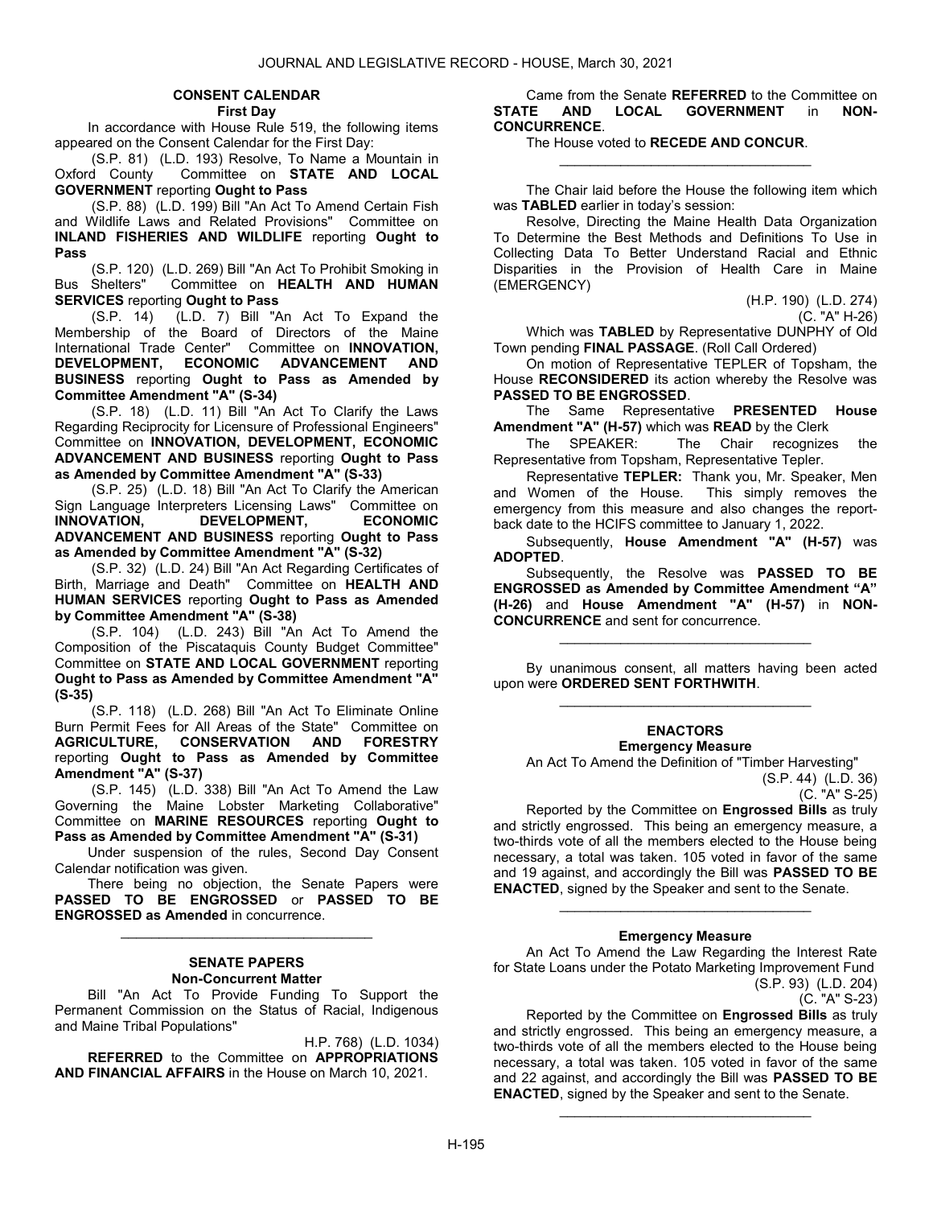### CONSENT CALENDAR
#### First Day

In accordance with House Rule 519, the following items appeared on the Consent Calendar for the First Day:

(S.P. 81) (L.D. 193) Resolve, To Name a Mountain in Oxford County Committee on **STATE AND LOCAL GOVERNMENT** reporting **Ought to Pass**

(S.P. 88) (L.D. 199) Bill "An Act To Amend Certain Fish and Wildlife Laws and Related Provisions" Committee on **INLAND FISHERIES AND WILDLIFE** reporting **Ought to Pass**

(S.P. 120) (L.D. 269) Bill "An Act To Prohibit Smoking in Bus Shelters" Committee on **HEALTH AND HUMAN SERVICES** reporting **Ought to Pass**

(S.P. 14) (L.D. 7) Bill "An Act To Expand the Membership of the Board of Directors of the Maine International Trade Center" Committee on **INNOVATION, DEVELOPMENT, ECONOMIC ADVANCEMENT AND BUSINESS** reporting **Ought to Pass as Amended by Committee Amendment "A" (S-34)**

(S.P. 18) (L.D. 11) Bill "An Act To Clarify the Laws Regarding Reciprocity for Licensure of Professional Engineers" Committee on **INNOVATION, DEVELOPMENT, ECONOMIC ADVANCEMENT AND BUSINESS** reporting **Ought to Pass as Amended by Committee Amendment "A" (S-33)**

(S.P. 25) (L.D. 18) Bill "An Act To Clarify the American Sign Language Interpreters Licensing Laws" Committee on **INNOVATION, DEVELOPMENT, ECONOMIC ADVANCEMENT AND BUSINESS** reporting **Ought to Pass as Amended by Committee Amendment "A" (S-32)**

(S.P. 32) (L.D. 24) Bill "An Act Regarding Certificates of Birth, Marriage and Death" Committee on **HEALTH AND HUMAN SERVICES** reporting **Ought to Pass as Amended by Committee Amendment "A" (S-38)**

(S.P. 104) (L.D. 243) Bill "An Act To Amend the Composition of the Piscataquis County Budget Committee" Committee on **STATE AND LOCAL GOVERNMENT** reporting **Ought to Pass as Amended by Committee Amendment "A" (S-35)**

(S.P. 118) (L.D. 268) Bill "An Act To Eliminate Online Burn Permit Fees for All Areas of the State" Committee on **AGRICULTURE, CONSERVATION AND FORESTRY** reporting **Ought to Pass as Amended by Committee Amendment "A" (S-37)**

(S.P. 145) (L.D. 338) Bill "An Act To Amend the Law Governing the Maine Lobster Marketing Collaborative" Committee on **MARINE RESOURCES** reporting **Ought to Pass as Amended by Committee Amendment "A" (S-31)**

Under suspension of the rules, Second Day Consent Calendar notification was given.

There being no objection, the Senate Papers were **PASSED TO BE ENGROSSED** or **PASSED TO BE ENGROSSED as Amended** in concurrence.

_________________________________

### SENATE PAPERS
#### Non-Concurrent Matter

Bill "An Act To Provide Funding To Support the Permanent Commission on the Status of Racial, Indigenous and Maine Tribal Populations"

H.P. 768) (L.D. 1034)

**REFERRED** to the Committee on **APPROPRIATIONS AND FINANCIAL AFFAIRS** in the House on March 10, 2021.

Came from the Senate **REFERRED** to the Committee on **STATE AND LOCAL GOVERNMENT** in **NON-CONCURRENCE**.

The House voted to **RECEDE AND CONCUR**.

_________________________________

The Chair laid before the House the following item which was **TABLED** earlier in today's session:

Resolve, Directing the Maine Health Data Organization To Determine the Best Methods and Definitions To Use in Collecting Data To Better Understand Racial and Ethnic Disparities in the Provision of Health Care in Maine (EMERGENCY)

(H.P. 190) (L.D. 274)
(C. "A" H-26)

Which was **TABLED** by Representative DUNPHY of Old Town pending **FINAL PASSAGE**. (Roll Call Ordered)

On motion of Representative TEPLER of Topsham, the House **RECONSIDERED** its action whereby the Resolve was **PASSED TO BE ENGROSSED**.

The Same Representative **PRESENTED House Amendment "A" (H-57)** which was **READ** by the Clerk

The SPEAKER: The Chair recognizes the Representative from Topsham, Representative Tepler.

Representative **TEPLER:** Thank you, Mr. Speaker, Men and Women of the House. This simply removes the emergency from this measure and also changes the report-back date to the HCIFS committee to January 1, 2022.

Subsequently, **House Amendment "A" (H-57)** was **ADOPTED**.

Subsequently, the Resolve was **PASSED TO BE ENGROSSED as Amended by Committee Amendment "A" (H-26)** and **House Amendment "A" (H-57)** in **NON-CONCURRENCE** and sent for concurrence.

_________________________________

By unanimous consent, all matters having been acted upon were **ORDERED SENT FORTHWITH**.

_________________________________

### ENACTORS
#### Emergency Measure

An Act To Amend the Definition of "Timber Harvesting"

(S.P. 44) (L.D. 36)
(C. "A" S-25)

Reported by the Committee on **Engrossed Bills** as truly and strictly engrossed. This being an emergency measure, a two-thirds vote of all the members elected to the House being necessary, a total was taken. 105 voted in favor of the same and 19 against, and accordingly the Bill was **PASSED TO BE ENACTED**, signed by the Speaker and sent to the Senate.

_________________________________

#### Emergency Measure

An Act To Amend the Law Regarding the Interest Rate for State Loans under the Potato Marketing Improvement Fund

(S.P. 93) (L.D. 204)
(C. "A" S-23)

Reported by the Committee on **Engrossed Bills** as truly and strictly engrossed. This being an emergency measure, a two-thirds vote of all the members elected to the House being necessary, a total was taken. 105 voted in favor of the same and 22 against, and accordingly the Bill was **PASSED TO BE ENACTED**, signed by the Speaker and sent to the Senate.

_________________________________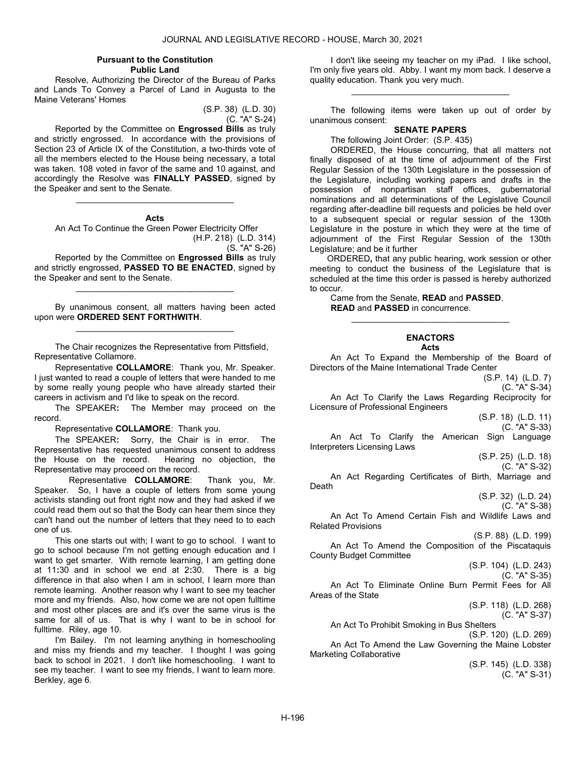**Pursuant to the Constitution**
**Public Land**

Resolve, Authorizing the Director of the Bureau of Parks and Lands To Convey a Parcel of Land in Augusta to the Maine Veterans' Homes

(S.P. 38) (L.D. 30)
(C. "A" S-24)

Reported by the Committee on **Engrossed Bills** as truly and strictly engrossed. In accordance with the provisions of Section 23 of Article IX of the Constitution, a two-thirds vote of all the members elected to the House being necessary, a total was taken. 108 voted in favor of the same and 10 against, and accordingly the Resolve was **FINALLY PASSED**, signed by the Speaker and sent to the Senate.

---

**Acts**

An Act To Continue the Green Power Electricity Offer

(H.P. 218) (L.D. 314)
(S. "A" S-26)

Reported by the Committee on **Engrossed Bills** as truly and strictly engrossed, **PASSED TO BE ENACTED**, signed by the Speaker and sent to the Senate.

---

By unanimous consent, all matters having been acted upon were **ORDERED SENT FORTHWITH**.

---

The Chair recognizes the Representative from Pittsfield, Representative Collamore.

Representative **COLLAMORE**: Thank you, Mr. Speaker. I just wanted to read a couple of letters that were handed to me by some really young people who have already started their careers in activism and I'd like to speak on the record.

The SPEAKER**:** The Member may proceed on the record.

Representative **COLLAMORE**: Thank you.

The SPEAKER**:** Sorry, the Chair is in error. The Representative has requested unanimous consent to address the House on the record. Hearing no objection, the Representative may proceed on the record.

Representative **COLLAMORE**: Thank you, Mr. Speaker. So, I have a couple of letters from some young activists standing out front right now and they had asked if we could read them out so that the Body can hear them since they can't hand out the number of letters that they need to to each one of us.

This one starts out with; I want to go to school. I want to go to school because I'm not getting enough education and I want to get smarter. With remote learning, I am getting done at 11:30 and in school we end at 2:30. There is a big difference in that also when I am in school, I learn more than remote learning. Another reason why I want to see my teacher more and my friends. Also, how come we are not open fulltime and most other places are and it's over the same virus is the same for all of us. That is why I want to be in school for fulltime. Riley, age 10.

I'm Bailey. I'm not learning anything in homeschooling and miss my friends and my teacher. I thought I was going back to school in 2021. I don't like homeschooling. I want to see my teacher. I want to see my friends, I want to learn more. Berkley, age 6.

I don't like seeing my teacher on my iPad. I like school, I'm only five years old. Abby. I want my mom back. I deserve a quality education. Thank you very much.

---

The following items were taken up out of order by unanimous consent:

**SENATE PAPERS**

The following Joint Order: (S.P. 435)

ORDERED, the House concurring, that all matters not finally disposed of at the time of adjournment of the First Regular Session of the 130th Legislature in the possession of the Legislature, including working papers and drafts in the possession of nonpartisan staff offices, gubernatorial nominations and all determinations of the Legislative Council regarding after-deadline bill requests and policies be held over to a subsequent special or regular session of the 130th Legislature in the posture in which they were at the time of adjournment of the First Regular Session of the 130th Legislature; and be it further

ORDERED**,** that any public hearing, work session or other meeting to conduct the business of the Legislature that is scheduled at the time this order is passed is hereby authorized to occur.

Came from the Senate, **READ** and **PASSED**.

**READ** and **PASSED** in concurrence.

---

**ENACTORS**
**Acts**

An Act To Expand the Membership of the Board of Directors of the Maine International Trade Center

(S.P. 14) (L.D. 7)
(C. "A" S-34)

An Act To Clarify the Laws Regarding Reciprocity for Licensure of Professional Engineers

(S.P. 18) (L.D. 11)
(C. "A" S-33)

An Act To Clarify the American Sign Language Interpreters Licensing Laws

(S.P. 25) (L.D. 18)
(C. "A" S-32)

An Act Regarding Certificates of Birth, Marriage and Death

(S.P. 32) (L.D. 24)
(C. "A" S-38)

An Act To Amend Certain Fish and Wildlife Laws and Related Provisions

(S.P. 88) (L.D. 199)

An Act To Amend the Composition of the Piscataquis County Budget Committee

(S.P. 104) (L.D. 243)
(C. "A" S-35)

An Act To Eliminate Online Burn Permit Fees for All Areas of the State

(S.P. 118) (L.D. 268)
(C. "A" S-37)

An Act To Prohibit Smoking in Bus Shelters

(S.P. 120) (L.D. 269)

An Act To Amend the Law Governing the Maine Lobster Marketing Collaborative

(S.P. 145) (L.D. 338)
(C. "A" S-31)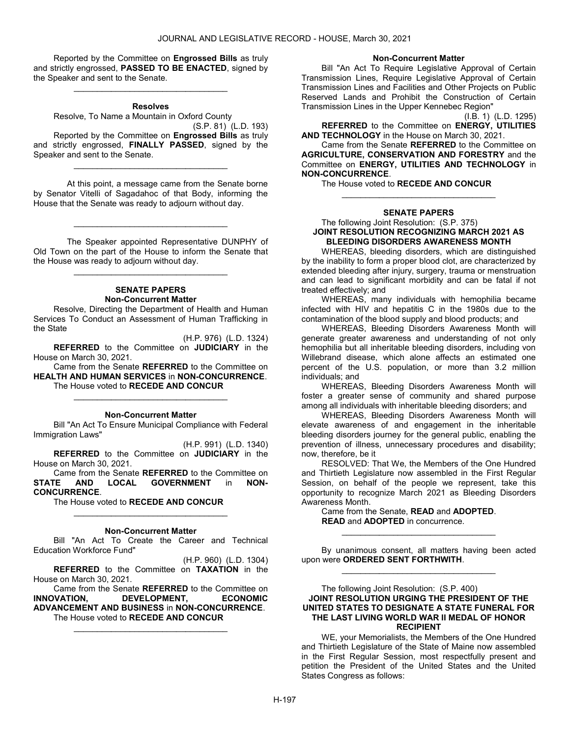Reported by the Committee on **Engrossed Bills** as truly and strictly engrossed, **PASSED TO BE ENACTED**, signed by the Speaker and sent to the Senate.

_________________________________

**Resolves**

Resolve, To Name a Mountain in Oxford County

(S.P. 81) (L.D. 193)

Reported by the Committee on **Engrossed Bills** as truly and strictly engrossed, **FINALLY PASSED**, signed by the Speaker and sent to the Senate.

_________________________________

At this point, a message came from the Senate borne by Senator Vitelli of Sagadahoc of that Body, informing the House that the Senate was ready to adjourn without day.

_________________________________

The Speaker appointed Representative DUNPHY of Old Town on the part of the House to inform the Senate that the House was ready to adjourn without day.

_________________________________

**SENATE PAPERS**

**Non-Concurrent Matter**

Resolve, Directing the Department of Health and Human Services To Conduct an Assessment of Human Trafficking in the State

(H.P. 976) (L.D. 1324)

**REFERRED** to the Committee on **JUDICIARY** in the House on March 30, 2021.

Came from the Senate **REFERRED** to the Committee on **HEALTH AND HUMAN SERVICES** in **NON-CONCURRENCE**.

The House voted to **RECEDE AND CONCUR**

_________________________________

**Non-Concurrent Matter**

Bill "An Act To Ensure Municipal Compliance with Federal Immigration Laws"

(H.P. 991) (L.D. 1340)

**REFERRED** to the Committee on **JUDICIARY** in the House on March 30, 2021.

Came from the Senate **REFERRED** to the Committee on **STATE AND LOCAL GOVERNMENT** in **NON-CONCURRENCE**.

The House voted to **RECEDE AND CONCUR**

_________________________________

**Non-Concurrent Matter**

Bill "An Act To Create the Career and Technical Education Workforce Fund"

(H.P. 960) (L.D. 1304)

**REFERRED** to the Committee on **TAXATION** in the House on March 30, 2021.

Came from the Senate **REFERRED** to the Committee on **INNOVATION, DEVELOPMENT, ECONOMIC ADVANCEMENT AND BUSINESS** in **NON-CONCURRENCE**.

The House voted to **RECEDE AND CONCUR**

_________________________________

**Non-Concurrent Matter**

Bill "An Act To Require Legislative Approval of Certain Transmission Lines, Require Legislative Approval of Certain Transmission Lines and Facilities and Other Projects on Public Reserved Lands and Prohibit the Construction of Certain Transmission Lines in the Upper Kennebec Region"

(I.B. 1) (L.D. 1295)

**REFERRED** to the Committee on **ENERGY, UTILITIES AND TECHNOLOGY** in the House on March 30, 2021.

Came from the Senate **REFERRED** to the Committee on **AGRICULTURE, CONSERVATION AND FORESTRY** and the Committee on **ENERGY, UTILITIES AND TECHNOLOGY** in **NON-CONCURRENCE**.

The House voted to **RECEDE AND CONCUR**

_________________________________

**SENATE PAPERS**

The following Joint Resolution: (S.P. 375)

**JOINT RESOLUTION RECOGNIZING MARCH 2021 AS BLEEDING DISORDERS AWARENESS MONTH**

WHEREAS, bleeding disorders, which are distinguished by the inability to form a proper blood clot, are characterized by extended bleeding after injury, surgery, trauma or menstruation and can lead to significant morbidity and can be fatal if not treated effectively; and

WHEREAS, many individuals with hemophilia became infected with HIV and hepatitis C in the 1980s due to the contamination of the blood supply and blood products; and

WHEREAS, Bleeding Disorders Awareness Month will generate greater awareness and understanding of not only hemophilia but all inheritable bleeding disorders, including von Willebrand disease, which alone affects an estimated one percent of the U.S. population, or more than 3.2 million individuals; and

WHEREAS, Bleeding Disorders Awareness Month will foster a greater sense of community and shared purpose among all individuals with inheritable bleeding disorders; and

WHEREAS, Bleeding Disorders Awareness Month will elevate awareness of and engagement in the inheritable bleeding disorders journey for the general public, enabling the prevention of illness, unnecessary procedures and disability; now, therefore, be it

RESOLVED: That We, the Members of the One Hundred and Thirtieth Legislature now assembled in the First Regular Session, on behalf of the people we represent, take this opportunity to recognize March 2021 as Bleeding Disorders Awareness Month.

Came from the Senate, **READ** and **ADOPTED**.

**READ** and **ADOPTED** in concurrence.

_________________________________

By unanimous consent, all matters having been acted upon were **ORDERED SENT FORTHWITH**.

_________________________________

The following Joint Resolution: (S.P. 400)

**JOINT RESOLUTION URGING THE PRESIDENT OF THE UNITED STATES TO DESIGNATE A STATE FUNERAL FOR THE LAST LIVING WORLD WAR II MEDAL OF HONOR RECIPIENT**

WE, your Memorialists, the Members of the One Hundred and Thirtieth Legislature of the State of Maine now assembled in the First Regular Session, most respectfully present and petition the President of the United States and the United States Congress as follows: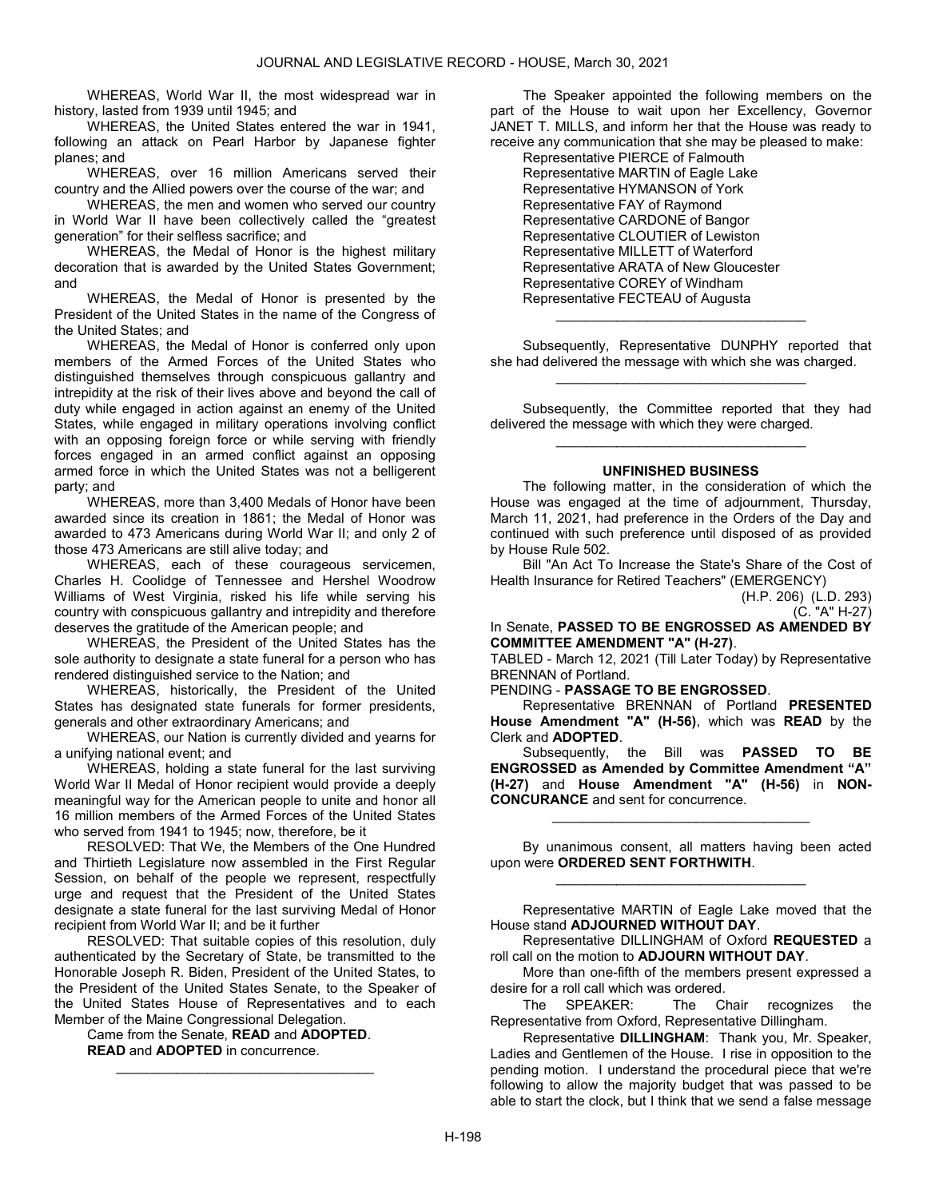WHEREAS, World War II, the most widespread war in history, lasted from 1939 until 1945; and

WHEREAS, the United States entered the war in 1941, following an attack on Pearl Harbor by Japanese fighter planes; and

WHEREAS, over 16 million Americans served their country and the Allied powers over the course of the war; and

WHEREAS, the men and women who served our country in World War II have been collectively called the "greatest generation" for their selfless sacrifice; and

WHEREAS, the Medal of Honor is the highest military decoration that is awarded by the United States Government; and

WHEREAS, the Medal of Honor is presented by the President of the United States in the name of the Congress of the United States; and

WHEREAS, the Medal of Honor is conferred only upon members of the Armed Forces of the United States who distinguished themselves through conspicuous gallantry and intrepidity at the risk of their lives above and beyond the call of duty while engaged in action against an enemy of the United States, while engaged in military operations involving conflict with an opposing foreign force or while serving with friendly forces engaged in an armed conflict against an opposing armed force in which the United States was not a belligerent party; and

WHEREAS, more than 3,400 Medals of Honor have been awarded since its creation in 1861; the Medal of Honor was awarded to 473 Americans during World War II; and only 2 of those 473 Americans are still alive today; and

WHEREAS, each of these courageous servicemen, Charles H. Coolidge of Tennessee and Hershel Woodrow Williams of West Virginia, risked his life while serving his country with conspicuous gallantry and intrepidity and therefore deserves the gratitude of the American people; and

WHEREAS, the President of the United States has the sole authority to designate a state funeral for a person who has rendered distinguished service to the Nation; and

WHEREAS, historically, the President of the United States has designated state funerals for former presidents, generals and other extraordinary Americans; and

WHEREAS, our Nation is currently divided and yearns for a unifying national event; and

WHEREAS, holding a state funeral for the last surviving World War II Medal of Honor recipient would provide a deeply meaningful way for the American people to unite and honor all 16 million members of the Armed Forces of the United States who served from 1941 to 1945; now, therefore, be it

RESOLVED: That We, the Members of the One Hundred and Thirtieth Legislature now assembled in the First Regular Session, on behalf of the people we represent, respectfully urge and request that the President of the United States designate a state funeral for the last surviving Medal of Honor recipient from World War II; and be it further

RESOLVED: That suitable copies of this resolution, duly authenticated by the Secretary of State, be transmitted to the Honorable Joseph R. Biden, President of the United States, to the President of the United States Senate, to the Speaker of the United States House of Representatives and to each Member of the Maine Congressional Delegation.

Came from the Senate, **READ** and **ADOPTED**.

**READ** and **ADOPTED** in concurrence.

---

The Speaker appointed the following members on the part of the House to wait upon her Excellency, Governor JANET T. MILLS, and inform her that the House was ready to receive any communication that she may be pleased to make:

Representative PIERCE of Falmouth
Representative MARTIN of Eagle Lake
Representative HYMANSON of York
Representative FAY of Raymond
Representative CARDONE of Bangor
Representative CLOUTIER of Lewiston
Representative MILLETT of Waterford
Representative ARATA of New Gloucester
Representative COREY of Windham
Representative FECTEAU of Augusta

---

Subsequently, Representative DUNPHY reported that she had delivered the message with which she was charged.

---

Subsequently, the Committee reported that they had delivered the message with which they were charged.

---

**UNFINISHED BUSINESS**

The following matter, in the consideration of which the House was engaged at the time of adjournment, Thursday, March 11, 2021, had preference in the Orders of the Day and continued with such preference until disposed of as provided by House Rule 502.

Bill "An Act To Increase the State's Share of the Cost of Health Insurance for Retired Teachers" (EMERGENCY)

(H.P. 206) (L.D. 293)
(C. "A" H-27)

In Senate, **PASSED TO BE ENGROSSED AS AMENDED BY COMMITTEE AMENDMENT "A" (H-27)**.

TABLED - March 12, 2021 (Till Later Today) by Representative BRENNAN of Portland.

PENDING - **PASSAGE TO BE ENGROSSED**.

Representative BRENNAN of Portland **PRESENTED House Amendment "A" (H-56)**, which was **READ** by the Clerk and **ADOPTED**.

Subsequently, the Bill was **PASSED TO BE ENGROSSED as Amended by Committee Amendment "A" (H-27)** and **House Amendment "A" (H-56)** in **NON-CONCURANCE** and sent for concurrence.

---

By unanimous consent, all matters having been acted upon were **ORDERED SENT FORTHWITH**.

---

Representative MARTIN of Eagle Lake moved that the House stand **ADJOURNED WITHOUT DAY**.

Representative DILLINGHAM of Oxford **REQUESTED** a roll call on the motion to **ADJOURN WITHOUT DAY**.

More than one-fifth of the members present expressed a desire for a roll call which was ordered.

The SPEAKER: The Chair recognizes the Representative from Oxford, Representative Dillingham.

Representative **DILLINGHAM**: Thank you, Mr. Speaker, Ladies and Gentlemen of the House. I rise in opposition to the pending motion. I understand the procedural piece that we're following to allow the majority budget that was passed to be able to start the clock, but I think that we send a false message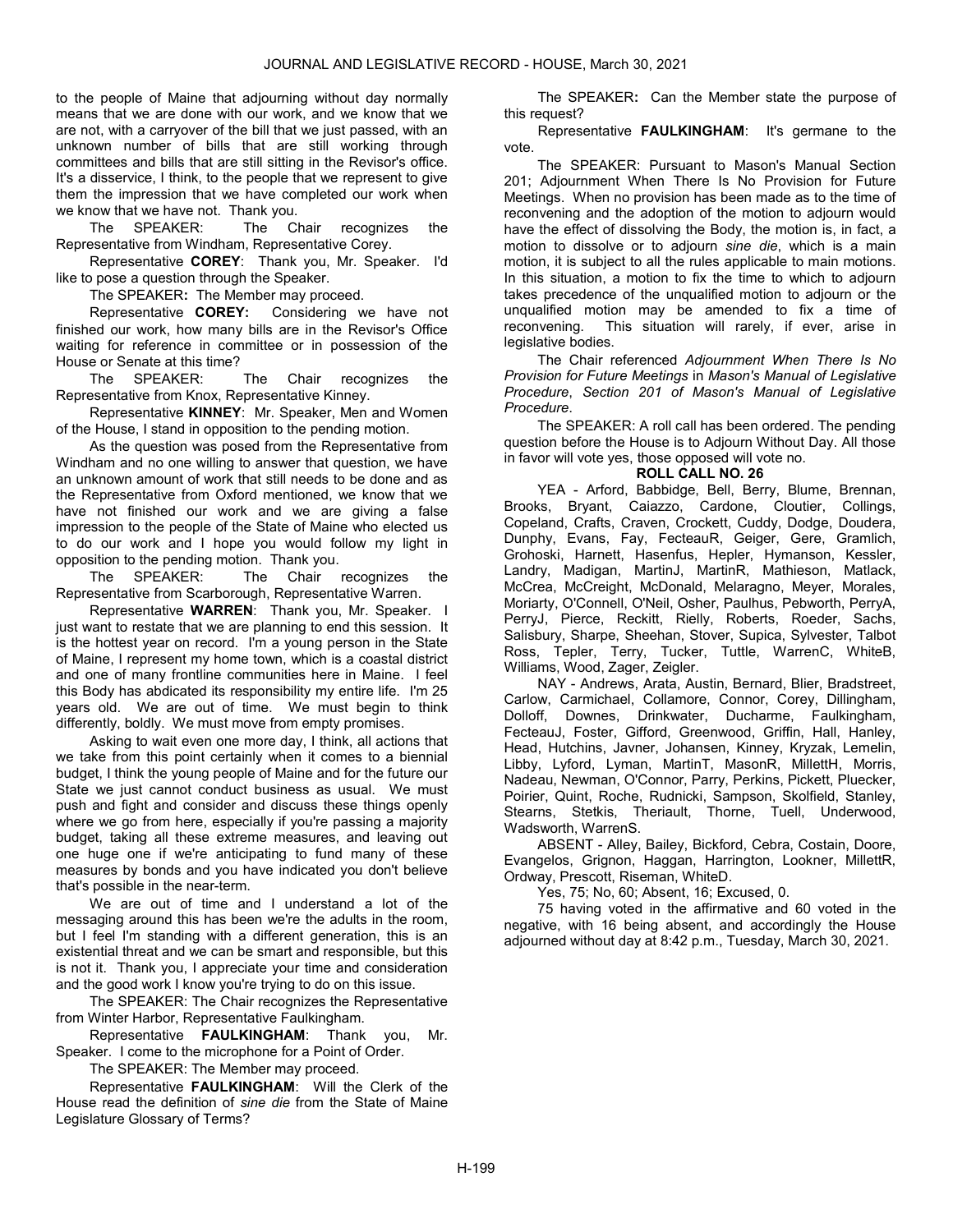to the people of Maine that adjourning without day normally means that we are done with our work, and we know that we are not, with a carryover of the bill that we just passed, with an unknown number of bills that are still working through committees and bills that are still sitting in the Revisor's office. It's a disservice, I think, to the people that we represent to give them the impression that we have completed our work when we know that we have not. Thank you.

The SPEAKER: The Chair recognizes the Representative from Windham, Representative Corey.

Representative **COREY**: Thank you, Mr. Speaker. I'd like to pose a question through the Speaker.

The SPEAKER**:** The Member may proceed.

Representative **COREY:** Considering we have not finished our work, how many bills are in the Revisor's Office waiting for reference in committee or in possession of the House or Senate at this time?

The SPEAKER: The Chair recognizes the Representative from Knox, Representative Kinney.

Representative **KINNEY**: Mr. Speaker, Men and Women of the House, I stand in opposition to the pending motion.

As the question was posed from the Representative from Windham and no one willing to answer that question, we have an unknown amount of work that still needs to be done and as the Representative from Oxford mentioned, we know that we have not finished our work and we are giving a false impression to the people of the State of Maine who elected us to do our work and I hope you would follow my light in opposition to the pending motion. Thank you.

The SPEAKER: The Chair recognizes the Representative from Scarborough, Representative Warren.

Representative **WARREN**: Thank you, Mr. Speaker. I just want to restate that we are planning to end this session. It is the hottest year on record. I'm a young person in the State of Maine, I represent my home town, which is a coastal district and one of many frontline communities here in Maine. I feel this Body has abdicated its responsibility my entire life. I'm 25 years old. We are out of time. We must begin to think differently, boldly. We must move from empty promises.

Asking to wait even one more day, I think, all actions that we take from this point certainly when it comes to a biennial budget, I think the young people of Maine and for the future our State we just cannot conduct business as usual. We must push and fight and consider and discuss these things openly where we go from here, especially if you're passing a majority budget, taking all these extreme measures, and leaving out one huge one if we're anticipating to fund many of these measures by bonds and you have indicated you don't believe that's possible in the near-term.

We are out of time and I understand a lot of the messaging around this has been we're the adults in the room, but I feel I'm standing with a different generation, this is an existential threat and we can be smart and responsible, but this is not it. Thank you, I appreciate your time and consideration and the good work I know you're trying to do on this issue.

The SPEAKER: The Chair recognizes the Representative from Winter Harbor, Representative Faulkingham.

Representative **FAULKINGHAM**: Thank you, Mr. Speaker. I come to the microphone for a Point of Order.

The SPEAKER: The Member may proceed.

Representative **FAULKINGHAM**: Will the Clerk of the House read the definition of *sine die* from the State of Maine Legislature Glossary of Terms?

The SPEAKER**:** Can the Member state the purpose of this request?

Representative **FAULKINGHAM**: It's germane to the vote.

The SPEAKER: Pursuant to Mason's Manual Section 201; Adjournment When There Is No Provision for Future Meetings. When no provision has been made as to the time of reconvening and the adoption of the motion to adjourn would have the effect of dissolving the Body, the motion is, in fact, a motion to dissolve or to adjourn *sine die*, which is a main motion, it is subject to all the rules applicable to main motions. In this situation, a motion to fix the time to which to adjourn takes precedence of the unqualified motion to adjourn or the unqualified motion may be amended to fix a time of reconvening. This situation will rarely, if ever, arise in legislative bodies.

The Chair referenced *Adjournment When There Is No Provision for Future Meetings* in *Mason's Manual of Legislative Procedure*, *Section 201 of Mason's Manual of Legislative Procedure*.

The SPEAKER: A roll call has been ordered. The pending question before the House is to Adjourn Without Day. All those in favor will vote yes, those opposed will vote no.

**ROLL CALL NO. 26**

YEA - Arford, Babbidge, Bell, Berry, Blume, Brennan, Brooks, Bryant, Caiazzo, Cardone, Cloutier, Collings, Copeland, Crafts, Craven, Crockett, Cuddy, Dodge, Doudera, Dunphy, Evans, Fay, FecteauR, Geiger, Gere, Gramlich, Grohoski, Harnett, Hasenfus, Hepler, Hymanson, Kessler, Landry, Madigan, MartinJ, MartinR, Mathieson, Matlack, McCrea, McCreight, McDonald, Melaragno, Meyer, Morales, Moriarty, O'Connell, O'Neil, Osher, Paulhus, Pebworth, PerryA, PerryJ, Pierce, Reckitt, Rielly, Roberts, Roeder, Sachs, Salisbury, Sharpe, Sheehan, Stover, Supica, Sylvester, Talbot Ross, Tepler, Terry, Tucker, Tuttle, WarrenC, WhiteB, Williams, Wood, Zager, Zeigler.

NAY - Andrews, Arata, Austin, Bernard, Blier, Bradstreet, Carlow, Carmichael, Collamore, Connor, Corey, Dillingham, Dolloff, Downes, Drinkwater, Ducharme, Faulkingham, FecteauJ, Foster, Gifford, Greenwood, Griffin, Hall, Hanley, Head, Hutchins, Javner, Johansen, Kinney, Kryzak, Lemelin, Libby, Lyford, Lyman, MartinT, MasonR, MillettH, Morris, Nadeau, Newman, O'Connor, Parry, Perkins, Pickett, Pluecker, Poirier, Quint, Roche, Rudnicki, Sampson, Skolfield, Stanley, Stearns, Stetkis, Theriault, Thorne, Tuell, Underwood, Wadsworth, WarrenS.

ABSENT - Alley, Bailey, Bickford, Cebra, Costain, Doore, Evangelos, Grignon, Haggan, Harrington, Lookner, MillettR, Ordway, Prescott, Riseman, WhiteD.

Yes, 75; No, 60; Absent, 16; Excused, 0.

75 having voted in the affirmative and 60 voted in the negative, with 16 being absent, and accordingly the House adjourned without day at 8:42 p.m., Tuesday, March 30, 2021.